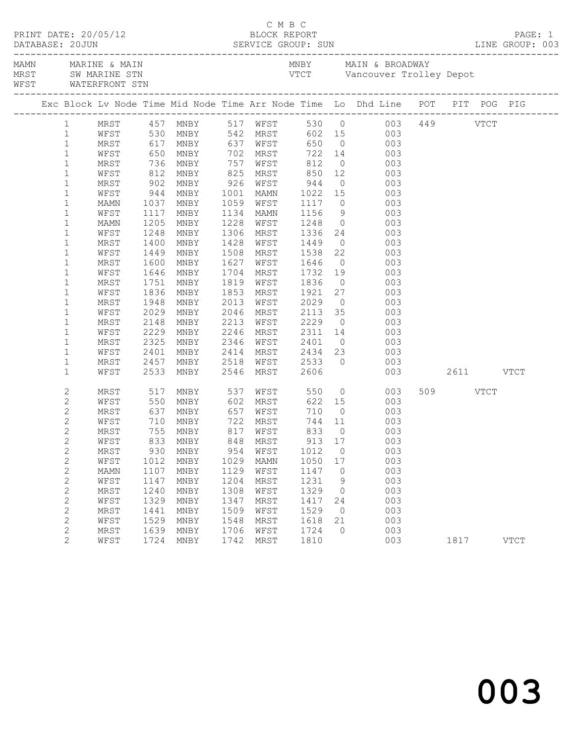C M B C

PRINT DATE: 20/05/12 BLOCK REPORT

DATABASE: 20JUN SERVICE GROUP: SUN LINE GROUP: 003

| Code | Name | Code | Name |
|---|---|---|---|
| MAMN | MARINE & MAIN | MNBY | MAIN & BROADWAY |
| MRST | SW MARINE STN | VTCT | Vancouver Trolley Depot |
| WFST | WATERFRONT STN | | |

| Exc | Block | Lv Node | Time | Mid Node | Time | Arr Node | Time | Lo | Dhd Line | POT | PIT | POG | PIG |
|---|---|---|---|---|---|---|---|---|---|---|---|---|---|
| | 1 | MRST | 457 | MNBY | 517 | WFST | 530 | 0 | 003 | 449 | | VTCT | |
| | 1 | WFST | 530 | MNBY | 542 | MRST | 602 | 15 | 003 | | | | |
| | 1 | MRST | 617 | MNBY | 637 | WFST | 650 | 0 | 003 | | | | |
| | 1 | WFST | 650 | MNBY | 702 | MRST | 722 | 14 | 003 | | | | |
| | 1 | MRST | 736 | MNBY | 757 | WFST | 812 | 0 | 003 | | | | |
| | 1 | WFST | 812 | MNBY | 825 | MRST | 850 | 12 | 003 | | | | |
| | 1 | MRST | 902 | MNBY | 926 | WFST | 944 | 0 | 003 | | | | |
| | 1 | WFST | 944 | MNBY | 1001 | MAMN | 1022 | 15 | 003 | | | | |
| | 1 | MAMN | 1037 | MNBY | 1059 | WFST | 1117 | 0 | 003 | | | | |
| | 1 | WFST | 1117 | MNBY | 1134 | MAMN | 1156 | 9 | 003 | | | | |
| | 1 | MAMN | 1205 | MNBY | 1228 | WFST | 1248 | 0 | 003 | | | | |
| | 1 | WFST | 1248 | MNBY | 1306 | MRST | 1336 | 24 | 003 | | | | |
| | 1 | MRST | 1400 | MNBY | 1428 | WFST | 1449 | 0 | 003 | | | | |
| | 1 | WFST | 1449 | MNBY | 1508 | MRST | 1538 | 22 | 003 | | | | |
| | 1 | MRST | 1600 | MNBY | 1627 | WFST | 1646 | 0 | 003 | | | | |
| | 1 | WFST | 1646 | MNBY | 1704 | MRST | 1732 | 19 | 003 | | | | |
| | 1 | MRST | 1751 | MNBY | 1819 | WFST | 1836 | 0 | 003 | | | | |
| | 1 | WFST | 1836 | MNBY | 1853 | MRST | 1921 | 27 | 003 | | | | |
| | 1 | MRST | 1948 | MNBY | 2013 | WFST | 2029 | 0 | 003 | | | | |
| | 1 | WFST | 2029 | MNBY | 2046 | MRST | 2113 | 35 | 003 | | | | |
| | 1 | MRST | 2148 | MNBY | 2213 | WFST | 2229 | 0 | 003 | | | | |
| | 1 | WFST | 2229 | MNBY | 2246 | MRST | 2311 | 14 | 003 | | | | |
| | 1 | MRST | 2325 | MNBY | 2346 | WFST | 2401 | 0 | 003 | | | | |
| | 1 | WFST | 2401 | MNBY | 2414 | MRST | 2434 | 23 | 003 | | | | |
| | 1 | MRST | 2457 | MNBY | 2518 | WFST | 2533 | 0 | 003 | | | | |
| | 1 | WFST | 2533 | MNBY | 2546 | MRST | 2606 | | 003 | | 2611 | | VTCT |
| | 2 | MRST | 517 | MNBY | 537 | WFST | 550 | 0 | 003 | 509 | | VTCT | |
| | 2 | WFST | 550 | MNBY | 602 | MRST | 622 | 15 | 003 | | | | |
| | 2 | MRST | 637 | MNBY | 657 | WFST | 710 | 0 | 003 | | | | |
| | 2 | WFST | 710 | MNBY | 722 | MRST | 744 | 11 | 003 | | | | |
| | 2 | MRST | 755 | MNBY | 817 | WFST | 833 | 0 | 003 | | | | |
| | 2 | WFST | 833 | MNBY | 848 | MRST | 913 | 17 | 003 | | | | |
| | 2 | MRST | 930 | MNBY | 954 | WFST | 1012 | 0 | 003 | | | | |
| | 2 | WFST | 1012 | MNBY | 1029 | MAMN | 1050 | 17 | 003 | | | | |
| | 2 | MAMN | 1107 | MNBY | 1129 | WFST | 1147 | 0 | 003 | | | | |
| | 2 | WFST | 1147 | MNBY | 1204 | MRST | 1231 | 9 | 003 | | | | |
| | 2 | MRST | 1240 | MNBY | 1308 | WFST | 1329 | 0 | 003 | | | | |
| | 2 | WFST | 1329 | MNBY | 1347 | MRST | 1417 | 24 | 003 | | | | |
| | 2 | MRST | 1441 | MNBY | 1509 | WFST | 1529 | 0 | 003 | | | | |
| | 2 | WFST | 1529 | MNBY | 1548 | MRST | 1618 | 21 | 003 | | | | |
| | 2 | MRST | 1639 | MNBY | 1706 | WFST | 1724 | 0 | 003 | | | | |
| | 2 | WFST | 1724 | MNBY | 1742 | MRST | 1810 | | 003 | | 1817 | | VTCT |

# 003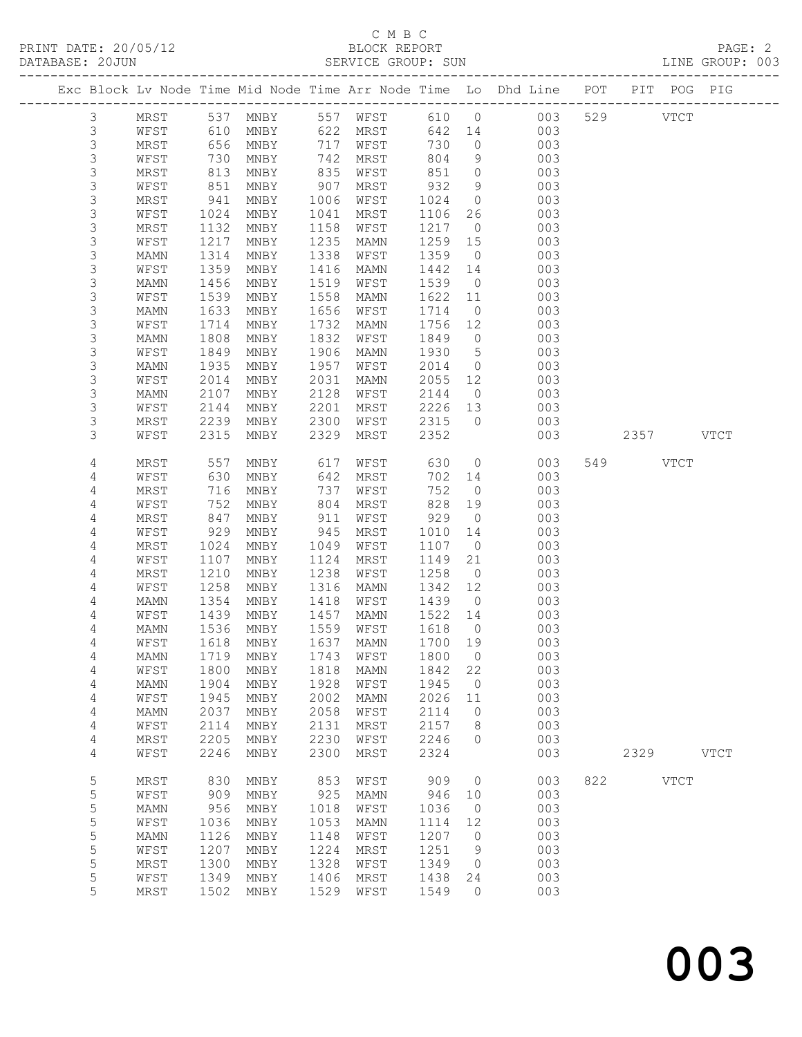C M B C

PRINT DATE: 20/05/12 BLOCK REPORT

DATABASE: 20JUN SERVICE GROUP: SUN LINE GROUP: 003

| Exc | Block | Lv | Node | Time | Mid Node | Time | Arr Node | Time | Lo | Dhd Line | POT | PIT | POG | PIG |
|---|---|---|---|---|---|---|---|---|---|---|---|---|---|---|
| | 3 | | MRST | 537 | MNBY | 557 | WFST | 610 | 0 | 003 | 529 | | VTCT | |
| | 3 | | WFST | 610 | MNBY | 622 | MRST | 642 | 14 | 003 | | | | |
| | 3 | | MRST | 656 | MNBY | 717 | WFST | 730 | 0 | 003 | | | | |
| | 3 | | WFST | 730 | MNBY | 742 | MRST | 804 | 9 | 003 | | | | |
| | 3 | | MRST | 813 | MNBY | 835 | WFST | 851 | 0 | 003 | | | | |
| | 3 | | WFST | 851 | MNBY | 907 | MRST | 932 | 9 | 003 | | | | |
| | 3 | | MRST | 941 | MNBY | 1006 | WFST | 1024 | 0 | 003 | | | | |
| | 3 | | WFST | 1024 | MNBY | 1041 | MRST | 1106 | 26 | 003 | | | | |
| | 3 | | MRST | 1132 | MNBY | 1158 | WFST | 1217 | 0 | 003 | | | | |
| | 3 | | WFST | 1217 | MNBY | 1235 | MAMN | 1259 | 15 | 003 | | | | |
| | 3 | | MAMN | 1314 | MNBY | 1338 | WFST | 1359 | 0 | 003 | | | | |
| | 3 | | WFST | 1359 | MNBY | 1416 | MAMN | 1442 | 14 | 003 | | | | |
| | 3 | | MAMN | 1456 | MNBY | 1519 | WFST | 1539 | 0 | 003 | | | | |
| | 3 | | WFST | 1539 | MNBY | 1558 | MAMN | 1622 | 11 | 003 | | | | |
| | 3 | | MAMN | 1633 | MNBY | 1656 | WFST | 1714 | 0 | 003 | | | | |
| | 3 | | WFST | 1714 | MNBY | 1732 | MAMN | 1756 | 12 | 003 | | | | |
| | 3 | | MAMN | 1808 | MNBY | 1832 | WFST | 1849 | 0 | 003 | | | | |
| | 3 | | WFST | 1849 | MNBY | 1906 | MAMN | 1930 | 5 | 003 | | | | |
| | 3 | | MAMN | 1935 | MNBY | 1957 | WFST | 2014 | 0 | 003 | | | | |
| | 3 | | WFST | 2014 | MNBY | 2031 | MAMN | 2055 | 12 | 003 | | | | |
| | 3 | | MAMN | 2107 | MNBY | 2128 | WFST | 2144 | 0 | 003 | | | | |
| | 3 | | WFST | 2144 | MNBY | 2201 | MRST | 2226 | 13 | 003 | | | | |
| | 3 | | MRST | 2239 | MNBY | 2300 | WFST | 2315 | 0 | 003 | | | | |
| | 3 | | WFST | 2315 | MNBY | 2329 | MRST | 2352 | | 003 | | 2357 | | VTCT |
| | 4 | | MRST | 557 | MNBY | 617 | WFST | 630 | 0 | 003 | 549 | | VTCT | |
| | 4 | | WFST | 630 | MNBY | 642 | MRST | 702 | 14 | 003 | | | | |
| | 4 | | MRST | 716 | MNBY | 737 | WFST | 752 | 0 | 003 | | | | |
| | 4 | | WFST | 752 | MNBY | 804 | MRST | 828 | 19 | 003 | | | | |
| | 4 | | MRST | 847 | MNBY | 911 | WFST | 929 | 0 | 003 | | | | |
| | 4 | | WFST | 929 | MNBY | 945 | MRST | 1010 | 14 | 003 | | | | |
| | 4 | | MRST | 1024 | MNBY | 1049 | WFST | 1107 | 0 | 003 | | | | |
| | 4 | | WFST | 1107 | MNBY | 1124 | MRST | 1149 | 21 | 003 | | | | |
| | 4 | | MRST | 1210 | MNBY | 1238 | WFST | 1258 | 0 | 003 | | | | |
| | 4 | | WFST | 1258 | MNBY | 1316 | MAMN | 1342 | 12 | 003 | | | | |
| | 4 | | MAMN | 1354 | MNBY | 1418 | WFST | 1439 | 0 | 003 | | | | |
| | 4 | | WFST | 1439 | MNBY | 1457 | MAMN | 1522 | 14 | 003 | | | | |
| | 4 | | MAMN | 1536 | MNBY | 1559 | WFST | 1618 | 0 | 003 | | | | |
| | 4 | | WFST | 1618 | MNBY | 1637 | MAMN | 1700 | 19 | 003 | | | | |
| | 4 | | MAMN | 1719 | MNBY | 1743 | WFST | 1800 | 0 | 003 | | | | |
| | 4 | | WFST | 1800 | MNBY | 1818 | MAMN | 1842 | 22 | 003 | | | | |
| | 4 | | MAMN | 1904 | MNBY | 1928 | WFST | 1945 | 0 | 003 | | | | |
| | 4 | | WFST | 1945 | MNBY | 2002 | MAMN | 2026 | 11 | 003 | | | | |
| | 4 | | MAMN | 2037 | MNBY | 2058 | WFST | 2114 | 0 | 003 | | | | |
| | 4 | | WFST | 2114 | MNBY | 2131 | MRST | 2157 | 8 | 003 | | | | |
| | 4 | | MRST | 2205 | MNBY | 2230 | WFST | 2246 | 0 | 003 | | | | |
| | 4 | | WFST | 2246 | MNBY | 2300 | MRST | 2324 | | 003 | | 2329 | | VTCT |
| | 5 | | MRST | 830 | MNBY | 853 | WFST | 909 | 0 | 003 | 822 | | VTCT | |
| | 5 | | WFST | 909 | MNBY | 925 | MAMN | 946 | 10 | 003 | | | | |
| | 5 | | MAMN | 956 | MNBY | 1018 | WFST | 1036 | 0 | 003 | | | | |
| | 5 | | WFST | 1036 | MNBY | 1053 | MAMN | 1114 | 12 | 003 | | | | |
| | 5 | | MAMN | 1126 | MNBY | 1148 | WFST | 1207 | 0 | 003 | | | | |
| | 5 | | WFST | 1207 | MNBY | 1224 | MRST | 1251 | 9 | 003 | | | | |
| | 5 | | MRST | 1300 | MNBY | 1328 | WFST | 1349 | 0 | 003 | | | | |
| | 5 | | WFST | 1349 | MNBY | 1406 | MRST | 1438 | 24 | 003 | | | | |
| | 5 | | MRST | 1502 | MNBY | 1529 | WFST | 1549 | 0 | 003 | | | | |

003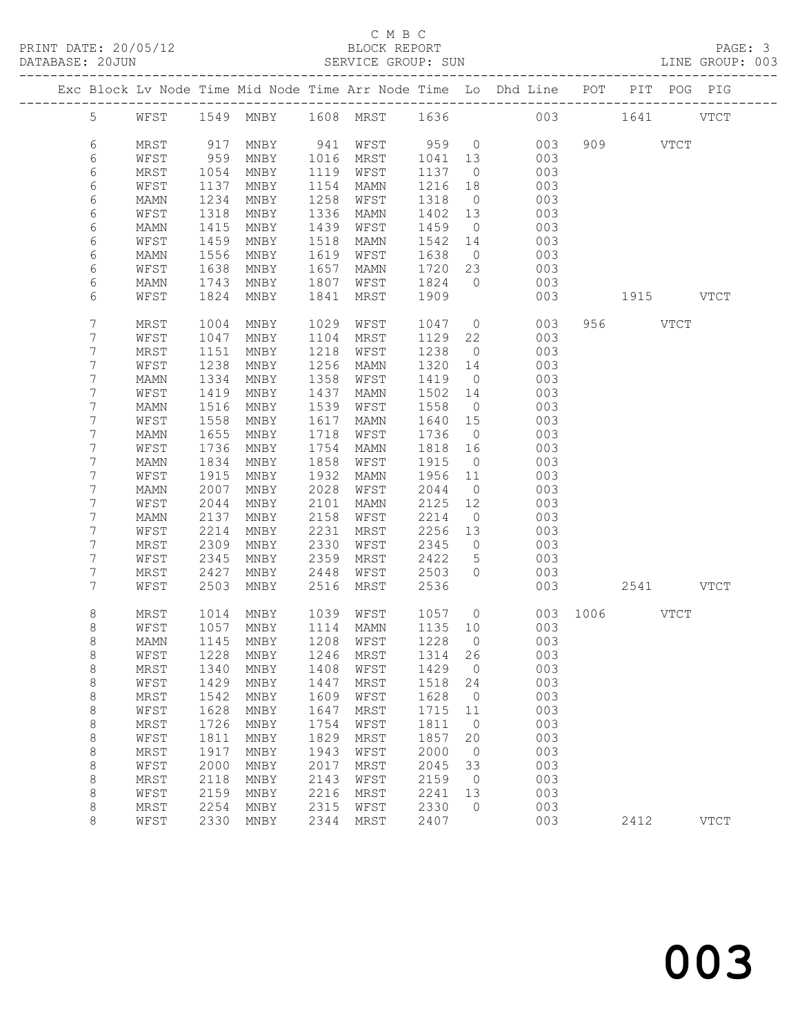C M B C

BLOCK REPORT

SERVICE GROUP: SUN

PRINT DATE: 20/05/12

DATABASE: 20JUN

LINE GROUP: 003

| Exc | Block | Lv | Node | Time | Mid Node | Time | Arr Node | Time | Lo | Dhd Line | POT | PIT | POG | PIG |
|---|---|---|---|---|---|---|---|---|---|---|---|---|---|---|
| | 5 | | WFST | 1549 | MNBY | 1608 | MRST | 1636 | | 003 | | 1641 | | VTCT |
| | 6 | | MRST | 917 | MNBY | 941 | WFST | 959 | 0 | 003 | 909 | | VTCT | |
| | 6 | | WFST | 959 | MNBY | 1016 | MRST | 1041 | 13 | 003 | | | | |
| | 6 | | MRST | 1054 | MNBY | 1119 | WFST | 1137 | 0 | 003 | | | | |
| | 6 | | WFST | 1137 | MNBY | 1154 | MAMN | 1216 | 18 | 003 | | | | |
| | 6 | | MAMN | 1234 | MNBY | 1258 | WFST | 1318 | 0 | 003 | | | | |
| | 6 | | WFST | 1318 | MNBY | 1336 | MAMN | 1402 | 13 | 003 | | | | |
| | 6 | | MAMN | 1415 | MNBY | 1439 | WFST | 1459 | 0 | 003 | | | | |
| | 6 | | WFST | 1459 | MNBY | 1518 | MAMN | 1542 | 14 | 003 | | | | |
| | 6 | | MAMN | 1556 | MNBY | 1619 | WFST | 1638 | 0 | 003 | | | | |
| | 6 | | WFST | 1638 | MNBY | 1657 | MAMN | 1720 | 23 | 003 | | | | |
| | 6 | | MAMN | 1743 | MNBY | 1807 | WFST | 1824 | 0 | 003 | | | | |
| | 6 | | WFST | 1824 | MNBY | 1841 | MRST | 1909 | | 003 | | 1915 | | VTCT |
| | 7 | | MRST | 1004 | MNBY | 1029 | WFST | 1047 | 0 | 003 | 956 | | VTCT | |
| | 7 | | WFST | 1047 | MNBY | 1104 | MRST | 1129 | 22 | 003 | | | | |
| | 7 | | MRST | 1151 | MNBY | 1218 | WFST | 1238 | 0 | 003 | | | | |
| | 7 | | WFST | 1238 | MNBY | 1256 | MAMN | 1320 | 14 | 003 | | | | |
| | 7 | | MAMN | 1334 | MNBY | 1358 | WFST | 1419 | 0 | 003 | | | | |
| | 7 | | WFST | 1419 | MNBY | 1437 | MAMN | 1502 | 14 | 003 | | | | |
| | 7 | | MAMN | 1516 | MNBY | 1539 | WFST | 1558 | 0 | 003 | | | | |
| | 7 | | WFST | 1558 | MNBY | 1617 | MAMN | 1640 | 15 | 003 | | | | |
| | 7 | | MAMN | 1655 | MNBY | 1718 | WFST | 1736 | 0 | 003 | | | | |
| | 7 | | WFST | 1736 | MNBY | 1754 | MAMN | 1818 | 16 | 003 | | | | |
| | 7 | | MAMN | 1834 | MNBY | 1858 | WFST | 1915 | 0 | 003 | | | | |
| | 7 | | WFST | 1915 | MNBY | 1932 | MAMN | 1956 | 11 | 003 | | | | |
| | 7 | | MAMN | 2007 | MNBY | 2028 | WFST | 2044 | 0 | 003 | | | | |
| | 7 | | WFST | 2044 | MNBY | 2101 | MAMN | 2125 | 12 | 003 | | | | |
| | 7 | | MAMN | 2137 | MNBY | 2158 | WFST | 2214 | 0 | 003 | | | | |
| | 7 | | WFST | 2214 | MNBY | 2231 | MRST | 2256 | 13 | 003 | | | | |
| | 7 | | MRST | 2309 | MNBY | 2330 | WFST | 2345 | 0 | 003 | | | | |
| | 7 | | WFST | 2345 | MNBY | 2359 | MRST | 2422 | 5 | 003 | | | | |
| | 7 | | MRST | 2427 | MNBY | 2448 | WFST | 2503 | 0 | 003 | | | | |
| | 7 | | WFST | 2503 | MNBY | 2516 | MRST | 2536 | | 003 | | 2541 | | VTCT |
| | 8 | | MRST | 1014 | MNBY | 1039 | WFST | 1057 | 0 | 003 | 1006 | | VTCT | |
| | 8 | | WFST | 1057 | MNBY | 1114 | MAMN | 1135 | 10 | 003 | | | | |
| | 8 | | MAMN | 1145 | MNBY | 1208 | WFST | 1228 | 0 | 003 | | | | |
| | 8 | | WFST | 1228 | MNBY | 1246 | MRST | 1314 | 26 | 003 | | | | |
| | 8 | | MRST | 1340 | MNBY | 1408 | WFST | 1429 | 0 | 003 | | | | |
| | 8 | | WFST | 1429 | MNBY | 1447 | MRST | 1518 | 24 | 003 | | | | |
| | 8 | | MRST | 1542 | MNBY | 1609 | WFST | 1628 | 0 | 003 | | | | |
| | 8 | | WFST | 1628 | MNBY | 1647 | MRST | 1715 | 11 | 003 | | | | |
| | 8 | | MRST | 1726 | MNBY | 1754 | WFST | 1811 | 0 | 003 | | | | |
| | 8 | | WFST | 1811 | MNBY | 1829 | MRST | 1857 | 20 | 003 | | | | |
| | 8 | | MRST | 1917 | MNBY | 1943 | WFST | 2000 | 0 | 003 | | | | |
| | 8 | | WFST | 2000 | MNBY | 2017 | MRST | 2045 | 33 | 003 | | | | |
| | 8 | | MRST | 2118 | MNBY | 2143 | WFST | 2159 | 0 | 003 | | | | |
| | 8 | | WFST | 2159 | MNBY | 2216 | MRST | 2241 | 13 | 003 | | | | |
| | 8 | | MRST | 2254 | MNBY | 2315 | WFST | 2330 | 0 | 003 | | | | |
| | 8 | | WFST | 2330 | MNBY | 2344 | MRST | 2407 | | 003 | | 2412 | | VTCT |

003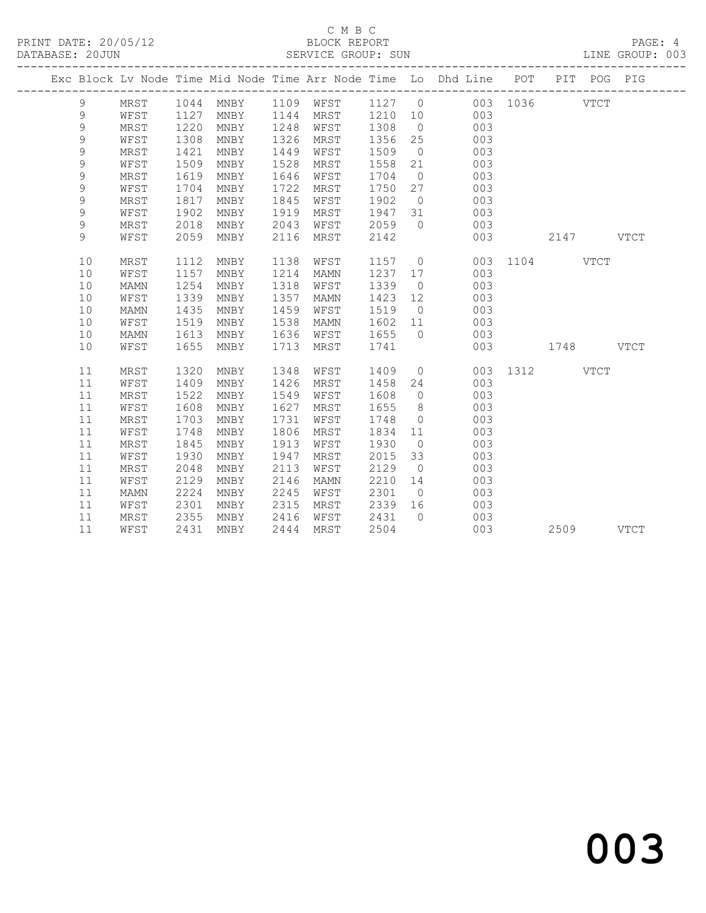C M B C

BLOCK REPORT

SERVICE GROUP: SUN

LINE GROUP: 003

| Exc | Block | Lv | Node | Time | Mid Node | Time | Arr Node | Time | Lo | Dhd Line | POT | PIT | POG | PIG |
|---|---|---|---|---|---|---|---|---|---|---|---|---|---|---|
| | 9 | | MRST | 1044 | MNBY | 1109 | WFST | 1127 | 0 | 003 | 1036 | | VTCT | |
| | 9 | | WFST | 1127 | MNBY | 1144 | MRST | 1210 | 10 | 003 | | | | |
| | 9 | | MRST | 1220 | MNBY | 1248 | WFST | 1308 | 0 | 003 | | | | |
| | 9 | | WFST | 1308 | MNBY | 1326 | MRST | 1356 | 25 | 003 | | | | |
| | 9 | | MRST | 1421 | MNBY | 1449 | WFST | 1509 | 0 | 003 | | | | |
| | 9 | | WFST | 1509 | MNBY | 1528 | MRST | 1558 | 21 | 003 | | | | |
| | 9 | | MRST | 1619 | MNBY | 1646 | WFST | 1704 | 0 | 003 | | | | |
| | 9 | | WFST | 1704 | MNBY | 1722 | MRST | 1750 | 27 | 003 | | | | |
| | 9 | | MRST | 1817 | MNBY | 1845 | WFST | 1902 | 0 | 003 | | | | |
| | 9 | | WFST | 1902 | MNBY | 1919 | MRST | 1947 | 31 | 003 | | | | |
| | 9 | | MRST | 2018 | MNBY | 2043 | WFST | 2059 | 0 | 003 | | | | |
| | 9 | | WFST | 2059 | MNBY | 2116 | MRST | 2142 | | 003 | | 2147 | | VTCT |
| | 10 | | MRST | 1112 | MNBY | 1138 | WFST | 1157 | 0 | 003 | 1104 | | VTCT | |
| | 10 | | WFST | 1157 | MNBY | 1214 | MAMN | 1237 | 17 | 003 | | | | |
| | 10 | | MAMN | 1254 | MNBY | 1318 | WFST | 1339 | 0 | 003 | | | | |
| | 10 | | WFST | 1339 | MNBY | 1357 | MAMN | 1423 | 12 | 003 | | | | |
| | 10 | | MAMN | 1435 | MNBY | 1459 | WFST | 1519 | 0 | 003 | | | | |
| | 10 | | WFST | 1519 | MNBY | 1538 | MAMN | 1602 | 11 | 003 | | | | |
| | 10 | | MAMN | 1613 | MNBY | 1636 | WFST | 1655 | 0 | 003 | | | | |
| | 10 | | WFST | 1655 | MNBY | 1713 | MRST | 1741 | | 003 | | 1748 | | VTCT |
| | 11 | | MRST | 1320 | MNBY | 1348 | WFST | 1409 | 0 | 003 | 1312 | | VTCT | |
| | 11 | | WFST | 1409 | MNBY | 1426 | MRST | 1458 | 24 | 003 | | | | |
| | 11 | | MRST | 1522 | MNBY | 1549 | WFST | 1608 | 0 | 003 | | | | |
| | 11 | | WFST | 1608 | MNBY | 1627 | MRST | 1655 | 8 | 003 | | | | |
| | 11 | | MRST | 1703 | MNBY | 1731 | WFST | 1748 | 0 | 003 | | | | |
| | 11 | | WFST | 1748 | MNBY | 1806 | MRST | 1834 | 11 | 003 | | | | |
| | 11 | | MRST | 1845 | MNBY | 1913 | WFST | 1930 | 0 | 003 | | | | |
| | 11 | | WFST | 1930 | MNBY | 1947 | MRST | 2015 | 33 | 003 | | | | |
| | 11 | | MRST | 2048 | MNBY | 2113 | WFST | 2129 | 0 | 003 | | | | |
| | 11 | | WFST | 2129 | MNBY | 2146 | MAMN | 2210 | 14 | 003 | | | | |
| | 11 | | MAMN | 2224 | MNBY | 2245 | WFST | 2301 | 0 | 003 | | | | |
| | 11 | | WFST | 2301 | MNBY | 2315 | MRST | 2339 | 16 | 003 | | | | |
| | 11 | | MRST | 2355 | MNBY | 2416 | WFST | 2431 | 0 | 003 | | | | |
| | 11 | | WFST | 2431 | MNBY | 2444 | MRST | 2504 | | 003 | | 2509 | | VTCT |

003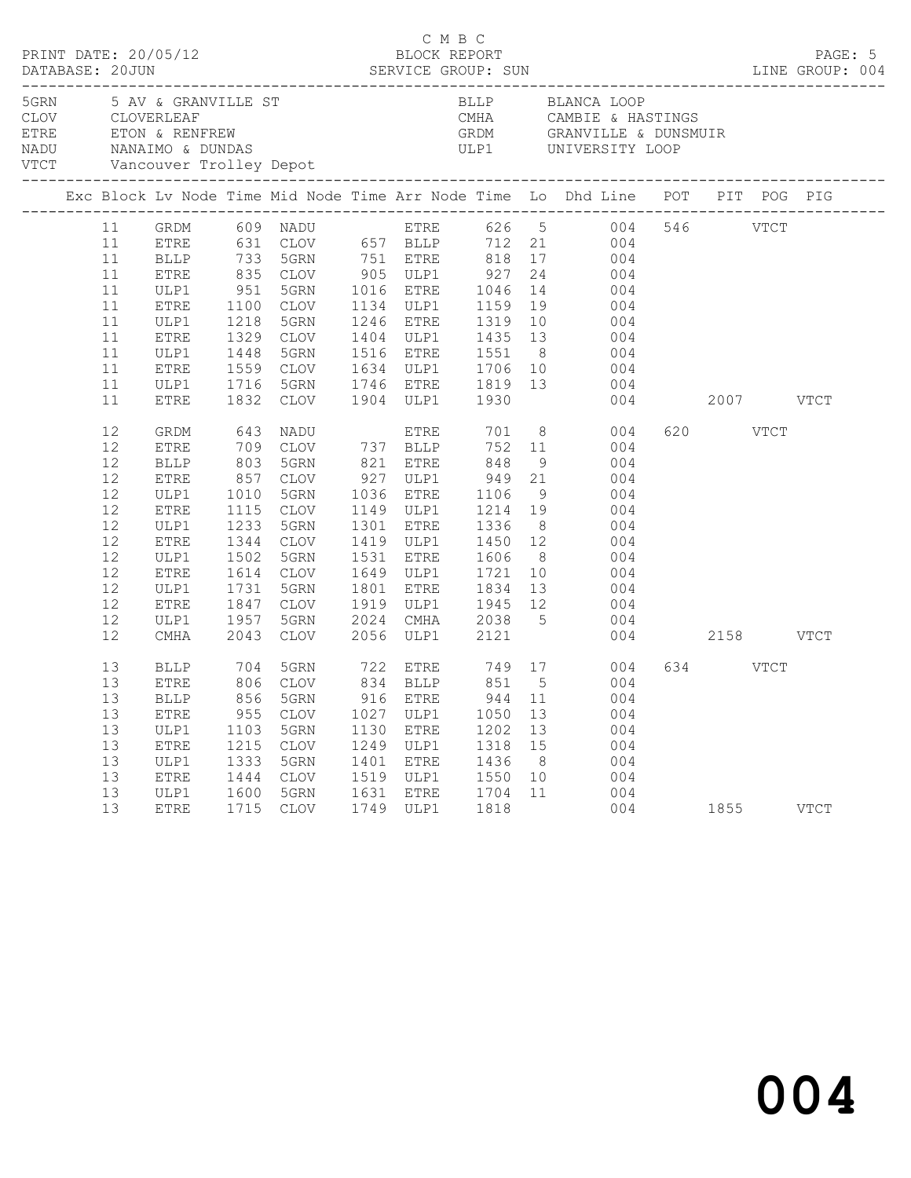C M B C

PRINT DATE: 20/05/12 — BLOCK REPORT
DATABASE: 20JUN — SERVICE GROUP: SUN — LINE GROUP: 004

| Code | Description | Code | Description |
|---|---|---|---|
| 5GRN | 5 AV & GRANVILLE ST | BLLP | BLANCA LOOP |
| CLOV | CLOVERLEAF | CMHA | CAMBIE & HASTINGS |
| ETRE | ETON & RENFREW | GRDM | GRANVILLE & DUNSMUIR |
| NADU | NANAIMO & DUNDAS | ULP1 | UNIVERSITY LOOP |
| VTCT | Vancouver Trolley Depot | | |

| Exc | Block | Lv Node | Time | Mid Node | Time | Arr Node | Time | Lo | Dhd Line | POT | PIT | POG | PIG |
|---|---|---|---|---|---|---|---|---|---|---|---|---|---|
| | 11 | GRDM | 609 | NADU | | ETRE | 626 | 5 | 004 | 546 | | VTCT | |
| | 11 | ETRE | 631 | CLOV | 657 | BLLP | 712 | 21 | 004 | | | | |
| | 11 | BLLP | 733 | 5GRN | 751 | ETRE | 818 | 17 | 004 | | | | |
| | 11 | ETRE | 835 | CLOV | 905 | ULP1 | 927 | 24 | 004 | | | | |
| | 11 | ULP1 | 951 | 5GRN | 1016 | ETRE | 1046 | 14 | 004 | | | | |
| | 11 | ETRE | 1100 | CLOV | 1134 | ULP1 | 1159 | 19 | 004 | | | | |
| | 11 | ULP1 | 1218 | 5GRN | 1246 | ETRE | 1319 | 10 | 004 | | | | |
| | 11 | ETRE | 1329 | CLOV | 1404 | ULP1 | 1435 | 13 | 004 | | | | |
| | 11 | ULP1 | 1448 | 5GRN | 1516 | ETRE | 1551 | 8 | 004 | | | | |
| | 11 | ETRE | 1559 | CLOV | 1634 | ULP1 | 1706 | 10 | 004 | | | | |
| | 11 | ULP1 | 1716 | 5GRN | 1746 | ETRE | 1819 | 13 | 004 | | | | |
| | 11 | ETRE | 1832 | CLOV | 1904 | ULP1 | 1930 | | 004 | | 2007 | | VTCT |
| | 12 | GRDM | 643 | NADU | | ETRE | 701 | 8 | 004 | 620 | | VTCT | |
| | 12 | ETRE | 709 | CLOV | 737 | BLLP | 752 | 11 | 004 | | | | |
| | 12 | BLLP | 803 | 5GRN | 821 | ETRE | 848 | 9 | 004 | | | | |
| | 12 | ETRE | 857 | CLOV | 927 | ULP1 | 949 | 21 | 004 | | | | |
| | 12 | ULP1 | 1010 | 5GRN | 1036 | ETRE | 1106 | 9 | 004 | | | | |
| | 12 | ETRE | 1115 | CLOV | 1149 | ULP1 | 1214 | 19 | 004 | | | | |
| | 12 | ULP1 | 1233 | 5GRN | 1301 | ETRE | 1336 | 8 | 004 | | | | |
| | 12 | ETRE | 1344 | CLOV | 1419 | ULP1 | 1450 | 12 | 004 | | | | |
| | 12 | ULP1 | 1502 | 5GRN | 1531 | ETRE | 1606 | 8 | 004 | | | | |
| | 12 | ETRE | 1614 | CLOV | 1649 | ULP1 | 1721 | 10 | 004 | | | | |
| | 12 | ULP1 | 1731 | 5GRN | 1801 | ETRE | 1834 | 13 | 004 | | | | |
| | 12 | ETRE | 1847 | CLOV | 1919 | ULP1 | 1945 | 12 | 004 | | | | |
| | 12 | ULP1 | 1957 | 5GRN | 2024 | CMHA | 2038 | 5 | 004 | | | | |
| | 12 | CMHA | 2043 | CLOV | 2056 | ULP1 | 2121 | | 004 | | 2158 | | VTCT |
| | 13 | BLLP | 704 | 5GRN | 722 | ETRE | 749 | 17 | 004 | 634 | | VTCT | |
| | 13 | ETRE | 806 | CLOV | 834 | BLLP | 851 | 5 | 004 | | | | |
| | 13 | BLLP | 856 | 5GRN | 916 | ETRE | 944 | 11 | 004 | | | | |
| | 13 | ETRE | 955 | CLOV | 1027 | ULP1 | 1050 | 13 | 004 | | | | |
| | 13 | ULP1 | 1103 | 5GRN | 1130 | ETRE | 1202 | 13 | 004 | | | | |
| | 13 | ETRE | 1215 | CLOV | 1249 | ULP1 | 1318 | 15 | 004 | | | | |
| | 13 | ULP1 | 1333 | 5GRN | 1401 | ETRE | 1436 | 8 | 004 | | | | |
| | 13 | ETRE | 1444 | CLOV | 1519 | ULP1 | 1550 | 10 | 004 | | | | |
| | 13 | ULP1 | 1600 | 5GRN | 1631 | ETRE | 1704 | 11 | 004 | | | | |
| | 13 | ETRE | 1715 | CLOV | 1749 | ULP1 | 1818 | | 004 | | 1855 | | VTCT |

# 004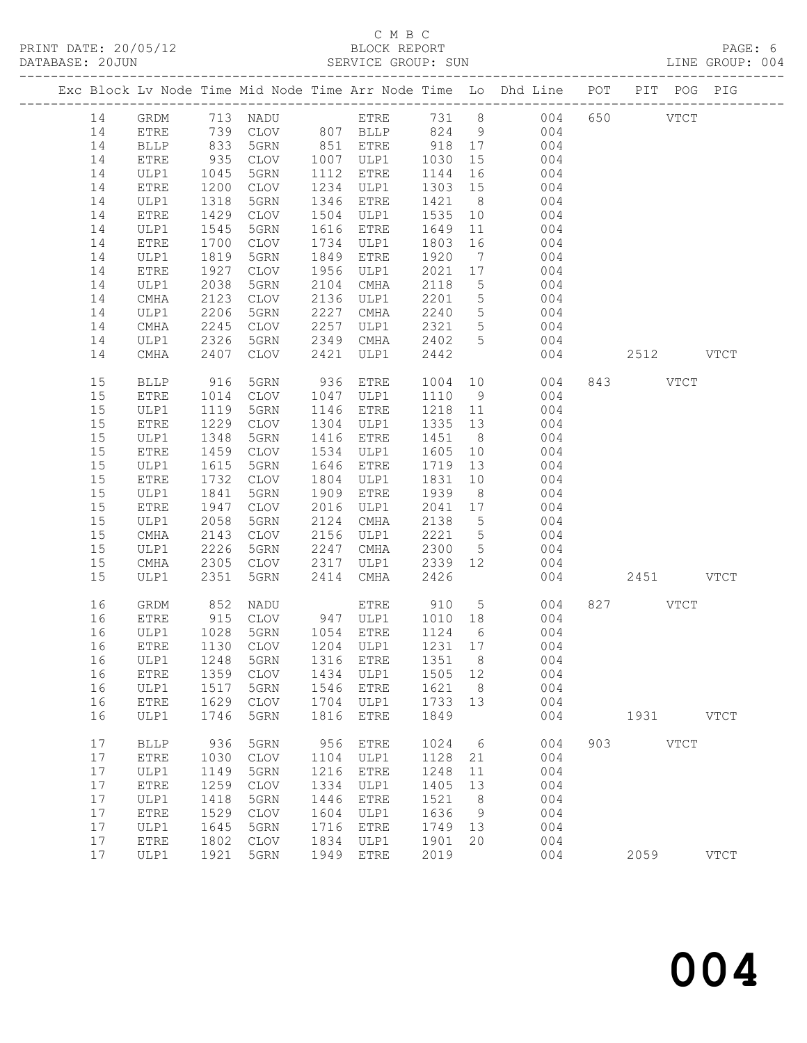C M B C
PRINT DATE: 20/05/12 BLOCK REPORT
DATABASE: 20JUN SERVICE GROUP: SUN LINE GROUP: 004

| Exc | Block | Lv | Node | Time | Mid Node | Time | Arr Node | Time | Lo | Dhd Line | POT | PIT | POG | PIG |
|---|---|---|---|---|---|---|---|---|---|---|---|---|---|---|
| | 14 | | GRDM | 713 | NADU | | ETRE | 731 | 8 | 004 | 650 | | VTCT | |
| | 14 | | ETRE | 739 | CLOV | 807 | BLLP | 824 | 9 | 004 | | | | |
| | 14 | | BLLP | 833 | 5GRN | 851 | ETRE | 918 | 17 | 004 | | | | |
| | 14 | | ETRE | 935 | CLOV | 1007 | ULP1 | 1030 | 15 | 004 | | | | |
| | 14 | | ULP1 | 1045 | 5GRN | 1112 | ETRE | 1144 | 16 | 004 | | | | |
| | 14 | | ETRE | 1200 | CLOV | 1234 | ULP1 | 1303 | 15 | 004 | | | | |
| | 14 | | ULP1 | 1318 | 5GRN | 1346 | ETRE | 1421 | 8 | 004 | | | | |
| | 14 | | ETRE | 1429 | CLOV | 1504 | ULP1 | 1535 | 10 | 004 | | | | |
| | 14 | | ULP1 | 1545 | 5GRN | 1616 | ETRE | 1649 | 11 | 004 | | | | |
| | 14 | | ETRE | 1700 | CLOV | 1734 | ULP1 | 1803 | 16 | 004 | | | | |
| | 14 | | ULP1 | 1819 | 5GRN | 1849 | ETRE | 1920 | 7 | 004 | | | | |
| | 14 | | ETRE | 1927 | CLOV | 1956 | ULP1 | 2021 | 17 | 004 | | | | |
| | 14 | | ULP1 | 2038 | 5GRN | 2104 | CMHA | 2118 | 5 | 004 | | | | |
| | 14 | | CMHA | 2123 | CLOV | 2136 | ULP1 | 2201 | 5 | 004 | | | | |
| | 14 | | ULP1 | 2206 | 5GRN | 2227 | CMHA | 2240 | 5 | 004 | | | | |
| | 14 | | CMHA | 2245 | CLOV | 2257 | ULP1 | 2321 | 5 | 004 | | | | |
| | 14 | | ULP1 | 2326 | 5GRN | 2349 | CMHA | 2402 | 5 | 004 | | | | |
| | 14 | | CMHA | 2407 | CLOV | 2421 | ULP1 | 2442 | | 004 | | 2512 | | VTCT |
| | 15 | | BLLP | 916 | 5GRN | 936 | ETRE | 1004 | 10 | 004 | 843 | | VTCT | |
| | 15 | | ETRE | 1014 | CLOV | 1047 | ULP1 | 1110 | 9 | 004 | | | | |
| | 15 | | ULP1 | 1119 | 5GRN | 1146 | ETRE | 1218 | 11 | 004 | | | | |
| | 15 | | ETRE | 1229 | CLOV | 1304 | ULP1 | 1335 | 13 | 004 | | | | |
| | 15 | | ULP1 | 1348 | 5GRN | 1416 | ETRE | 1451 | 8 | 004 | | | | |
| | 15 | | ETRE | 1459 | CLOV | 1534 | ULP1 | 1605 | 10 | 004 | | | | |
| | 15 | | ULP1 | 1615 | 5GRN | 1646 | ETRE | 1719 | 13 | 004 | | | | |
| | 15 | | ETRE | 1732 | CLOV | 1804 | ULP1 | 1831 | 10 | 004 | | | | |
| | 15 | | ULP1 | 1841 | 5GRN | 1909 | ETRE | 1939 | 8 | 004 | | | | |
| | 15 | | ETRE | 1947 | CLOV | 2016 | ULP1 | 2041 | 17 | 004 | | | | |
| | 15 | | ULP1 | 2058 | 5GRN | 2124 | CMHA | 2138 | 5 | 004 | | | | |
| | 15 | | CMHA | 2143 | CLOV | 2156 | ULP1 | 2221 | 5 | 004 | | | | |
| | 15 | | ULP1 | 2226 | 5GRN | 2247 | CMHA | 2300 | 5 | 004 | | | | |
| | 15 | | CMHA | 2305 | CLOV | 2317 | ULP1 | 2339 | 12 | 004 | | | | |
| | 15 | | ULP1 | 2351 | 5GRN | 2414 | CMHA | 2426 | | 004 | | 2451 | | VTCT |
| | 16 | | GRDM | 852 | NADU | | ETRE | 910 | 5 | 004 | 827 | | VTCT | |
| | 16 | | ETRE | 915 | CLOV | 947 | ULP1 | 1010 | 18 | 004 | | | | |
| | 16 | | ULP1 | 1028 | 5GRN | 1054 | ETRE | 1124 | 6 | 004 | | | | |
| | 16 | | ETRE | 1130 | CLOV | 1204 | ULP1 | 1231 | 17 | 004 | | | | |
| | 16 | | ULP1 | 1248 | 5GRN | 1316 | ETRE | 1351 | 8 | 004 | | | | |
| | 16 | | ETRE | 1359 | CLOV | 1434 | ULP1 | 1505 | 12 | 004 | | | | |
| | 16 | | ULP1 | 1517 | 5GRN | 1546 | ETRE | 1621 | 8 | 004 | | | | |
| | 16 | | ETRE | 1629 | CLOV | 1704 | ULP1 | 1733 | 13 | 004 | | | | |
| | 16 | | ULP1 | 1746 | 5GRN | 1816 | ETRE | 1849 | | 004 | | 1931 | | VTCT |
| | 17 | | BLLP | 936 | 5GRN | 956 | ETRE | 1024 | 6 | 004 | 903 | | VTCT | |
| | 17 | | ETRE | 1030 | CLOV | 1104 | ULP1 | 1128 | 21 | 004 | | | | |
| | 17 | | ULP1 | 1149 | 5GRN | 1216 | ETRE | 1248 | 11 | 004 | | | | |
| | 17 | | ETRE | 1259 | CLOV | 1334 | ULP1 | 1405 | 13 | 004 | | | | |
| | 17 | | ULP1 | 1418 | 5GRN | 1446 | ETRE | 1521 | 8 | 004 | | | | |
| | 17 | | ETRE | 1529 | CLOV | 1604 | ULP1 | 1636 | 9 | 004 | | | | |
| | 17 | | ULP1 | 1645 | 5GRN | 1716 | ETRE | 1749 | 13 | 004 | | | | |
| | 17 | | ETRE | 1802 | CLOV | 1834 | ULP1 | 1901 | 20 | 004 | | | | |
| | 17 | | ULP1 | 1921 | 5GRN | 1949 | ETRE | 2019 | | 004 | | 2059 | | VTCT |

004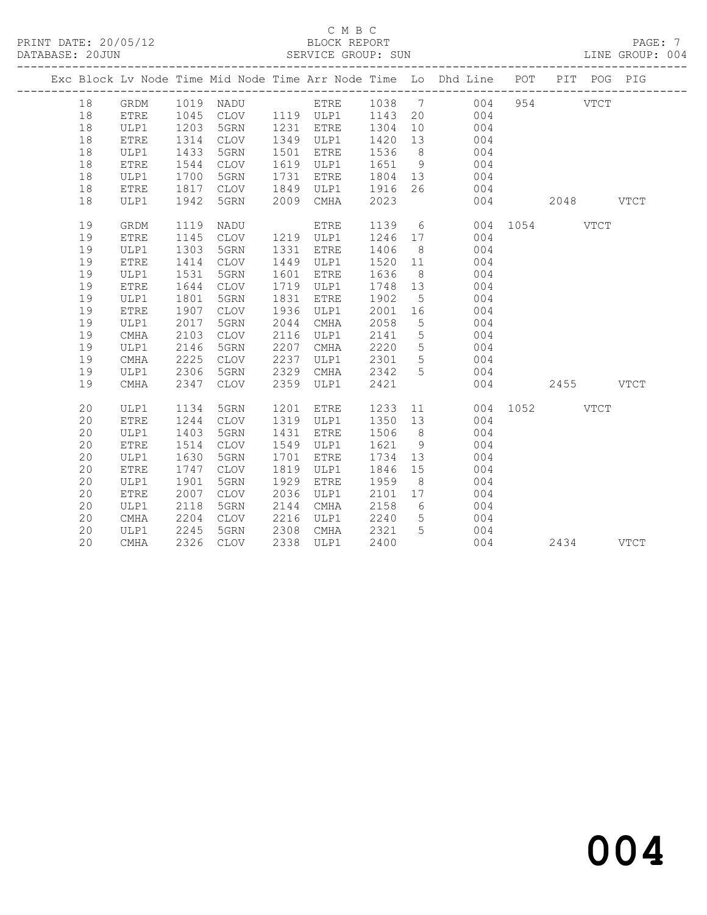C M B C

PRINT DATE: 20/05/12 BLOCK REPORT

DATABASE: 20JUN SERVICE GROUP: SUN LINE GROUP: 004

| Exc | Block | Lv | Node | Time | Mid Node | Time | Arr Node | Time | Lo | Dhd Line | POT | PIT | POG | PIG |
|---|---|---|---|---|---|---|---|---|---|---|---|---|---|---|
| | 18 | | GRDM | 1019 | NADU | | ETRE | 1038 | 7 | 004 | 954 | | VTCT | |
| | 18 | | ETRE | 1045 | CLOV | 1119 | ULP1 | 1143 | 20 | 004 | | | | |
| | 18 | | ULP1 | 1203 | 5GRN | 1231 | ETRE | 1304 | 10 | 004 | | | | |
| | 18 | | ETRE | 1314 | CLOV | 1349 | ULP1 | 1420 | 13 | 004 | | | | |
| | 18 | | ULP1 | 1433 | 5GRN | 1501 | ETRE | 1536 | 8 | 004 | | | | |
| | 18 | | ETRE | 1544 | CLOV | 1619 | ULP1 | 1651 | 9 | 004 | | | | |
| | 18 | | ULP1 | 1700 | 5GRN | 1731 | ETRE | 1804 | 13 | 004 | | | | |
| | 18 | | ETRE | 1817 | CLOV | 1849 | ULP1 | 1916 | 26 | 004 | | | | |
| | 18 | | ULP1 | 1942 | 5GRN | 2009 | CMHA | 2023 | | 004 | | 2048 | | VTCT |
| | 19 | | GRDM | 1119 | NADU | | ETRE | 1139 | 6 | 004 | 1054 | | VTCT | |
| | 19 | | ETRE | 1145 | CLOV | 1219 | ULP1 | 1246 | 17 | 004 | | | | |
| | 19 | | ULP1 | 1303 | 5GRN | 1331 | ETRE | 1406 | 8 | 004 | | | | |
| | 19 | | ETRE | 1414 | CLOV | 1449 | ULP1 | 1520 | 11 | 004 | | | | |
| | 19 | | ULP1 | 1531 | 5GRN | 1601 | ETRE | 1636 | 8 | 004 | | | | |
| | 19 | | ETRE | 1644 | CLOV | 1719 | ULP1 | 1748 | 13 | 004 | | | | |
| | 19 | | ULP1 | 1801 | 5GRN | 1831 | ETRE | 1902 | 5 | 004 | | | | |
| | 19 | | ETRE | 1907 | CLOV | 1936 | ULP1 | 2001 | 16 | 004 | | | | |
| | 19 | | ULP1 | 2017 | 5GRN | 2044 | CMHA | 2058 | 5 | 004 | | | | |
| | 19 | | CMHA | 2103 | CLOV | 2116 | ULP1 | 2141 | 5 | 004 | | | | |
| | 19 | | ULP1 | 2146 | 5GRN | 2207 | CMHA | 2220 | 5 | 004 | | | | |
| | 19 | | CMHA | 2225 | CLOV | 2237 | ULP1 | 2301 | 5 | 004 | | | | |
| | 19 | | ULP1 | 2306 | 5GRN | 2329 | CMHA | 2342 | 5 | 004 | | | | |
| | 19 | | CMHA | 2347 | CLOV | 2359 | ULP1 | 2421 | | 004 | | 2455 | | VTCT |
| | 20 | | ULP1 | 1134 | 5GRN | 1201 | ETRE | 1233 | 11 | 004 | 1052 | | VTCT | |
| | 20 | | ETRE | 1244 | CLOV | 1319 | ULP1 | 1350 | 13 | 004 | | | | |
| | 20 | | ULP1 | 1403 | 5GRN | 1431 | ETRE | 1506 | 8 | 004 | | | | |
| | 20 | | ETRE | 1514 | CLOV | 1549 | ULP1 | 1621 | 9 | 004 | | | | |
| | 20 | | ULP1 | 1630 | 5GRN | 1701 | ETRE | 1734 | 13 | 004 | | | | |
| | 20 | | ETRE | 1747 | CLOV | 1819 | ULP1 | 1846 | 15 | 004 | | | | |
| | 20 | | ULP1 | 1901 | 5GRN | 1929 | ETRE | 1959 | 8 | 004 | | | | |
| | 20 | | ETRE | 2007 | CLOV | 2036 | ULP1 | 2101 | 17 | 004 | | | | |
| | 20 | | ULP1 | 2118 | 5GRN | 2144 | CMHA | 2158 | 6 | 004 | | | | |
| | 20 | | CMHA | 2204 | CLOV | 2216 | ULP1 | 2240 | 5 | 004 | | | | |
| | 20 | | ULP1 | 2245 | 5GRN | 2308 | CMHA | 2321 | 5 | 004 | | | | |
| | 20 | | CMHA | 2326 | CLOV | 2338 | ULP1 | 2400 | | 004 | | 2434 | | VTCT |

# 004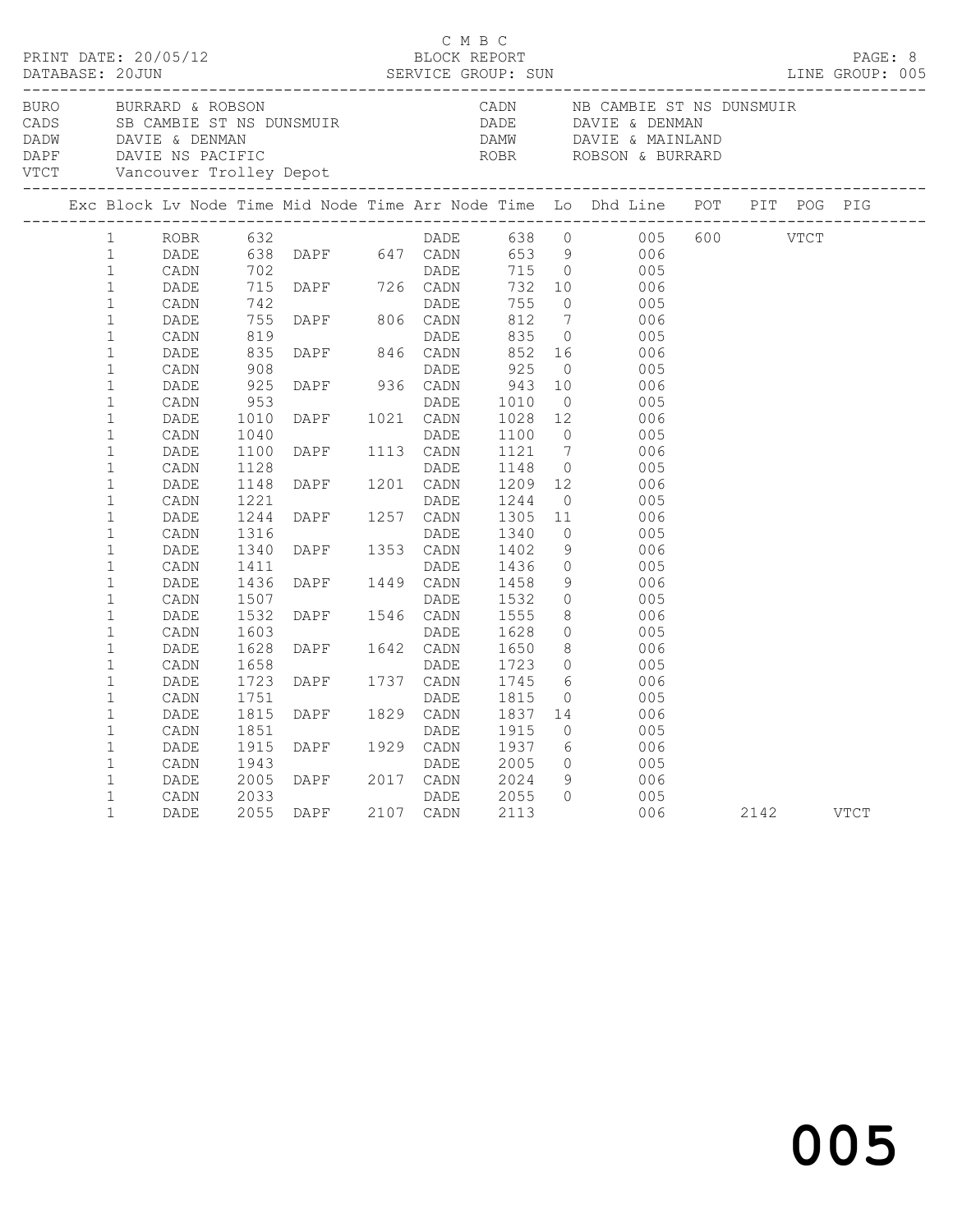C M B C

PRINT DATE: 20/05/12 BLOCK REPORT
DATABASE: 20JUN SERVICE GROUP: SUN LINE GROUP: 005

| Code | Description | Code | Description |
|---|---|---|---|
| BURO | BURRARD & ROBSON | CADN | NB CAMBIE ST NS DUNSMUIR |
| CADS | SB CAMBIE ST NS DUNSMUIR | DADE | DAVIE & DENMAN |
| DADW | DAVIE & DENMAN | DAMW | DAVIE & MAINLAND |
| DAPF | DAVIE NS PACIFIC | ROBR | ROBSON & BURRARD |
| VTCT | Vancouver Trolley Depot | | |

| Exc | Block | Lv Node | Time | Mid Node | Time | Arr Node | Time | Lo | Dhd | Line | POT | PIT | POG | PIG |
|---|---|---|---|---|---|---|---|---|---|---|---|---|---|---|
| | 1 | ROBR | 632 | | | DADE | 638 | 0 | | 005 | 600 | | VTCT | |
| | 1 | DADE | 638 | DAPF | 647 | CADN | 653 | 9 | | 006 | | | | |
| | 1 | CADN | 702 | | | DADE | 715 | 0 | | 005 | | | | |
| | 1 | DADE | 715 | DAPF | 726 | CADN | 732 | 10 | | 006 | | | | |
| | 1 | CADN | 742 | | | DADE | 755 | 0 | | 005 | | | | |
| | 1 | DADE | 755 | DAPF | 806 | CADN | 812 | 7 | | 006 | | | | |
| | 1 | CADN | 819 | | | DADE | 835 | 0 | | 005 | | | | |
| | 1 | DADE | 835 | DAPF | 846 | CADN | 852 | 16 | | 006 | | | | |
| | 1 | CADN | 908 | | | DADE | 925 | 0 | | 005 | | | | |
| | 1 | DADE | 925 | DAPF | 936 | CADN | 943 | 10 | | 006 | | | | |
| | 1 | CADN | 953 | | | DADE | 1010 | 0 | | 005 | | | | |
| | 1 | DADE | 1010 | DAPF | 1021 | CADN | 1028 | 12 | | 006 | | | | |
| | 1 | CADN | 1040 | | | DADE | 1100 | 0 | | 005 | | | | |
| | 1 | DADE | 1100 | DAPF | 1113 | CADN | 1121 | 7 | | 006 | | | | |
| | 1 | CADN | 1128 | | | DADE | 1148 | 0 | | 005 | | | | |
| | 1 | DADE | 1148 | DAPF | 1201 | CADN | 1209 | 12 | | 006 | | | | |
| | 1 | CADN | 1221 | | | DADE | 1244 | 0 | | 005 | | | | |
| | 1 | DADE | 1244 | DAPF | 1257 | CADN | 1305 | 11 | | 006 | | | | |
| | 1 | CADN | 1316 | | | DADE | 1340 | 0 | | 005 | | | | |
| | 1 | DADE | 1340 | DAPF | 1353 | CADN | 1402 | 9 | | 006 | | | | |
| | 1 | CADN | 1411 | | | DADE | 1436 | 0 | | 005 | | | | |
| | 1 | DADE | 1436 | DAPF | 1449 | CADN | 1458 | 9 | | 006 | | | | |
| | 1 | CADN | 1507 | | | DADE | 1532 | 0 | | 005 | | | | |
| | 1 | DADE | 1532 | DAPF | 1546 | CADN | 1555 | 8 | | 006 | | | | |
| | 1 | CADN | 1603 | | | DADE | 1628 | 0 | | 005 | | | | |
| | 1 | DADE | 1628 | DAPF | 1642 | CADN | 1650 | 8 | | 006 | | | | |
| | 1 | CADN | 1658 | | | DADE | 1723 | 0 | | 005 | | | | |
| | 1 | DADE | 1723 | DAPF | 1737 | CADN | 1745 | 6 | | 006 | | | | |
| | 1 | CADN | 1751 | | | DADE | 1815 | 0 | | 005 | | | | |
| | 1 | DADE | 1815 | DAPF | 1829 | CADN | 1837 | 14 | | 006 | | | | |
| | 1 | CADN | 1851 | | | DADE | 1915 | 0 | | 005 | | | | |
| | 1 | DADE | 1915 | DAPF | 1929 | CADN | 1937 | 6 | | 006 | | | | |
| | 1 | CADN | 1943 | | | DADE | 2005 | 0 | | 005 | | | | |
| | 1 | DADE | 2005 | DAPF | 2017 | CADN | 2024 | 9 | | 006 | | | | |
| | 1 | CADN | 2033 | | | DADE | 2055 | 0 | | 005 | | | | |
| | 1 | DADE | 2055 | DAPF | 2107 | CADN | 2113 | | | 006 | | 2142 | | VTCT |

005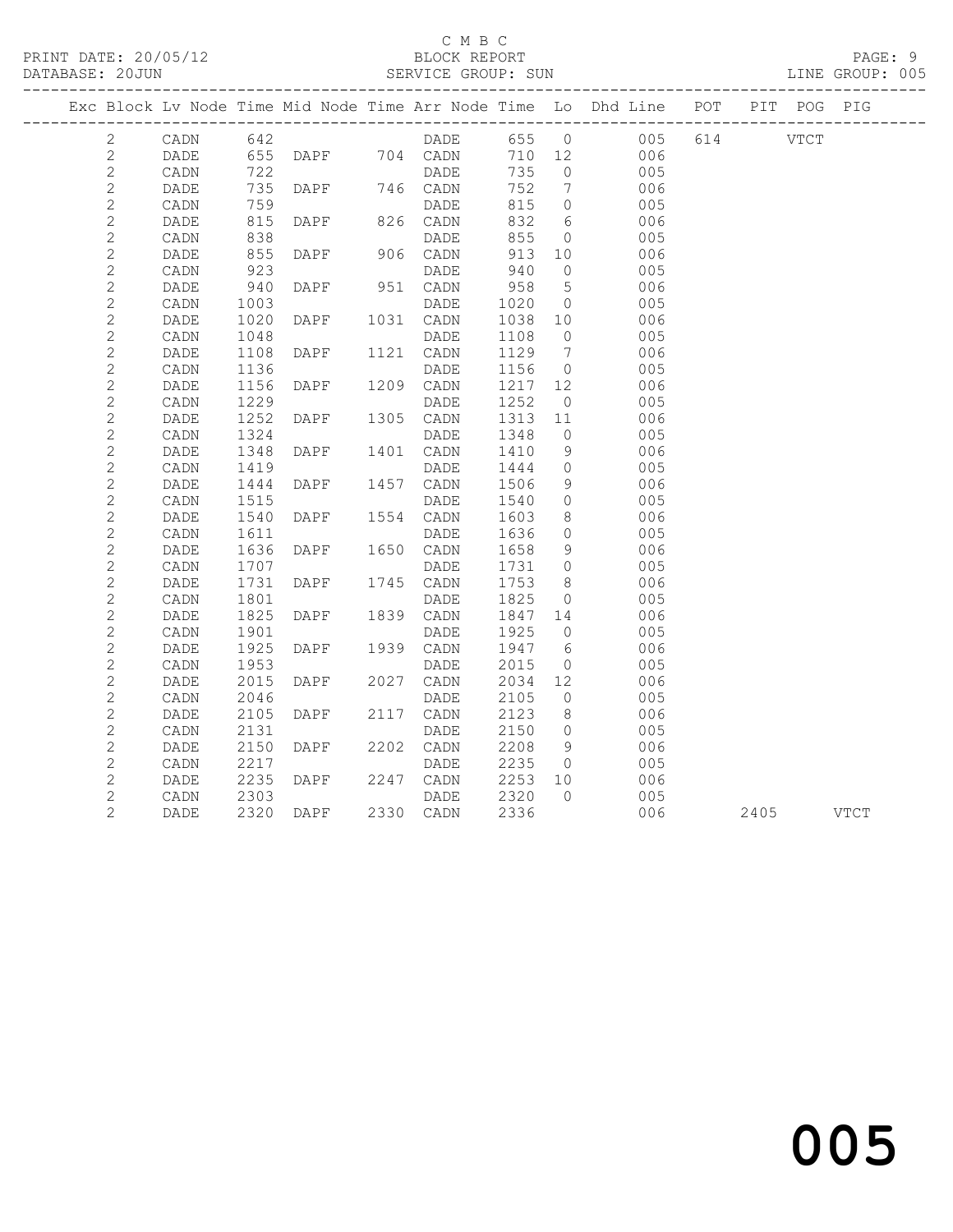C M B C
PRINT DATE: 20/05/12 BLOCK REPORT
DATABASE: 20JUN SERVICE GROUP: SUN LINE GROUP: 005

| Exc | Block | Lv | Node | Time | Mid Node | Time | Arr Node | Time | Lo | Dhd Line | POT | PIT | POG | PIG |
|---|---|---|---|---|---|---|---|---|---|---|---|---|---|---|
| | 2 | | CADN | 642 | | | DADE | 655 | 0 | 005 | 614 | | VTCT | |
| | 2 | | DADE | 655 | DAPF | 704 | CADN | 710 | 12 | 006 | | | | |
| | 2 | | CADN | 722 | | | DADE | 735 | 0 | 005 | | | | |
| | 2 | | DADE | 735 | DAPF | 746 | CADN | 752 | 7 | 006 | | | | |
| | 2 | | CADN | 759 | | | DADE | 815 | 0 | 005 | | | | |
| | 2 | | DADE | 815 | DAPF | 826 | CADN | 832 | 6 | 006 | | | | |
| | 2 | | CADN | 838 | | | DADE | 855 | 0 | 005 | | | | |
| | 2 | | DADE | 855 | DAPF | 906 | CADN | 913 | 10 | 006 | | | | |
| | 2 | | CADN | 923 | | | DADE | 940 | 0 | 005 | | | | |
| | 2 | | DADE | 940 | DAPF | 951 | CADN | 958 | 5 | 006 | | | | |
| | 2 | | CADN | 1003 | | | DADE | 1020 | 0 | 005 | | | | |
| | 2 | | DADE | 1020 | DAPF | 1031 | CADN | 1038 | 10 | 006 | | | | |
| | 2 | | CADN | 1048 | | | DADE | 1108 | 0 | 005 | | | | |
| | 2 | | DADE | 1108 | DAPF | 1121 | CADN | 1129 | 7 | 006 | | | | |
| | 2 | | CADN | 1136 | | | DADE | 1156 | 0 | 005 | | | | |
| | 2 | | DADE | 1156 | DAPF | 1209 | CADN | 1217 | 12 | 006 | | | | |
| | 2 | | CADN | 1229 | | | DADE | 1252 | 0 | 005 | | | | |
| | 2 | | DADE | 1252 | DAPF | 1305 | CADN | 1313 | 11 | 006 | | | | |
| | 2 | | CADN | 1324 | | | DADE | 1348 | 0 | 005 | | | | |
| | 2 | | DADE | 1348 | DAPF | 1401 | CADN | 1410 | 9 | 006 | | | | |
| | 2 | | CADN | 1419 | | | DADE | 1444 | 0 | 005 | | | | |
| | 2 | | DADE | 1444 | DAPF | 1457 | CADN | 1506 | 9 | 006 | | | | |
| | 2 | | CADN | 1515 | | | DADE | 1540 | 0 | 005 | | | | |
| | 2 | | DADE | 1540 | DAPF | 1554 | CADN | 1603 | 8 | 006 | | | | |
| | 2 | | CADN | 1611 | | | DADE | 1636 | 0 | 005 | | | | |
| | 2 | | DADE | 1636 | DAPF | 1650 | CADN | 1658 | 9 | 006 | | | | |
| | 2 | | CADN | 1707 | | | DADE | 1731 | 0 | 005 | | | | |
| | 2 | | DADE | 1731 | DAPF | 1745 | CADN | 1753 | 8 | 006 | | | | |
| | 2 | | CADN | 1801 | | | DADE | 1825 | 0 | 005 | | | | |
| | 2 | | DADE | 1825 | DAPF | 1839 | CADN | 1847 | 14 | 006 | | | | |
| | 2 | | CADN | 1901 | | | DADE | 1925 | 0 | 005 | | | | |
| | 2 | | DADE | 1925 | DAPF | 1939 | CADN | 1947 | 6 | 006 | | | | |
| | 2 | | CADN | 1953 | | | DADE | 2015 | 0 | 005 | | | | |
| | 2 | | DADE | 2015 | DAPF | 2027 | CADN | 2034 | 12 | 006 | | | | |
| | 2 | | CADN | 2046 | | | DADE | 2105 | 0 | 005 | | | | |
| | 2 | | DADE | 2105 | DAPF | 2117 | CADN | 2123 | 8 | 006 | | | | |
| | 2 | | CADN | 2131 | | | DADE | 2150 | 0 | 005 | | | | |
| | 2 | | DADE | 2150 | DAPF | 2202 | CADN | 2208 | 9 | 006 | | | | |
| | 2 | | CADN | 2217 | | | DADE | 2235 | 0 | 005 | | | | |
| | 2 | | DADE | 2235 | DAPF | 2247 | CADN | 2253 | 10 | 006 | | | | |
| | 2 | | CADN | 2303 | | | DADE | 2320 | 0 | 005 | | | | |
| | 2 | | DADE | 2320 | DAPF | 2330 | CADN | 2336 | | 006 | | 2405 | | VTCT |

005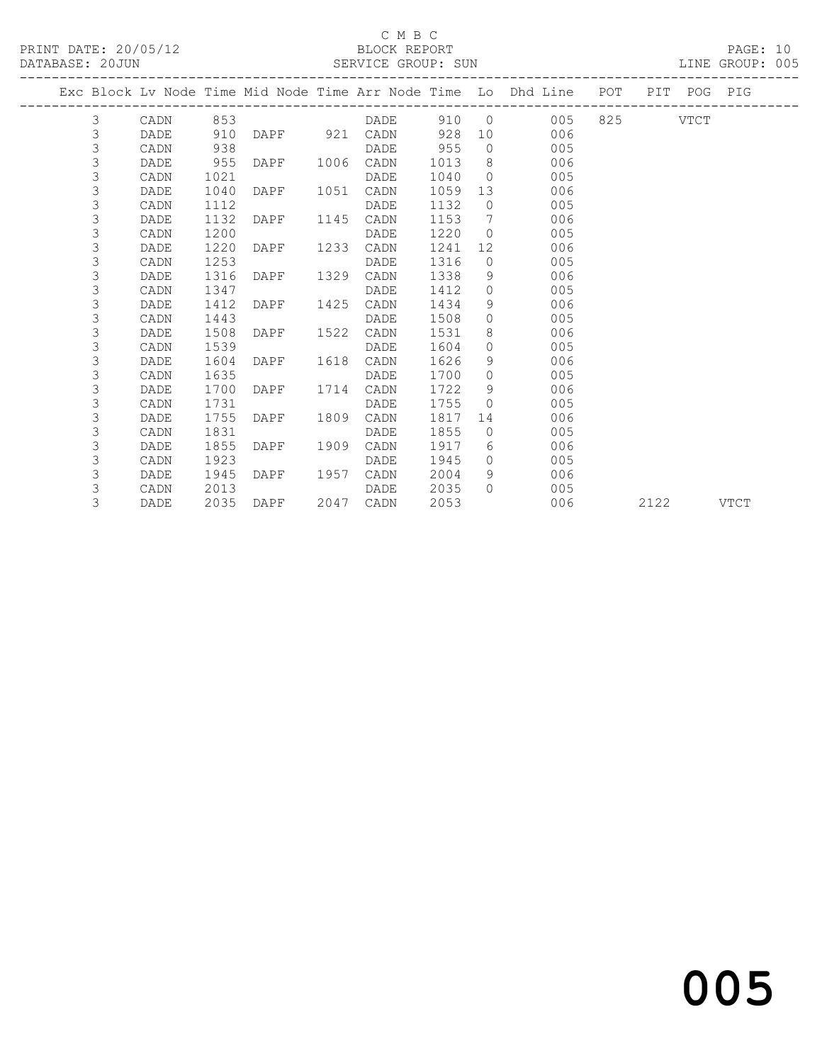C M B C

PRINT DATE: 20/05/12 BLOCK REPORT

DATABASE: 20JUN SERVICE GROUP: SUN LINE GROUP: 005

| Exc | Block | Lv | Node | Time | Mid Node | Time | Arr Node | Time | Lo | Dhd Line | POT | PIT | POG | PIG |
|---|---|---|---|---|---|---|---|---|---|---|---|---|---|---|
| | 3 | | CADN | 853 | | | DADE | 910 | 0 | 005 | 825 | | VTCT | |
| | 3 | | DADE | 910 | DAPF | 921 | CADN | 928 | 10 | 006 | | | | |
| | 3 | | CADN | 938 | | | DADE | 955 | 0 | 005 | | | | |
| | 3 | | DADE | 955 | DAPF | 1006 | CADN | 1013 | 8 | 006 | | | | |
| | 3 | | CADN | 1021 | | | DADE | 1040 | 0 | 005 | | | | |
| | 3 | | DADE | 1040 | DAPF | 1051 | CADN | 1059 | 13 | 006 | | | | |
| | 3 | | CADN | 1112 | | | DADE | 1132 | 0 | 005 | | | | |
| | 3 | | DADE | 1132 | DAPF | 1145 | CADN | 1153 | 7 | 006 | | | | |
| | 3 | | CADN | 1200 | | | DADE | 1220 | 0 | 005 | | | | |
| | 3 | | DADE | 1220 | DAPF | 1233 | CADN | 1241 | 12 | 006 | | | | |
| | 3 | | CADN | 1253 | | | DADE | 1316 | 0 | 005 | | | | |
| | 3 | | DADE | 1316 | DAPF | 1329 | CADN | 1338 | 9 | 006 | | | | |
| | 3 | | CADN | 1347 | | | DADE | 1412 | 0 | 005 | | | | |
| | 3 | | DADE | 1412 | DAPF | 1425 | CADN | 1434 | 9 | 006 | | | | |
| | 3 | | CADN | 1443 | | | DADE | 1508 | 0 | 005 | | | | |
| | 3 | | DADE | 1508 | DAPF | 1522 | CADN | 1531 | 8 | 006 | | | | |
| | 3 | | CADN | 1539 | | | DADE | 1604 | 0 | 005 | | | | |
| | 3 | | DADE | 1604 | DAPF | 1618 | CADN | 1626 | 9 | 006 | | | | |
| | 3 | | CADN | 1635 | | | DADE | 1700 | 0 | 005 | | | | |
| | 3 | | DADE | 1700 | DAPF | 1714 | CADN | 1722 | 9 | 006 | | | | |
| | 3 | | CADN | 1731 | | | DADE | 1755 | 0 | 005 | | | | |
| | 3 | | DADE | 1755 | DAPF | 1809 | CADN | 1817 | 14 | 006 | | | | |
| | 3 | | CADN | 1831 | | | DADE | 1855 | 0 | 005 | | | | |
| | 3 | | DADE | 1855 | DAPF | 1909 | CADN | 1917 | 6 | 006 | | | | |
| | 3 | | CADN | 1923 | | | DADE | 1945 | 0 | 005 | | | | |
| | 3 | | DADE | 1945 | DAPF | 1957 | CADN | 2004 | 9 | 006 | | | | |
| | 3 | | CADN | 2013 | | | DADE | 2035 | 0 | 005 | | | | |
| | 3 | | DADE | 2035 | DAPF | 2047 | CADN | 2053 | | 006 | | 2122 | | VTCT |

005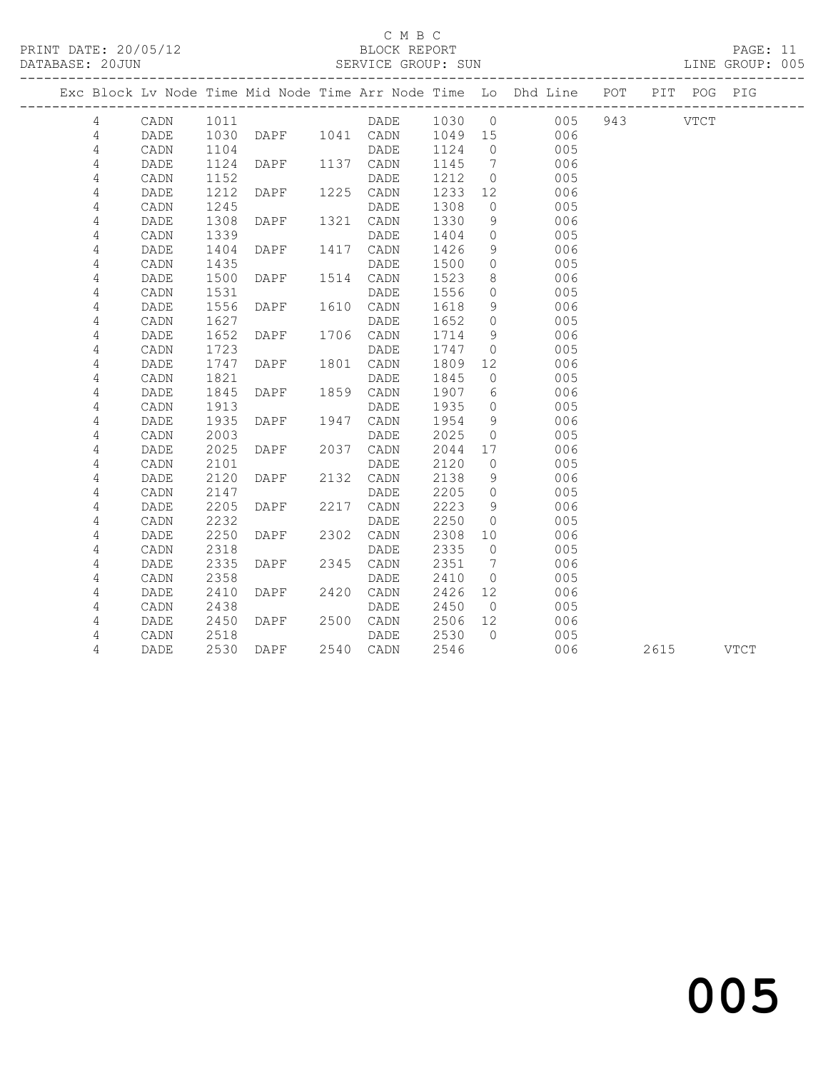C M B C
BLOCK REPORT
SERVICE GROUP: SUN

PRINT DATE: 20/05/12
DATABASE: 20JUN

LINE GROUP: 005

| Exc | Block | Lv | Node | Time | Mid Node | Time | Arr Node | Time | Lo | Dhd Line | POT | PIT | POG | PIG |
|---|---|---|---|---|---|---|---|---|---|---|---|---|---|---|
| | 4 | | CADN | 1011 | | | DADE | 1030 | 0 | 005 | 943 | | VTCT | |
| | 4 | | DADE | 1030 | DAPF | 1041 | CADN | 1049 | 15 | 006 | | | | |
| | 4 | | CADN | 1104 | | | DADE | 1124 | 0 | 005 | | | | |
| | 4 | | DADE | 1124 | DAPF | 1137 | CADN | 1145 | 7 | 006 | | | | |
| | 4 | | CADN | 1152 | | | DADE | 1212 | 0 | 005 | | | | |
| | 4 | | DADE | 1212 | DAPF | 1225 | CADN | 1233 | 12 | 006 | | | | |
| | 4 | | CADN | 1245 | | | DADE | 1308 | 0 | 005 | | | | |
| | 4 | | DADE | 1308 | DAPF | 1321 | CADN | 1330 | 9 | 006 | | | | |
| | 4 | | CADN | 1339 | | | DADE | 1404 | 0 | 005 | | | | |
| | 4 | | DADE | 1404 | DAPF | 1417 | CADN | 1426 | 9 | 006 | | | | |
| | 4 | | CADN | 1435 | | | DADE | 1500 | 0 | 005 | | | | |
| | 4 | | DADE | 1500 | DAPF | 1514 | CADN | 1523 | 8 | 006 | | | | |
| | 4 | | CADN | 1531 | | | DADE | 1556 | 0 | 005 | | | | |
| | 4 | | DADE | 1556 | DAPF | 1610 | CADN | 1618 | 9 | 006 | | | | |
| | 4 | | CADN | 1627 | | | DADE | 1652 | 0 | 005 | | | | |
| | 4 | | DADE | 1652 | DAPF | 1706 | CADN | 1714 | 9 | 006 | | | | |
| | 4 | | CADN | 1723 | | | DADE | 1747 | 0 | 005 | | | | |
| | 4 | | DADE | 1747 | DAPF | 1801 | CADN | 1809 | 12 | 006 | | | | |
| | 4 | | CADN | 1821 | | | DADE | 1845 | 0 | 005 | | | | |
| | 4 | | DADE | 1845 | DAPF | 1859 | CADN | 1907 | 6 | 006 | | | | |
| | 4 | | CADN | 1913 | | | DADE | 1935 | 0 | 005 | | | | |
| | 4 | | DADE | 1935 | DAPF | 1947 | CADN | 1954 | 9 | 006 | | | | |
| | 4 | | CADN | 2003 | | | DADE | 2025 | 0 | 005 | | | | |
| | 4 | | DADE | 2025 | DAPF | 2037 | CADN | 2044 | 17 | 006 | | | | |
| | 4 | | CADN | 2101 | | | DADE | 2120 | 0 | 005 | | | | |
| | 4 | | DADE | 2120 | DAPF | 2132 | CADN | 2138 | 9 | 006 | | | | |
| | 4 | | CADN | 2147 | | | DADE | 2205 | 0 | 005 | | | | |
| | 4 | | DADE | 2205 | DAPF | 2217 | CADN | 2223 | 9 | 006 | | | | |
| | 4 | | CADN | 2232 | | | DADE | 2250 | 0 | 005 | | | | |
| | 4 | | DADE | 2250 | DAPF | 2302 | CADN | 2308 | 10 | 006 | | | | |
| | 4 | | CADN | 2318 | | | DADE | 2335 | 0 | 005 | | | | |
| | 4 | | DADE | 2335 | DAPF | 2345 | CADN | 2351 | 7 | 006 | | | | |
| | 4 | | CADN | 2358 | | | DADE | 2410 | 0 | 005 | | | | |
| | 4 | | DADE | 2410 | DAPF | 2420 | CADN | 2426 | 12 | 006 | | | | |
| | 4 | | CADN | 2438 | | | DADE | 2450 | 0 | 005 | | | | |
| | 4 | | DADE | 2450 | DAPF | 2500 | CADN | 2506 | 12 | 006 | | | | |
| | 4 | | CADN | 2518 | | | DADE | 2530 | 0 | 005 | | | | |
| | 4 | | DADE | 2530 | DAPF | 2540 | CADN | 2546 | | 006 | | 2615 | | VTCT |

005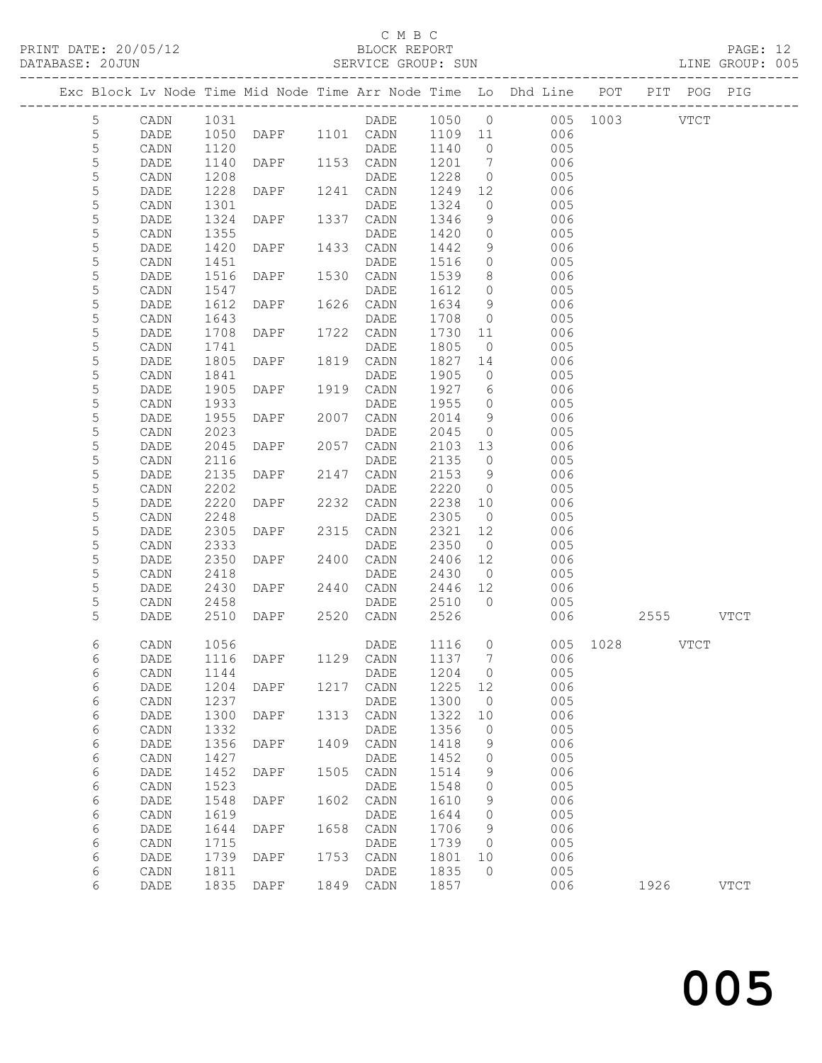C M B C

BLOCK REPORT

SERVICE GROUP: SUN

PRINT DATE: 20/05/12
DATABASE: 20JUN
LINE GROUP: 005

| Exc | Block | Lv | Node | Time | Mid Node | Time | Arr Node | Time | Lo | Dhd Line | POT | PIT | POG | PIG |
|---|---|---|---|---|---|---|---|---|---|---|---|---|---|---|
| | 5 | | CADN | 1031 | | | DADE | 1050 | 0 | 005 | 1003 | | VTCT | |
| | 5 | | DADE | 1050 | DAPF | 1101 | CADN | 1109 | 11 | 006 | | | | |
| | 5 | | CADN | 1120 | | | DADE | 1140 | 0 | 005 | | | | |
| | 5 | | DADE | 1140 | DAPF | 1153 | CADN | 1201 | 7 | 006 | | | | |
| | 5 | | CADN | 1208 | | | DADE | 1228 | 0 | 005 | | | | |
| | 5 | | DADE | 1228 | DAPF | 1241 | CADN | 1249 | 12 | 006 | | | | |
| | 5 | | CADN | 1301 | | | DADE | 1324 | 0 | 005 | | | | |
| | 5 | | DADE | 1324 | DAPF | 1337 | CADN | 1346 | 9 | 006 | | | | |
| | 5 | | CADN | 1355 | | | DADE | 1420 | 0 | 005 | | | | |
| | 5 | | DADE | 1420 | DAPF | 1433 | CADN | 1442 | 9 | 006 | | | | |
| | 5 | | CADN | 1451 | | | DADE | 1516 | 0 | 005 | | | | |
| | 5 | | DADE | 1516 | DAPF | 1530 | CADN | 1539 | 8 | 006 | | | | |
| | 5 | | CADN | 1547 | | | DADE | 1612 | 0 | 005 | | | | |
| | 5 | | DADE | 1612 | DAPF | 1626 | CADN | 1634 | 9 | 006 | | | | |
| | 5 | | CADN | 1643 | | | DADE | 1708 | 0 | 005 | | | | |
| | 5 | | DADE | 1708 | DAPF | 1722 | CADN | 1730 | 11 | 006 | | | | |
| | 5 | | CADN | 1741 | | | DADE | 1805 | 0 | 005 | | | | |
| | 5 | | DADE | 1805 | DAPF | 1819 | CADN | 1827 | 14 | 006 | | | | |
| | 5 | | CADN | 1841 | | | DADE | 1905 | 0 | 005 | | | | |
| | 5 | | DADE | 1905 | DAPF | 1919 | CADN | 1927 | 6 | 006 | | | | |
| | 5 | | CADN | 1933 | | | DADE | 1955 | 0 | 005 | | | | |
| | 5 | | DADE | 1955 | DAPF | 2007 | CADN | 2014 | 9 | 006 | | | | |
| | 5 | | CADN | 2023 | | | DADE | 2045 | 0 | 005 | | | | |
| | 5 | | DADE | 2045 | DAPF | 2057 | CADN | 2103 | 13 | 006 | | | | |
| | 5 | | CADN | 2116 | | | DADE | 2135 | 0 | 005 | | | | |
| | 5 | | DADE | 2135 | DAPF | 2147 | CADN | 2153 | 9 | 006 | | | | |
| | 5 | | CADN | 2202 | | | DADE | 2220 | 0 | 005 | | | | |
| | 5 | | DADE | 2220 | DAPF | 2232 | CADN | 2238 | 10 | 006 | | | | |
| | 5 | | CADN | 2248 | | | DADE | 2305 | 0 | 005 | | | | |
| | 5 | | DADE | 2305 | DAPF | 2315 | CADN | 2321 | 12 | 006 | | | | |
| | 5 | | CADN | 2333 | | | DADE | 2350 | 0 | 005 | | | | |
| | 5 | | DADE | 2350 | DAPF | 2400 | CADN | 2406 | 12 | 006 | | | | |
| | 5 | | CADN | 2418 | | | DADE | 2430 | 0 | 005 | | | | |
| | 5 | | DADE | 2430 | DAPF | 2440 | CADN | 2446 | 12 | 006 | | | | |
| | 5 | | CADN | 2458 | | | DADE | 2510 | 0 | 005 | | | | |
| | 5 | | DADE | 2510 | DAPF | 2520 | CADN | 2526 | | 006 | | 2555 | | VTCT |
| | 6 | | CADN | 1056 | | | DADE | 1116 | 0 | 005 | 1028 | | VTCT | |
| | 6 | | DADE | 1116 | DAPF | 1129 | CADN | 1137 | 7 | 006 | | | | |
| | 6 | | CADN | 1144 | | | DADE | 1204 | 0 | 005 | | | | |
| | 6 | | DADE | 1204 | DAPF | 1217 | CADN | 1225 | 12 | 006 | | | | |
| | 6 | | CADN | 1237 | | | DADE | 1300 | 0 | 005 | | | | |
| | 6 | | DADE | 1300 | DAPF | 1313 | CADN | 1322 | 10 | 006 | | | | |
| | 6 | | CADN | 1332 | | | DADE | 1356 | 0 | 005 | | | | |
| | 6 | | DADE | 1356 | DAPF | 1409 | CADN | 1418 | 9 | 006 | | | | |
| | 6 | | CADN | 1427 | | | DADE | 1452 | 0 | 005 | | | | |
| | 6 | | DADE | 1452 | DAPF | 1505 | CADN | 1514 | 9 | 006 | | | | |
| | 6 | | CADN | 1523 | | | DADE | 1548 | 0 | 005 | | | | |
| | 6 | | DADE | 1548 | DAPF | 1602 | CADN | 1610 | 9 | 006 | | | | |
| | 6 | | CADN | 1619 | | | DADE | 1644 | 0 | 005 | | | | |
| | 6 | | DADE | 1644 | DAPF | 1658 | CADN | 1706 | 9 | 006 | | | | |
| | 6 | | CADN | 1715 | | | DADE | 1739 | 0 | 005 | | | | |
| | 6 | | DADE | 1739 | DAPF | 1753 | CADN | 1801 | 10 | 006 | | | | |
| | 6 | | CADN | 1811 | | | DADE | 1835 | 0 | 005 | | | | |
| | 6 | | DADE | 1835 | DAPF | 1849 | CADN | 1857 | | 006 | | 1926 | | VTCT |

005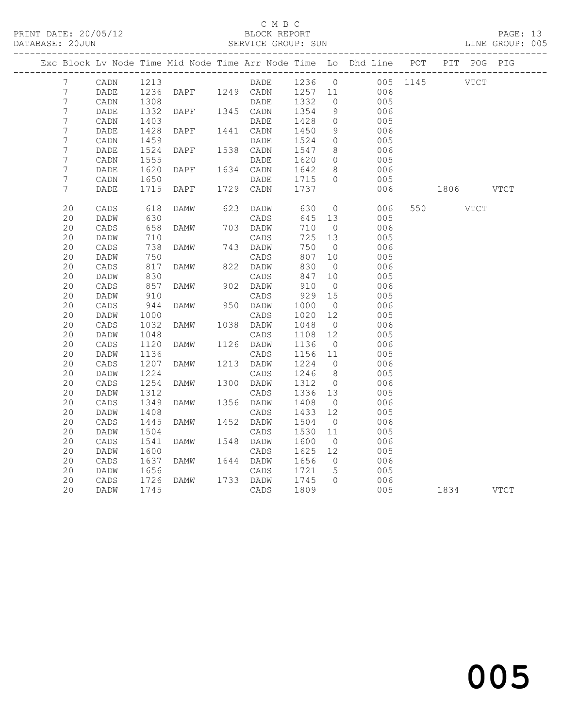C M B C

PRINT DATE: 20/05/12 BLOCK REPORT
DATABASE: 20JUN SERVICE GROUP: SUN LINE GROUP: 005

| Exc | Block | Lv | Node | Time | Mid Node | Time | Arr Node | Time | Lo | Dhd Line | POT | PIT | POG | PIG |
|---|---|---|---|---|---|---|---|---|---|---|---|---|---|---|
| | 7 | | CADN | 1213 | | | DADE | 1236 | 0 | 005 | 1145 | | VTCT | |
| | 7 | | DADE | 1236 | DAPF | 1249 | CADN | 1257 | 11 | 006 | | | | |
| | 7 | | CADN | 1308 | | | DADE | 1332 | 0 | 005 | | | | |
| | 7 | | DADE | 1332 | DAPF | 1345 | CADN | 1354 | 9 | 006 | | | | |
| | 7 | | CADN | 1403 | | | DADE | 1428 | 0 | 005 | | | | |
| | 7 | | DADE | 1428 | DAPF | 1441 | CADN | 1450 | 9 | 006 | | | | |
| | 7 | | CADN | 1459 | | | DADE | 1524 | 0 | 005 | | | | |
| | 7 | | DADE | 1524 | DAPF | 1538 | CADN | 1547 | 8 | 006 | | | | |
| | 7 | | CADN | 1555 | | | DADE | 1620 | 0 | 005 | | | | |
| | 7 | | DADE | 1620 | DAPF | 1634 | CADN | 1642 | 8 | 006 | | | | |
| | 7 | | CADN | 1650 | | | DADE | 1715 | 0 | 005 | | | | |
| | 7 | | DADE | 1715 | DAPF | 1729 | CADN | 1737 | | 006 | | 1806 | | VTCT |
| | 20 | | CADS | 618 | DAMW | 623 | DADW | 630 | 0 | 006 | 550 | | VTCT | |
| | 20 | | DADW | 630 | | | CADS | 645 | 13 | 005 | | | | |
| | 20 | | CADS | 658 | DAMW | 703 | DADW | 710 | 0 | 006 | | | | |
| | 20 | | DADW | 710 | | | CADS | 725 | 13 | 005 | | | | |
| | 20 | | CADS | 738 | DAMW | 743 | DADW | 750 | 0 | 006 | | | | |
| | 20 | | DADW | 750 | | | CADS | 807 | 10 | 005 | | | | |
| | 20 | | CADS | 817 | DAMW | 822 | DADW | 830 | 0 | 006 | | | | |
| | 20 | | DADW | 830 | | | CADS | 847 | 10 | 005 | | | | |
| | 20 | | CADS | 857 | DAMW | 902 | DADW | 910 | 0 | 006 | | | | |
| | 20 | | DADW | 910 | | | CADS | 929 | 15 | 005 | | | | |
| | 20 | | CADS | 944 | DAMW | 950 | DADW | 1000 | 0 | 006 | | | | |
| | 20 | | DADW | 1000 | | | CADS | 1020 | 12 | 005 | | | | |
| | 20 | | CADS | 1032 | DAMW | 1038 | DADW | 1048 | 0 | 006 | | | | |
| | 20 | | DADW | 1048 | | | CADS | 1108 | 12 | 005 | | | | |
| | 20 | | CADS | 1120 | DAMW | 1126 | DADW | 1136 | 0 | 006 | | | | |
| | 20 | | DADW | 1136 | | | CADS | 1156 | 11 | 005 | | | | |
| | 20 | | CADS | 1207 | DAMW | 1213 | DADW | 1224 | 0 | 006 | | | | |
| | 20 | | DADW | 1224 | | | CADS | 1246 | 8 | 005 | | | | |
| | 20 | | CADS | 1254 | DAMW | 1300 | DADW | 1312 | 0 | 006 | | | | |
| | 20 | | DADW | 1312 | | | CADS | 1336 | 13 | 005 | | | | |
| | 20 | | CADS | 1349 | DAMW | 1356 | DADW | 1408 | 0 | 006 | | | | |
| | 20 | | DADW | 1408 | | | CADS | 1433 | 12 | 005 | | | | |
| | 20 | | CADS | 1445 | DAMW | 1452 | DADW | 1504 | 0 | 006 | | | | |
| | 20 | | DADW | 1504 | | | CADS | 1530 | 11 | 005 | | | | |
| | 20 | | CADS | 1541 | DAMW | 1548 | DADW | 1600 | 0 | 006 | | | | |
| | 20 | | DADW | 1600 | | | CADS | 1625 | 12 | 005 | | | | |
| | 20 | | CADS | 1637 | DAMW | 1644 | DADW | 1656 | 0 | 006 | | | | |
| | 20 | | DADW | 1656 | | | CADS | 1721 | 5 | 005 | | | | |
| | 20 | | CADS | 1726 | DAMW | 1733 | DADW | 1745 | 0 | 006 | | | | |
| | 20 | | DADW | 1745 | | | CADS | 1809 | | 005 | | 1834 | | VTCT |

005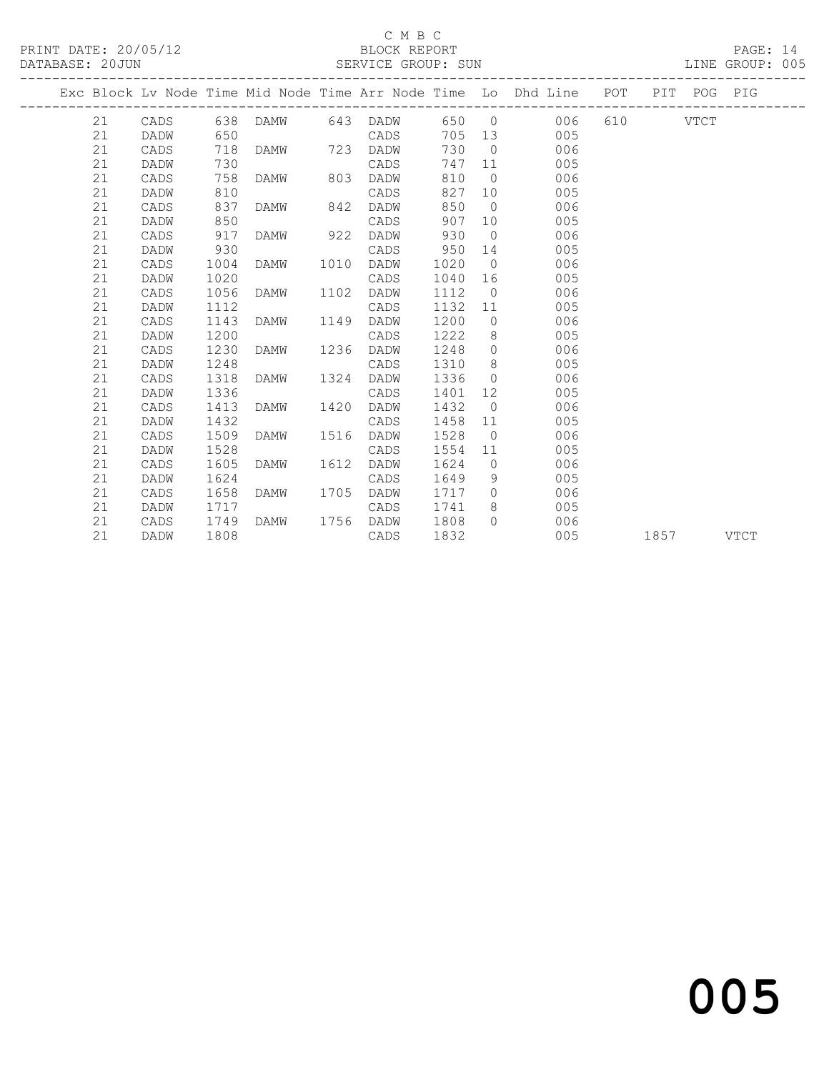C M B C

BLOCK REPORT

PRINT DATE: 20/05/12    DATABASE: 20JUN    SERVICE GROUP: SUN    LINE GROUP: 005

| Exc | Block | Lv Node | Time | Mid Node | Time | Arr Node | Time | Lo | Dhd Line | POT | PIT | POG | PIG |
|---|---|---|---|---|---|---|---|---|---|---|---|---|---|
| | 21 | CADS | 638 | DAMW | 643 | DADW | 650 | 0 | 006 | 610 | | VTCT | |
| | 21 | DADW | 650 | | | CADS | 705 | 13 | 005 | | | | |
| | 21 | CADS | 718 | DAMW | 723 | DADW | 730 | 0 | 006 | | | | |
| | 21 | DADW | 730 | | | CADS | 747 | 11 | 005 | | | | |
| | 21 | CADS | 758 | DAMW | 803 | DADW | 810 | 0 | 006 | | | | |
| | 21 | DADW | 810 | | | CADS | 827 | 10 | 005 | | | | |
| | 21 | CADS | 837 | DAMW | 842 | DADW | 850 | 0 | 006 | | | | |
| | 21 | DADW | 850 | | | CADS | 907 | 10 | 005 | | | | |
| | 21 | CADS | 917 | DAMW | 922 | DADW | 930 | 0 | 006 | | | | |
| | 21 | DADW | 930 | | | CADS | 950 | 14 | 005 | | | | |
| | 21 | CADS | 1004 | DAMW | 1010 | DADW | 1020 | 0 | 006 | | | | |
| | 21 | DADW | 1020 | | | CADS | 1040 | 16 | 005 | | | | |
| | 21 | CADS | 1056 | DAMW | 1102 | DADW | 1112 | 0 | 006 | | | | |
| | 21 | DADW | 1112 | | | CADS | 1132 | 11 | 005 | | | | |
| | 21 | CADS | 1143 | DAMW | 1149 | DADW | 1200 | 0 | 006 | | | | |
| | 21 | DADW | 1200 | | | CADS | 1222 | 8 | 005 | | | | |
| | 21 | CADS | 1230 | DAMW | 1236 | DADW | 1248 | 0 | 006 | | | | |
| | 21 | DADW | 1248 | | | CADS | 1310 | 8 | 005 | | | | |
| | 21 | CADS | 1318 | DAMW | 1324 | DADW | 1336 | 0 | 006 | | | | |
| | 21 | DADW | 1336 | | | CADS | 1401 | 12 | 005 | | | | |
| | 21 | CADS | 1413 | DAMW | 1420 | DADW | 1432 | 0 | 006 | | | | |
| | 21 | DADW | 1432 | | | CADS | 1458 | 11 | 005 | | | | |
| | 21 | CADS | 1509 | DAMW | 1516 | DADW | 1528 | 0 | 006 | | | | |
| | 21 | DADW | 1528 | | | CADS | 1554 | 11 | 005 | | | | |
| | 21 | CADS | 1605 | DAMW | 1612 | DADW | 1624 | 0 | 006 | | | | |
| | 21 | DADW | 1624 | | | CADS | 1649 | 9 | 005 | | | | |
| | 21 | CADS | 1658 | DAMW | 1705 | DADW | 1717 | 0 | 006 | | | | |
| | 21 | DADW | 1717 | | | CADS | 1741 | 8 | 005 | | | | |
| | 21 | CADS | 1749 | DAMW | 1756 | DADW | 1808 | 0 | 006 | | | | |
| | 21 | DADW | 1808 | | | CADS | 1832 | | 005 | | 1857 | | VTCT |

005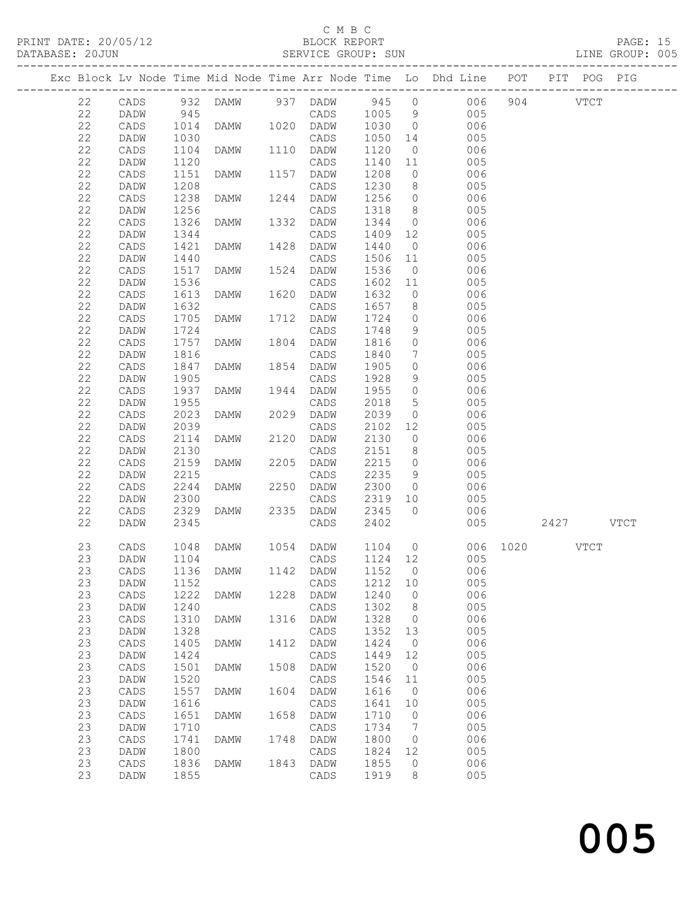C M B C
BLOCK REPORT
SERVICE GROUP: SUN

PRINT DATE: 20/05/12
DATABASE: 20JUN

LINE GROUP: 005

| Exc | Block | Lv | Node | Time | Mid Node | Time | Arr Node | Time | Lo | Dhd Line | POT | PIT | POG | PIG |
|---|---|---|---|---|---|---|---|---|---|---|---|---|---|---|
| | 22 | | CADS | 932 | DAMW | 937 | DADW | 945 | 0 | 006 | 904 | | VTCT | |
| | 22 | | DADW | 945 | | | CADS | 1005 | 9 | 005 | | | | |
| | 22 | | CADS | 1014 | DAMW | 1020 | DADW | 1030 | 0 | 006 | | | | |
| | 22 | | DADW | 1030 | | | CADS | 1050 | 14 | 005 | | | | |
| | 22 | | CADS | 1104 | DAMW | 1110 | DADW | 1120 | 0 | 006 | | | | |
| | 22 | | DADW | 1120 | | | CADS | 1140 | 11 | 005 | | | | |
| | 22 | | CADS | 1151 | DAMW | 1157 | DADW | 1208 | 0 | 006 | | | | |
| | 22 | | DADW | 1208 | | | CADS | 1230 | 8 | 005 | | | | |
| | 22 | | CADS | 1238 | DAMW | 1244 | DADW | 1256 | 0 | 006 | | | | |
| | 22 | | DADW | 1256 | | | CADS | 1318 | 8 | 005 | | | | |
| | 22 | | CADS | 1326 | DAMW | 1332 | DADW | 1344 | 0 | 006 | | | | |
| | 22 | | DADW | 1344 | | | CADS | 1409 | 12 | 005 | | | | |
| | 22 | | CADS | 1421 | DAMW | 1428 | DADW | 1440 | 0 | 006 | | | | |
| | 22 | | DADW | 1440 | | | CADS | 1506 | 11 | 005 | | | | |
| | 22 | | CADS | 1517 | DAMW | 1524 | DADW | 1536 | 0 | 006 | | | | |
| | 22 | | DADW | 1536 | | | CADS | 1602 | 11 | 005 | | | | |
| | 22 | | CADS | 1613 | DAMW | 1620 | DADW | 1632 | 0 | 006 | | | | |
| | 22 | | DADW | 1632 | | | CADS | 1657 | 8 | 005 | | | | |
| | 22 | | CADS | 1705 | DAMW | 1712 | DADW | 1724 | 0 | 006 | | | | |
| | 22 | | DADW | 1724 | | | CADS | 1748 | 9 | 005 | | | | |
| | 22 | | CADS | 1757 | DAMW | 1804 | DADW | 1816 | 0 | 006 | | | | |
| | 22 | | DADW | 1816 | | | CADS | 1840 | 7 | 005 | | | | |
| | 22 | | CADS | 1847 | DAMW | 1854 | DADW | 1905 | 0 | 006 | | | | |
| | 22 | | DADW | 1905 | | | CADS | 1928 | 9 | 005 | | | | |
| | 22 | | CADS | 1937 | DAMW | 1944 | DADW | 1955 | 0 | 006 | | | | |
| | 22 | | DADW | 1955 | | | CADS | 2018 | 5 | 005 | | | | |
| | 22 | | CADS | 2023 | DAMW | 2029 | DADW | 2039 | 0 | 006 | | | | |
| | 22 | | DADW | 2039 | | | CADS | 2102 | 12 | 005 | | | | |
| | 22 | | CADS | 2114 | DAMW | 2120 | DADW | 2130 | 0 | 006 | | | | |
| | 22 | | DADW | 2130 | | | CADS | 2151 | 8 | 005 | | | | |
| | 22 | | CADS | 2159 | DAMW | 2205 | DADW | 2215 | 0 | 006 | | | | |
| | 22 | | DADW | 2215 | | | CADS | 2235 | 9 | 005 | | | | |
| | 22 | | CADS | 2244 | DAMW | 2250 | DADW | 2300 | 0 | 006 | | | | |
| | 22 | | DADW | 2300 | | | CADS | 2319 | 10 | 005 | | | | |
| | 22 | | CADS | 2329 | DAMW | 2335 | DADW | 2345 | 0 | 006 | | | | |
| | 22 | | DADW | 2345 | | | CADS | 2402 | | 005 | | 2427 | | VTCT |
| | 23 | | CADS | 1048 | DAMW | 1054 | DADW | 1104 | 0 | 006 | 1020 | | VTCT | |
| | 23 | | DADW | 1104 | | | CADS | 1124 | 12 | 005 | | | | |
| | 23 | | CADS | 1136 | DAMW | 1142 | DADW | 1152 | 0 | 006 | | | | |
| | 23 | | DADW | 1152 | | | CADS | 1212 | 10 | 005 | | | | |
| | 23 | | CADS | 1222 | DAMW | 1228 | DADW | 1240 | 0 | 006 | | | | |
| | 23 | | DADW | 1240 | | | CADS | 1302 | 8 | 005 | | | | |
| | 23 | | CADS | 1310 | DAMW | 1316 | DADW | 1328 | 0 | 006 | | | | |
| | 23 | | DADW | 1328 | | | CADS | 1352 | 13 | 005 | | | | |
| | 23 | | CADS | 1405 | DAMW | 1412 | DADW | 1424 | 0 | 006 | | | | |
| | 23 | | DADW | 1424 | | | CADS | 1449 | 12 | 005 | | | | |
| | 23 | | CADS | 1501 | DAMW | 1508 | DADW | 1520 | 0 | 006 | | | | |
| | 23 | | DADW | 1520 | | | CADS | 1546 | 11 | 005 | | | | |
| | 23 | | CADS | 1557 | DAMW | 1604 | DADW | 1616 | 0 | 006 | | | | |
| | 23 | | DADW | 1616 | | | CADS | 1641 | 10 | 005 | | | | |
| | 23 | | CADS | 1651 | DAMW | 1658 | DADW | 1710 | 0 | 006 | | | | |
| | 23 | | DADW | 1710 | | | CADS | 1734 | 7 | 005 | | | | |
| | 23 | | CADS | 1741 | DAMW | 1748 | DADW | 1800 | 0 | 006 | | | | |
| | 23 | | DADW | 1800 | | | CADS | 1824 | 12 | 005 | | | | |
| | 23 | | CADS | 1836 | DAMW | 1843 | DADW | 1855 | 0 | 006 | | | | |
| | 23 | | DADW | 1855 | | | CADS | 1919 | 8 | 005 | | | | |

005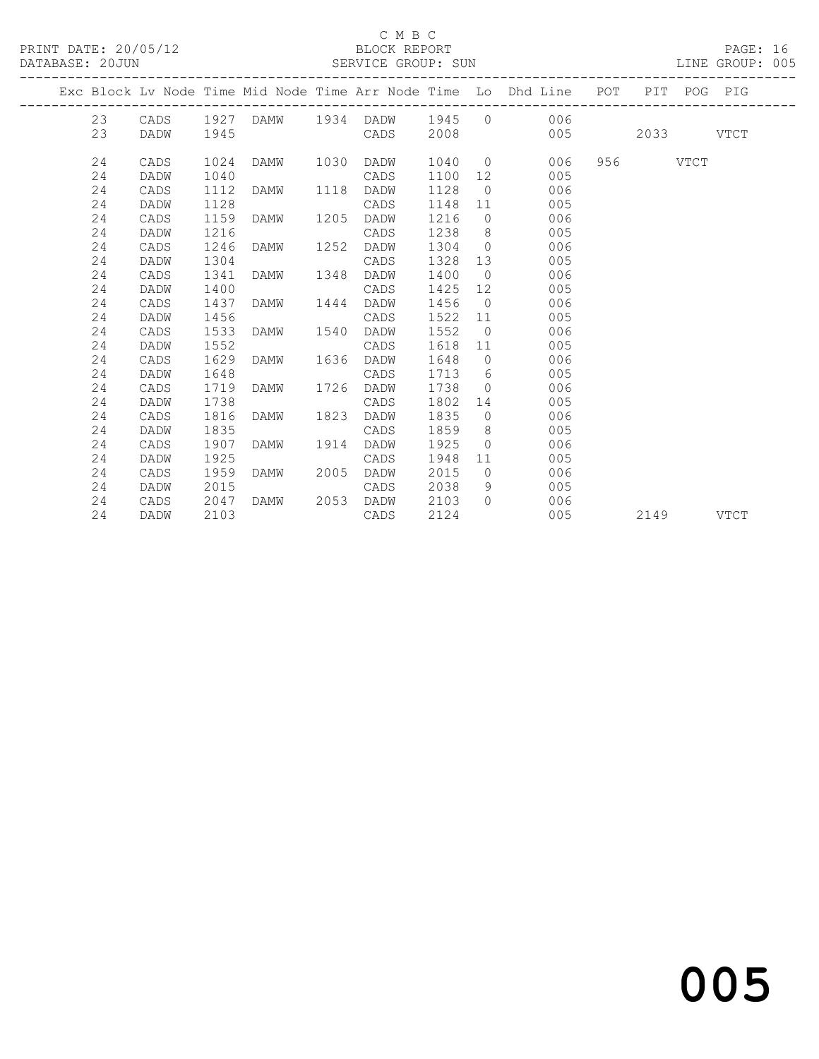C M B C

BLOCK REPORT

PRINT DATE: 20/05/12 DATABASE: 20JUN SERVICE GROUP: SUN LINE GROUP: 005

| Exc | Block | Lv Node | Time | Mid Node | Time | Arr Node | Time | Lo | Dhd Line | POT | PIT | POG | PIG |
|---|---|---|---|---|---|---|---|---|---|---|---|---|---|
| | 23 | CADS | 1927 | DAMW | 1934 | DADW | 1945 | 0 | 006 | | | | |
| | 23 | DADW | 1945 | | | CADS | 2008 | | 005 | | 2033 | | VTCT |
| | 24 | CADS | 1024 | DAMW | 1030 | DADW | 1040 | 0 | 006 | 956 | | VTCT | |
| | 24 | DADW | 1040 | | | CADS | 1100 | 12 | 005 | | | | |
| | 24 | CADS | 1112 | DAMW | 1118 | DADW | 1128 | 0 | 006 | | | | |
| | 24 | DADW | 1128 | | | CADS | 1148 | 11 | 005 | | | | |
| | 24 | CADS | 1159 | DAMW | 1205 | DADW | 1216 | 0 | 006 | | | | |
| | 24 | DADW | 1216 | | | CADS | 1238 | 8 | 005 | | | | |
| | 24 | CADS | 1246 | DAMW | 1252 | DADW | 1304 | 0 | 006 | | | | |
| | 24 | DADW | 1304 | | | CADS | 1328 | 13 | 005 | | | | |
| | 24 | CADS | 1341 | DAMW | 1348 | DADW | 1400 | 0 | 006 | | | | |
| | 24 | DADW | 1400 | | | CADS | 1425 | 12 | 005 | | | | |
| | 24 | CADS | 1437 | DAMW | 1444 | DADW | 1456 | 0 | 006 | | | | |
| | 24 | DADW | 1456 | | | CADS | 1522 | 11 | 005 | | | | |
| | 24 | CADS | 1533 | DAMW | 1540 | DADW | 1552 | 0 | 006 | | | | |
| | 24 | DADW | 1552 | | | CADS | 1618 | 11 | 005 | | | | |
| | 24 | CADS | 1629 | DAMW | 1636 | DADW | 1648 | 0 | 006 | | | | |
| | 24 | DADW | 1648 | | | CADS | 1713 | 6 | 005 | | | | |
| | 24 | CADS | 1719 | DAMW | 1726 | DADW | 1738 | 0 | 006 | | | | |
| | 24 | DADW | 1738 | | | CADS | 1802 | 14 | 005 | | | | |
| | 24 | CADS | 1816 | DAMW | 1823 | DADW | 1835 | 0 | 006 | | | | |
| | 24 | DADW | 1835 | | | CADS | 1859 | 8 | 005 | | | | |
| | 24 | CADS | 1907 | DAMW | 1914 | DADW | 1925 | 0 | 006 | | | | |
| | 24 | DADW | 1925 | | | CADS | 1948 | 11 | 005 | | | | |
| | 24 | CADS | 1959 | DAMW | 2005 | DADW | 2015 | 0 | 006 | | | | |
| | 24 | DADW | 2015 | | | CADS | 2038 | 9 | 005 | | | | |
| | 24 | CADS | 2047 | DAMW | 2053 | DADW | 2103 | 0 | 006 | | | | |
| | 24 | DADW | 2103 | | | CADS | 2124 | | 005 | | 2149 | | VTCT |

005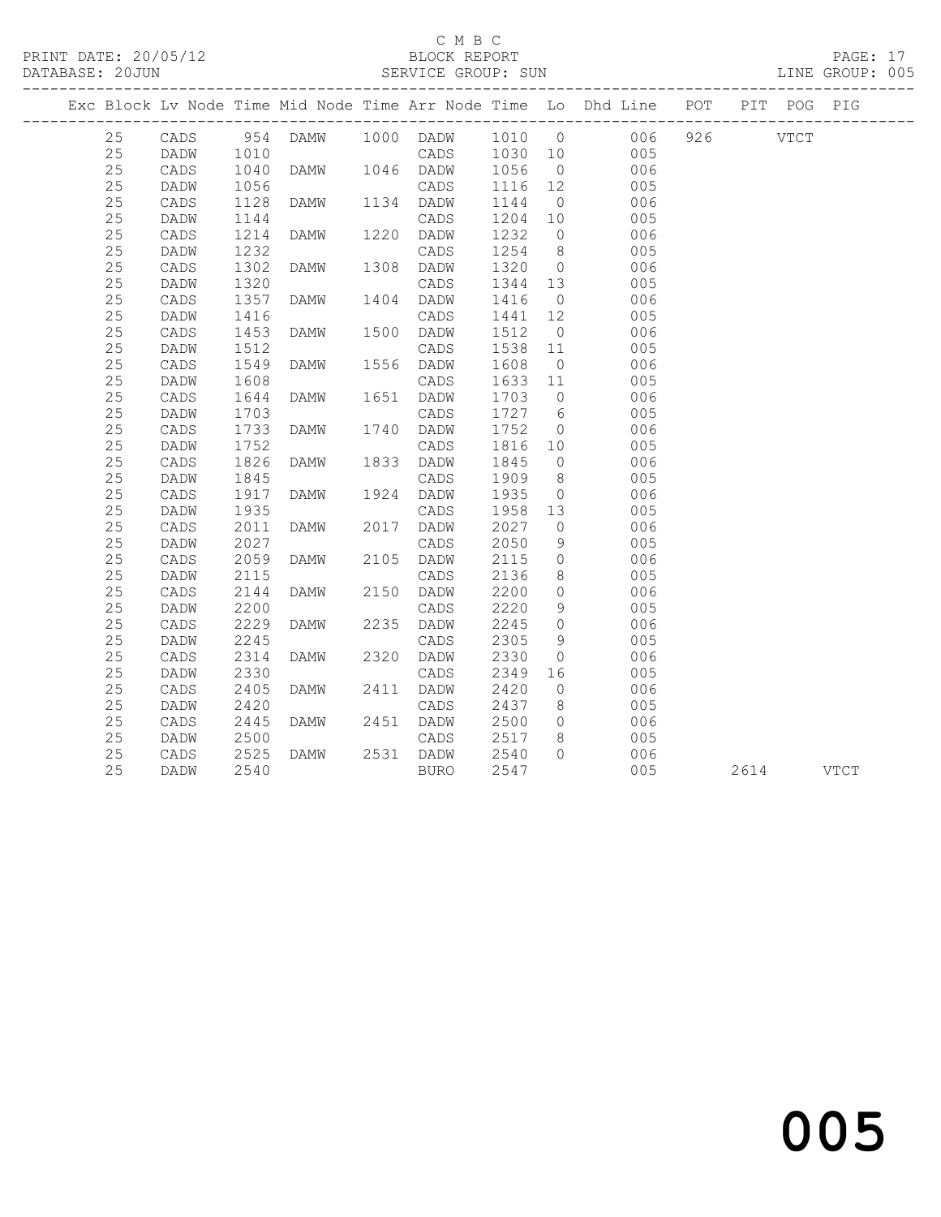C M B C
BLOCK REPORT
SERVICE GROUP: SUN

PRINT DATE: 20/05/12
DATABASE: 20JUN

LINE GROUP: 005

| Exc | Block | Lv Node | Time | Mid Node | Time | Arr Node | Time | Lo | Dhd Line | POT | PIT | POG | PIG |
|---|---|---|---|---|---|---|---|---|---|---|---|---|---|
| | 25 | CADS | 954 | DAMW | 1000 | DADW | 1010 | 0 | 006 | 926 | | VTCT | |
| | 25 | DADW | 1010 | | | CADS | 1030 | 10 | 005 | | | | |
| | 25 | CADS | 1040 | DAMW | 1046 | DADW | 1056 | 0 | 006 | | | | |
| | 25 | DADW | 1056 | | | CADS | 1116 | 12 | 005 | | | | |
| | 25 | CADS | 1128 | DAMW | 1134 | DADW | 1144 | 0 | 006 | | | | |
| | 25 | DADW | 1144 | | | CADS | 1204 | 10 | 005 | | | | |
| | 25 | CADS | 1214 | DAMW | 1220 | DADW | 1232 | 0 | 006 | | | | |
| | 25 | DADW | 1232 | | | CADS | 1254 | 8 | 005 | | | | |
| | 25 | CADS | 1302 | DAMW | 1308 | DADW | 1320 | 0 | 006 | | | | |
| | 25 | DADW | 1320 | | | CADS | 1344 | 13 | 005 | | | | |
| | 25 | CADS | 1357 | DAMW | 1404 | DADW | 1416 | 0 | 006 | | | | |
| | 25 | DADW | 1416 | | | CADS | 1441 | 12 | 005 | | | | |
| | 25 | CADS | 1453 | DAMW | 1500 | DADW | 1512 | 0 | 006 | | | | |
| | 25 | DADW | 1512 | | | CADS | 1538 | 11 | 005 | | | | |
| | 25 | CADS | 1549 | DAMW | 1556 | DADW | 1608 | 0 | 006 | | | | |
| | 25 | DADW | 1608 | | | CADS | 1633 | 11 | 005 | | | | |
| | 25 | CADS | 1644 | DAMW | 1651 | DADW | 1703 | 0 | 006 | | | | |
| | 25 | DADW | 1703 | | | CADS | 1727 | 6 | 005 | | | | |
| | 25 | CADS | 1733 | DAMW | 1740 | DADW | 1752 | 0 | 006 | | | | |
| | 25 | DADW | 1752 | | | CADS | 1816 | 10 | 005 | | | | |
| | 25 | CADS | 1826 | DAMW | 1833 | DADW | 1845 | 0 | 006 | | | | |
| | 25 | DADW | 1845 | | | CADS | 1909 | 8 | 005 | | | | |
| | 25 | CADS | 1917 | DAMW | 1924 | DADW | 1935 | 0 | 006 | | | | |
| | 25 | DADW | 1935 | | | CADS | 1958 | 13 | 005 | | | | |
| | 25 | CADS | 2011 | DAMW | 2017 | DADW | 2027 | 0 | 006 | | | | |
| | 25 | DADW | 2027 | | | CADS | 2050 | 9 | 005 | | | | |
| | 25 | CADS | 2059 | DAMW | 2105 | DADW | 2115 | 0 | 006 | | | | |
| | 25 | DADW | 2115 | | | CADS | 2136 | 8 | 005 | | | | |
| | 25 | CADS | 2144 | DAMW | 2150 | DADW | 2200 | 0 | 006 | | | | |
| | 25 | DADW | 2200 | | | CADS | 2220 | 9 | 005 | | | | |
| | 25 | CADS | 2229 | DAMW | 2235 | DADW | 2245 | 0 | 006 | | | | |
| | 25 | DADW | 2245 | | | CADS | 2305 | 9 | 005 | | | | |
| | 25 | CADS | 2314 | DAMW | 2320 | DADW | 2330 | 0 | 006 | | | | |
| | 25 | DADW | 2330 | | | CADS | 2349 | 16 | 005 | | | | |
| | 25 | CADS | 2405 | DAMW | 2411 | DADW | 2420 | 0 | 006 | | | | |
| | 25 | DADW | 2420 | | | CADS | 2437 | 8 | 005 | | | | |
| | 25 | CADS | 2445 | DAMW | 2451 | DADW | 2500 | 0 | 006 | | | | |
| | 25 | DADW | 2500 | | | CADS | 2517 | 8 | 005 | | | | |
| | 25 | CADS | 2525 | DAMW | 2531 | DADW | 2540 | 0 | 006 | | | | |
| | 25 | DADW | 2540 | | | BURO | 2547 | | 005 | | 2614 | | VTCT |

005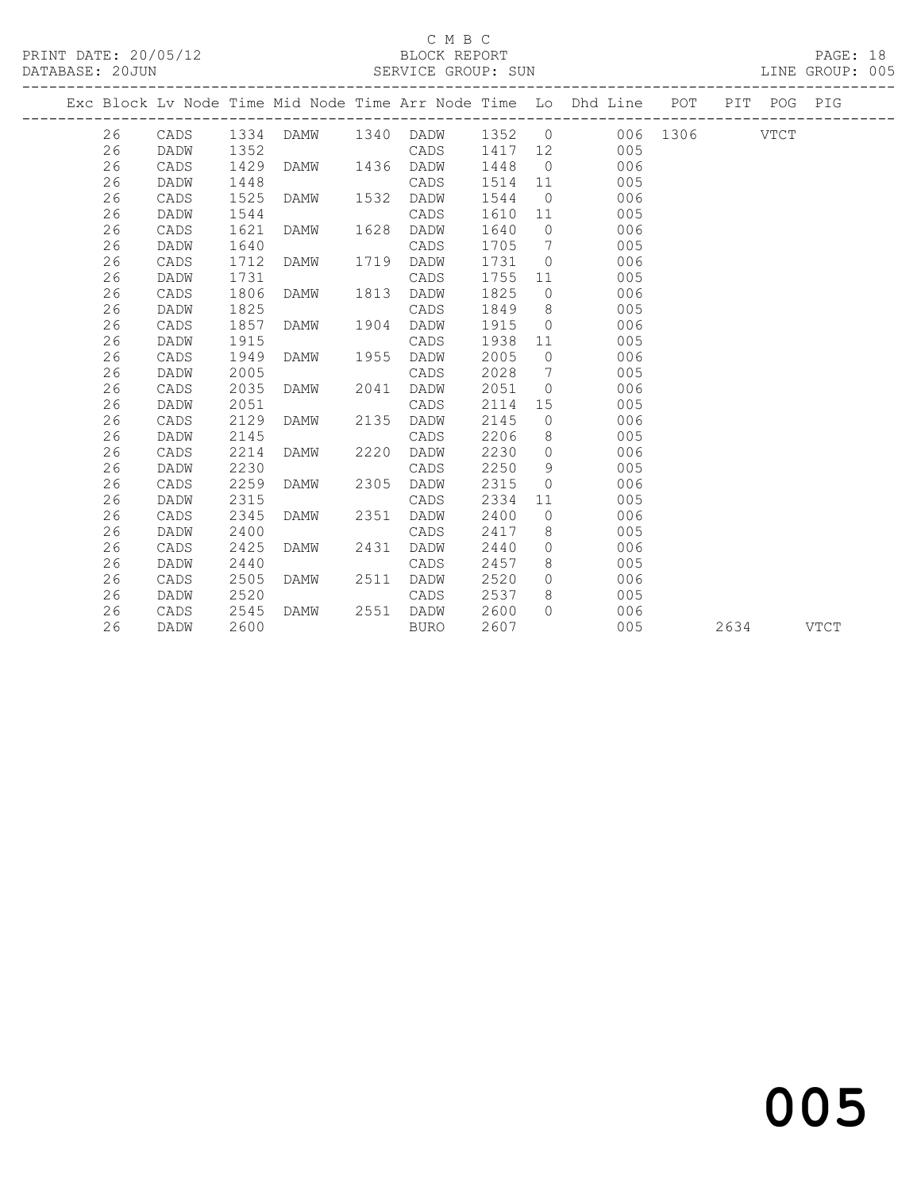C M B C

PRINT DATE: 20/05/12 BLOCK REPORT

DATABASE: 20JUN SERVICE GROUP: SUN LINE GROUP: 005

| Exc | Block | Lv | Node | Time | Mid Node | Time | Arr Node | Time | Lo | Dhd Line | POT | PIT | POG | PIG |
|---|---|---|---|---|---|---|---|---|---|---|---|---|---|---|
| | 26 | | CADS | 1334 | DAMW | 1340 | DADW | 1352 | 0 | 006 | 1306 | | VTCT | |
| | 26 | | DADW | 1352 | | | CADS | 1417 | 12 | 005 | | | | |
| | 26 | | CADS | 1429 | DAMW | 1436 | DADW | 1448 | 0 | 006 | | | | |
| | 26 | | DADW | 1448 | | | CADS | 1514 | 11 | 005 | | | | |
| | 26 | | CADS | 1525 | DAMW | 1532 | DADW | 1544 | 0 | 006 | | | | |
| | 26 | | DADW | 1544 | | | CADS | 1610 | 11 | 005 | | | | |
| | 26 | | CADS | 1621 | DAMW | 1628 | DADW | 1640 | 0 | 006 | | | | |
| | 26 | | DADW | 1640 | | | CADS | 1705 | 7 | 005 | | | | |
| | 26 | | CADS | 1712 | DAMW | 1719 | DADW | 1731 | 0 | 006 | | | | |
| | 26 | | DADW | 1731 | | | CADS | 1755 | 11 | 005 | | | | |
| | 26 | | CADS | 1806 | DAMW | 1813 | DADW | 1825 | 0 | 006 | | | | |
| | 26 | | DADW | 1825 | | | CADS | 1849 | 8 | 005 | | | | |
| | 26 | | CADS | 1857 | DAMW | 1904 | DADW | 1915 | 0 | 006 | | | | |
| | 26 | | DADW | 1915 | | | CADS | 1938 | 11 | 005 | | | | |
| | 26 | | CADS | 1949 | DAMW | 1955 | DADW | 2005 | 0 | 006 | | | | |
| | 26 | | DADW | 2005 | | | CADS | 2028 | 7 | 005 | | | | |
| | 26 | | CADS | 2035 | DAMW | 2041 | DADW | 2051 | 0 | 006 | | | | |
| | 26 | | DADW | 2051 | | | CADS | 2114 | 15 | 005 | | | | |
| | 26 | | CADS | 2129 | DAMW | 2135 | DADW | 2145 | 0 | 006 | | | | |
| | 26 | | DADW | 2145 | | | CADS | 2206 | 8 | 005 | | | | |
| | 26 | | CADS | 2214 | DAMW | 2220 | DADW | 2230 | 0 | 006 | | | | |
| | 26 | | DADW | 2230 | | | CADS | 2250 | 9 | 005 | | | | |
| | 26 | | CADS | 2259 | DAMW | 2305 | DADW | 2315 | 0 | 006 | | | | |
| | 26 | | DADW | 2315 | | | CADS | 2334 | 11 | 005 | | | | |
| | 26 | | CADS | 2345 | DAMW | 2351 | DADW | 2400 | 0 | 006 | | | | |
| | 26 | | DADW | 2400 | | | CADS | 2417 | 8 | 005 | | | | |
| | 26 | | CADS | 2425 | DAMW | 2431 | DADW | 2440 | 0 | 006 | | | | |
| | 26 | | DADW | 2440 | | | CADS | 2457 | 8 | 005 | | | | |
| | 26 | | CADS | 2505 | DAMW | 2511 | DADW | 2520 | 0 | 006 | | | | |
| | 26 | | DADW | 2520 | | | CADS | 2537 | 8 | 005 | | | | |
| | 26 | | CADS | 2545 | DAMW | 2551 | DADW | 2600 | 0 | 006 | | | | |
| | 26 | | DADW | 2600 | | | BURO | 2607 | | 005 | | 2634 | | VTCT |

005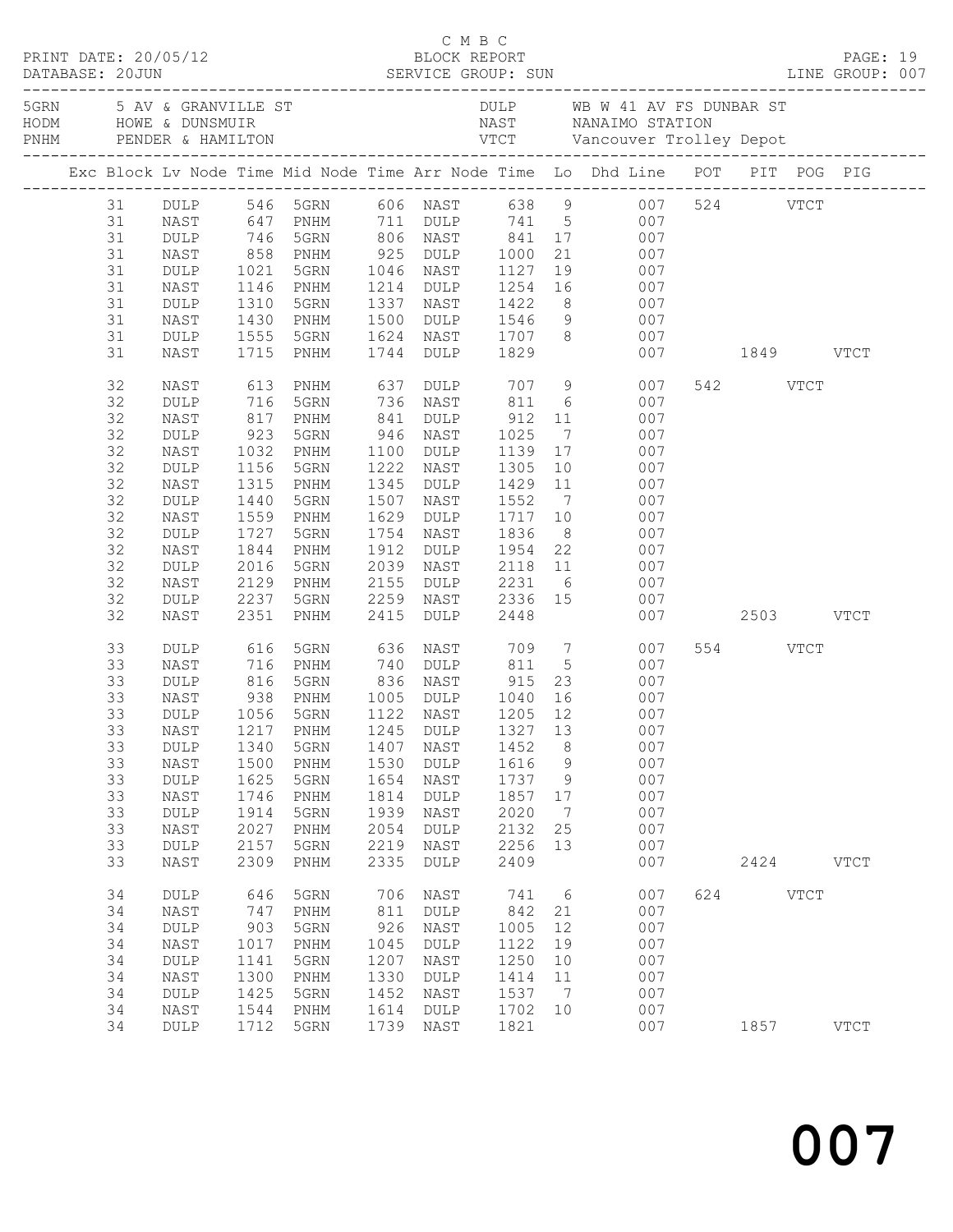C M B C
PRINT DATE: 20/05/12 BLOCK REPORT
DATABASE: 20JUN SERVICE GROUP: SUN LINE GROUP: 007

| Code | Location | Code | Location |
|---|---|---|---|
| 5GRN | 5 AV & GRANVILLE ST | DULP | WB W 41 AV FS DUNBAR ST |
| HODM | HOWE & DUNSMUIR | NAST | NANAIMO STATION |
| PNHM | PENDER & HAMILTON | VTCT | Vancouver Trolley Depot |

| Exc | Block | Lv Node | Time | Mid Node | Time | Arr Node | Time | Lo | Dhd Line | POT | PIT | POG | PIG |
|---|---|---|---|---|---|---|---|---|---|---|---|---|---|
| | 31 | DULP | 546 | 5GRN | 606 | NAST | 638 | 9 | 007 | 524 | | VTCT | |
| | 31 | NAST | 647 | PNHM | 711 | DULP | 741 | 5 | 007 | | | | |
| | 31 | DULP | 746 | 5GRN | 806 | NAST | 841 | 17 | 007 | | | | |
| | 31 | NAST | 858 | PNHM | 925 | DULP | 1000 | 21 | 007 | | | | |
| | 31 | DULP | 1021 | 5GRN | 1046 | NAST | 1127 | 19 | 007 | | | | |
| | 31 | NAST | 1146 | PNHM | 1214 | DULP | 1254 | 16 | 007 | | | | |
| | 31 | DULP | 1310 | 5GRN | 1337 | NAST | 1422 | 8 | 007 | | | | |
| | 31 | NAST | 1430 | PNHM | 1500 | DULP | 1546 | 9 | 007 | | | | |
| | 31 | DULP | 1555 | 5GRN | 1624 | NAST | 1707 | 8 | 007 | | | | |
| | 31 | NAST | 1715 | PNHM | 1744 | DULP | 1829 | | 007 | | 1849 | | VTCT |
| | 32 | NAST | 613 | PNHM | 637 | DULP | 707 | 9 | 007 | 542 | | VTCT | |
| | 32 | DULP | 716 | 5GRN | 736 | NAST | 811 | 6 | 007 | | | | |
| | 32 | NAST | 817 | PNHM | 841 | DULP | 912 | 11 | 007 | | | | |
| | 32 | DULP | 923 | 5GRN | 946 | NAST | 1025 | 7 | 007 | | | | |
| | 32 | NAST | 1032 | PNHM | 1100 | DULP | 1139 | 17 | 007 | | | | |
| | 32 | DULP | 1156 | 5GRN | 1222 | NAST | 1305 | 10 | 007 | | | | |
| | 32 | NAST | 1315 | PNHM | 1345 | DULP | 1429 | 11 | 007 | | | | |
| | 32 | DULP | 1440 | 5GRN | 1507 | NAST | 1552 | 7 | 007 | | | | |
| | 32 | NAST | 1559 | PNHM | 1629 | DULP | 1717 | 10 | 007 | | | | |
| | 32 | DULP | 1727 | 5GRN | 1754 | NAST | 1836 | 8 | 007 | | | | |
| | 32 | NAST | 1844 | PNHM | 1912 | DULP | 1954 | 22 | 007 | | | | |
| | 32 | DULP | 2016 | 5GRN | 2039 | NAST | 2118 | 11 | 007 | | | | |
| | 32 | NAST | 2129 | PNHM | 2155 | DULP | 2231 | 6 | 007 | | | | |
| | 32 | DULP | 2237 | 5GRN | 2259 | NAST | 2336 | 15 | 007 | | | | |
| | 32 | NAST | 2351 | PNHM | 2415 | DULP | 2448 | | 007 | | 2503 | | VTCT |
| | 33 | DULP | 616 | 5GRN | 636 | NAST | 709 | 7 | 007 | 554 | | VTCT | |
| | 33 | NAST | 716 | PNHM | 740 | DULP | 811 | 5 | 007 | | | | |
| | 33 | DULP | 816 | 5GRN | 836 | NAST | 915 | 23 | 007 | | | | |
| | 33 | NAST | 938 | PNHM | 1005 | DULP | 1040 | 16 | 007 | | | | |
| | 33 | DULP | 1056 | 5GRN | 1122 | NAST | 1205 | 12 | 007 | | | | |
| | 33 | NAST | 1217 | PNHM | 1245 | DULP | 1327 | 13 | 007 | | | | |
| | 33 | DULP | 1340 | 5GRN | 1407 | NAST | 1452 | 8 | 007 | | | | |
| | 33 | NAST | 1500 | PNHM | 1530 | DULP | 1616 | 9 | 007 | | | | |
| | 33 | DULP | 1625 | 5GRN | 1654 | NAST | 1737 | 9 | 007 | | | | |
| | 33 | NAST | 1746 | PNHM | 1814 | DULP | 1857 | 17 | 007 | | | | |
| | 33 | DULP | 1914 | 5GRN | 1939 | NAST | 2020 | 7 | 007 | | | | |
| | 33 | NAST | 2027 | PNHM | 2054 | DULP | 2132 | 25 | 007 | | | | |
| | 33 | DULP | 2157 | 5GRN | 2219 | NAST | 2256 | 13 | 007 | | | | |
| | 33 | NAST | 2309 | PNHM | 2335 | DULP | 2409 | | 007 | | 2424 | | VTCT |
| | 34 | DULP | 646 | 5GRN | 706 | NAST | 741 | 6 | 007 | 624 | | VTCT | |
| | 34 | NAST | 747 | PNHM | 811 | DULP | 842 | 21 | 007 | | | | |
| | 34 | DULP | 903 | 5GRN | 926 | NAST | 1005 | 12 | 007 | | | | |
| | 34 | NAST | 1017 | PNHM | 1045 | DULP | 1122 | 19 | 007 | | | | |
| | 34 | DULP | 1141 | 5GRN | 1207 | NAST | 1250 | 10 | 007 | | | | |
| | 34 | NAST | 1300 | PNHM | 1330 | DULP | 1414 | 11 | 007 | | | | |
| | 34 | DULP | 1425 | 5GRN | 1452 | NAST | 1537 | 7 | 007 | | | | |
| | 34 | NAST | 1544 | PNHM | 1614 | DULP | 1702 | 10 | 007 | | | | |
| | 34 | DULP | 1712 | 5GRN | 1739 | NAST | 1821 | | 007 | | 1857 | | VTCT |

007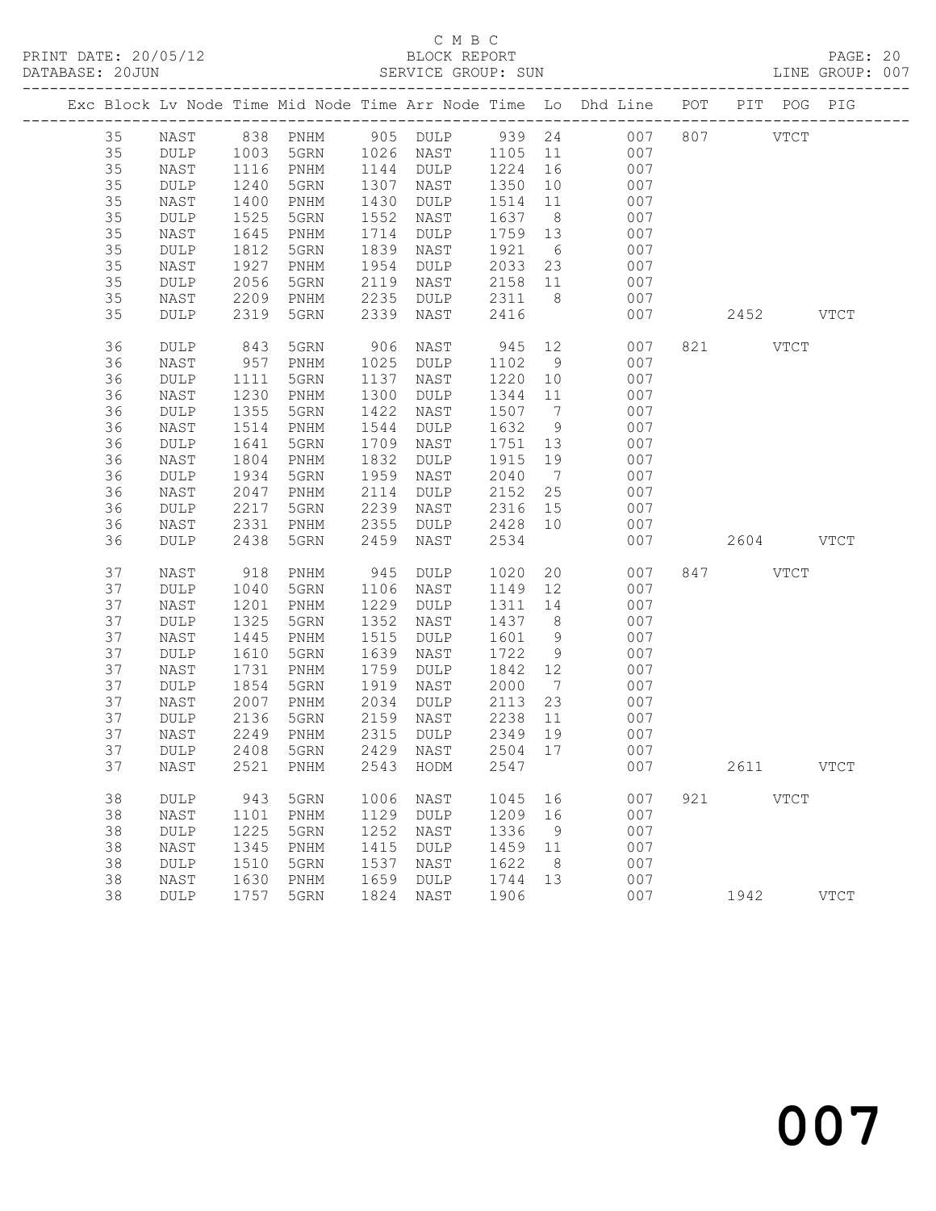C M B C
PRINT DATE: 20/05/12 BLOCK REPORT PAGE: 20
DATABASE: 20JUN SERVICE GROUP: SUN LINE GROUP: 007

| Exc | Block | Lv | Node | Time | Mid Node | Time | Arr Node | Time | Lo | Dhd Line | POT | PIT | POG | PIG |
|---|---|---|---|---|---|---|---|---|---|---|---|---|---|---|
| | 35 | | NAST | 838 | PNHM | 905 | DULP | 939 | 24 | 007 | 807 | | VTCT | |
| | 35 | | DULP | 1003 | 5GRN | 1026 | NAST | 1105 | 11 | 007 | | | | |
| | 35 | | NAST | 1116 | PNHM | 1144 | DULP | 1224 | 16 | 007 | | | | |
| | 35 | | DULP | 1240 | 5GRN | 1307 | NAST | 1350 | 10 | 007 | | | | |
| | 35 | | NAST | 1400 | PNHM | 1430 | DULP | 1514 | 11 | 007 | | | | |
| | 35 | | DULP | 1525 | 5GRN | 1552 | NAST | 1637 | 8 | 007 | | | | |
| | 35 | | NAST | 1645 | PNHM | 1714 | DULP | 1759 | 13 | 007 | | | | |
| | 35 | | DULP | 1812 | 5GRN | 1839 | NAST | 1921 | 6 | 007 | | | | |
| | 35 | | NAST | 1927 | PNHM | 1954 | DULP | 2033 | 23 | 007 | | | | |
| | 35 | | DULP | 2056 | 5GRN | 2119 | NAST | 2158 | 11 | 007 | | | | |
| | 35 | | NAST | 2209 | PNHM | 2235 | DULP | 2311 | 8 | 007 | | | | |
| | 35 | | DULP | 2319 | 5GRN | 2339 | NAST | 2416 | | 007 | | 2452 | | VTCT |
| | 36 | | DULP | 843 | 5GRN | 906 | NAST | 945 | 12 | 007 | 821 | | VTCT | |
| | 36 | | NAST | 957 | PNHM | 1025 | DULP | 1102 | 9 | 007 | | | | |
| | 36 | | DULP | 1111 | 5GRN | 1137 | NAST | 1220 | 10 | 007 | | | | |
| | 36 | | NAST | 1230 | PNHM | 1300 | DULP | 1344 | 11 | 007 | | | | |
| | 36 | | DULP | 1355 | 5GRN | 1422 | NAST | 1507 | 7 | 007 | | | | |
| | 36 | | NAST | 1514 | PNHM | 1544 | DULP | 1632 | 9 | 007 | | | | |
| | 36 | | DULP | 1641 | 5GRN | 1709 | NAST | 1751 | 13 | 007 | | | | |
| | 36 | | NAST | 1804 | PNHM | 1832 | DULP | 1915 | 19 | 007 | | | | |
| | 36 | | DULP | 1934 | 5GRN | 1959 | NAST | 2040 | 7 | 007 | | | | |
| | 36 | | NAST | 2047 | PNHM | 2114 | DULP | 2152 | 25 | 007 | | | | |
| | 36 | | DULP | 2217 | 5GRN | 2239 | NAST | 2316 | 15 | 007 | | | | |
| | 36 | | NAST | 2331 | PNHM | 2355 | DULP | 2428 | 10 | 007 | | | | |
| | 36 | | DULP | 2438 | 5GRN | 2459 | NAST | 2534 | | 007 | | 2604 | | VTCT |
| | 37 | | NAST | 918 | PNHM | 945 | DULP | 1020 | 20 | 007 | 847 | | VTCT | |
| | 37 | | DULP | 1040 | 5GRN | 1106 | NAST | 1149 | 12 | 007 | | | | |
| | 37 | | NAST | 1201 | PNHM | 1229 | DULP | 1311 | 14 | 007 | | | | |
| | 37 | | DULP | 1325 | 5GRN | 1352 | NAST | 1437 | 8 | 007 | | | | |
| | 37 | | NAST | 1445 | PNHM | 1515 | DULP | 1601 | 9 | 007 | | | | |
| | 37 | | DULP | 1610 | 5GRN | 1639 | NAST | 1722 | 9 | 007 | | | | |
| | 37 | | NAST | 1731 | PNHM | 1759 | DULP | 1842 | 12 | 007 | | | | |
| | 37 | | DULP | 1854 | 5GRN | 1919 | NAST | 2000 | 7 | 007 | | | | |
| | 37 | | NAST | 2007 | PNHM | 2034 | DULP | 2113 | 23 | 007 | | | | |
| | 37 | | DULP | 2136 | 5GRN | 2159 | NAST | 2238 | 11 | 007 | | | | |
| | 37 | | NAST | 2249 | PNHM | 2315 | DULP | 2349 | 19 | 007 | | | | |
| | 37 | | DULP | 2408 | 5GRN | 2429 | NAST | 2504 | 17 | 007 | | | | |
| | 37 | | NAST | 2521 | PNHM | 2543 | HODM | 2547 | | 007 | | 2611 | | VTCT |
| | 38 | | DULP | 943 | 5GRN | 1006 | NAST | 1045 | 16 | 007 | 921 | | VTCT | |
| | 38 | | NAST | 1101 | PNHM | 1129 | DULP | 1209 | 16 | 007 | | | | |
| | 38 | | DULP | 1225 | 5GRN | 1252 | NAST | 1336 | 9 | 007 | | | | |
| | 38 | | NAST | 1345 | PNHM | 1415 | DULP | 1459 | 11 | 007 | | | | |
| | 38 | | DULP | 1510 | 5GRN | 1537 | NAST | 1622 | 8 | 007 | | | | |
| | 38 | | NAST | 1630 | PNHM | 1659 | DULP | 1744 | 13 | 007 | | | | |
| | 38 | | DULP | 1757 | 5GRN | 1824 | NAST | 1906 | | 007 | | 1942 | | VTCT |

007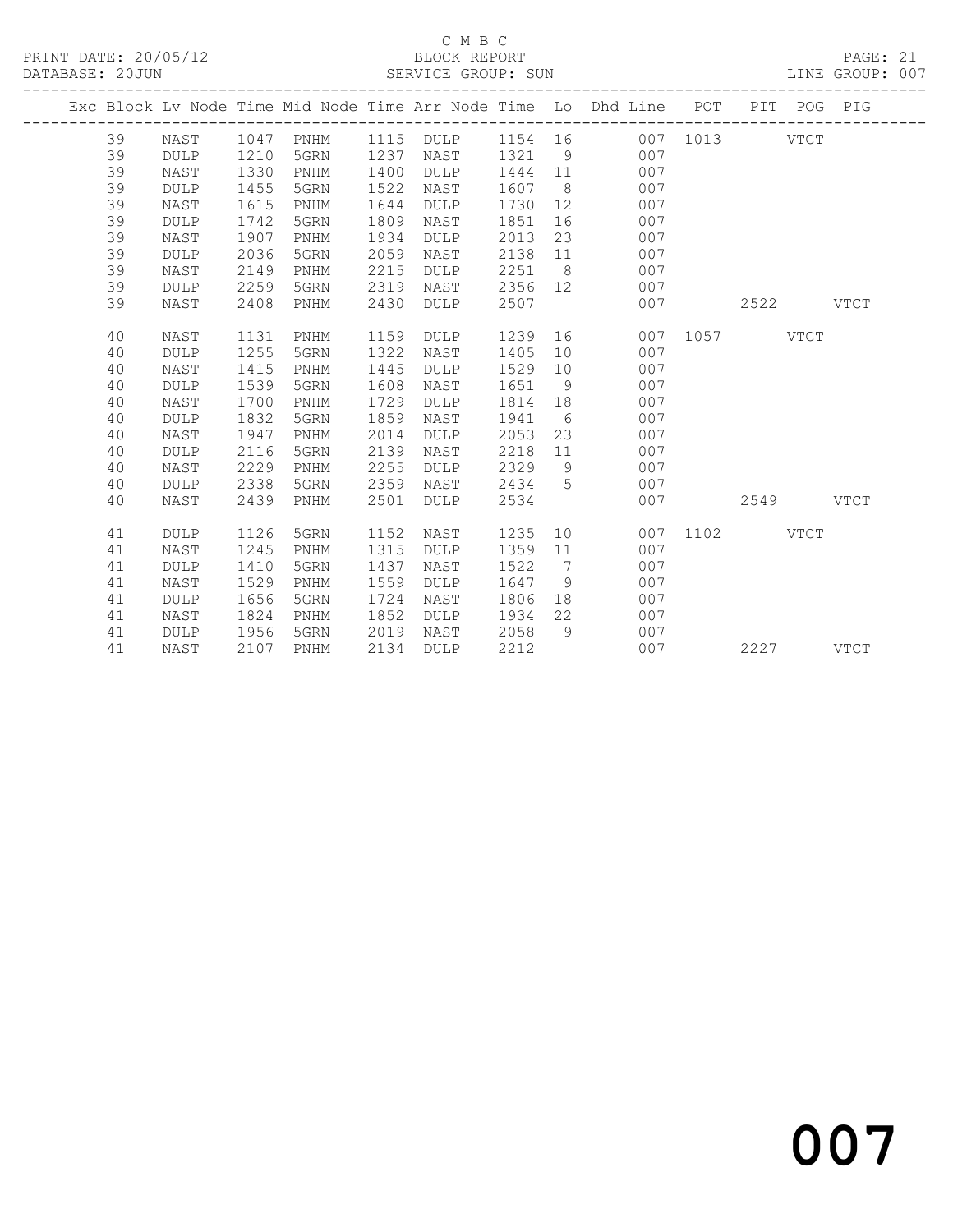C M B C
BLOCK REPORT
SERVICE GROUP: SUN

PRINT DATE: 20/05/12
DATABASE: 20JUN

LINE GROUP: 007

| Exc | Block | Lv | Node | Time | Mid Node | Time | Arr Node | Time | Lo | Dhd Line | POT | PIT | POG | PIG |
|---|---|---|---|---|---|---|---|---|---|---|---|---|---|---|
| | 39 | | NAST | 1047 | PNHM | 1115 | DULP | 1154 | 16 | 007 | 1013 | | VTCT | |
| | 39 | | DULP | 1210 | 5GRN | 1237 | NAST | 1321 | 9 | 007 | | | | |
| | 39 | | NAST | 1330 | PNHM | 1400 | DULP | 1444 | 11 | 007 | | | | |
| | 39 | | DULP | 1455 | 5GRN | 1522 | NAST | 1607 | 8 | 007 | | | | |
| | 39 | | NAST | 1615 | PNHM | 1644 | DULP | 1730 | 12 | 007 | | | | |
| | 39 | | DULP | 1742 | 5GRN | 1809 | NAST | 1851 | 16 | 007 | | | | |
| | 39 | | NAST | 1907 | PNHM | 1934 | DULP | 2013 | 23 | 007 | | | | |
| | 39 | | DULP | 2036 | 5GRN | 2059 | NAST | 2138 | 11 | 007 | | | | |
| | 39 | | NAST | 2149 | PNHM | 2215 | DULP | 2251 | 8 | 007 | | | | |
| | 39 | | DULP | 2259 | 5GRN | 2319 | NAST | 2356 | 12 | 007 | | | | |
| | 39 | | NAST | 2408 | PNHM | 2430 | DULP | 2507 | | 007 | | 2522 | | VTCT |
| | 40 | | NAST | 1131 | PNHM | 1159 | DULP | 1239 | 16 | 007 | 1057 | | VTCT | |
| | 40 | | DULP | 1255 | 5GRN | 1322 | NAST | 1405 | 10 | 007 | | | | |
| | 40 | | NAST | 1415 | PNHM | 1445 | DULP | 1529 | 10 | 007 | | | | |
| | 40 | | DULP | 1539 | 5GRN | 1608 | NAST | 1651 | 9 | 007 | | | | |
| | 40 | | NAST | 1700 | PNHM | 1729 | DULP | 1814 | 18 | 007 | | | | |
| | 40 | | DULP | 1832 | 5GRN | 1859 | NAST | 1941 | 6 | 007 | | | | |
| | 40 | | NAST | 1947 | PNHM | 2014 | DULP | 2053 | 23 | 007 | | | | |
| | 40 | | DULP | 2116 | 5GRN | 2139 | NAST | 2218 | 11 | 007 | | | | |
| | 40 | | NAST | 2229 | PNHM | 2255 | DULP | 2329 | 9 | 007 | | | | |
| | 40 | | DULP | 2338 | 5GRN | 2359 | NAST | 2434 | 5 | 007 | | | | |
| | 40 | | NAST | 2439 | PNHM | 2501 | DULP | 2534 | | 007 | | 2549 | | VTCT |
| | 41 | | DULP | 1126 | 5GRN | 1152 | NAST | 1235 | 10 | 007 | 1102 | | VTCT | |
| | 41 | | NAST | 1245 | PNHM | 1315 | DULP | 1359 | 11 | 007 | | | | |
| | 41 | | DULP | 1410 | 5GRN | 1437 | NAST | 1522 | 7 | 007 | | | | |
| | 41 | | NAST | 1529 | PNHM | 1559 | DULP | 1647 | 9 | 007 | | | | |
| | 41 | | DULP | 1656 | 5GRN | 1724 | NAST | 1806 | 18 | 007 | | | | |
| | 41 | | NAST | 1824 | PNHM | 1852 | DULP | 1934 | 22 | 007 | | | | |
| | 41 | | DULP | 1956 | 5GRN | 2019 | NAST | 2058 | 9 | 007 | | | | |
| | 41 | | NAST | 2107 | PNHM | 2134 | DULP | 2212 | | 007 | | 2227 | | VTCT |

007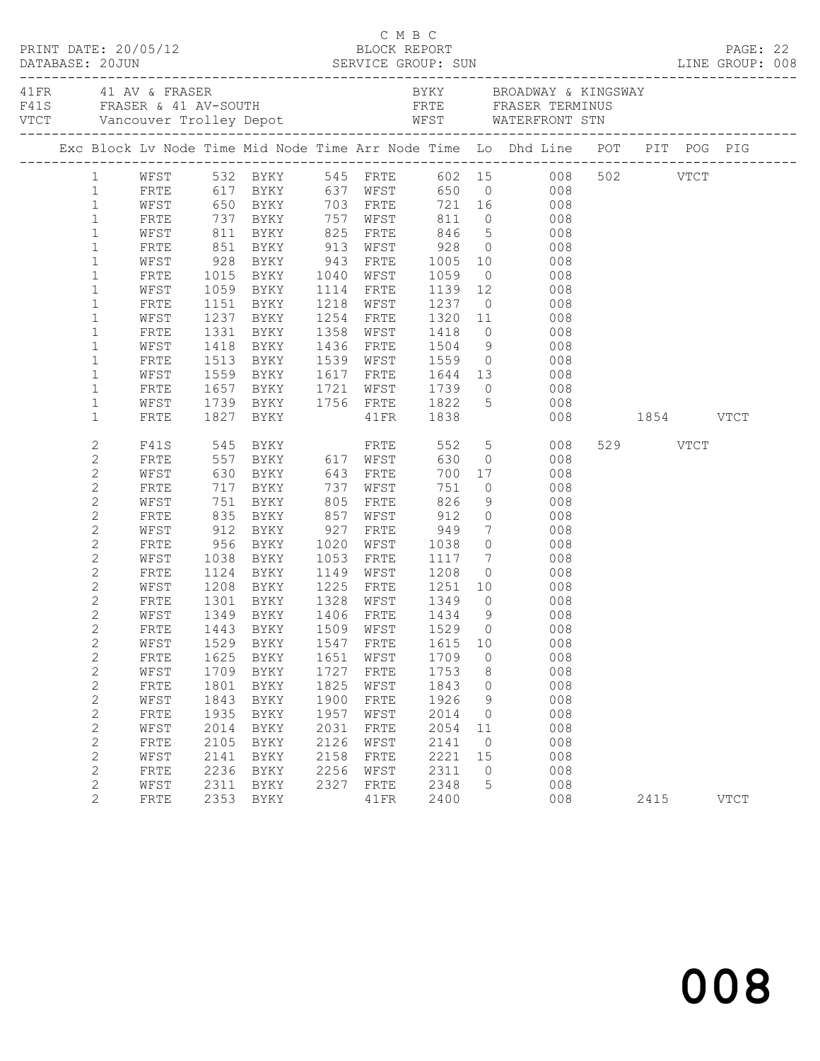C M B C
PRINT DATE: 20/05/12 BLOCK REPORT
DATABASE: 20JUN SERVICE GROUP: SUN LINE GROUP: 008

| | | | |
|---|---|---|---|
| 41FR | 41 AV & FRASER | BYKY | BROADWAY & KINGSWAY |
| F41S | FRASER & 41 AV-SOUTH | FRTE | FRASER TERMINUS |
| VTCT | Vancouver Trolley Depot | WFST | WATERFRONT STN |

| Exc | Block | Lv Node | Time | Mid Node | Time | Arr Node | Time | Lo | Dhd Line | POT | PIT | POG | PIG |
|---|---|---|---|---|---|---|---|---|---|---|---|---|---|
| | 1 | WFST | 532 | BYKY | 545 | FRTE | 602 | 15 | 008 | 502 | | VTCT | |
| | 1 | FRTE | 617 | BYKY | 637 | WFST | 650 | 0 | 008 | | | | |
| | 1 | WFST | 650 | BYKY | 703 | FRTE | 721 | 16 | 008 | | | | |
| | 1 | FRTE | 737 | BYKY | 757 | WFST | 811 | 0 | 008 | | | | |
| | 1 | WFST | 811 | BYKY | 825 | FRTE | 846 | 5 | 008 | | | | |
| | 1 | FRTE | 851 | BYKY | 913 | WFST | 928 | 0 | 008 | | | | |
| | 1 | WFST | 928 | BYKY | 943 | FRTE | 1005 | 10 | 008 | | | | |
| | 1 | FRTE | 1015 | BYKY | 1040 | WFST | 1059 | 0 | 008 | | | | |
| | 1 | WFST | 1059 | BYKY | 1114 | FRTE | 1139 | 12 | 008 | | | | |
| | 1 | FRTE | 1151 | BYKY | 1218 | WFST | 1237 | 0 | 008 | | | | |
| | 1 | WFST | 1237 | BYKY | 1254 | FRTE | 1320 | 11 | 008 | | | | |
| | 1 | FRTE | 1331 | BYKY | 1358 | WFST | 1418 | 0 | 008 | | | | |
| | 1 | WFST | 1418 | BYKY | 1436 | FRTE | 1504 | 9 | 008 | | | | |
| | 1 | FRTE | 1513 | BYKY | 1539 | WFST | 1559 | 0 | 008 | | | | |
| | 1 | WFST | 1559 | BYKY | 1617 | FRTE | 1644 | 13 | 008 | | | | |
| | 1 | FRTE | 1657 | BYKY | 1721 | WFST | 1739 | 0 | 008 | | | | |
| | 1 | WFST | 1739 | BYKY | 1756 | FRTE | 1822 | 5 | 008 | | | | |
| | 1 | FRTE | 1827 | BYKY | | 41FR | 1838 | | 008 | | 1854 | | VTCT |
| | 2 | F41S | 545 | BYKY | | FRTE | 552 | 5 | 008 | 529 | | VTCT | |
| | 2 | FRTE | 557 | BYKY | 617 | WFST | 630 | 0 | 008 | | | | |
| | 2 | WFST | 630 | BYKY | 643 | FRTE | 700 | 17 | 008 | | | | |
| | 2 | FRTE | 717 | BYKY | 737 | WFST | 751 | 0 | 008 | | | | |
| | 2 | WFST | 751 | BYKY | 805 | FRTE | 826 | 9 | 008 | | | | |
| | 2 | FRTE | 835 | BYKY | 857 | WFST | 912 | 0 | 008 | | | | |
| | 2 | WFST | 912 | BYKY | 927 | FRTE | 949 | 7 | 008 | | | | |
| | 2 | FRTE | 956 | BYKY | 1020 | WFST | 1038 | 0 | 008 | | | | |
| | 2 | WFST | 1038 | BYKY | 1053 | FRTE | 1117 | 7 | 008 | | | | |
| | 2 | FRTE | 1124 | BYKY | 1149 | WFST | 1208 | 0 | 008 | | | | |
| | 2 | WFST | 1208 | BYKY | 1225 | FRTE | 1251 | 10 | 008 | | | | |
| | 2 | FRTE | 1301 | BYKY | 1328 | WFST | 1349 | 0 | 008 | | | | |
| | 2 | WFST | 1349 | BYKY | 1406 | FRTE | 1434 | 9 | 008 | | | | |
| | 2 | FRTE | 1443 | BYKY | 1509 | WFST | 1529 | 0 | 008 | | | | |
| | 2 | WFST | 1529 | BYKY | 1547 | FRTE | 1615 | 10 | 008 | | | | |
| | 2 | FRTE | 1625 | BYKY | 1651 | WFST | 1709 | 0 | 008 | | | | |
| | 2 | WFST | 1709 | BYKY | 1727 | FRTE | 1753 | 8 | 008 | | | | |
| | 2 | FRTE | 1801 | BYKY | 1825 | WFST | 1843 | 0 | 008 | | | | |
| | 2 | WFST | 1843 | BYKY | 1900 | FRTE | 1926 | 9 | 008 | | | | |
| | 2 | FRTE | 1935 | BYKY | 1957 | WFST | 2014 | 0 | 008 | | | | |
| | 2 | WFST | 2014 | BYKY | 2031 | FRTE | 2054 | 11 | 008 | | | | |
| | 2 | FRTE | 2105 | BYKY | 2126 | WFST | 2141 | 0 | 008 | | | | |
| | 2 | WFST | 2141 | BYKY | 2158 | FRTE | 2221 | 15 | 008 | | | | |
| | 2 | FRTE | 2236 | BYKY | 2256 | WFST | 2311 | 0 | 008 | | | | |
| | 2 | WFST | 2311 | BYKY | 2327 | FRTE | 2348 | 5 | 008 | | | | |
| | 2 | FRTE | 2353 | BYKY | | 41FR | 2400 | | 008 | | 2415 | | VTCT |

008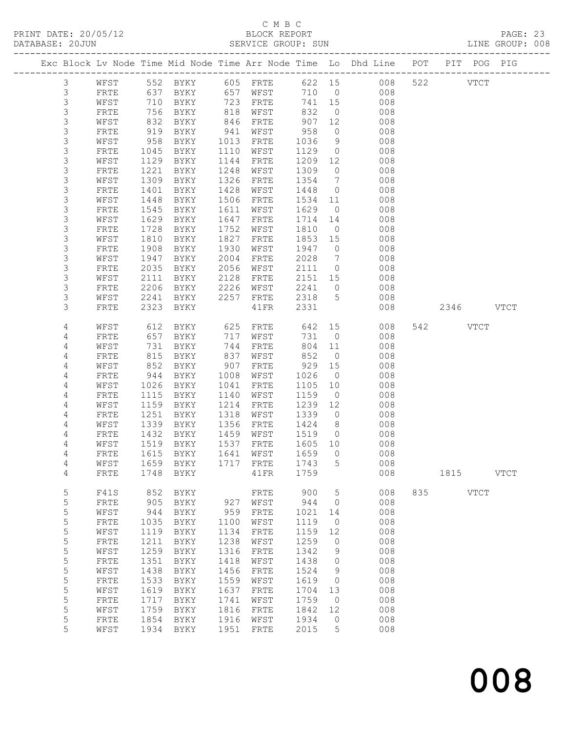C M B C
BLOCK REPORT
SERVICE GROUP: SUN

PRINT DATE: 20/05/12
DATABASE: 20JUN
LINE GROUP: 008

| Exc | Block | Lv | Node | Time | Mid Node | Time | Arr Node | Time | Lo | Dhd Line | POT | PIT | POG | PIG |
|---|---|---|---|---|---|---|---|---|---|---|---|---|---|---|
| | 3 | | WFST | 552 | BYKY | 605 | FRTE | 622 | 15 | 008 | 522 | | VTCT | |
| | 3 | | FRTE | 637 | BYKY | 657 | WFST | 710 | 0 | 008 | | | | |
| | 3 | | WFST | 710 | BYKY | 723 | FRTE | 741 | 15 | 008 | | | | |
| | 3 | | FRTE | 756 | BYKY | 818 | WFST | 832 | 0 | 008 | | | | |
| | 3 | | WFST | 832 | BYKY | 846 | FRTE | 907 | 12 | 008 | | | | |
| | 3 | | FRTE | 919 | BYKY | 941 | WFST | 958 | 0 | 008 | | | | |
| | 3 | | WFST | 958 | BYKY | 1013 | FRTE | 1036 | 9 | 008 | | | | |
| | 3 | | FRTE | 1045 | BYKY | 1110 | WFST | 1129 | 0 | 008 | | | | |
| | 3 | | WFST | 1129 | BYKY | 1144 | FRTE | 1209 | 12 | 008 | | | | |
| | 3 | | FRTE | 1221 | BYKY | 1248 | WFST | 1309 | 0 | 008 | | | | |
| | 3 | | WFST | 1309 | BYKY | 1326 | FRTE | 1354 | 7 | 008 | | | | |
| | 3 | | FRTE | 1401 | BYKY | 1428 | WFST | 1448 | 0 | 008 | | | | |
| | 3 | | WFST | 1448 | BYKY | 1506 | FRTE | 1534 | 11 | 008 | | | | |
| | 3 | | FRTE | 1545 | BYKY | 1611 | WFST | 1629 | 0 | 008 | | | | |
| | 3 | | WFST | 1629 | BYKY | 1647 | FRTE | 1714 | 14 | 008 | | | | |
| | 3 | | FRTE | 1728 | BYKY | 1752 | WFST | 1810 | 0 | 008 | | | | |
| | 3 | | WFST | 1810 | BYKY | 1827 | FRTE | 1853 | 15 | 008 | | | | |
| | 3 | | FRTE | 1908 | BYKY | 1930 | WFST | 1947 | 0 | 008 | | | | |
| | 3 | | WFST | 1947 | BYKY | 2004 | FRTE | 2028 | 7 | 008 | | | | |
| | 3 | | FRTE | 2035 | BYKY | 2056 | WFST | 2111 | 0 | 008 | | | | |
| | 3 | | WFST | 2111 | BYKY | 2128 | FRTE | 2151 | 15 | 008 | | | | |
| | 3 | | FRTE | 2206 | BYKY | 2226 | WFST | 2241 | 0 | 008 | | | | |
| | 3 | | WFST | 2241 | BYKY | 2257 | FRTE | 2318 | 5 | 008 | | | | |
| | 3 | | FRTE | 2323 | BYKY | | 41FR | 2331 | | 008 | | 2346 | | VTCT |
| | 4 | | WFST | 612 | BYKY | 625 | FRTE | 642 | 15 | 008 | 542 | | VTCT | |
| | 4 | | FRTE | 657 | BYKY | 717 | WFST | 731 | 0 | 008 | | | | |
| | 4 | | WFST | 731 | BYKY | 744 | FRTE | 804 | 11 | 008 | | | | |
| | 4 | | FRTE | 815 | BYKY | 837 | WFST | 852 | 0 | 008 | | | | |
| | 4 | | WFST | 852 | BYKY | 907 | FRTE | 929 | 15 | 008 | | | | |
| | 4 | | FRTE | 944 | BYKY | 1008 | WFST | 1026 | 0 | 008 | | | | |
| | 4 | | WFST | 1026 | BYKY | 1041 | FRTE | 1105 | 10 | 008 | | | | |
| | 4 | | FRTE | 1115 | BYKY | 1140 | WFST | 1159 | 0 | 008 | | | | |
| | 4 | | WFST | 1159 | BYKY | 1214 | FRTE | 1239 | 12 | 008 | | | | |
| | 4 | | FRTE | 1251 | BYKY | 1318 | WFST | 1339 | 0 | 008 | | | | |
| | 4 | | WFST | 1339 | BYKY | 1356 | FRTE | 1424 | 8 | 008 | | | | |
| | 4 | | FRTE | 1432 | BYKY | 1459 | WFST | 1519 | 0 | 008 | | | | |
| | 4 | | WFST | 1519 | BYKY | 1537 | FRTE | 1605 | 10 | 008 | | | | |
| | 4 | | FRTE | 1615 | BYKY | 1641 | WFST | 1659 | 0 | 008 | | | | |
| | 4 | | WFST | 1659 | BYKY | 1717 | FRTE | 1743 | 5 | 008 | | | | |
| | 4 | | FRTE | 1748 | BYKY | | 41FR | 1759 | | 008 | | 1815 | | VTCT |
| | 5 | | F41S | 852 | BYKY | | FRTE | 900 | 5 | 008 | 835 | | VTCT | |
| | 5 | | FRTE | 905 | BYKY | 927 | WFST | 944 | 0 | 008 | | | | |
| | 5 | | WFST | 944 | BYKY | 959 | FRTE | 1021 | 14 | 008 | | | | |
| | 5 | | FRTE | 1035 | BYKY | 1100 | WFST | 1119 | 0 | 008 | | | | |
| | 5 | | WFST | 1119 | BYKY | 1134 | FRTE | 1159 | 12 | 008 | | | | |
| | 5 | | FRTE | 1211 | BYKY | 1238 | WFST | 1259 | 0 | 008 | | | | |
| | 5 | | WFST | 1259 | BYKY | 1316 | FRTE | 1342 | 9 | 008 | | | | |
| | 5 | | FRTE | 1351 | BYKY | 1418 | WFST | 1438 | 0 | 008 | | | | |
| | 5 | | WFST | 1438 | BYKY | 1456 | FRTE | 1524 | 9 | 008 | | | | |
| | 5 | | FRTE | 1533 | BYKY | 1559 | WFST | 1619 | 0 | 008 | | | | |
| | 5 | | WFST | 1619 | BYKY | 1637 | FRTE | 1704 | 13 | 008 | | | | |
| | 5 | | FRTE | 1717 | BYKY | 1741 | WFST | 1759 | 0 | 008 | | | | |
| | 5 | | WFST | 1759 | BYKY | 1816 | FRTE | 1842 | 12 | 008 | | | | |
| | 5 | | FRTE | 1854 | BYKY | 1916 | WFST | 1934 | 0 | 008 | | | | |
| | 5 | | WFST | 1934 | BYKY | 1951 | FRTE | 2015 | 5 | 008 | | | | |

# 008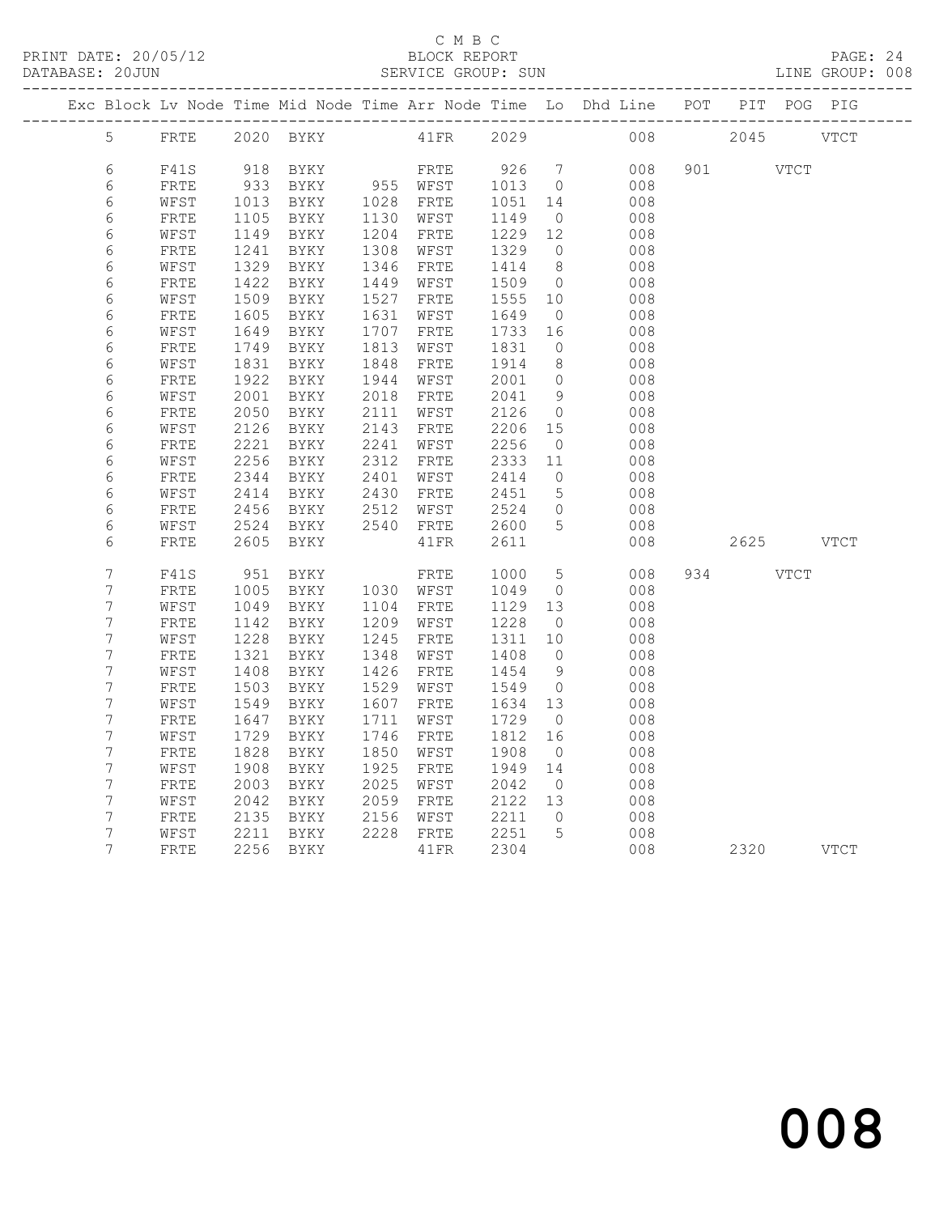C M B C
PRINT DATE: 20/05/12 BLOCK REPORT PAGE: 24
DATABASE: 20JUN SERVICE GROUP: SUN LINE GROUP: 008

| Exc | Block | Lv | Node | Time | Mid Node | Time | Arr Node | Time | Lo | Dhd Line | POT | PIT | POG | PIG |
|---|---|---|---|---|---|---|---|---|---|---|---|---|---|---|
| | 5 | | FRTE | 2020 | BYKY | | 41FR | 2029 | | 008 | | 2045 | | VTCT |
| | 6 | | F41S | 918 | BYKY | | FRTE | 926 | 7 | 008 | 901 | | VTCT | |
| | 6 | | FRTE | 933 | BYKY | 955 | WFST | 1013 | 0 | 008 | | | | |
| | 6 | | WFST | 1013 | BYKY | 1028 | FRTE | 1051 | 14 | 008 | | | | |
| | 6 | | FRTE | 1105 | BYKY | 1130 | WFST | 1149 | 0 | 008 | | | | |
| | 6 | | WFST | 1149 | BYKY | 1204 | FRTE | 1229 | 12 | 008 | | | | |
| | 6 | | FRTE | 1241 | BYKY | 1308 | WFST | 1329 | 0 | 008 | | | | |
| | 6 | | WFST | 1329 | BYKY | 1346 | FRTE | 1414 | 8 | 008 | | | | |
| | 6 | | FRTE | 1422 | BYKY | 1449 | WFST | 1509 | 0 | 008 | | | | |
| | 6 | | WFST | 1509 | BYKY | 1527 | FRTE | 1555 | 10 | 008 | | | | |
| | 6 | | FRTE | 1605 | BYKY | 1631 | WFST | 1649 | 0 | 008 | | | | |
| | 6 | | WFST | 1649 | BYKY | 1707 | FRTE | 1733 | 16 | 008 | | | | |
| | 6 | | FRTE | 1749 | BYKY | 1813 | WFST | 1831 | 0 | 008 | | | | |
| | 6 | | WFST | 1831 | BYKY | 1848 | FRTE | 1914 | 8 | 008 | | | | |
| | 6 | | FRTE | 1922 | BYKY | 1944 | WFST | 2001 | 0 | 008 | | | | |
| | 6 | | WFST | 2001 | BYKY | 2018 | FRTE | 2041 | 9 | 008 | | | | |
| | 6 | | FRTE | 2050 | BYKY | 2111 | WFST | 2126 | 0 | 008 | | | | |
| | 6 | | WFST | 2126 | BYKY | 2143 | FRTE | 2206 | 15 | 008 | | | | |
| | 6 | | FRTE | 2221 | BYKY | 2241 | WFST | 2256 | 0 | 008 | | | | |
| | 6 | | WFST | 2256 | BYKY | 2312 | FRTE | 2333 | 11 | 008 | | | | |
| | 6 | | FRTE | 2344 | BYKY | 2401 | WFST | 2414 | 0 | 008 | | | | |
| | 6 | | WFST | 2414 | BYKY | 2430 | FRTE | 2451 | 5 | 008 | | | | |
| | 6 | | FRTE | 2456 | BYKY | 2512 | WFST | 2524 | 0 | 008 | | | | |
| | 6 | | WFST | 2524 | BYKY | 2540 | FRTE | 2600 | 5 | 008 | | | | |
| | 6 | | FRTE | 2605 | BYKY | | 41FR | 2611 | | 008 | | 2625 | | VTCT |
| | 7 | | F41S | 951 | BYKY | | FRTE | 1000 | 5 | 008 | 934 | | VTCT | |
| | 7 | | FRTE | 1005 | BYKY | 1030 | WFST | 1049 | 0 | 008 | | | | |
| | 7 | | WFST | 1049 | BYKY | 1104 | FRTE | 1129 | 13 | 008 | | | | |
| | 7 | | FRTE | 1142 | BYKY | 1209 | WFST | 1228 | 0 | 008 | | | | |
| | 7 | | WFST | 1228 | BYKY | 1245 | FRTE | 1311 | 10 | 008 | | | | |
| | 7 | | FRTE | 1321 | BYKY | 1348 | WFST | 1408 | 0 | 008 | | | | |
| | 7 | | WFST | 1408 | BYKY | 1426 | FRTE | 1454 | 9 | 008 | | | | |
| | 7 | | FRTE | 1503 | BYKY | 1529 | WFST | 1549 | 0 | 008 | | | | |
| | 7 | | WFST | 1549 | BYKY | 1607 | FRTE | 1634 | 13 | 008 | | | | |
| | 7 | | FRTE | 1647 | BYKY | 1711 | WFST | 1729 | 0 | 008 | | | | |
| | 7 | | WFST | 1729 | BYKY | 1746 | FRTE | 1812 | 16 | 008 | | | | |
| | 7 | | FRTE | 1828 | BYKY | 1850 | WFST | 1908 | 0 | 008 | | | | |
| | 7 | | WFST | 1908 | BYKY | 1925 | FRTE | 1949 | 14 | 008 | | | | |
| | 7 | | FRTE | 2003 | BYKY | 2025 | WFST | 2042 | 0 | 008 | | | | |
| | 7 | | WFST | 2042 | BYKY | 2059 | FRTE | 2122 | 13 | 008 | | | | |
| | 7 | | FRTE | 2135 | BYKY | 2156 | WFST | 2211 | 0 | 008 | | | | |
| | 7 | | WFST | 2211 | BYKY | 2228 | FRTE | 2251 | 5 | 008 | | | | |
| | 7 | | FRTE | 2256 | BYKY | | 41FR | 2304 | | 008 | | 2320 | | VTCT |

008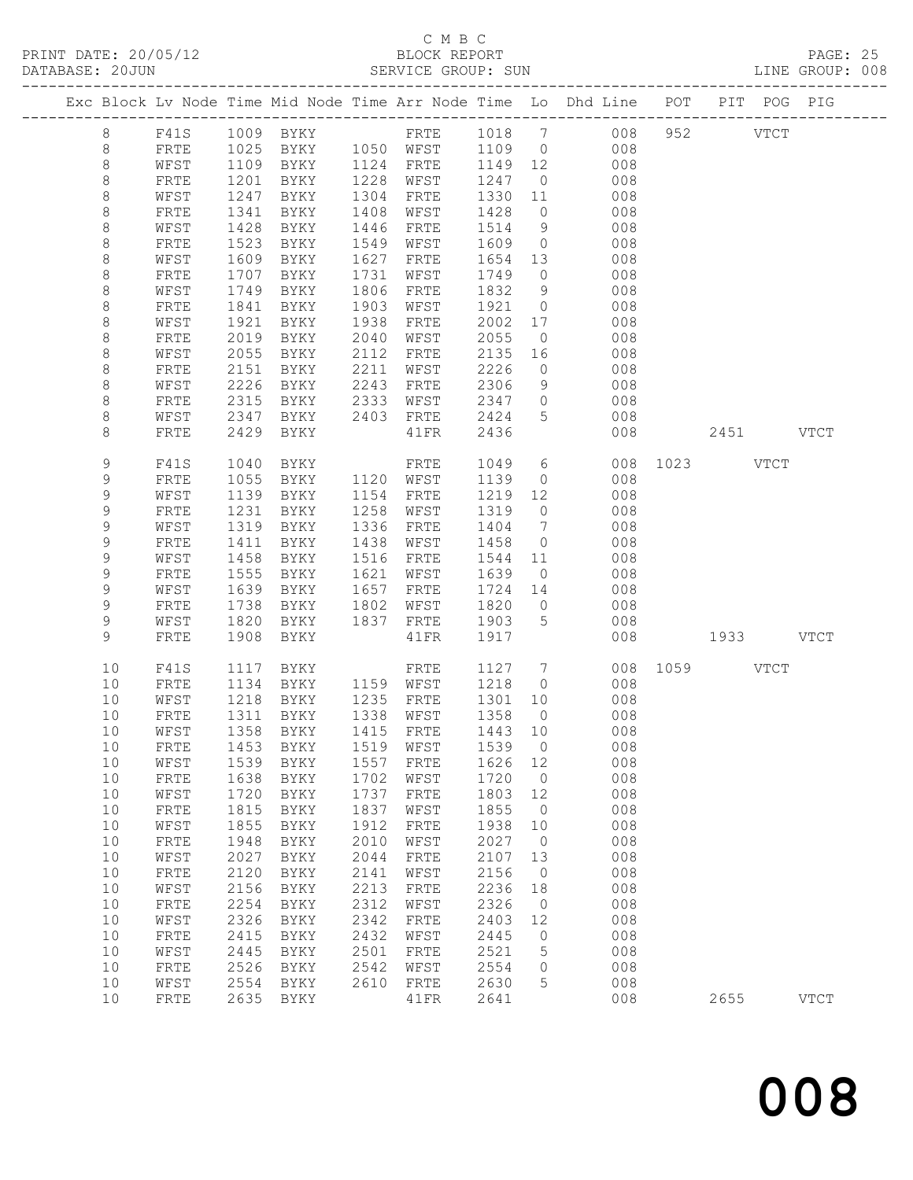C M B C

BLOCK REPORT

SERVICE GROUP: SUN

PRINT DATE: 20/05/12
DATABASE: 20JUN
LINE GROUP: 008

| Exc | Block | Lv | Node | Time | Mid Node | Time | Arr Node | Time | Lo | Dhd Line | POT | PIT | POG | PIG |
|---|---|---|---|---|---|---|---|---|---|---|---|---|---|---|
| | 8 | | F41S | 1009 | BYKY | | FRTE | 1018 | 7 | 008 | 952 | | VTCT | |
| | 8 | | FRTE | 1025 | BYKY | 1050 | WFST | 1109 | 0 | 008 | | | | |
| | 8 | | WFST | 1109 | BYKY | 1124 | FRTE | 1149 | 12 | 008 | | | | |
| | 8 | | FRTE | 1201 | BYKY | 1228 | WFST | 1247 | 0 | 008 | | | | |
| | 8 | | WFST | 1247 | BYKY | 1304 | FRTE | 1330 | 11 | 008 | | | | |
| | 8 | | FRTE | 1341 | BYKY | 1408 | WFST | 1428 | 0 | 008 | | | | |
| | 8 | | WFST | 1428 | BYKY | 1446 | FRTE | 1514 | 9 | 008 | | | | |
| | 8 | | FRTE | 1523 | BYKY | 1549 | WFST | 1609 | 0 | 008 | | | | |
| | 8 | | WFST | 1609 | BYKY | 1627 | FRTE | 1654 | 13 | 008 | | | | |
| | 8 | | FRTE | 1707 | BYKY | 1731 | WFST | 1749 | 0 | 008 | | | | |
| | 8 | | WFST | 1749 | BYKY | 1806 | FRTE | 1832 | 9 | 008 | | | | |
| | 8 | | FRTE | 1841 | BYKY | 1903 | WFST | 1921 | 0 | 008 | | | | |
| | 8 | | WFST | 1921 | BYKY | 1938 | FRTE | 2002 | 17 | 008 | | | | |
| | 8 | | FRTE | 2019 | BYKY | 2040 | WFST | 2055 | 0 | 008 | | | | |
| | 8 | | WFST | 2055 | BYKY | 2112 | FRTE | 2135 | 16 | 008 | | | | |
| | 8 | | FRTE | 2151 | BYKY | 2211 | WFST | 2226 | 0 | 008 | | | | |
| | 8 | | WFST | 2226 | BYKY | 2243 | FRTE | 2306 | 9 | 008 | | | | |
| | 8 | | FRTE | 2315 | BYKY | 2333 | WFST | 2347 | 0 | 008 | | | | |
| | 8 | | WFST | 2347 | BYKY | 2403 | FRTE | 2424 | 5 | 008 | | | | |
| | 8 | | FRTE | 2429 | BYKY | | 41FR | 2436 | | 008 | | 2451 | | VTCT |
| | 9 | | F41S | 1040 | BYKY | | FRTE | 1049 | 6 | 008 | 1023 | | VTCT | |
| | 9 | | FRTE | 1055 | BYKY | 1120 | WFST | 1139 | 0 | 008 | | | | |
| | 9 | | WFST | 1139 | BYKY | 1154 | FRTE | 1219 | 12 | 008 | | | | |
| | 9 | | FRTE | 1231 | BYKY | 1258 | WFST | 1319 | 0 | 008 | | | | |
| | 9 | | WFST | 1319 | BYKY | 1336 | FRTE | 1404 | 7 | 008 | | | | |
| | 9 | | FRTE | 1411 | BYKY | 1438 | WFST | 1458 | 0 | 008 | | | | |
| | 9 | | WFST | 1458 | BYKY | 1516 | FRTE | 1544 | 11 | 008 | | | | |
| | 9 | | FRTE | 1555 | BYKY | 1621 | WFST | 1639 | 0 | 008 | | | | |
| | 9 | | WFST | 1639 | BYKY | 1657 | FRTE | 1724 | 14 | 008 | | | | |
| | 9 | | FRTE | 1738 | BYKY | 1802 | WFST | 1820 | 0 | 008 | | | | |
| | 9 | | WFST | 1820 | BYKY | 1837 | FRTE | 1903 | 5 | 008 | | | | |
| | 9 | | FRTE | 1908 | BYKY | | 41FR | 1917 | | 008 | | 1933 | | VTCT |
| | 10 | | F41S | 1117 | BYKY | | FRTE | 1127 | 7 | 008 | 1059 | | VTCT | |
| | 10 | | FRTE | 1134 | BYKY | 1159 | WFST | 1218 | 0 | 008 | | | | |
| | 10 | | WFST | 1218 | BYKY | 1235 | FRTE | 1301 | 10 | 008 | | | | |
| | 10 | | FRTE | 1311 | BYKY | 1338 | WFST | 1358 | 0 | 008 | | | | |
| | 10 | | WFST | 1358 | BYKY | 1415 | FRTE | 1443 | 10 | 008 | | | | |
| | 10 | | FRTE | 1453 | BYKY | 1519 | WFST | 1539 | 0 | 008 | | | | |
| | 10 | | WFST | 1539 | BYKY | 1557 | FRTE | 1626 | 12 | 008 | | | | |
| | 10 | | FRTE | 1638 | BYKY | 1702 | WFST | 1720 | 0 | 008 | | | | |
| | 10 | | WFST | 1720 | BYKY | 1737 | FRTE | 1803 | 12 | 008 | | | | |
| | 10 | | FRTE | 1815 | BYKY | 1837 | WFST | 1855 | 0 | 008 | | | | |
| | 10 | | WFST | 1855 | BYKY | 1912 | FRTE | 1938 | 10 | 008 | | | | |
| | 10 | | FRTE | 1948 | BYKY | 2010 | WFST | 2027 | 0 | 008 | | | | |
| | 10 | | WFST | 2027 | BYKY | 2044 | FRTE | 2107 | 13 | 008 | | | | |
| | 10 | | FRTE | 2120 | BYKY | 2141 | WFST | 2156 | 0 | 008 | | | | |
| | 10 | | WFST | 2156 | BYKY | 2213 | FRTE | 2236 | 18 | 008 | | | | |
| | 10 | | FRTE | 2254 | BYKY | 2312 | WFST | 2326 | 0 | 008 | | | | |
| | 10 | | WFST | 2326 | BYKY | 2342 | FRTE | 2403 | 12 | 008 | | | | |
| | 10 | | FRTE | 2415 | BYKY | 2432 | WFST | 2445 | 0 | 008 | | | | |
| | 10 | | WFST | 2445 | BYKY | 2501 | FRTE | 2521 | 5 | 008 | | | | |
| | 10 | | FRTE | 2526 | BYKY | 2542 | WFST | 2554 | 0 | 008 | | | | |
| | 10 | | WFST | 2554 | BYKY | 2610 | FRTE | 2630 | 5 | 008 | | | | |
| | 10 | | FRTE | 2635 | BYKY | | 41FR | 2641 | | 008 | | 2655 | | VTCT |

# 008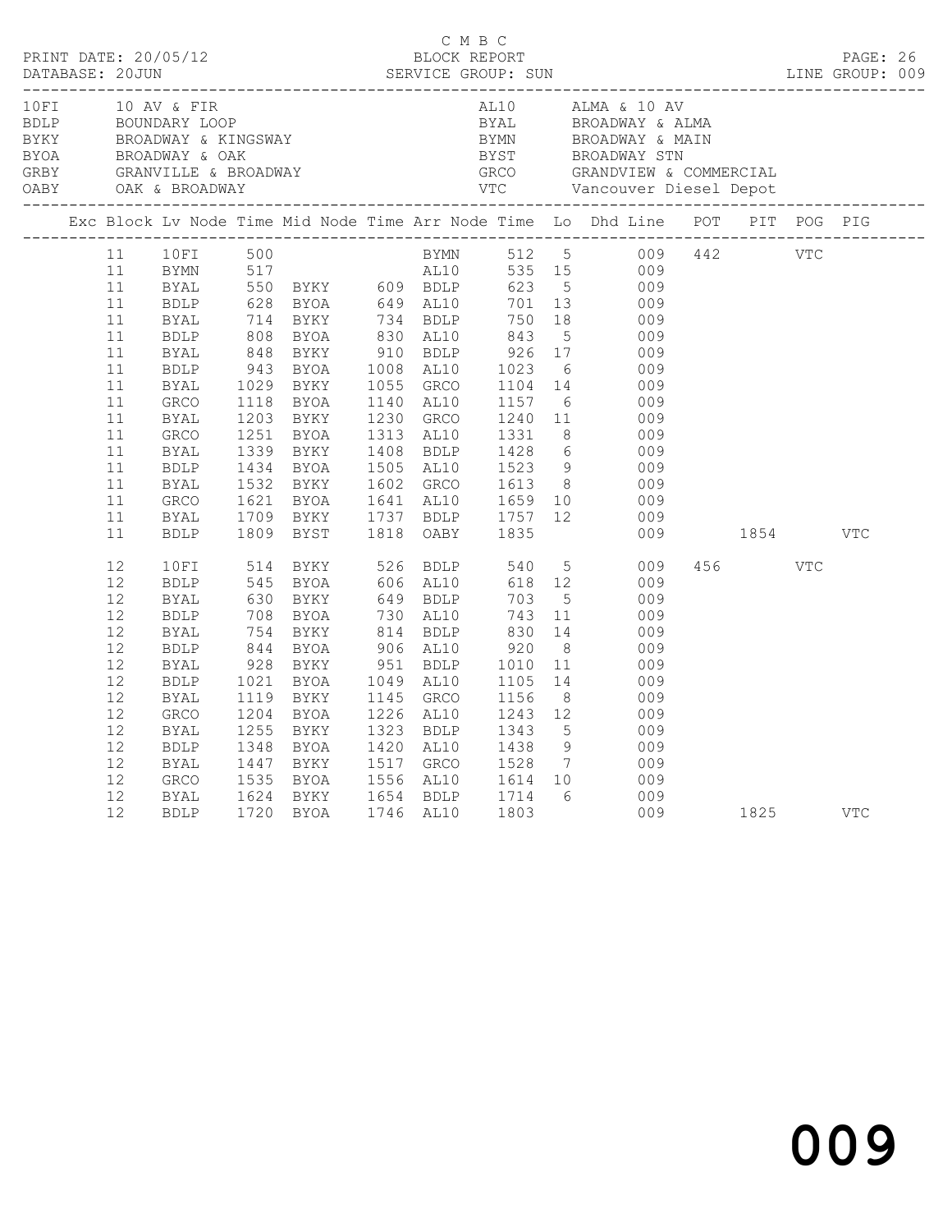C M B C

BLOCK REPORT

SERVICE GROUP: SUN

PRINT DATE: 20/05/12

DATABASE: 20JUN

LINE GROUP: 009

| Code | Name | Code | Name |
|---|---|---|---|
| 10FI | 10 AV & FIR | AL10 | ALMA & 10 AV |
| BDLP | BOUNDARY LOOP | BYAL | BROADWAY & ALMA |
| BYKY | BROADWAY & KINGSWAY | BYMN | BROADWAY & MAIN |
| BYOA | BROADWAY & OAK | BYST | BROADWAY STN |
| GRBY | GRANVILLE & BROADWAY | GRCO | GRANDVIEW & COMMERCIAL |
| OABY | OAK & BROADWAY | VTC | Vancouver Diesel Depot |

| Exc | Block | Lv Node | Time | Mid Node | Time | Arr Node | Time | Lo | Dhd Line | POT | PIT | POG | PIG |
|---|---|---|---|---|---|---|---|---|---|---|---|---|---|
| | 11 | 10FI | 500 | | | BYMN | 512 | 5 | 009 | 442 | | VTC | |
| | 11 | BYMN | 517 | | | AL10 | 535 | 15 | 009 | | | | |
| | 11 | BYAL | 550 | BYKY | 609 | BDLP | 623 | 5 | 009 | | | | |
| | 11 | BDLP | 628 | BYOA | 649 | AL10 | 701 | 13 | 009 | | | | |
| | 11 | BYAL | 714 | BYKY | 734 | BDLP | 750 | 18 | 009 | | | | |
| | 11 | BDLP | 808 | BYOA | 830 | AL10 | 843 | 5 | 009 | | | | |
| | 11 | BYAL | 848 | BYKY | 910 | BDLP | 926 | 17 | 009 | | | | |
| | 11 | BDLP | 943 | BYOA | 1008 | AL10 | 1023 | 6 | 009 | | | | |
| | 11 | BYAL | 1029 | BYKY | 1055 | GRCO | 1104 | 14 | 009 | | | | |
| | 11 | GRCO | 1118 | BYOA | 1140 | AL10 | 1157 | 6 | 009 | | | | |
| | 11 | BYAL | 1203 | BYKY | 1230 | GRCO | 1240 | 11 | 009 | | | | |
| | 11 | GRCO | 1251 | BYOA | 1313 | AL10 | 1331 | 8 | 009 | | | | |
| | 11 | BYAL | 1339 | BYKY | 1408 | BDLP | 1428 | 6 | 009 | | | | |
| | 11 | BDLP | 1434 | BYOA | 1505 | AL10 | 1523 | 9 | 009 | | | | |
| | 11 | BYAL | 1532 | BYKY | 1602 | GRCO | 1613 | 8 | 009 | | | | |
| | 11 | GRCO | 1621 | BYOA | 1641 | AL10 | 1659 | 10 | 009 | | | | |
| | 11 | BYAL | 1709 | BYKY | 1737 | BDLP | 1757 | 12 | 009 | | | | |
| | 11 | BDLP | 1809 | BYST | 1818 | OABY | 1835 | | 009 | | 1854 | | VTC |
| | 12 | 10FI | 514 | BYKY | 526 | BDLP | 540 | 5 | 009 | 456 | | VTC | |
| | 12 | BDLP | 545 | BYOA | 606 | AL10 | 618 | 12 | 009 | | | | |
| | 12 | BYAL | 630 | BYKY | 649 | BDLP | 703 | 5 | 009 | | | | |
| | 12 | BDLP | 708 | BYOA | 730 | AL10 | 743 | 11 | 009 | | | | |
| | 12 | BYAL | 754 | BYKY | 814 | BDLP | 830 | 14 | 009 | | | | |
| | 12 | BDLP | 844 | BYOA | 906 | AL10 | 920 | 8 | 009 | | | | |
| | 12 | BYAL | 928 | BYKY | 951 | BDLP | 1010 | 11 | 009 | | | | |
| | 12 | BDLP | 1021 | BYOA | 1049 | AL10 | 1105 | 14 | 009 | | | | |
| | 12 | BYAL | 1119 | BYKY | 1145 | GRCO | 1156 | 8 | 009 | | | | |
| | 12 | GRCO | 1204 | BYOA | 1226 | AL10 | 1243 | 12 | 009 | | | | |
| | 12 | BYAL | 1255 | BYKY | 1323 | BDLP | 1343 | 5 | 009 | | | | |
| | 12 | BDLP | 1348 | BYOA | 1420 | AL10 | 1438 | 9 | 009 | | | | |
| | 12 | BYAL | 1447 | BYKY | 1517 | GRCO | 1528 | 7 | 009 | | | | |
| | 12 | GRCO | 1535 | BYOA | 1556 | AL10 | 1614 | 10 | 009 | | | | |
| | 12 | BYAL | 1624 | BYKY | 1654 | BDLP | 1714 | 6 | 009 | | | | |
| | 12 | BDLP | 1720 | BYOA | 1746 | AL10 | 1803 | | 009 | | 1825 | | VTC |

009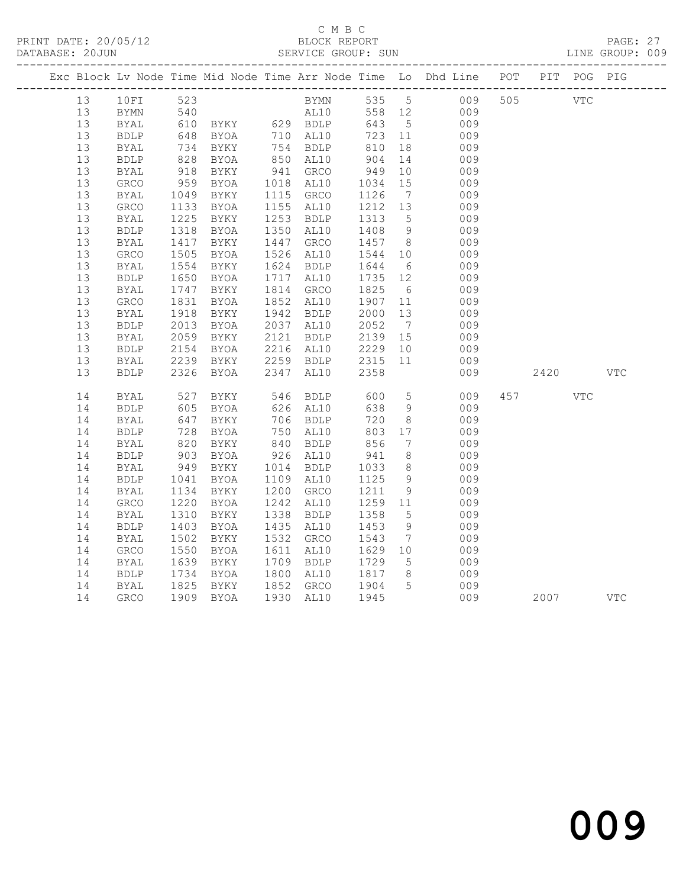C M B C
PRINT DATE: 20/05/12 BLOCK REPORT
DATABASE: 20JUN SERVICE GROUP: SUN LINE GROUP: 009

| Exc | Block | Lv | Node | Time | Mid Node | Time | Arr Node | Time | Lo | Dhd Line | POT | PIT | POG | PIG |
|---|---|---|---|---|---|---|---|---|---|---|---|---|---|---|
| | 13 | | 10FI | 523 | | | BYMN | 535 | 5 | 009 | 505 | | VTC | |
| | 13 | | BYMN | 540 | | | AL10 | 558 | 12 | 009 | | | | |
| | 13 | | BYAL | 610 | BYKY | 629 | BDLP | 643 | 5 | 009 | | | | |
| | 13 | | BDLP | 648 | BYOA | 710 | AL10 | 723 | 11 | 009 | | | | |
| | 13 | | BYAL | 734 | BYKY | 754 | BDLP | 810 | 18 | 009 | | | | |
| | 13 | | BDLP | 828 | BYOA | 850 | AL10 | 904 | 14 | 009 | | | | |
| | 13 | | BYAL | 918 | BYKY | 941 | GRCO | 949 | 10 | 009 | | | | |
| | 13 | | GRCO | 959 | BYOA | 1018 | AL10 | 1034 | 15 | 009 | | | | |
| | 13 | | BYAL | 1049 | BYKY | 1115 | GRCO | 1126 | 7 | 009 | | | | |
| | 13 | | GRCO | 1133 | BYOA | 1155 | AL10 | 1212 | 13 | 009 | | | | |
| | 13 | | BYAL | 1225 | BYKY | 1253 | BDLP | 1313 | 5 | 009 | | | | |
| | 13 | | BDLP | 1318 | BYOA | 1350 | AL10 | 1408 | 9 | 009 | | | | |
| | 13 | | BYAL | 1417 | BYKY | 1447 | GRCO | 1457 | 8 | 009 | | | | |
| | 13 | | GRCO | 1505 | BYOA | 1526 | AL10 | 1544 | 10 | 009 | | | | |
| | 13 | | BYAL | 1554 | BYKY | 1624 | BDLP | 1644 | 6 | 009 | | | | |
| | 13 | | BDLP | 1650 | BYOA | 1717 | AL10 | 1735 | 12 | 009 | | | | |
| | 13 | | BYAL | 1747 | BYKY | 1814 | GRCO | 1825 | 6 | 009 | | | | |
| | 13 | | GRCO | 1831 | BYOA | 1852 | AL10 | 1907 | 11 | 009 | | | | |
| | 13 | | BYAL | 1918 | BYKY | 1942 | BDLP | 2000 | 13 | 009 | | | | |
| | 13 | | BDLP | 2013 | BYOA | 2037 | AL10 | 2052 | 7 | 009 | | | | |
| | 13 | | BYAL | 2059 | BYKY | 2121 | BDLP | 2139 | 15 | 009 | | | | |
| | 13 | | BDLP | 2154 | BYOA | 2216 | AL10 | 2229 | 10 | 009 | | | | |
| | 13 | | BYAL | 2239 | BYKY | 2259 | BDLP | 2315 | 11 | 009 | | | | |
| | 13 | | BDLP | 2326 | BYOA | 2347 | AL10 | 2358 | | 009 | | 2420 | | VTC |
| | 14 | | BYAL | 527 | BYKY | 546 | BDLP | 600 | 5 | 009 | 457 | | VTC | |
| | 14 | | BDLP | 605 | BYOA | 626 | AL10 | 638 | 9 | 009 | | | | |
| | 14 | | BYAL | 647 | BYKY | 706 | BDLP | 720 | 8 | 009 | | | | |
| | 14 | | BDLP | 728 | BYOA | 750 | AL10 | 803 | 17 | 009 | | | | |
| | 14 | | BYAL | 820 | BYKY | 840 | BDLP | 856 | 7 | 009 | | | | |
| | 14 | | BDLP | 903 | BYOA | 926 | AL10 | 941 | 8 | 009 | | | | |
| | 14 | | BYAL | 949 | BYKY | 1014 | BDLP | 1033 | 8 | 009 | | | | |
| | 14 | | BDLP | 1041 | BYOA | 1109 | AL10 | 1125 | 9 | 009 | | | | |
| | 14 | | BYAL | 1134 | BYKY | 1200 | GRCO | 1211 | 9 | 009 | | | | |
| | 14 | | GRCO | 1220 | BYOA | 1242 | AL10 | 1259 | 11 | 009 | | | | |
| | 14 | | BYAL | 1310 | BYKY | 1338 | BDLP | 1358 | 5 | 009 | | | | |
| | 14 | | BDLP | 1403 | BYOA | 1435 | AL10 | 1453 | 9 | 009 | | | | |
| | 14 | | BYAL | 1502 | BYKY | 1532 | GRCO | 1543 | 7 | 009 | | | | |
| | 14 | | GRCO | 1550 | BYOA | 1611 | AL10 | 1629 | 10 | 009 | | | | |
| | 14 | | BYAL | 1639 | BYKY | 1709 | BDLP | 1729 | 5 | 009 | | | | |
| | 14 | | BDLP | 1734 | BYOA | 1800 | AL10 | 1817 | 8 | 009 | | | | |
| | 14 | | BYAL | 1825 | BYKY | 1852 | GRCO | 1904 | 5 | 009 | | | | |
| | 14 | | GRCO | 1909 | BYOA | 1930 | AL10 | 1945 | | 009 | | 2007 | | VTC |

009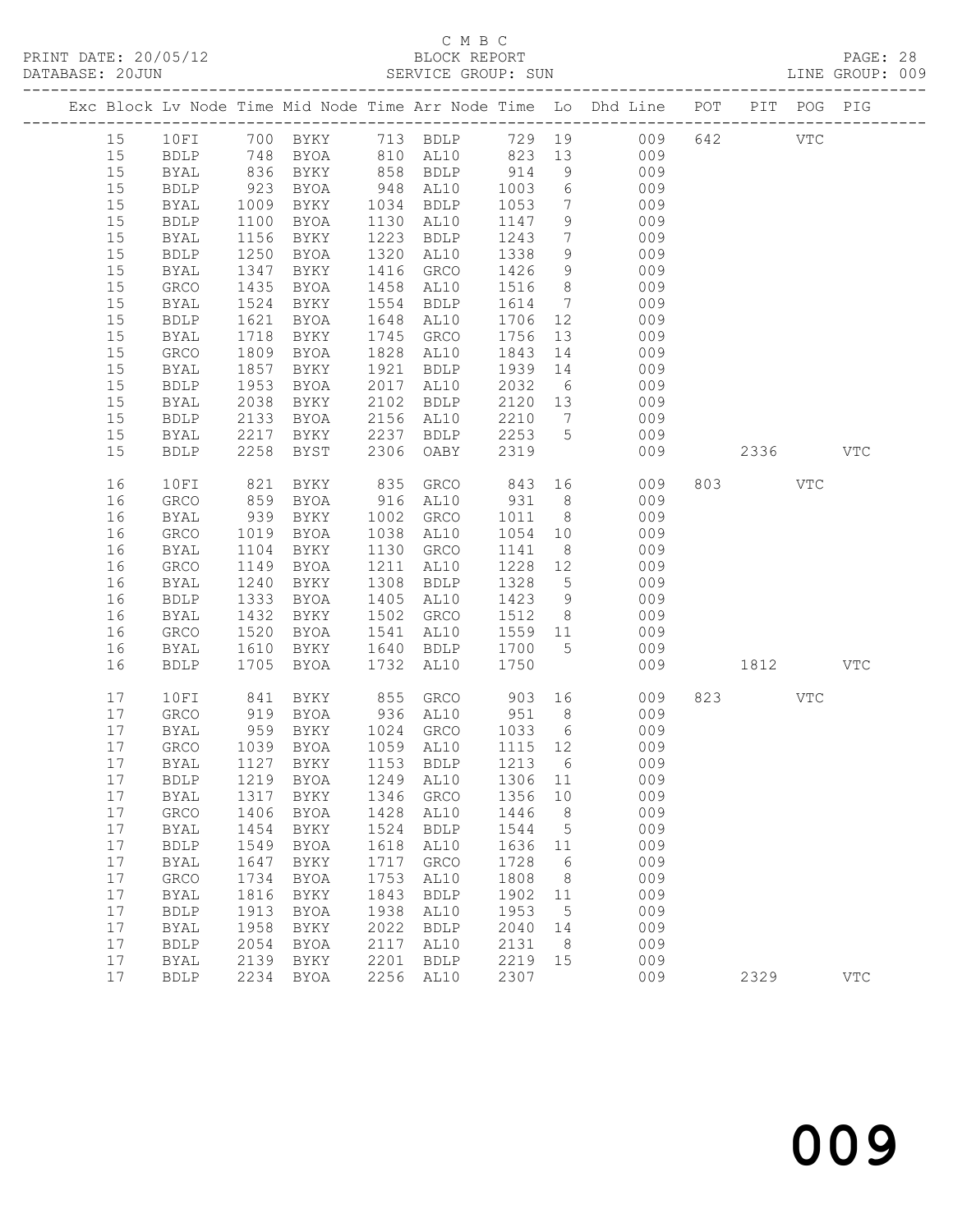C M B C
PRINT DATE: 20/05/12 BLOCK REPORT
DATABASE: 20JUN SERVICE GROUP: SUN LINE GROUP: 009

| Exc | Block | Lv | Node | Time | Mid Node | Time | Arr Node | Time | Lo | Dhd Line | POT | PIT | POG | PIG |
|---|---|---|---|---|---|---|---|---|---|---|---|---|---|---|
| | 15 | | 10FI | 700 | BYKY | 713 | BDLP | 729 | 19 | 009 | 642 | | VTC | |
| | 15 | | BDLP | 748 | BYOA | 810 | AL10 | 823 | 13 | 009 | | | | |
| | 15 | | BYAL | 836 | BYKY | 858 | BDLP | 914 | 9 | 009 | | | | |
| | 15 | | BDLP | 923 | BYOA | 948 | AL10 | 1003 | 6 | 009 | | | | |
| | 15 | | BYAL | 1009 | BYKY | 1034 | BDLP | 1053 | 7 | 009 | | | | |
| | 15 | | BDLP | 1100 | BYOA | 1130 | AL10 | 1147 | 9 | 009 | | | | |
| | 15 | | BYAL | 1156 | BYKY | 1223 | BDLP | 1243 | 7 | 009 | | | | |
| | 15 | | BDLP | 1250 | BYOA | 1320 | AL10 | 1338 | 9 | 009 | | | | |
| | 15 | | BYAL | 1347 | BYKY | 1416 | GRCO | 1426 | 9 | 009 | | | | |
| | 15 | | GRCO | 1435 | BYOA | 1458 | AL10 | 1516 | 8 | 009 | | | | |
| | 15 | | BYAL | 1524 | BYKY | 1554 | BDLP | 1614 | 7 | 009 | | | | |
| | 15 | | BDLP | 1621 | BYOA | 1648 | AL10 | 1706 | 12 | 009 | | | | |
| | 15 | | BYAL | 1718 | BYKY | 1745 | GRCO | 1756 | 13 | 009 | | | | |
| | 15 | | GRCO | 1809 | BYOA | 1828 | AL10 | 1843 | 14 | 009 | | | | |
| | 15 | | BYAL | 1857 | BYKY | 1921 | BDLP | 1939 | 14 | 009 | | | | |
| | 15 | | BDLP | 1953 | BYOA | 2017 | AL10 | 2032 | 6 | 009 | | | | |
| | 15 | | BYAL | 2038 | BYKY | 2102 | BDLP | 2120 | 13 | 009 | | | | |
| | 15 | | BDLP | 2133 | BYOA | 2156 | AL10 | 2210 | 7 | 009 | | | | |
| | 15 | | BYAL | 2217 | BYKY | 2237 | BDLP | 2253 | 5 | 009 | | | | |
| | 15 | | BDLP | 2258 | BYST | 2306 | OABY | 2319 | | 009 | | 2336 | | VTC |
| | 16 | | 10FI | 821 | BYKY | 835 | GRCO | 843 | 16 | 009 | 803 | | VTC | |
| | 16 | | GRCO | 859 | BYOA | 916 | AL10 | 931 | 8 | 009 | | | | |
| | 16 | | BYAL | 939 | BYKY | 1002 | GRCO | 1011 | 8 | 009 | | | | |
| | 16 | | GRCO | 1019 | BYOA | 1038 | AL10 | 1054 | 10 | 009 | | | | |
| | 16 | | BYAL | 1104 | BYKY | 1130 | GRCO | 1141 | 8 | 009 | | | | |
| | 16 | | GRCO | 1149 | BYOA | 1211 | AL10 | 1228 | 12 | 009 | | | | |
| | 16 | | BYAL | 1240 | BYKY | 1308 | BDLP | 1328 | 5 | 009 | | | | |
| | 16 | | BDLP | 1333 | BYOA | 1405 | AL10 | 1423 | 9 | 009 | | | | |
| | 16 | | BYAL | 1432 | BYKY | 1502 | GRCO | 1512 | 8 | 009 | | | | |
| | 16 | | GRCO | 1520 | BYOA | 1541 | AL10 | 1559 | 11 | 009 | | | | |
| | 16 | | BYAL | 1610 | BYKY | 1640 | BDLP | 1700 | 5 | 009 | | | | |
| | 16 | | BDLP | 1705 | BYOA | 1732 | AL10 | 1750 | | 009 | | 1812 | | VTC |
| | 17 | | 10FI | 841 | BYKY | 855 | GRCO | 903 | 16 | 009 | 823 | | VTC | |
| | 17 | | GRCO | 919 | BYOA | 936 | AL10 | 951 | 8 | 009 | | | | |
| | 17 | | BYAL | 959 | BYKY | 1024 | GRCO | 1033 | 6 | 009 | | | | |
| | 17 | | GRCO | 1039 | BYOA | 1059 | AL10 | 1115 | 12 | 009 | | | | |
| | 17 | | BYAL | 1127 | BYKY | 1153 | BDLP | 1213 | 6 | 009 | | | | |
| | 17 | | BDLP | 1219 | BYOA | 1249 | AL10 | 1306 | 11 | 009 | | | | |
| | 17 | | BYAL | 1317 | BYKY | 1346 | GRCO | 1356 | 10 | 009 | | | | |
| | 17 | | GRCO | 1406 | BYOA | 1428 | AL10 | 1446 | 8 | 009 | | | | |
| | 17 | | BYAL | 1454 | BYKY | 1524 | BDLP | 1544 | 5 | 009 | | | | |
| | 17 | | BDLP | 1549 | BYOA | 1618 | AL10 | 1636 | 11 | 009 | | | | |
| | 17 | | BYAL | 1647 | BYKY | 1717 | GRCO | 1728 | 6 | 009 | | | | |
| | 17 | | GRCO | 1734 | BYOA | 1753 | AL10 | 1808 | 8 | 009 | | | | |
| | 17 | | BYAL | 1816 | BYKY | 1843 | BDLP | 1902 | 11 | 009 | | | | |
| | 17 | | BDLP | 1913 | BYOA | 1938 | AL10 | 1953 | 5 | 009 | | | | |
| | 17 | | BYAL | 1958 | BYKY | 2022 | BDLP | 2040 | 14 | 009 | | | | |
| | 17 | | BDLP | 2054 | BYOA | 2117 | AL10 | 2131 | 8 | 009 | | | | |
| | 17 | | BYAL | 2139 | BYKY | 2201 | BDLP | 2219 | 15 | 009 | | | | |
| | 17 | | BDLP | 2234 | BYOA | 2256 | AL10 | 2307 | | 009 | | 2329 | | VTC |

# 009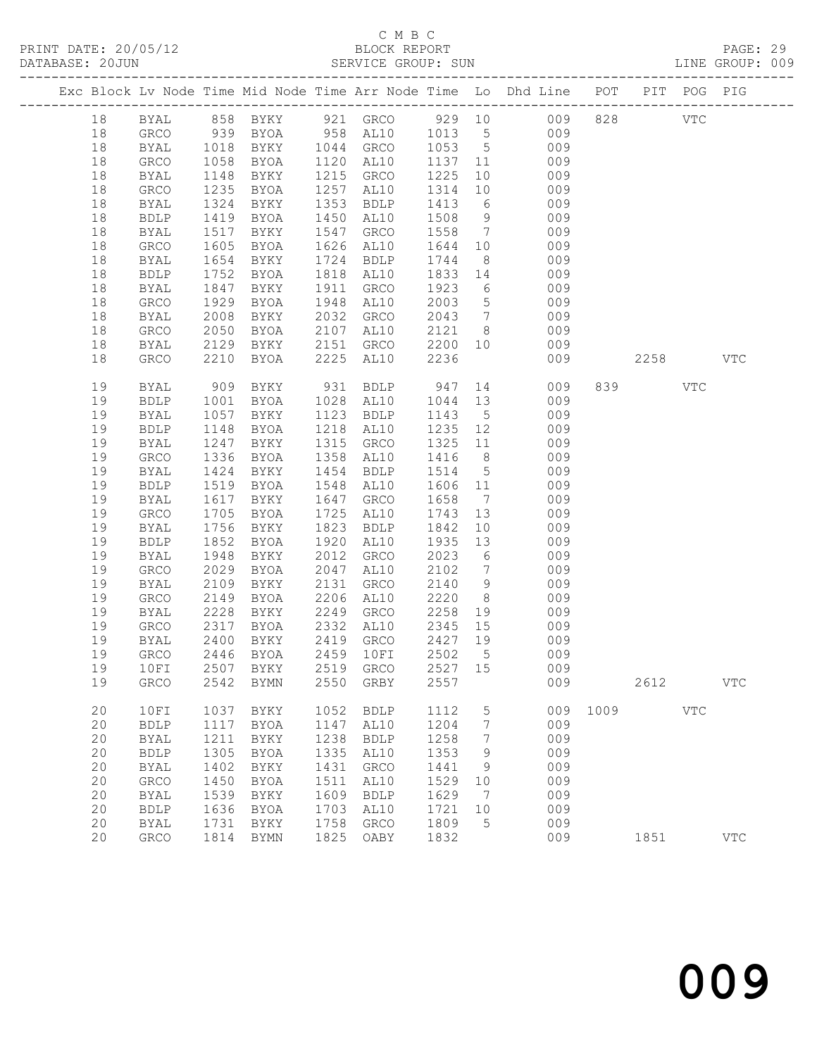C M B C

BLOCK REPORT

SERVICE GROUP: SUN

PRINT DATE: 20/05/12
DATABASE: 20JUN
LINE GROUP: 009

| Exc | Block | Lv | Node | Time | Mid Node | Time | Arr Node | Time | Lo | Dhd Line | POT | PIT | POG | PIG |
|---|---|---|---|---|---|---|---|---|---|---|---|---|---|---|
| | 18 | | BYAL | 858 | BYKY | 921 | GRCO | 929 | 10 | 009 | 828 | | VTC | |
| | 18 | | GRCO | 939 | BYOA | 958 | AL10 | 1013 | 5 | 009 | | | | |
| | 18 | | BYAL | 1018 | BYKY | 1044 | GRCO | 1053 | 5 | 009 | | | | |
| | 18 | | GRCO | 1058 | BYOA | 1120 | AL10 | 1137 | 11 | 009 | | | | |
| | 18 | | BYAL | 1148 | BYKY | 1215 | GRCO | 1225 | 10 | 009 | | | | |
| | 18 | | GRCO | 1235 | BYOA | 1257 | AL10 | 1314 | 10 | 009 | | | | |
| | 18 | | BYAL | 1324 | BYKY | 1353 | BDLP | 1413 | 6 | 009 | | | | |
| | 18 | | BDLP | 1419 | BYOA | 1450 | AL10 | 1508 | 9 | 009 | | | | |
| | 18 | | BYAL | 1517 | BYKY | 1547 | GRCO | 1558 | 7 | 009 | | | | |
| | 18 | | GRCO | 1605 | BYOA | 1626 | AL10 | 1644 | 10 | 009 | | | | |
| | 18 | | BYAL | 1654 | BYKY | 1724 | BDLP | 1744 | 8 | 009 | | | | |
| | 18 | | BDLP | 1752 | BYOA | 1818 | AL10 | 1833 | 14 | 009 | | | | |
| | 18 | | BYAL | 1847 | BYKY | 1911 | GRCO | 1923 | 6 | 009 | | | | |
| | 18 | | GRCO | 1929 | BYOA | 1948 | AL10 | 2003 | 5 | 009 | | | | |
| | 18 | | BYAL | 2008 | BYKY | 2032 | GRCO | 2043 | 7 | 009 | | | | |
| | 18 | | GRCO | 2050 | BYOA | 2107 | AL10 | 2121 | 8 | 009 | | | | |
| | 18 | | BYAL | 2129 | BYKY | 2151 | GRCO | 2200 | 10 | 009 | | | | |
| | 18 | | GRCO | 2210 | BYOA | 2225 | AL10 | 2236 | | 009 | | 2258 | | VTC |
| | 19 | | BYAL | 909 | BYKY | 931 | BDLP | 947 | 14 | 009 | 839 | | VTC | |
| | 19 | | BDLP | 1001 | BYOA | 1028 | AL10 | 1044 | 13 | 009 | | | | |
| | 19 | | BYAL | 1057 | BYKY | 1123 | BDLP | 1143 | 5 | 009 | | | | |
| | 19 | | BDLP | 1148 | BYOA | 1218 | AL10 | 1235 | 12 | 009 | | | | |
| | 19 | | BYAL | 1247 | BYKY | 1315 | GRCO | 1325 | 11 | 009 | | | | |
| | 19 | | GRCO | 1336 | BYOA | 1358 | AL10 | 1416 | 8 | 009 | | | | |
| | 19 | | BYAL | 1424 | BYKY | 1454 | BDLP | 1514 | 5 | 009 | | | | |
| | 19 | | BDLP | 1519 | BYOA | 1548 | AL10 | 1606 | 11 | 009 | | | | |
| | 19 | | BYAL | 1617 | BYKY | 1647 | GRCO | 1658 | 7 | 009 | | | | |
| | 19 | | GRCO | 1705 | BYOA | 1725 | AL10 | 1743 | 13 | 009 | | | | |
| | 19 | | BYAL | 1756 | BYKY | 1823 | BDLP | 1842 | 10 | 009 | | | | |
| | 19 | | BDLP | 1852 | BYOA | 1920 | AL10 | 1935 | 13 | 009 | | | | |
| | 19 | | BYAL | 1948 | BYKY | 2012 | GRCO | 2023 | 6 | 009 | | | | |
| | 19 | | GRCO | 2029 | BYOA | 2047 | AL10 | 2102 | 7 | 009 | | | | |
| | 19 | | BYAL | 2109 | BYKY | 2131 | GRCO | 2140 | 9 | 009 | | | | |
| | 19 | | GRCO | 2149 | BYOA | 2206 | AL10 | 2220 | 8 | 009 | | | | |
| | 19 | | BYAL | 2228 | BYKY | 2249 | GRCO | 2258 | 19 | 009 | | | | |
| | 19 | | GRCO | 2317 | BYOA | 2332 | AL10 | 2345 | 15 | 009 | | | | |
| | 19 | | BYAL | 2400 | BYKY | 2419 | GRCO | 2427 | 19 | 009 | | | | |
| | 19 | | GRCO | 2446 | BYOA | 2459 | 10FI | 2502 | 5 | 009 | | | | |
| | 19 | | 10FI | 2507 | BYKY | 2519 | GRCO | 2527 | 15 | 009 | | | | |
| | 19 | | GRCO | 2542 | BYMN | 2550 | GRBY | 2557 | | 009 | | 2612 | | VTC |
| | 20 | | 10FI | 1037 | BYKY | 1052 | BDLP | 1112 | 5 | 009 | 1009 | | VTC | |
| | 20 | | BDLP | 1117 | BYOA | 1147 | AL10 | 1204 | 7 | 009 | | | | |
| | 20 | | BYAL | 1211 | BYKY | 1238 | BDLP | 1258 | 7 | 009 | | | | |
| | 20 | | BDLP | 1305 | BYOA | 1335 | AL10 | 1353 | 9 | 009 | | | | |
| | 20 | | BYAL | 1402 | BYKY | 1431 | GRCO | 1441 | 9 | 009 | | | | |
| | 20 | | GRCO | 1450 | BYOA | 1511 | AL10 | 1529 | 10 | 009 | | | | |
| | 20 | | BYAL | 1539 | BYKY | 1609 | BDLP | 1629 | 7 | 009 | | | | |
| | 20 | | BDLP | 1636 | BYOA | 1703 | AL10 | 1721 | 10 | 009 | | | | |
| | 20 | | BYAL | 1731 | BYKY | 1758 | GRCO | 1809 | 5 | 009 | | | | |
| | 20 | | GRCO | 1814 | BYMN | 1825 | OABY | 1832 | | 009 | | 1851 | | VTC |

009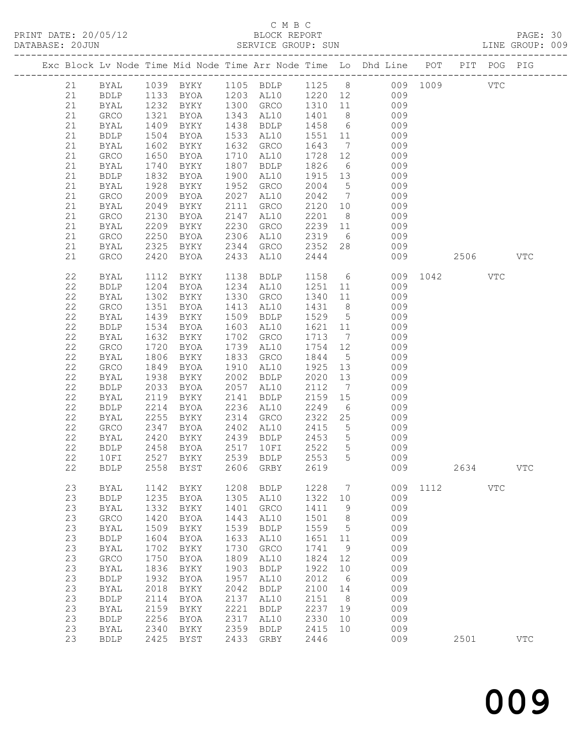C M B C

BLOCK REPORT

PRINT DATE: 20/05/12 &nbsp;&nbsp;&nbsp;&nbsp; DATABASE: 20JUN &nbsp;&nbsp;&nbsp;&nbsp; SERVICE GROUP: SUN &nbsp;&nbsp;&nbsp;&nbsp; LINE GROUP: 009

| Exc | Block | Lv | Node | Time | Mid Node | Time | Arr Node | Time | Lo | Dhd Line | POT | PIT | POG | PIG |
|---|---|---|---|---|---|---|---|---|---|---|---|---|---|---|
| | 21 | | BYAL | 1039 | BYKY | 1105 | BDLP | 1125 | 8 | 009 | 1009 | | VTC | |
| | 21 | | BDLP | 1133 | BYOA | 1203 | AL10 | 1220 | 12 | 009 | | | | |
| | 21 | | BYAL | 1232 | BYKY | 1300 | GRCO | 1310 | 11 | 009 | | | | |
| | 21 | | GRCO | 1321 | BYOA | 1343 | AL10 | 1401 | 8 | 009 | | | | |
| | 21 | | BYAL | 1409 | BYKY | 1438 | BDLP | 1458 | 6 | 009 | | | | |
| | 21 | | BDLP | 1504 | BYOA | 1533 | AL10 | 1551 | 11 | 009 | | | | |
| | 21 | | BYAL | 1602 | BYKY | 1632 | GRCO | 1643 | 7 | 009 | | | | |
| | 21 | | GRCO | 1650 | BYOA | 1710 | AL10 | 1728 | 12 | 009 | | | | |
| | 21 | | BYAL | 1740 | BYKY | 1807 | BDLP | 1826 | 6 | 009 | | | | |
| | 21 | | BDLP | 1832 | BYOA | 1900 | AL10 | 1915 | 13 | 009 | | | | |
| | 21 | | BYAL | 1928 | BYKY | 1952 | GRCO | 2004 | 5 | 009 | | | | |
| | 21 | | GRCO | 2009 | BYOA | 2027 | AL10 | 2042 | 7 | 009 | | | | |
| | 21 | | BYAL | 2049 | BYKY | 2111 | GRCO | 2120 | 10 | 009 | | | | |
| | 21 | | GRCO | 2130 | BYOA | 2147 | AL10 | 2201 | 8 | 009 | | | | |
| | 21 | | BYAL | 2209 | BYKY | 2230 | GRCO | 2239 | 11 | 009 | | | | |
| | 21 | | GRCO | 2250 | BYOA | 2306 | AL10 | 2319 | 6 | 009 | | | | |
| | 21 | | BYAL | 2325 | BYKY | 2344 | GRCO | 2352 | 28 | 009 | | | | |
| | 21 | | GRCO | 2420 | BYOA | 2433 | AL10 | 2444 | | 009 | | 2506 | | VTC |
| | 22 | | BYAL | 1112 | BYKY | 1138 | BDLP | 1158 | 6 | 009 | 1042 | | VTC | |
| | 22 | | BDLP | 1204 | BYOA | 1234 | AL10 | 1251 | 11 | 009 | | | | |
| | 22 | | BYAL | 1302 | BYKY | 1330 | GRCO | 1340 | 11 | 009 | | | | |
| | 22 | | GRCO | 1351 | BYOA | 1413 | AL10 | 1431 | 8 | 009 | | | | |
| | 22 | | BYAL | 1439 | BYKY | 1509 | BDLP | 1529 | 5 | 009 | | | | |
| | 22 | | BDLP | 1534 | BYOA | 1603 | AL10 | 1621 | 11 | 009 | | | | |
| | 22 | | BYAL | 1632 | BYKY | 1702 | GRCO | 1713 | 7 | 009 | | | | |
| | 22 | | GRCO | 1720 | BYOA | 1739 | AL10 | 1754 | 12 | 009 | | | | |
| | 22 | | BYAL | 1806 | BYKY | 1833 | GRCO | 1844 | 5 | 009 | | | | |
| | 22 | | GRCO | 1849 | BYOA | 1910 | AL10 | 1925 | 13 | 009 | | | | |
| | 22 | | BYAL | 1938 | BYKY | 2002 | BDLP | 2020 | 13 | 009 | | | | |
| | 22 | | BDLP | 2033 | BYOA | 2057 | AL10 | 2112 | 7 | 009 | | | | |
| | 22 | | BYAL | 2119 | BYKY | 2141 | BDLP | 2159 | 15 | 009 | | | | |
| | 22 | | BDLP | 2214 | BYOA | 2236 | AL10 | 2249 | 6 | 009 | | | | |
| | 22 | | BYAL | 2255 | BYKY | 2314 | GRCO | 2322 | 25 | 009 | | | | |
| | 22 | | GRCO | 2347 | BYOA | 2402 | AL10 | 2415 | 5 | 009 | | | | |
| | 22 | | BYAL | 2420 | BYKY | 2439 | BDLP | 2453 | 5 | 009 | | | | |
| | 22 | | BDLP | 2458 | BYOA | 2517 | 10FI | 2522 | 5 | 009 | | | | |
| | 22 | | 10FI | 2527 | BYKY | 2539 | BDLP | 2553 | 5 | 009 | | | | |
| | 22 | | BDLP | 2558 | BYST | 2606 | GRBY | 2619 | | 009 | | 2634 | | VTC |
| | 23 | | BYAL | 1142 | BYKY | 1208 | BDLP | 1228 | 7 | 009 | 1112 | | VTC | |
| | 23 | | BDLP | 1235 | BYOA | 1305 | AL10 | 1322 | 10 | 009 | | | | |
| | 23 | | BYAL | 1332 | BYKY | 1401 | GRCO | 1411 | 9 | 009 | | | | |
| | 23 | | GRCO | 1420 | BYOA | 1443 | AL10 | 1501 | 8 | 009 | | | | |
| | 23 | | BYAL | 1509 | BYKY | 1539 | BDLP | 1559 | 5 | 009 | | | | |
| | 23 | | BDLP | 1604 | BYOA | 1633 | AL10 | 1651 | 11 | 009 | | | | |
| | 23 | | BYAL | 1702 | BYKY | 1730 | GRCO | 1741 | 9 | 009 | | | | |
| | 23 | | GRCO | 1750 | BYOA | 1809 | AL10 | 1824 | 12 | 009 | | | | |
| | 23 | | BYAL | 1836 | BYKY | 1903 | BDLP | 1922 | 10 | 009 | | | | |
| | 23 | | BDLP | 1932 | BYOA | 1957 | AL10 | 2012 | 6 | 009 | | | | |
| | 23 | | BYAL | 2018 | BYKY | 2042 | BDLP | 2100 | 14 | 009 | | | | |
| | 23 | | BDLP | 2114 | BYOA | 2137 | AL10 | 2151 | 8 | 009 | | | | |
| | 23 | | BYAL | 2159 | BYKY | 2221 | BDLP | 2237 | 19 | 009 | | | | |
| | 23 | | BDLP | 2256 | BYOA | 2317 | AL10 | 2330 | 10 | 009 | | | | |
| | 23 | | BYAL | 2340 | BYKY | 2359 | BDLP | 2415 | 10 | 009 | | | | |
| | 23 | | BDLP | 2425 | BYST | 2433 | GRBY | 2446 | | 009 | | 2501 | | VTC |

009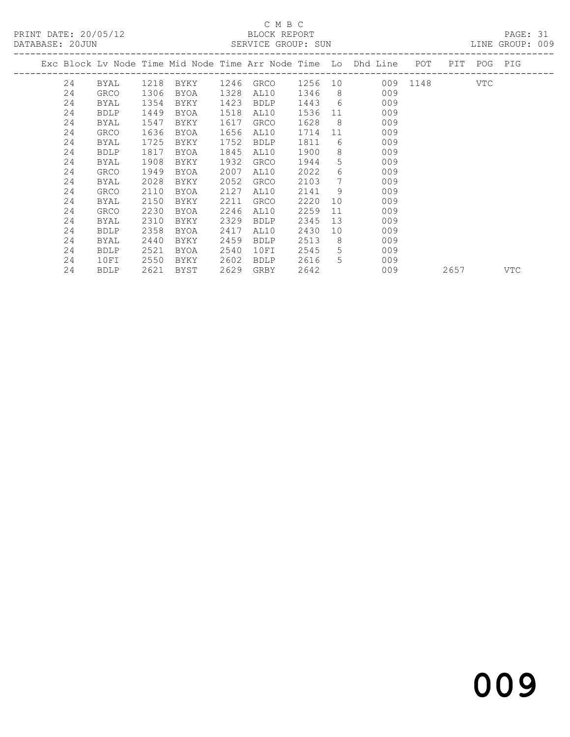C M B C

BLOCK REPORT

SERVICE GROUP: SUN

PRINT DATE: 20/05/12
DATABASE: 20JUN
LINE GROUP: 009

| Exc | Block | Lv | Node | Time | Mid Node | Time | Arr Node | Time | Lo | Dhd Line | POT | PIT | POG | PIG |
|---|---|---|---|---|---|---|---|---|---|---|---|---|---|---|
| | 24 | | BYAL | 1218 | BYKY | 1246 | GRCO | 1256 | 10 | 009 | 1148 | | VTC | |
| | 24 | | GRCO | 1306 | BYOA | 1328 | AL10 | 1346 | 8 | 009 | | | | |
| | 24 | | BYAL | 1354 | BYKY | 1423 | BDLP | 1443 | 6 | 009 | | | | |
| | 24 | | BDLP | 1449 | BYOA | 1518 | AL10 | 1536 | 11 | 009 | | | | |
| | 24 | | BYAL | 1547 | BYKY | 1617 | GRCO | 1628 | 8 | 009 | | | | |
| | 24 | | GRCO | 1636 | BYOA | 1656 | AL10 | 1714 | 11 | 009 | | | | |
| | 24 | | BYAL | 1725 | BYKY | 1752 | BDLP | 1811 | 6 | 009 | | | | |
| | 24 | | BDLP | 1817 | BYOA | 1845 | AL10 | 1900 | 8 | 009 | | | | |
| | 24 | | BYAL | 1908 | BYKY | 1932 | GRCO | 1944 | 5 | 009 | | | | |
| | 24 | | GRCO | 1949 | BYOA | 2007 | AL10 | 2022 | 6 | 009 | | | | |
| | 24 | | BYAL | 2028 | BYKY | 2052 | GRCO | 2103 | 7 | 009 | | | | |
| | 24 | | GRCO | 2110 | BYOA | 2127 | AL10 | 2141 | 9 | 009 | | | | |
| | 24 | | BYAL | 2150 | BYKY | 2211 | GRCO | 2220 | 10 | 009 | | | | |
| | 24 | | GRCO | 2230 | BYOA | 2246 | AL10 | 2259 | 11 | 009 | | | | |
| | 24 | | BYAL | 2310 | BYKY | 2329 | BDLP | 2345 | 13 | 009 | | | | |
| | 24 | | BDLP | 2358 | BYOA | 2417 | AL10 | 2430 | 10 | 009 | | | | |
| | 24 | | BYAL | 2440 | BYKY | 2459 | BDLP | 2513 | 8 | 009 | | | | |
| | 24 | | BDLP | 2521 | BYOA | 2540 | 10FI | 2545 | 5 | 009 | | | | |
| | 24 | | 10FI | 2550 | BYKY | 2602 | BDLP | 2616 | 5 | 009 | | | | |
| | 24 | | BDLP | 2621 | BYST | 2629 | GRBY | 2642 | | 009 | | 2657 | | VTC |

009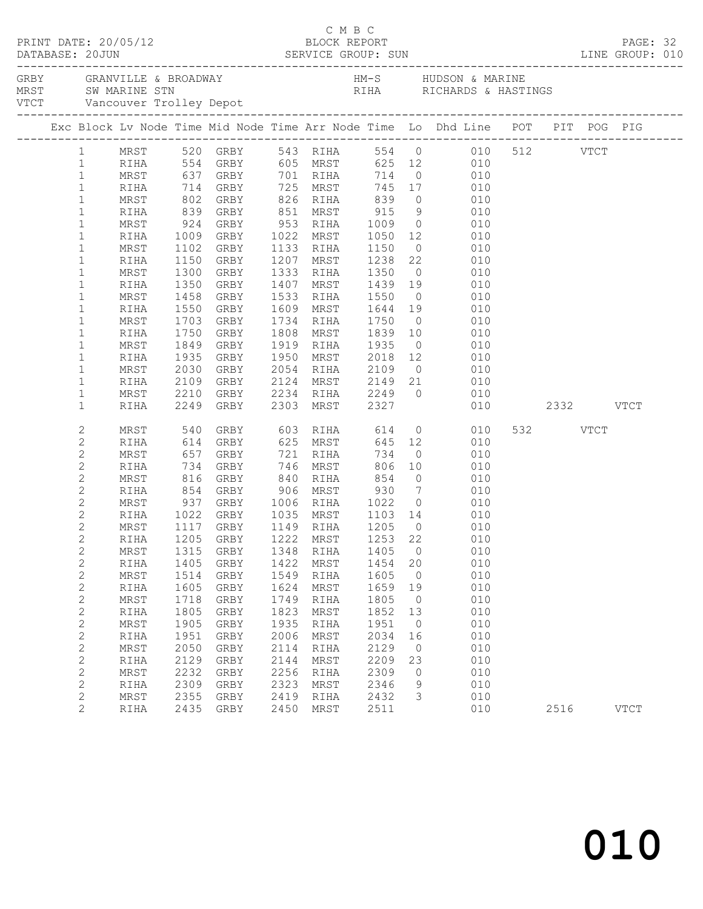C M B C

PRINT DATE: 20/05/12 BLOCK REPORT
DATABASE: 20JUN SERVICE GROUP: SUN LINE GROUP: 010

GRBY GRANVILLE & BROADWAY HM-S HUDSON & MARINE
MRST SW MARINE STN RIHA RICHARDS & HASTINGS
VTCT Vancouver Trolley Depot

| Exc | Block | Lv Node | Time | Mid Node | Time | Arr Node | Time | Lo | Dhd Line | POT | PIT | POG | PIG |
|---|---|---|---|---|---|---|---|---|---|---|---|---|---|
| | 1 | MRST | 520 | GRBY | 543 | RIHA | 554 | 0 | 010 | 512 | | VTCT | |
| | 1 | RIHA | 554 | GRBY | 605 | MRST | 625 | 12 | 010 | | | | |
| | 1 | MRST | 637 | GRBY | 701 | RIHA | 714 | 0 | 010 | | | | |
| | 1 | RIHA | 714 | GRBY | 725 | MRST | 745 | 17 | 010 | | | | |
| | 1 | MRST | 802 | GRBY | 826 | RIHA | 839 | 0 | 010 | | | | |
| | 1 | RIHA | 839 | GRBY | 851 | MRST | 915 | 9 | 010 | | | | |
| | 1 | MRST | 924 | GRBY | 953 | RIHA | 1009 | 0 | 010 | | | | |
| | 1 | RIHA | 1009 | GRBY | 1022 | MRST | 1050 | 12 | 010 | | | | |
| | 1 | MRST | 1102 | GRBY | 1133 | RIHA | 1150 | 0 | 010 | | | | |
| | 1 | RIHA | 1150 | GRBY | 1207 | MRST | 1238 | 22 | 010 | | | | |
| | 1 | MRST | 1300 | GRBY | 1333 | RIHA | 1350 | 0 | 010 | | | | |
| | 1 | RIHA | 1350 | GRBY | 1407 | MRST | 1439 | 19 | 010 | | | | |
| | 1 | MRST | 1458 | GRBY | 1533 | RIHA | 1550 | 0 | 010 | | | | |
| | 1 | RIHA | 1550 | GRBY | 1609 | MRST | 1644 | 19 | 010 | | | | |
| | 1 | MRST | 1703 | GRBY | 1734 | RIHA | 1750 | 0 | 010 | | | | |
| | 1 | RIHA | 1750 | GRBY | 1808 | MRST | 1839 | 10 | 010 | | | | |
| | 1 | MRST | 1849 | GRBY | 1919 | RIHA | 1935 | 0 | 010 | | | | |
| | 1 | RIHA | 1935 | GRBY | 1950 | MRST | 2018 | 12 | 010 | | | | |
| | 1 | MRST | 2030 | GRBY | 2054 | RIHA | 2109 | 0 | 010 | | | | |
| | 1 | RIHA | 2109 | GRBY | 2124 | MRST | 2149 | 21 | 010 | | | | |
| | 1 | MRST | 2210 | GRBY | 2234 | RIHA | 2249 | 0 | 010 | | | | |
| | 1 | RIHA | 2249 | GRBY | 2303 | MRST | 2327 | | 010 | | 2332 | | VTCT |
| | 2 | MRST | 540 | GRBY | 603 | RIHA | 614 | 0 | 010 | 532 | | VTCT | |
| | 2 | RIHA | 614 | GRBY | 625 | MRST | 645 | 12 | 010 | | | | |
| | 2 | MRST | 657 | GRBY | 721 | RIHA | 734 | 0 | 010 | | | | |
| | 2 | RIHA | 734 | GRBY | 746 | MRST | 806 | 10 | 010 | | | | |
| | 2 | MRST | 816 | GRBY | 840 | RIHA | 854 | 0 | 010 | | | | |
| | 2 | RIHA | 854 | GRBY | 906 | MRST | 930 | 7 | 010 | | | | |
| | 2 | MRST | 937 | GRBY | 1006 | RIHA | 1022 | 0 | 010 | | | | |
| | 2 | RIHA | 1022 | GRBY | 1035 | MRST | 1103 | 14 | 010 | | | | |
| | 2 | MRST | 1117 | GRBY | 1149 | RIHA | 1205 | 0 | 010 | | | | |
| | 2 | RIHA | 1205 | GRBY | 1222 | MRST | 1253 | 22 | 010 | | | | |
| | 2 | MRST | 1315 | GRBY | 1348 | RIHA | 1405 | 0 | 010 | | | | |
| | 2 | RIHA | 1405 | GRBY | 1422 | MRST | 1454 | 20 | 010 | | | | |
| | 2 | MRST | 1514 | GRBY | 1549 | RIHA | 1605 | 0 | 010 | | | | |
| | 2 | RIHA | 1605 | GRBY | 1624 | MRST | 1659 | 19 | 010 | | | | |
| | 2 | MRST | 1718 | GRBY | 1749 | RIHA | 1805 | 0 | 010 | | | | |
| | 2 | RIHA | 1805 | GRBY | 1823 | MRST | 1852 | 13 | 010 | | | | |
| | 2 | MRST | 1905 | GRBY | 1935 | RIHA | 1951 | 0 | 010 | | | | |
| | 2 | RIHA | 1951 | GRBY | 2006 | MRST | 2034 | 16 | 010 | | | | |
| | 2 | MRST | 2050 | GRBY | 2114 | RIHA | 2129 | 0 | 010 | | | | |
| | 2 | RIHA | 2129 | GRBY | 2144 | MRST | 2209 | 23 | 010 | | | | |
| | 2 | MRST | 2232 | GRBY | 2256 | RIHA | 2309 | 0 | 010 | | | | |
| | 2 | RIHA | 2309 | GRBY | 2323 | MRST | 2346 | 9 | 010 | | | | |
| | 2 | MRST | 2355 | GRBY | 2419 | RIHA | 2432 | 3 | 010 | | | | |
| | 2 | RIHA | 2435 | GRBY | 2450 | MRST | 2511 | | 010 | | 2516 | | VTCT |

010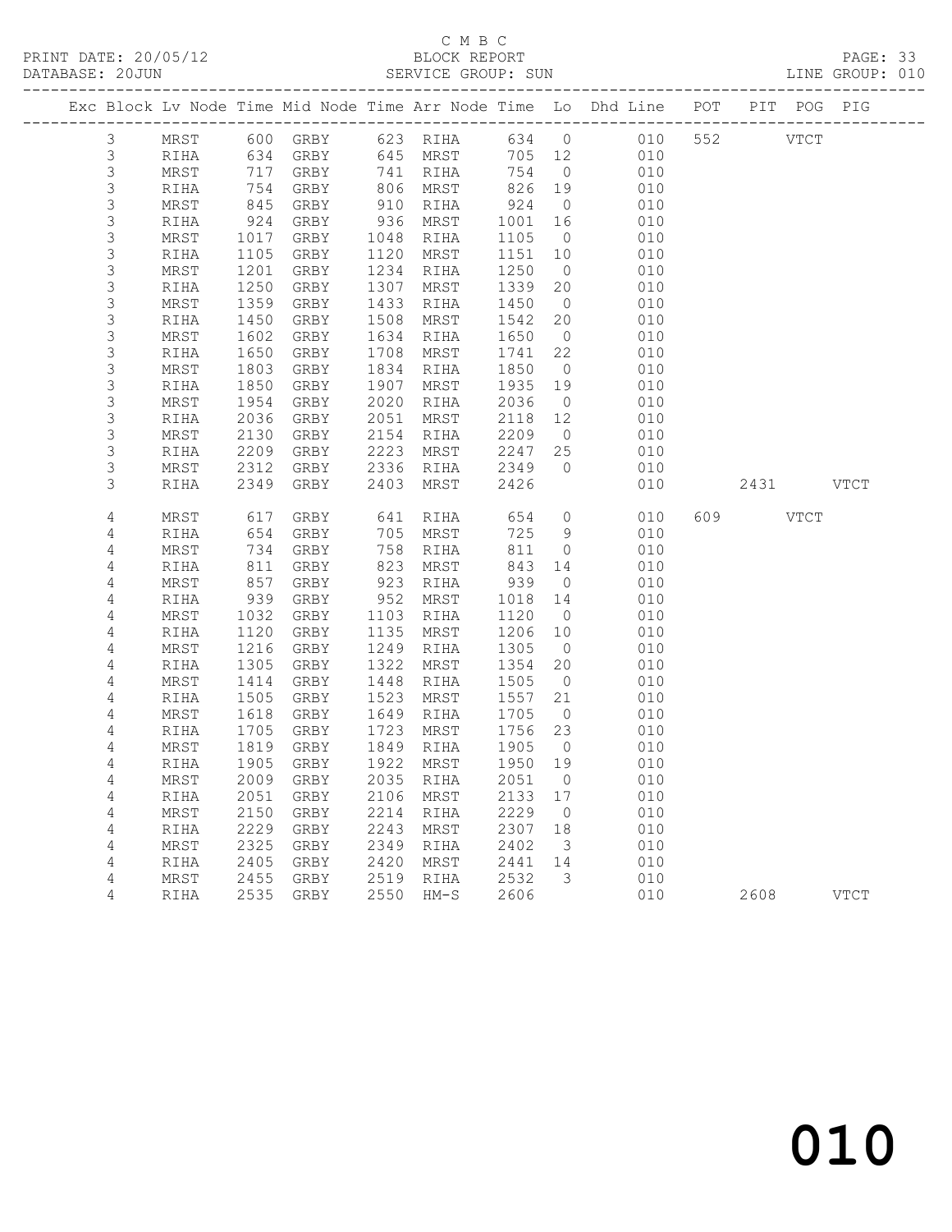C M B C

PRINT DATE: 20/05/12 BLOCK REPORT
DATABASE: 20JUN SERVICE GROUP: SUN LINE GROUP: 010

| Exc | Block | Lv | Node | Time | Mid Node | Time | Arr Node | Time | Lo | Dhd Line | POT | PIT | POG | PIG |
|---|---|---|---|---|---|---|---|---|---|---|---|---|---|---|
| | 3 | | MRST | 600 | GRBY | 623 | RIHA | 634 | 0 | 010 | 552 | | VTCT | |
| | 3 | | RIHA | 634 | GRBY | 645 | MRST | 705 | 12 | 010 | | | | |
| | 3 | | MRST | 717 | GRBY | 741 | RIHA | 754 | 0 | 010 | | | | |
| | 3 | | RIHA | 754 | GRBY | 806 | MRST | 826 | 19 | 010 | | | | |
| | 3 | | MRST | 845 | GRBY | 910 | RIHA | 924 | 0 | 010 | | | | |
| | 3 | | RIHA | 924 | GRBY | 936 | MRST | 1001 | 16 | 010 | | | | |
| | 3 | | MRST | 1017 | GRBY | 1048 | RIHA | 1105 | 0 | 010 | | | | |
| | 3 | | RIHA | 1105 | GRBY | 1120 | MRST | 1151 | 10 | 010 | | | | |
| | 3 | | MRST | 1201 | GRBY | 1234 | RIHA | 1250 | 0 | 010 | | | | |
| | 3 | | RIHA | 1250 | GRBY | 1307 | MRST | 1339 | 20 | 010 | | | | |
| | 3 | | MRST | 1359 | GRBY | 1433 | RIHA | 1450 | 0 | 010 | | | | |
| | 3 | | RIHA | 1450 | GRBY | 1508 | MRST | 1542 | 20 | 010 | | | | |
| | 3 | | MRST | 1602 | GRBY | 1634 | RIHA | 1650 | 0 | 010 | | | | |
| | 3 | | RIHA | 1650 | GRBY | 1708 | MRST | 1741 | 22 | 010 | | | | |
| | 3 | | MRST | 1803 | GRBY | 1834 | RIHA | 1850 | 0 | 010 | | | | |
| | 3 | | RIHA | 1850 | GRBY | 1907 | MRST | 1935 | 19 | 010 | | | | |
| | 3 | | MRST | 1954 | GRBY | 2020 | RIHA | 2036 | 0 | 010 | | | | |
| | 3 | | RIHA | 2036 | GRBY | 2051 | MRST | 2118 | 12 | 010 | | | | |
| | 3 | | MRST | 2130 | GRBY | 2154 | RIHA | 2209 | 0 | 010 | | | | |
| | 3 | | RIHA | 2209 | GRBY | 2223 | MRST | 2247 | 25 | 010 | | | | |
| | 3 | | MRST | 2312 | GRBY | 2336 | RIHA | 2349 | 0 | 010 | | | | |
| | 3 | | RIHA | 2349 | GRBY | 2403 | MRST | 2426 | | 010 | | 2431 | | VTCT |
| | 4 | | MRST | 617 | GRBY | 641 | RIHA | 654 | 0 | 010 | 609 | | VTCT | |
| | 4 | | RIHA | 654 | GRBY | 705 | MRST | 725 | 9 | 010 | | | | |
| | 4 | | MRST | 734 | GRBY | 758 | RIHA | 811 | 0 | 010 | | | | |
| | 4 | | RIHA | 811 | GRBY | 823 | MRST | 843 | 14 | 010 | | | | |
| | 4 | | MRST | 857 | GRBY | 923 | RIHA | 939 | 0 | 010 | | | | |
| | 4 | | RIHA | 939 | GRBY | 952 | MRST | 1018 | 14 | 010 | | | | |
| | 4 | | MRST | 1032 | GRBY | 1103 | RIHA | 1120 | 0 | 010 | | | | |
| | 4 | | RIHA | 1120 | GRBY | 1135 | MRST | 1206 | 10 | 010 | | | | |
| | 4 | | MRST | 1216 | GRBY | 1249 | RIHA | 1305 | 0 | 010 | | | | |
| | 4 | | RIHA | 1305 | GRBY | 1322 | MRST | 1354 | 20 | 010 | | | | |
| | 4 | | MRST | 1414 | GRBY | 1448 | RIHA | 1505 | 0 | 010 | | | | |
| | 4 | | RIHA | 1505 | GRBY | 1523 | MRST | 1557 | 21 | 010 | | | | |
| | 4 | | MRST | 1618 | GRBY | 1649 | RIHA | 1705 | 0 | 010 | | | | |
| | 4 | | RIHA | 1705 | GRBY | 1723 | MRST | 1756 | 23 | 010 | | | | |
| | 4 | | MRST | 1819 | GRBY | 1849 | RIHA | 1905 | 0 | 010 | | | | |
| | 4 | | RIHA | 1905 | GRBY | 1922 | MRST | 1950 | 19 | 010 | | | | |
| | 4 | | MRST | 2009 | GRBY | 2035 | RIHA | 2051 | 0 | 010 | | | | |
| | 4 | | RIHA | 2051 | GRBY | 2106 | MRST | 2133 | 17 | 010 | | | | |
| | 4 | | MRST | 2150 | GRBY | 2214 | RIHA | 2229 | 0 | 010 | | | | |
| | 4 | | RIHA | 2229 | GRBY | 2243 | MRST | 2307 | 18 | 010 | | | | |
| | 4 | | MRST | 2325 | GRBY | 2349 | RIHA | 2402 | 3 | 010 | | | | |
| | 4 | | RIHA | 2405 | GRBY | 2420 | MRST | 2441 | 14 | 010 | | | | |
| | 4 | | MRST | 2455 | GRBY | 2519 | RIHA | 2532 | 3 | 010 | | | | |
| | 4 | | RIHA | 2535 | GRBY | 2550 | HM-S | 2606 | | 010 | | 2608 | | VTCT |

010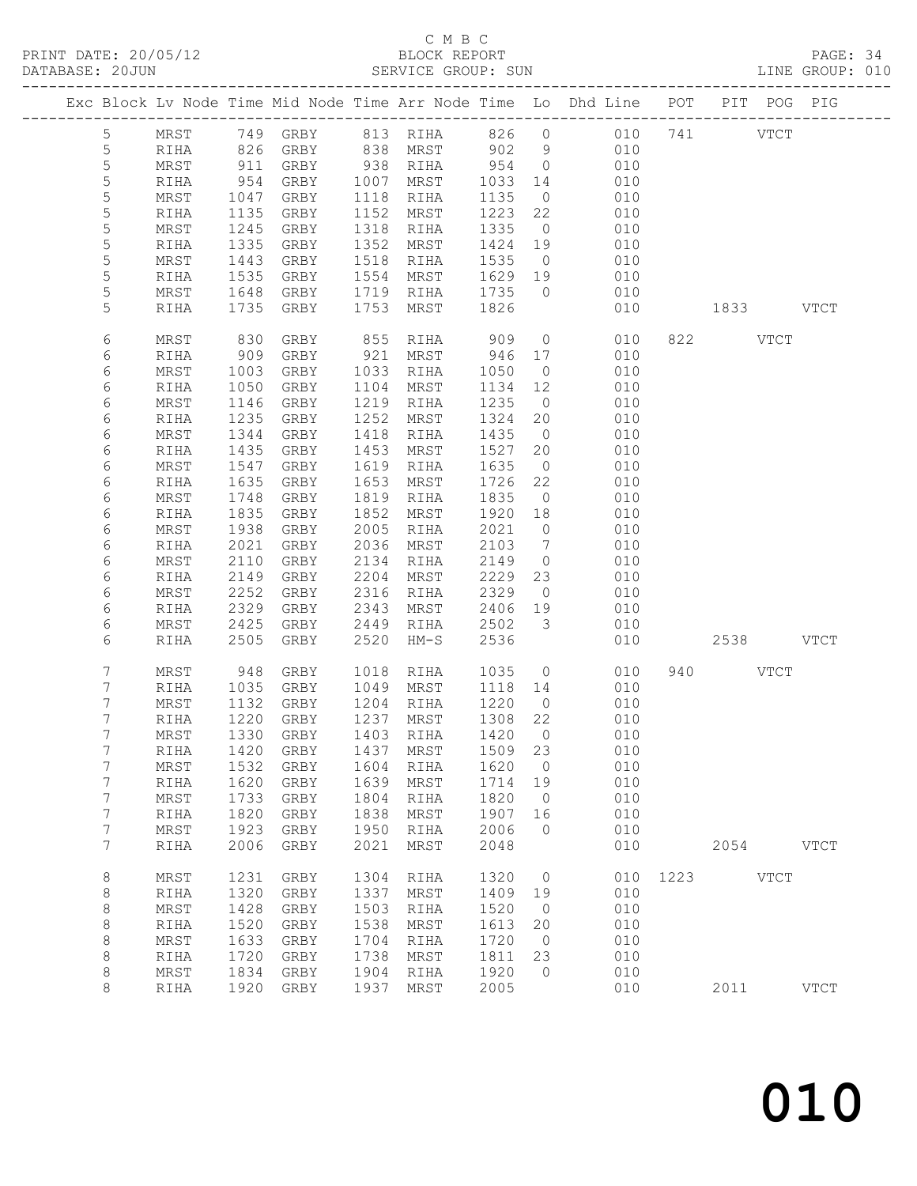C M B C

PRINT DATE: 20/05/12 BLOCK REPORT

DATABASE: 20JUN SERVICE GROUP: SUN LINE GROUP: 010

| Exc | Block | Lv | Node | Time | Mid Node | Time | Arr Node | Time | Lo | Dhd Line | POT | PIT | POG | PIG |
|---|---|---|---|---|---|---|---|---|---|---|---|---|---|---|
| | 5 | | MRST | 749 | GRBY | 813 | RIHA | 826 | 0 | 010 | 741 | | VTCT | |
| | 5 | | RIHA | 826 | GRBY | 838 | MRST | 902 | 9 | 010 | | | | |
| | 5 | | MRST | 911 | GRBY | 938 | RIHA | 954 | 0 | 010 | | | | |
| | 5 | | RIHA | 954 | GRBY | 1007 | MRST | 1033 | 14 | 010 | | | | |
| | 5 | | MRST | 1047 | GRBY | 1118 | RIHA | 1135 | 0 | 010 | | | | |
| | 5 | | RIHA | 1135 | GRBY | 1152 | MRST | 1223 | 22 | 010 | | | | |
| | 5 | | MRST | 1245 | GRBY | 1318 | RIHA | 1335 | 0 | 010 | | | | |
| | 5 | | RIHA | 1335 | GRBY | 1352 | MRST | 1424 | 19 | 010 | | | | |
| | 5 | | MRST | 1443 | GRBY | 1518 | RIHA | 1535 | 0 | 010 | | | | |
| | 5 | | RIHA | 1535 | GRBY | 1554 | MRST | 1629 | 19 | 010 | | | | |
| | 5 | | MRST | 1648 | GRBY | 1719 | RIHA | 1735 | 0 | 010 | | | | |
| | 5 | | RIHA | 1735 | GRBY | 1753 | MRST | 1826 | | 010 | | 1833 | | VTCT |
| | 6 | | MRST | 830 | GRBY | 855 | RIHA | 909 | 0 | 010 | 822 | | VTCT | |
| | 6 | | RIHA | 909 | GRBY | 921 | MRST | 946 | 17 | 010 | | | | |
| | 6 | | MRST | 1003 | GRBY | 1033 | RIHA | 1050 | 0 | 010 | | | | |
| | 6 | | RIHA | 1050 | GRBY | 1104 | MRST | 1134 | 12 | 010 | | | | |
| | 6 | | MRST | 1146 | GRBY | 1219 | RIHA | 1235 | 0 | 010 | | | | |
| | 6 | | RIHA | 1235 | GRBY | 1252 | MRST | 1324 | 20 | 010 | | | | |
| | 6 | | MRST | 1344 | GRBY | 1418 | RIHA | 1435 | 0 | 010 | | | | |
| | 6 | | RIHA | 1435 | GRBY | 1453 | MRST | 1527 | 20 | 010 | | | | |
| | 6 | | MRST | 1547 | GRBY | 1619 | RIHA | 1635 | 0 | 010 | | | | |
| | 6 | | RIHA | 1635 | GRBY | 1653 | MRST | 1726 | 22 | 010 | | | | |
| | 6 | | MRST | 1748 | GRBY | 1819 | RIHA | 1835 | 0 | 010 | | | | |
| | 6 | | RIHA | 1835 | GRBY | 1852 | MRST | 1920 | 18 | 010 | | | | |
| | 6 | | MRST | 1938 | GRBY | 2005 | RIHA | 2021 | 0 | 010 | | | | |
| | 6 | | RIHA | 2021 | GRBY | 2036 | MRST | 2103 | 7 | 010 | | | | |
| | 6 | | MRST | 2110 | GRBY | 2134 | RIHA | 2149 | 0 | 010 | | | | |
| | 6 | | RIHA | 2149 | GRBY | 2204 | MRST | 2229 | 23 | 010 | | | | |
| | 6 | | MRST | 2252 | GRBY | 2316 | RIHA | 2329 | 0 | 010 | | | | |
| | 6 | | RIHA | 2329 | GRBY | 2343 | MRST | 2406 | 19 | 010 | | | | |
| | 6 | | MRST | 2425 | GRBY | 2449 | RIHA | 2502 | 3 | 010 | | | | |
| | 6 | | RIHA | 2505 | GRBY | 2520 | HM-S | 2536 | | 010 | | 2538 | | VTCT |
| | 7 | | MRST | 948 | GRBY | 1018 | RIHA | 1035 | 0 | 010 | 940 | | VTCT | |
| | 7 | | RIHA | 1035 | GRBY | 1049 | MRST | 1118 | 14 | 010 | | | | |
| | 7 | | MRST | 1132 | GRBY | 1204 | RIHA | 1220 | 0 | 010 | | | | |
| | 7 | | RIHA | 1220 | GRBY | 1237 | MRST | 1308 | 22 | 010 | | | | |
| | 7 | | MRST | 1330 | GRBY | 1403 | RIHA | 1420 | 0 | 010 | | | | |
| | 7 | | RIHA | 1420 | GRBY | 1437 | MRST | 1509 | 23 | 010 | | | | |
| | 7 | | MRST | 1532 | GRBY | 1604 | RIHA | 1620 | 0 | 010 | | | | |
| | 7 | | RIHA | 1620 | GRBY | 1639 | MRST | 1714 | 19 | 010 | | | | |
| | 7 | | MRST | 1733 | GRBY | 1804 | RIHA | 1820 | 0 | 010 | | | | |
| | 7 | | RIHA | 1820 | GRBY | 1838 | MRST | 1907 | 16 | 010 | | | | |
| | 7 | | MRST | 1923 | GRBY | 1950 | RIHA | 2006 | 0 | 010 | | | | |
| | 7 | | RIHA | 2006 | GRBY | 2021 | MRST | 2048 | | 010 | | 2054 | | VTCT |
| | 8 | | MRST | 1231 | GRBY | 1304 | RIHA | 1320 | 0 | 010 | 1223 | | VTCT | |
| | 8 | | RIHA | 1320 | GRBY | 1337 | MRST | 1409 | 19 | 010 | | | | |
| | 8 | | MRST | 1428 | GRBY | 1503 | RIHA | 1520 | 0 | 010 | | | | |
| | 8 | | RIHA | 1520 | GRBY | 1538 | MRST | 1613 | 20 | 010 | | | | |
| | 8 | | MRST | 1633 | GRBY | 1704 | RIHA | 1720 | 0 | 010 | | | | |
| | 8 | | RIHA | 1720 | GRBY | 1738 | MRST | 1811 | 23 | 010 | | | | |
| | 8 | | MRST | 1834 | GRBY | 1904 | RIHA | 1920 | 0 | 010 | | | | |
| | 8 | | RIHA | 1920 | GRBY | 1937 | MRST | 2005 | | 010 | | 2011 | | VTCT |

010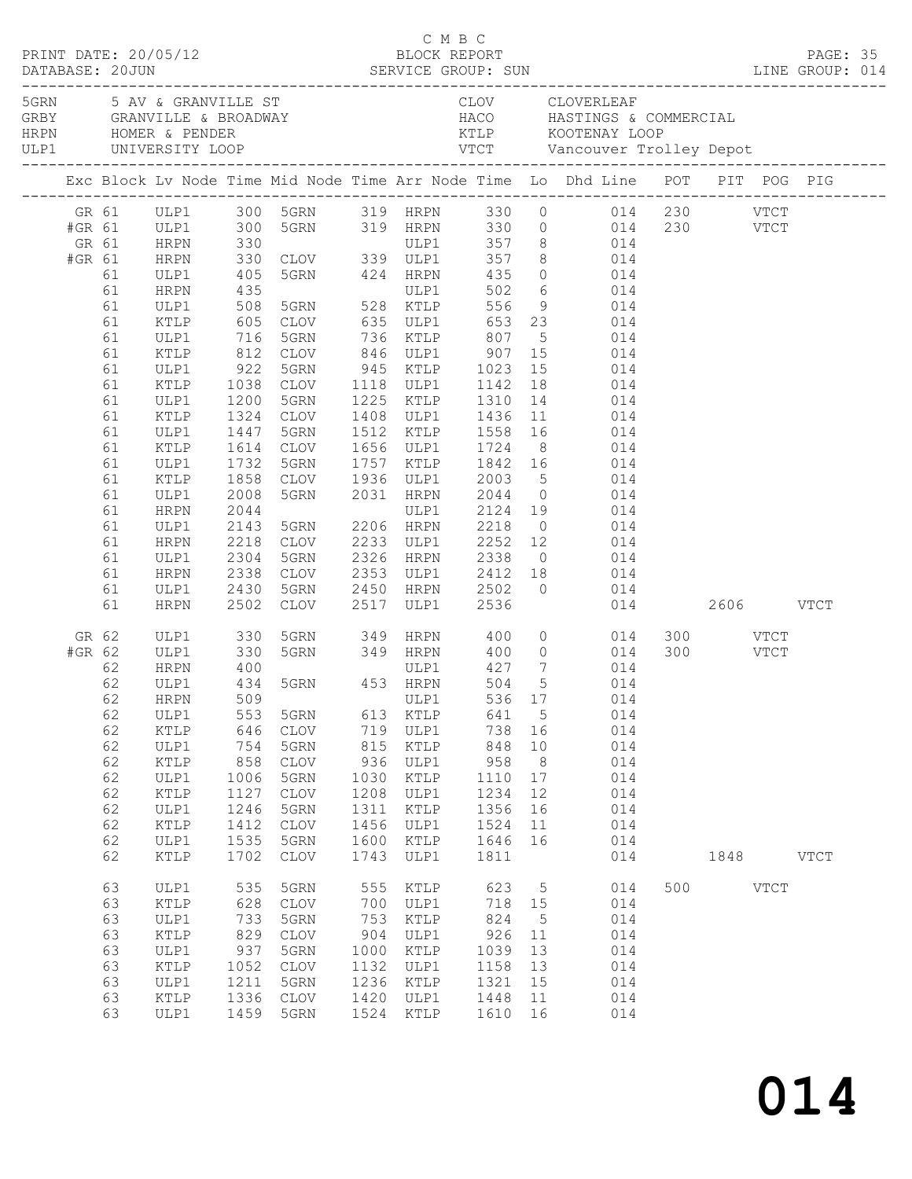C M B C
BLOCK REPORT
SERVICE GROUP: SUN

PRINT DATE: 20/05/12
DATABASE: 20JUN
LINE GROUP: 014

| Code | Description | Code | Description |
|---|---|---|---|
| 5GRN | 5 AV & GRANVILLE ST | CLOV | CLOVERLEAF |
| GRBY | GRANVILLE & BROADWAY | HACO | HASTINGS & COMMERCIAL |
| HRPN | HOMER & PENDER | KTLP | KOOTENAY LOOP |
| ULP1 | UNIVERSITY LOOP | VTCT | Vancouver Trolley Depot |

| Exc | Block | Lv Node | Time | Mid Node | Time | Arr Node | Time | Lo | Dhd Line | POT | PIT | POG | PIG |
|---|---|---|---|---|---|---|---|---|---|---|---|---|---|
| GR | 61 | ULP1 | 300 | 5GRN | 319 | HRPN | 330 | 0 | 014 | 230 | | VTCT | |
| #GR | 61 | ULP1 | 300 | 5GRN | 319 | HRPN | 330 | 0 | 014 | 230 | | VTCT | |
| GR | 61 | HRPN | 330 | | | ULP1 | 357 | 8 | 014 | | | | |
| #GR | 61 | HRPN | 330 | CLOV | 339 | ULP1 | 357 | 8 | 014 | | | | |
| | 61 | ULP1 | 405 | 5GRN | 424 | HRPN | 435 | 0 | 014 | | | | |
| | 61 | HRPN | 435 | | | ULP1 | 502 | 6 | 014 | | | | |
| | 61 | ULP1 | 508 | 5GRN | 528 | KTLP | 556 | 9 | 014 | | | | |
| | 61 | KTLP | 605 | CLOV | 635 | ULP1 | 653 | 23 | 014 | | | | |
| | 61 | ULP1 | 716 | 5GRN | 736 | KTLP | 807 | 5 | 014 | | | | |
| | 61 | KTLP | 812 | CLOV | 846 | ULP1 | 907 | 15 | 014 | | | | |
| | 61 | ULP1 | 922 | 5GRN | 945 | KTLP | 1023 | 15 | 014 | | | | |
| | 61 | KTLP | 1038 | CLOV | 1118 | ULP1 | 1142 | 18 | 014 | | | | |
| | 61 | ULP1 | 1200 | 5GRN | 1225 | KTLP | 1310 | 14 | 014 | | | | |
| | 61 | KTLP | 1324 | CLOV | 1408 | ULP1 | 1436 | 11 | 014 | | | | |
| | 61 | ULP1 | 1447 | 5GRN | 1512 | KTLP | 1558 | 16 | 014 | | | | |
| | 61 | KTLP | 1614 | CLOV | 1656 | ULP1 | 1724 | 8 | 014 | | | | |
| | 61 | ULP1 | 1732 | 5GRN | 1757 | KTLP | 1842 | 16 | 014 | | | | |
| | 61 | KTLP | 1858 | CLOV | 1936 | ULP1 | 2003 | 5 | 014 | | | | |
| | 61 | ULP1 | 2008 | 5GRN | 2031 | HRPN | 2044 | 0 | 014 | | | | |
| | 61 | HRPN | 2044 | | | ULP1 | 2124 | 19 | 014 | | | | |
| | 61 | ULP1 | 2143 | 5GRN | 2206 | HRPN | 2218 | 0 | 014 | | | | |
| | 61 | HRPN | 2218 | CLOV | 2233 | ULP1 | 2252 | 12 | 014 | | | | |
| | 61 | ULP1 | 2304 | 5GRN | 2326 | HRPN | 2338 | 0 | 014 | | | | |
| | 61 | HRPN | 2338 | CLOV | 2353 | ULP1 | 2412 | 18 | 014 | | | | |
| | 61 | ULP1 | 2430 | 5GRN | 2450 | HRPN | 2502 | 0 | 014 | | | | |
| | 61 | HRPN | 2502 | CLOV | 2517 | ULP1 | 2536 | | 014 | | 2606 | | VTCT |
| GR | 62 | ULP1 | 330 | 5GRN | 349 | HRPN | 400 | 0 | 014 | 300 | | VTCT | |
| #GR | 62 | ULP1 | 330 | 5GRN | 349 | HRPN | 400 | 0 | 014 | 300 | | VTCT | |
| | 62 | HRPN | 400 | | | ULP1 | 427 | 7 | 014 | | | | |
| | 62 | ULP1 | 434 | 5GRN | 453 | HRPN | 504 | 5 | 014 | | | | |
| | 62 | HRPN | 509 | | | ULP1 | 536 | 17 | 014 | | | | |
| | 62 | ULP1 | 553 | 5GRN | 613 | KTLP | 641 | 5 | 014 | | | | |
| | 62 | KTLP | 646 | CLOV | 719 | ULP1 | 738 | 16 | 014 | | | | |
| | 62 | ULP1 | 754 | 5GRN | 815 | KTLP | 848 | 10 | 014 | | | | |
| | 62 | KTLP | 858 | CLOV | 936 | ULP1 | 958 | 8 | 014 | | | | |
| | 62 | ULP1 | 1006 | 5GRN | 1030 | KTLP | 1110 | 17 | 014 | | | | |
| | 62 | KTLP | 1127 | CLOV | 1208 | ULP1 | 1234 | 12 | 014 | | | | |
| | 62 | ULP1 | 1246 | 5GRN | 1311 | KTLP | 1356 | 16 | 014 | | | | |
| | 62 | KTLP | 1412 | CLOV | 1456 | ULP1 | 1524 | 11 | 014 | | | | |
| | 62 | ULP1 | 1535 | 5GRN | 1600 | KTLP | 1646 | 16 | 014 | | | | |
| | 62 | KTLP | 1702 | CLOV | 1743 | ULP1 | 1811 | | 014 | | 1848 | | VTCT |
| | 63 | ULP1 | 535 | 5GRN | 555 | KTLP | 623 | 5 | 014 | 500 | | VTCT | |
| | 63 | KTLP | 628 | CLOV | 700 | ULP1 | 718 | 15 | 014 | | | | |
| | 63 | ULP1 | 733 | 5GRN | 753 | KTLP | 824 | 5 | 014 | | | | |
| | 63 | KTLP | 829 | CLOV | 904 | ULP1 | 926 | 11 | 014 | | | | |
| | 63 | ULP1 | 937 | 5GRN | 1000 | KTLP | 1039 | 13 | 014 | | | | |
| | 63 | KTLP | 1052 | CLOV | 1132 | ULP1 | 1158 | 13 | 014 | | | | |
| | 63 | ULP1 | 1211 | 5GRN | 1236 | KTLP | 1321 | 15 | 014 | | | | |
| | 63 | KTLP | 1336 | CLOV | 1420 | ULP1 | 1448 | 11 | 014 | | | | |
| | 63 | ULP1 | 1459 | 5GRN | 1524 | KTLP | 1610 | 16 | 014 | | | | |

# 014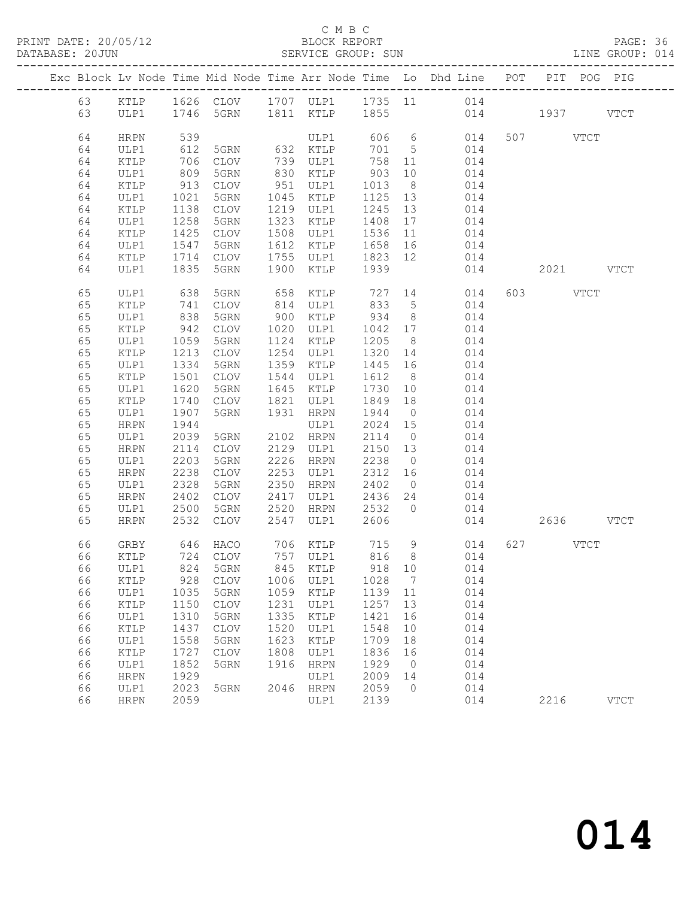C M B C

PRINT DATE: 20/05/12 BLOCK REPORT

DATABASE: 20JUN SERVICE GROUP: SUN LINE GROUP: 014

| Exc | Block | Lv | Node | Time | Mid Node | Time | Arr Node | Time | Lo | Dhd Line | POT | PIT | POG | PIG |
|---|---|---|---|---|---|---|---|---|---|---|---|---|---|---|
| | 63 | | KTLP | 1626 | CLOV | 1707 | ULP1 | 1735 | 11 | 014 | | | | |
| | 63 | | ULP1 | 1746 | 5GRN | 1811 | KTLP | 1855 | | 014 | | 1937 | | VTCT |
| | 64 | | HRPN | 539 | | | ULP1 | 606 | 6 | 014 | 507 | | VTCT | |
| | 64 | | ULP1 | 612 | 5GRN | 632 | KTLP | 701 | 5 | 014 | | | | |
| | 64 | | KTLP | 706 | CLOV | 739 | ULP1 | 758 | 11 | 014 | | | | |
| | 64 | | ULP1 | 809 | 5GRN | 830 | KTLP | 903 | 10 | 014 | | | | |
| | 64 | | KTLP | 913 | CLOV | 951 | ULP1 | 1013 | 8 | 014 | | | | |
| | 64 | | ULP1 | 1021 | 5GRN | 1045 | KTLP | 1125 | 13 | 014 | | | | |
| | 64 | | KTLP | 1138 | CLOV | 1219 | ULP1 | 1245 | 13 | 014 | | | | |
| | 64 | | ULP1 | 1258 | 5GRN | 1323 | KTLP | 1408 | 17 | 014 | | | | |
| | 64 | | KTLP | 1425 | CLOV | 1508 | ULP1 | 1536 | 11 | 014 | | | | |
| | 64 | | ULP1 | 1547 | 5GRN | 1612 | KTLP | 1658 | 16 | 014 | | | | |
| | 64 | | KTLP | 1714 | CLOV | 1755 | ULP1 | 1823 | 12 | 014 | | | | |
| | 64 | | ULP1 | 1835 | 5GRN | 1900 | KTLP | 1939 | | 014 | | 2021 | | VTCT |
| | 65 | | ULP1 | 638 | 5GRN | 658 | KTLP | 727 | 14 | 014 | 603 | | VTCT | |
| | 65 | | KTLP | 741 | CLOV | 814 | ULP1 | 833 | 5 | 014 | | | | |
| | 65 | | ULP1 | 838 | 5GRN | 900 | KTLP | 934 | 8 | 014 | | | | |
| | 65 | | KTLP | 942 | CLOV | 1020 | ULP1 | 1042 | 17 | 014 | | | | |
| | 65 | | ULP1 | 1059 | 5GRN | 1124 | KTLP | 1205 | 8 | 014 | | | | |
| | 65 | | KTLP | 1213 | CLOV | 1254 | ULP1 | 1320 | 14 | 014 | | | | |
| | 65 | | ULP1 | 1334 | 5GRN | 1359 | KTLP | 1445 | 16 | 014 | | | | |
| | 65 | | KTLP | 1501 | CLOV | 1544 | ULP1 | 1612 | 8 | 014 | | | | |
| | 65 | | ULP1 | 1620 | 5GRN | 1645 | KTLP | 1730 | 10 | 014 | | | | |
| | 65 | | KTLP | 1740 | CLOV | 1821 | ULP1 | 1849 | 18 | 014 | | | | |
| | 65 | | ULP1 | 1907 | 5GRN | 1931 | HRPN | 1944 | 0 | 014 | | | | |
| | 65 | | HRPN | 1944 | | | ULP1 | 2024 | 15 | 014 | | | | |
| | 65 | | ULP1 | 2039 | 5GRN | 2102 | HRPN | 2114 | 0 | 014 | | | | |
| | 65 | | HRPN | 2114 | CLOV | 2129 | ULP1 | 2150 | 13 | 014 | | | | |
| | 65 | | ULP1 | 2203 | 5GRN | 2226 | HRPN | 2238 | 0 | 014 | | | | |
| | 65 | | HRPN | 2238 | CLOV | 2253 | ULP1 | 2312 | 16 | 014 | | | | |
| | 65 | | ULP1 | 2328 | 5GRN | 2350 | HRPN | 2402 | 0 | 014 | | | | |
| | 65 | | HRPN | 2402 | CLOV | 2417 | ULP1 | 2436 | 24 | 014 | | | | |
| | 65 | | ULP1 | 2500 | 5GRN | 2520 | HRPN | 2532 | 0 | 014 | | | | |
| | 65 | | HRPN | 2532 | CLOV | 2547 | ULP1 | 2606 | | 014 | | 2636 | | VTCT |
| | 66 | | GRBY | 646 | HACO | 706 | KTLP | 715 | 9 | 014 | 627 | | VTCT | |
| | 66 | | KTLP | 724 | CLOV | 757 | ULP1 | 816 | 8 | 014 | | | | |
| | 66 | | ULP1 | 824 | 5GRN | 845 | KTLP | 918 | 10 | 014 | | | | |
| | 66 | | KTLP | 928 | CLOV | 1006 | ULP1 | 1028 | 7 | 014 | | | | |
| | 66 | | ULP1 | 1035 | 5GRN | 1059 | KTLP | 1139 | 11 | 014 | | | | |
| | 66 | | KTLP | 1150 | CLOV | 1231 | ULP1 | 1257 | 13 | 014 | | | | |
| | 66 | | ULP1 | 1310 | 5GRN | 1335 | KTLP | 1421 | 16 | 014 | | | | |
| | 66 | | KTLP | 1437 | CLOV | 1520 | ULP1 | 1548 | 10 | 014 | | | | |
| | 66 | | ULP1 | 1558 | 5GRN | 1623 | KTLP | 1709 | 18 | 014 | | | | |
| | 66 | | KTLP | 1727 | CLOV | 1808 | ULP1 | 1836 | 16 | 014 | | | | |
| | 66 | | ULP1 | 1852 | 5GRN | 1916 | HRPN | 1929 | 0 | 014 | | | | |
| | 66 | | HRPN | 1929 | | | ULP1 | 2009 | 14 | 014 | | | | |
| | 66 | | ULP1 | 2023 | 5GRN | 2046 | HRPN | 2059 | 0 | 014 | | | | |
| | 66 | | HRPN | 2059 | | | ULP1 | 2139 | | 014 | | 2216 | | VTCT |

014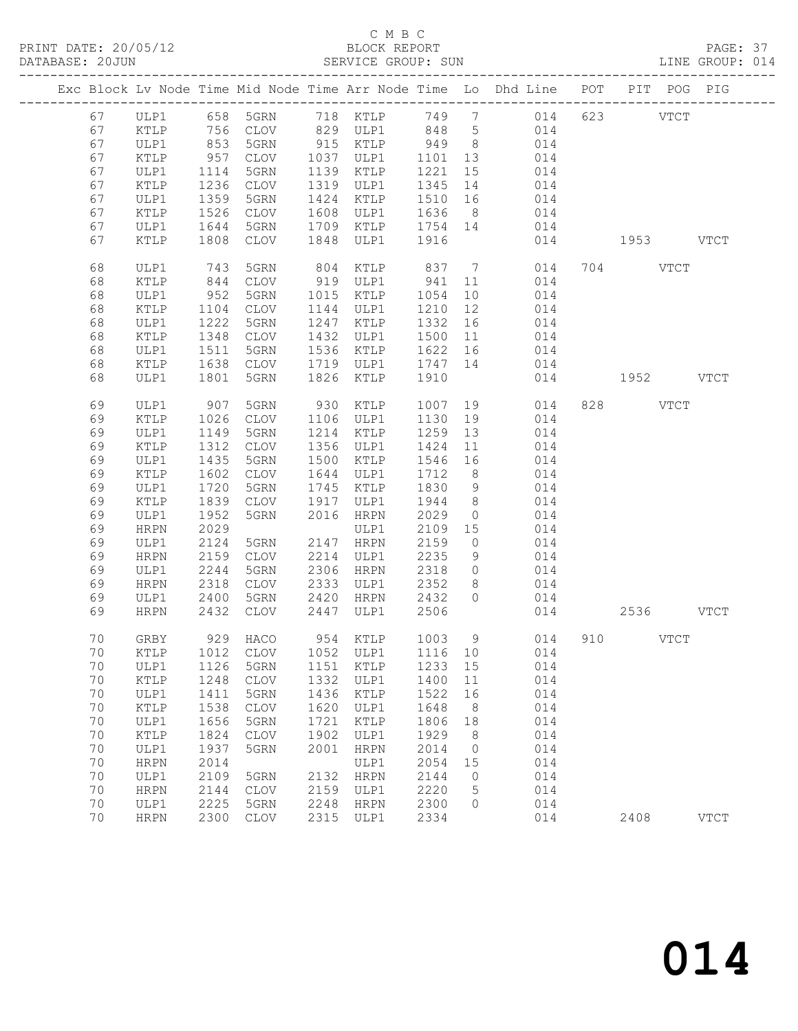C M B C

BLOCK REPORT

SERVICE GROUP: SUN

PRINT DATE: 20/05/12

DATABASE: 20JUN

LINE GROUP: 014

| Exc | Block | Lv | Node | Time | Mid Node | Time | Arr Node | Time | Lo | Dhd Line | POT | PIT | POG | PIG |
|---|---|---|---|---|---|---|---|---|---|---|---|---|---|---|
| | 67 | | ULP1 | 658 | 5GRN | 718 | KTLP | 749 | 7 | 014 | 623 | | VTCT | |
| | 67 | | KTLP | 756 | CLOV | 829 | ULP1 | 848 | 5 | 014 | | | | |
| | 67 | | ULP1 | 853 | 5GRN | 915 | KTLP | 949 | 8 | 014 | | | | |
| | 67 | | KTLP | 957 | CLOV | 1037 | ULP1 | 1101 | 13 | 014 | | | | |
| | 67 | | ULP1 | 1114 | 5GRN | 1139 | KTLP | 1221 | 15 | 014 | | | | |
| | 67 | | KTLP | 1236 | CLOV | 1319 | ULP1 | 1345 | 14 | 014 | | | | |
| | 67 | | ULP1 | 1359 | 5GRN | 1424 | KTLP | 1510 | 16 | 014 | | | | |
| | 67 | | KTLP | 1526 | CLOV | 1608 | ULP1 | 1636 | 8 | 014 | | | | |
| | 67 | | ULP1 | 1644 | 5GRN | 1709 | KTLP | 1754 | 14 | 014 | | | | |
| | 67 | | KTLP | 1808 | CLOV | 1848 | ULP1 | 1916 | | 014 | | 1953 | | VTCT |
| | 68 | | ULP1 | 743 | 5GRN | 804 | KTLP | 837 | 7 | 014 | 704 | | VTCT | |
| | 68 | | KTLP | 844 | CLOV | 919 | ULP1 | 941 | 11 | 014 | | | | |
| | 68 | | ULP1 | 952 | 5GRN | 1015 | KTLP | 1054 | 10 | 014 | | | | |
| | 68 | | KTLP | 1104 | CLOV | 1144 | ULP1 | 1210 | 12 | 014 | | | | |
| | 68 | | ULP1 | 1222 | 5GRN | 1247 | KTLP | 1332 | 16 | 014 | | | | |
| | 68 | | KTLP | 1348 | CLOV | 1432 | ULP1 | 1500 | 11 | 014 | | | | |
| | 68 | | ULP1 | 1511 | 5GRN | 1536 | KTLP | 1622 | 16 | 014 | | | | |
| | 68 | | KTLP | 1638 | CLOV | 1719 | ULP1 | 1747 | 14 | 014 | | | | |
| | 68 | | ULP1 | 1801 | 5GRN | 1826 | KTLP | 1910 | | 014 | | 1952 | | VTCT |
| | 69 | | ULP1 | 907 | 5GRN | 930 | KTLP | 1007 | 19 | 014 | 828 | | VTCT | |
| | 69 | | KTLP | 1026 | CLOV | 1106 | ULP1 | 1130 | 19 | 014 | | | | |
| | 69 | | ULP1 | 1149 | 5GRN | 1214 | KTLP | 1259 | 13 | 014 | | | | |
| | 69 | | KTLP | 1312 | CLOV | 1356 | ULP1 | 1424 | 11 | 014 | | | | |
| | 69 | | ULP1 | 1435 | 5GRN | 1500 | KTLP | 1546 | 16 | 014 | | | | |
| | 69 | | KTLP | 1602 | CLOV | 1644 | ULP1 | 1712 | 8 | 014 | | | | |
| | 69 | | ULP1 | 1720 | 5GRN | 1745 | KTLP | 1830 | 9 | 014 | | | | |
| | 69 | | KTLP | 1839 | CLOV | 1917 | ULP1 | 1944 | 8 | 014 | | | | |
| | 69 | | ULP1 | 1952 | 5GRN | 2016 | HRPN | 2029 | 0 | 014 | | | | |
| | 69 | | HRPN | 2029 | | | ULP1 | 2109 | 15 | 014 | | | | |
| | 69 | | ULP1 | 2124 | 5GRN | 2147 | HRPN | 2159 | 0 | 014 | | | | |
| | 69 | | HRPN | 2159 | CLOV | 2214 | ULP1 | 2235 | 9 | 014 | | | | |
| | 69 | | ULP1 | 2244 | 5GRN | 2306 | HRPN | 2318 | 0 | 014 | | | | |
| | 69 | | HRPN | 2318 | CLOV | 2333 | ULP1 | 2352 | 8 | 014 | | | | |
| | 69 | | ULP1 | 2400 | 5GRN | 2420 | HRPN | 2432 | 0 | 014 | | | | |
| | 69 | | HRPN | 2432 | CLOV | 2447 | ULP1 | 2506 | | 014 | | 2536 | | VTCT |
| | 70 | | GRBY | 929 | HACO | 954 | KTLP | 1003 | 9 | 014 | 910 | | VTCT | |
| | 70 | | KTLP | 1012 | CLOV | 1052 | ULP1 | 1116 | 10 | 014 | | | | |
| | 70 | | ULP1 | 1126 | 5GRN | 1151 | KTLP | 1233 | 15 | 014 | | | | |
| | 70 | | KTLP | 1248 | CLOV | 1332 | ULP1 | 1400 | 11 | 014 | | | | |
| | 70 | | ULP1 | 1411 | 5GRN | 1436 | KTLP | 1522 | 16 | 014 | | | | |
| | 70 | | KTLP | 1538 | CLOV | 1620 | ULP1 | 1648 | 8 | 014 | | | | |
| | 70 | | ULP1 | 1656 | 5GRN | 1721 | KTLP | 1806 | 18 | 014 | | | | |
| | 70 | | KTLP | 1824 | CLOV | 1902 | ULP1 | 1929 | 8 | 014 | | | | |
| | 70 | | ULP1 | 1937 | 5GRN | 2001 | HRPN | 2014 | 0 | 014 | | | | |
| | 70 | | HRPN | 2014 | | | ULP1 | 2054 | 15 | 014 | | | | |
| | 70 | | ULP1 | 2109 | 5GRN | 2132 | HRPN | 2144 | 0 | 014 | | | | |
| | 70 | | HRPN | 2144 | CLOV | 2159 | ULP1 | 2220 | 5 | 014 | | | | |
| | 70 | | ULP1 | 2225 | 5GRN | 2248 | HRPN | 2300 | 0 | 014 | | | | |
| | 70 | | HRPN | 2300 | CLOV | 2315 | ULP1 | 2334 | | 014 | | 2408 | | VTCT |

014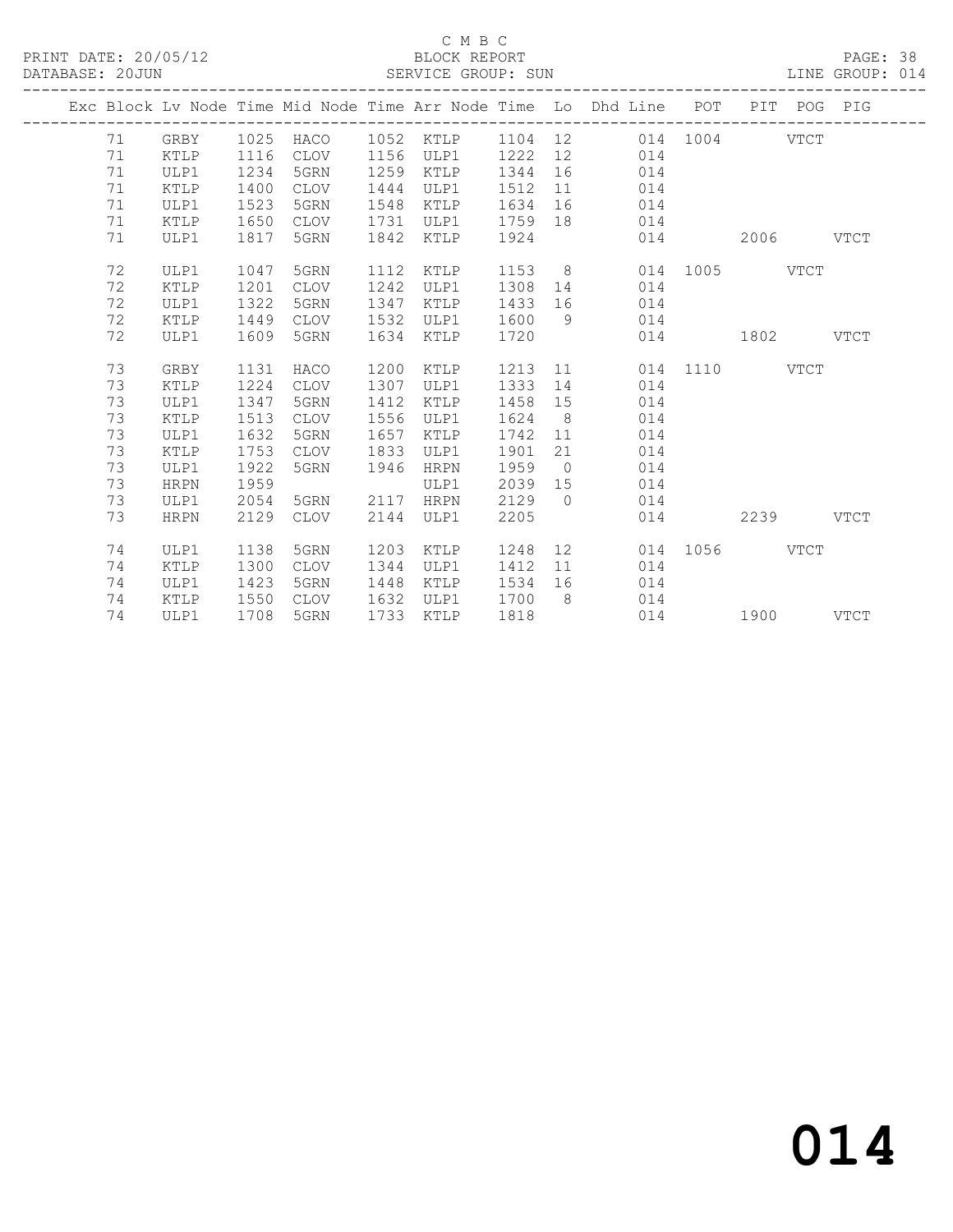C M B C
BLOCK REPORT
SERVICE GROUP: SUN

PRINT DATE: 20/05/12
DATABASE: 20JUN
LINE GROUP: 014

| Exc | Block | Lv | Node | Time | Mid Node | Time | Arr Node | Time | Lo | Dhd Line | POT | PIT | POG | PIG |
|---|---|---|---|---|---|---|---|---|---|---|---|---|---|---|
| | 71 | | GRBY | 1025 | HACO | 1052 | KTLP | 1104 | 12 | 014 | 1004 | | VTCT | |
| | 71 | | KTLP | 1116 | CLOV | 1156 | ULP1 | 1222 | 12 | 014 | | | | |
| | 71 | | ULP1 | 1234 | 5GRN | 1259 | KTLP | 1344 | 16 | 014 | | | | |
| | 71 | | KTLP | 1400 | CLOV | 1444 | ULP1 | 1512 | 11 | 014 | | | | |
| | 71 | | ULP1 | 1523 | 5GRN | 1548 | KTLP | 1634 | 16 | 014 | | | | |
| | 71 | | KTLP | 1650 | CLOV | 1731 | ULP1 | 1759 | 18 | 014 | | | | |
| | 71 | | ULP1 | 1817 | 5GRN | 1842 | KTLP | 1924 | | 014 | | 2006 | | VTCT |
| | 72 | | ULP1 | 1047 | 5GRN | 1112 | KTLP | 1153 | 8 | 014 | 1005 | | VTCT | |
| | 72 | | KTLP | 1201 | CLOV | 1242 | ULP1 | 1308 | 14 | 014 | | | | |
| | 72 | | ULP1 | 1322 | 5GRN | 1347 | KTLP | 1433 | 16 | 014 | | | | |
| | 72 | | KTLP | 1449 | CLOV | 1532 | ULP1 | 1600 | 9 | 014 | | | | |
| | 72 | | ULP1 | 1609 | 5GRN | 1634 | KTLP | 1720 | | 014 | | 1802 | | VTCT |
| | 73 | | GRBY | 1131 | HACO | 1200 | KTLP | 1213 | 11 | 014 | 1110 | | VTCT | |
| | 73 | | KTLP | 1224 | CLOV | 1307 | ULP1 | 1333 | 14 | 014 | | | | |
| | 73 | | ULP1 | 1347 | 5GRN | 1412 | KTLP | 1458 | 15 | 014 | | | | |
| | 73 | | KTLP | 1513 | CLOV | 1556 | ULP1 | 1624 | 8 | 014 | | | | |
| | 73 | | ULP1 | 1632 | 5GRN | 1657 | KTLP | 1742 | 11 | 014 | | | | |
| | 73 | | KTLP | 1753 | CLOV | 1833 | ULP1 | 1901 | 21 | 014 | | | | |
| | 73 | | ULP1 | 1922 | 5GRN | 1946 | HRPN | 1959 | 0 | 014 | | | | |
| | 73 | | HRPN | 1959 | | | ULP1 | 2039 | 15 | 014 | | | | |
| | 73 | | ULP1 | 2054 | 5GRN | 2117 | HRPN | 2129 | 0 | 014 | | | | |
| | 73 | | HRPN | 2129 | CLOV | 2144 | ULP1 | 2205 | | 014 | | 2239 | | VTCT |
| | 74 | | ULP1 | 1138 | 5GRN | 1203 | KTLP | 1248 | 12 | 014 | 1056 | | VTCT | |
| | 74 | | KTLP | 1300 | CLOV | 1344 | ULP1 | 1412 | 11 | 014 | | | | |
| | 74 | | ULP1 | 1423 | 5GRN | 1448 | KTLP | 1534 | 16 | 014 | | | | |
| | 74 | | KTLP | 1550 | CLOV | 1632 | ULP1 | 1700 | 8 | 014 | | | | |
| | 74 | | ULP1 | 1708 | 5GRN | 1733 | KTLP | 1818 | | 014 | | 1900 | | VTCT |

# 014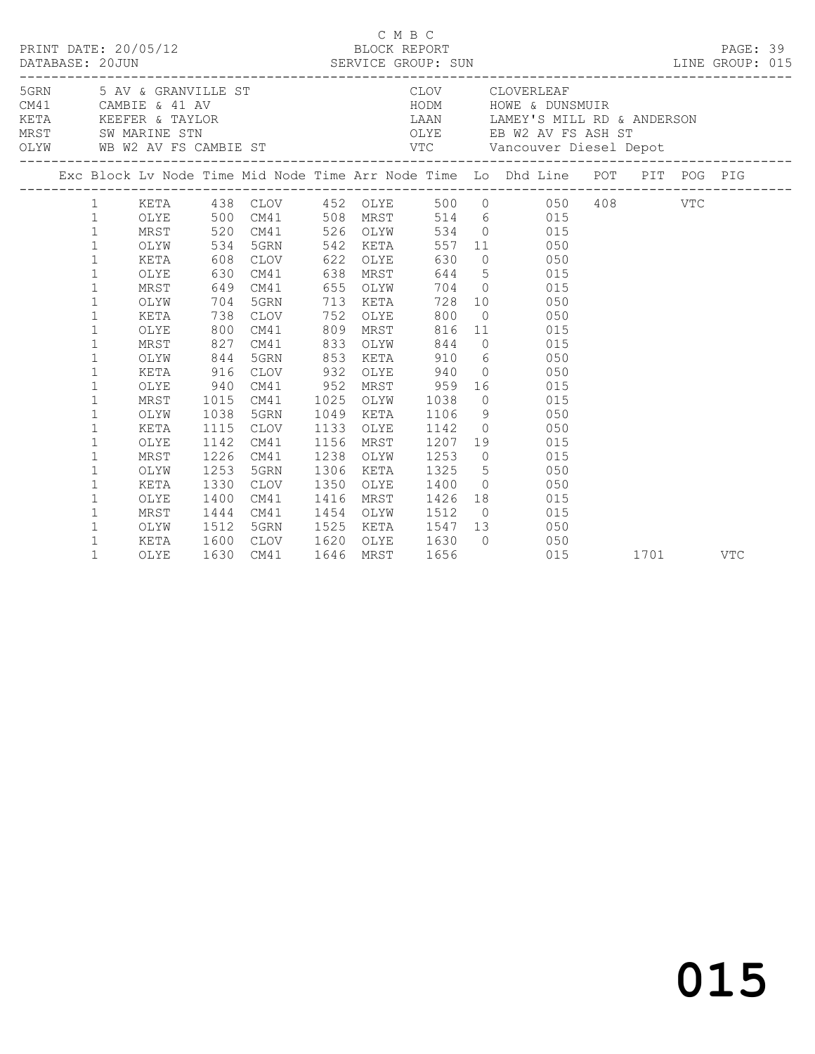C M B C

PRINT DATE: 20/05/12 BLOCK REPORT
DATABASE: 20JUN SERVICE GROUP: SUN LINE GROUP: 015

| Code | Location | Code | Location |
|---|---|---|---|
| 5GRN | 5 AV & GRANVILLE ST | CLOV | CLOVERLEAF |
| CM41 | CAMBIE & 41 AV | HODM | HOWE & DUNSMUIR |
| KETA | KEEFER & TAYLOR | LAAN | LAMEY'S MILL RD & ANDERSON |
| MRST | SW MARINE STN | OLYE | EB W2 AV FS ASH ST |
| OLYW | WB W2 AV FS CAMBIE ST | VTC | Vancouver Diesel Depot |

| Exc | Block | Lv Node | Time | Mid Node | Time | Arr Node | Time | Lo | Dhd Line | POT | PIT | POG | PIG |
|---|---|---|---|---|---|---|---|---|---|---|---|---|---|
| | 1 | KETA | 438 | CLOV | 452 | OLYE | 500 | 0 | 050 | 408 | | VTC | |
| | 1 | OLYE | 500 | CM41 | 508 | MRST | 514 | 6 | 015 | | | | |
| | 1 | MRST | 520 | CM41 | 526 | OLYW | 534 | 0 | 015 | | | | |
| | 1 | OLYW | 534 | 5GRN | 542 | KETA | 557 | 11 | 050 | | | | |
| | 1 | KETA | 608 | CLOV | 622 | OLYE | 630 | 0 | 050 | | | | |
| | 1 | OLYE | 630 | CM41 | 638 | MRST | 644 | 5 | 015 | | | | |
| | 1 | MRST | 649 | CM41 | 655 | OLYW | 704 | 0 | 015 | | | | |
| | 1 | OLYW | 704 | 5GRN | 713 | KETA | 728 | 10 | 050 | | | | |
| | 1 | KETA | 738 | CLOV | 752 | OLYE | 800 | 0 | 050 | | | | |
| | 1 | OLYE | 800 | CM41 | 809 | MRST | 816 | 11 | 015 | | | | |
| | 1 | MRST | 827 | CM41 | 833 | OLYW | 844 | 0 | 015 | | | | |
| | 1 | OLYW | 844 | 5GRN | 853 | KETA | 910 | 6 | 050 | | | | |
| | 1 | KETA | 916 | CLOV | 932 | OLYE | 940 | 0 | 050 | | | | |
| | 1 | OLYE | 940 | CM41 | 952 | MRST | 959 | 16 | 015 | | | | |
| | 1 | MRST | 1015 | CM41 | 1025 | OLYW | 1038 | 0 | 015 | | | | |
| | 1 | OLYW | 1038 | 5GRN | 1049 | KETA | 1106 | 9 | 050 | | | | |
| | 1 | KETA | 1115 | CLOV | 1133 | OLYE | 1142 | 0 | 050 | | | | |
| | 1 | OLYE | 1142 | CM41 | 1156 | MRST | 1207 | 19 | 015 | | | | |
| | 1 | MRST | 1226 | CM41 | 1238 | OLYW | 1253 | 0 | 015 | | | | |
| | 1 | OLYW | 1253 | 5GRN | 1306 | KETA | 1325 | 5 | 050 | | | | |
| | 1 | KETA | 1330 | CLOV | 1350 | OLYE | 1400 | 0 | 050 | | | | |
| | 1 | OLYE | 1400 | CM41 | 1416 | MRST | 1426 | 18 | 015 | | | | |
| | 1 | MRST | 1444 | CM41 | 1454 | OLYW | 1512 | 0 | 015 | | | | |
| | 1 | OLYW | 1512 | 5GRN | 1525 | KETA | 1547 | 13 | 050 | | | | |
| | 1 | KETA | 1600 | CLOV | 1620 | OLYE | 1630 | 0 | 050 | | | | |
| | 1 | OLYE | 1630 | CM41 | 1646 | MRST | 1656 | | 015 | | 1701 | | VTC |

015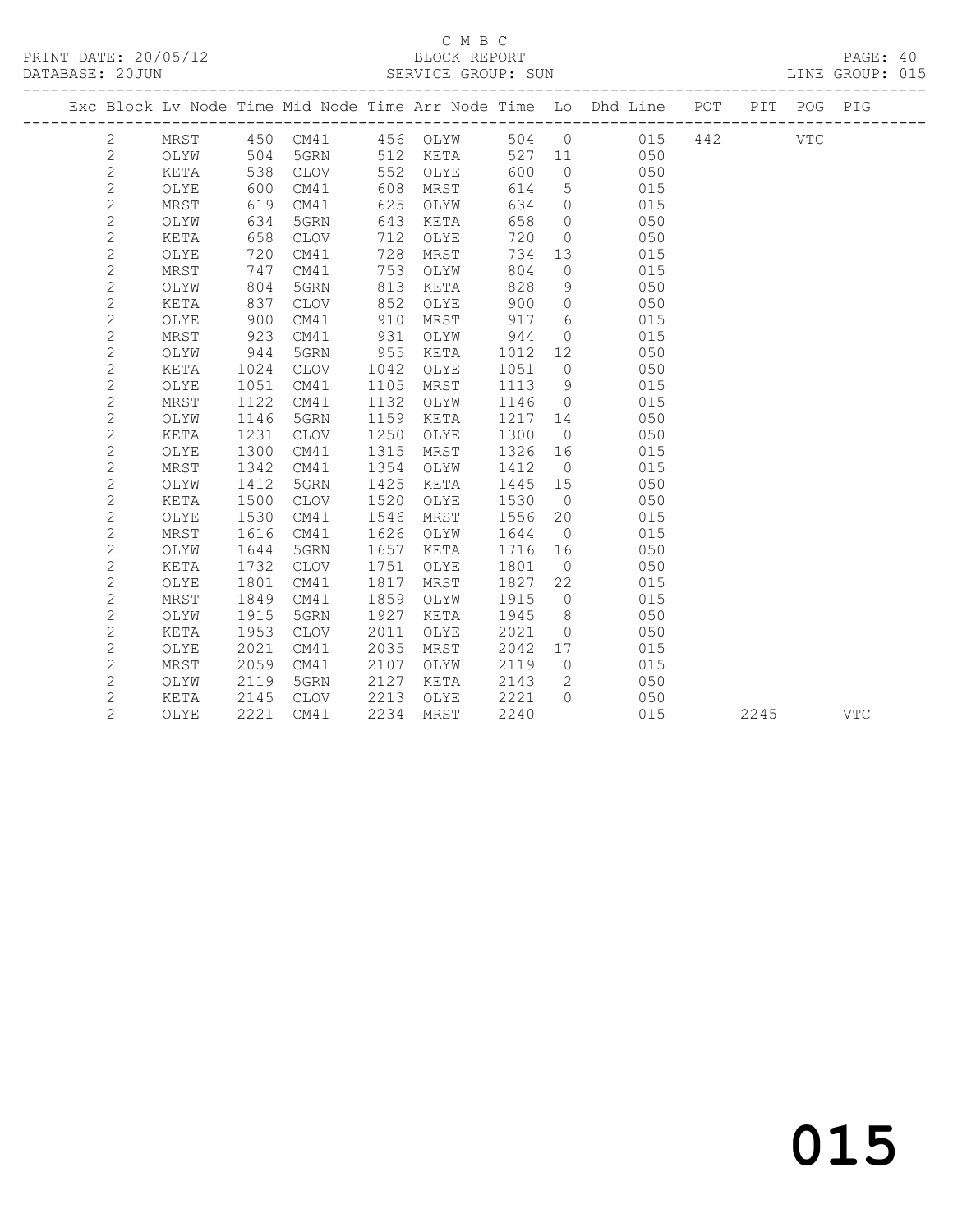C M B C

PRINT DATE: 20/05/12 BLOCK REPORT

DATABASE: 20JUN SERVICE GROUP: SUN LINE GROUP: 015

| Exc | Block | Lv | Node | Time | Mid Node | Time | Arr Node | Time | Lo | Dhd Line | POT | PIT | POG | PIG |
|---|---|---|---|---|---|---|---|---|---|---|---|---|---|---|
| | 2 | | MRST | 450 | CM41 | 456 | OLYW | 504 | 0 | 015 | 442 | | VTC | |
| | 2 | | OLYW | 504 | 5GRN | 512 | KETA | 527 | 11 | 050 | | | | |
| | 2 | | KETA | 538 | CLOV | 552 | OLYE | 600 | 0 | 050 | | | | |
| | 2 | | OLYE | 600 | CM41 | 608 | MRST | 614 | 5 | 015 | | | | |
| | 2 | | MRST | 619 | CM41 | 625 | OLYW | 634 | 0 | 015 | | | | |
| | 2 | | OLYW | 634 | 5GRN | 643 | KETA | 658 | 0 | 050 | | | | |
| | 2 | | KETA | 658 | CLOV | 712 | OLYE | 720 | 0 | 050 | | | | |
| | 2 | | OLYE | 720 | CM41 | 728 | MRST | 734 | 13 | 015 | | | | |
| | 2 | | MRST | 747 | CM41 | 753 | OLYW | 804 | 0 | 015 | | | | |
| | 2 | | OLYW | 804 | 5GRN | 813 | KETA | 828 | 9 | 050 | | | | |
| | 2 | | KETA | 837 | CLOV | 852 | OLYE | 900 | 0 | 050 | | | | |
| | 2 | | OLYE | 900 | CM41 | 910 | MRST | 917 | 6 | 015 | | | | |
| | 2 | | MRST | 923 | CM41 | 931 | OLYW | 944 | 0 | 015 | | | | |
| | 2 | | OLYW | 944 | 5GRN | 955 | KETA | 1012 | 12 | 050 | | | | |
| | 2 | | KETA | 1024 | CLOV | 1042 | OLYE | 1051 | 0 | 050 | | | | |
| | 2 | | OLYE | 1051 | CM41 | 1105 | MRST | 1113 | 9 | 015 | | | | |
| | 2 | | MRST | 1122 | CM41 | 1132 | OLYW | 1146 | 0 | 015 | | | | |
| | 2 | | OLYW | 1146 | 5GRN | 1159 | KETA | 1217 | 14 | 050 | | | | |
| | 2 | | KETA | 1231 | CLOV | 1250 | OLYE | 1300 | 0 | 050 | | | | |
| | 2 | | OLYE | 1300 | CM41 | 1315 | MRST | 1326 | 16 | 015 | | | | |
| | 2 | | MRST | 1342 | CM41 | 1354 | OLYW | 1412 | 0 | 015 | | | | |
| | 2 | | OLYW | 1412 | 5GRN | 1425 | KETA | 1445 | 15 | 050 | | | | |
| | 2 | | KETA | 1500 | CLOV | 1520 | OLYE | 1530 | 0 | 050 | | | | |
| | 2 | | OLYE | 1530 | CM41 | 1546 | MRST | 1556 | 20 | 015 | | | | |
| | 2 | | MRST | 1616 | CM41 | 1626 | OLYW | 1644 | 0 | 015 | | | | |
| | 2 | | OLYW | 1644 | 5GRN | 1657 | KETA | 1716 | 16 | 050 | | | | |
| | 2 | | KETA | 1732 | CLOV | 1751 | OLYE | 1801 | 0 | 050 | | | | |
| | 2 | | OLYE | 1801 | CM41 | 1817 | MRST | 1827 | 22 | 015 | | | | |
| | 2 | | MRST | 1849 | CM41 | 1859 | OLYW | 1915 | 0 | 015 | | | | |
| | 2 | | OLYW | 1915 | 5GRN | 1927 | KETA | 1945 | 8 | 050 | | | | |
| | 2 | | KETA | 1953 | CLOV | 2011 | OLYE | 2021 | 0 | 050 | | | | |
| | 2 | | OLYE | 2021 | CM41 | 2035 | MRST | 2042 | 17 | 015 | | | | |
| | 2 | | MRST | 2059 | CM41 | 2107 | OLYW | 2119 | 0 | 015 | | | | |
| | 2 | | OLYW | 2119 | 5GRN | 2127 | KETA | 2143 | 2 | 050 | | | | |
| | 2 | | KETA | 2145 | CLOV | 2213 | OLYE | 2221 | 0 | 050 | | | | |
| | 2 | | OLYE | 2221 | CM41 | 2234 | MRST | 2240 | | 015 | | 2245 | | VTC |

015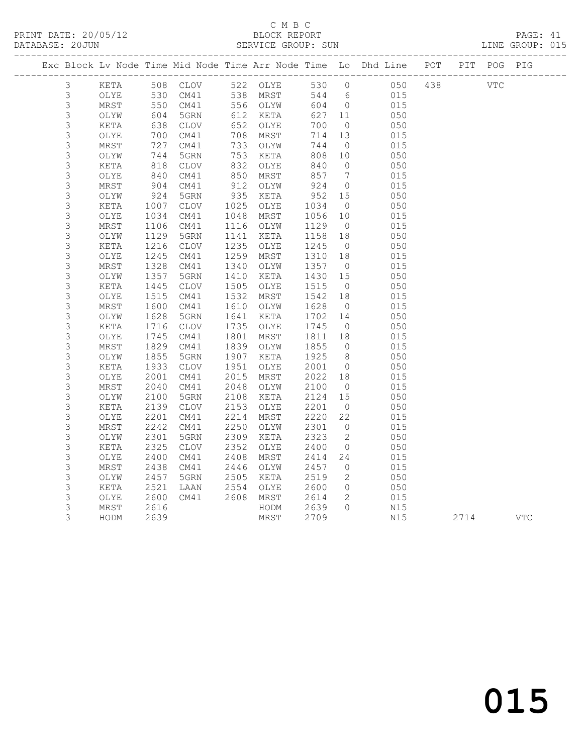C M B C

PRINT DATE: 20/05/12 BLOCK REPORT PAGE: 41
DATABASE: 20JUN SERVICE GROUP: SUN LINE GROUP: 015

| Exc | Block | Lv | Node | Time | Mid Node | Time | Arr Node | Time | Lo | Dhd Line | POT | PIT | POG | PIG |
|---|---|---|---|---|---|---|---|---|---|---|---|---|---|---|
| | 3 | | KETA | 508 | CLOV | 522 | OLYE | 530 | 0 | 050 | 438 | | VTC | |
| | 3 | | OLYE | 530 | CM41 | 538 | MRST | 544 | 6 | 015 | | | | |
| | 3 | | MRST | 550 | CM41 | 556 | OLYW | 604 | 0 | 015 | | | | |
| | 3 | | OLYW | 604 | 5GRN | 612 | KETA | 627 | 11 | 050 | | | | |
| | 3 | | KETA | 638 | CLOV | 652 | OLYE | 700 | 0 | 050 | | | | |
| | 3 | | OLYE | 700 | CM41 | 708 | MRST | 714 | 13 | 015 | | | | |
| | 3 | | MRST | 727 | CM41 | 733 | OLYW | 744 | 0 | 015 | | | | |
| | 3 | | OLYW | 744 | 5GRN | 753 | KETA | 808 | 10 | 050 | | | | |
| | 3 | | KETA | 818 | CLOV | 832 | OLYE | 840 | 0 | 050 | | | | |
| | 3 | | OLYE | 840 | CM41 | 850 | MRST | 857 | 7 | 015 | | | | |
| | 3 | | MRST | 904 | CM41 | 912 | OLYW | 924 | 0 | 015 | | | | |
| | 3 | | OLYW | 924 | 5GRN | 935 | KETA | 952 | 15 | 050 | | | | |
| | 3 | | KETA | 1007 | CLOV | 1025 | OLYE | 1034 | 0 | 050 | | | | |
| | 3 | | OLYE | 1034 | CM41 | 1048 | MRST | 1056 | 10 | 015 | | | | |
| | 3 | | MRST | 1106 | CM41 | 1116 | OLYW | 1129 | 0 | 015 | | | | |
| | 3 | | OLYW | 1129 | 5GRN | 1141 | KETA | 1158 | 18 | 050 | | | | |
| | 3 | | KETA | 1216 | CLOV | 1235 | OLYE | 1245 | 0 | 050 | | | | |
| | 3 | | OLYE | 1245 | CM41 | 1259 | MRST | 1310 | 18 | 015 | | | | |
| | 3 | | MRST | 1328 | CM41 | 1340 | OLYW | 1357 | 0 | 015 | | | | |
| | 3 | | OLYW | 1357 | 5GRN | 1410 | KETA | 1430 | 15 | 050 | | | | |
| | 3 | | KETA | 1445 | CLOV | 1505 | OLYE | 1515 | 0 | 050 | | | | |
| | 3 | | OLYE | 1515 | CM41 | 1532 | MRST | 1542 | 18 | 015 | | | | |
| | 3 | | MRST | 1600 | CM41 | 1610 | OLYW | 1628 | 0 | 015 | | | | |
| | 3 | | OLYW | 1628 | 5GRN | 1641 | KETA | 1702 | 14 | 050 | | | | |
| | 3 | | KETA | 1716 | CLOV | 1735 | OLYE | 1745 | 0 | 050 | | | | |
| | 3 | | OLYE | 1745 | CM41 | 1801 | MRST | 1811 | 18 | 015 | | | | |
| | 3 | | MRST | 1829 | CM41 | 1839 | OLYW | 1855 | 0 | 015 | | | | |
| | 3 | | OLYW | 1855 | 5GRN | 1907 | KETA | 1925 | 8 | 050 | | | | |
| | 3 | | KETA | 1933 | CLOV | 1951 | OLYE | 2001 | 0 | 050 | | | | |
| | 3 | | OLYE | 2001 | CM41 | 2015 | MRST | 2022 | 18 | 015 | | | | |
| | 3 | | MRST | 2040 | CM41 | 2048 | OLYW | 2100 | 0 | 015 | | | | |
| | 3 | | OLYW | 2100 | 5GRN | 2108 | KETA | 2124 | 15 | 050 | | | | |
| | 3 | | KETA | 2139 | CLOV | 2153 | OLYE | 2201 | 0 | 050 | | | | |
| | 3 | | OLYE | 2201 | CM41 | 2214 | MRST | 2220 | 22 | 015 | | | | |
| | 3 | | MRST | 2242 | CM41 | 2250 | OLYW | 2301 | 0 | 015 | | | | |
| | 3 | | OLYW | 2301 | 5GRN | 2309 | KETA | 2323 | 2 | 050 | | | | |
| | 3 | | KETA | 2325 | CLOV | 2352 | OLYE | 2400 | 0 | 050 | | | | |
| | 3 | | OLYE | 2400 | CM41 | 2408 | MRST | 2414 | 24 | 015 | | | | |
| | 3 | | MRST | 2438 | CM41 | 2446 | OLYW | 2457 | 0 | 015 | | | | |
| | 3 | | OLYW | 2457 | 5GRN | 2505 | KETA | 2519 | 2 | 050 | | | | |
| | 3 | | KETA | 2521 | LAAN | 2554 | OLYE | 2600 | 0 | 050 | | | | |
| | 3 | | OLYE | 2600 | CM41 | 2608 | MRST | 2614 | 2 | 015 | | | | |
| | 3 | | MRST | 2616 | | | HODM | 2639 | 0 | N15 | | | | |
| | 3 | | HODM | 2639 | | | MRST | 2709 | | N15 | | 2714 | | VTC |

015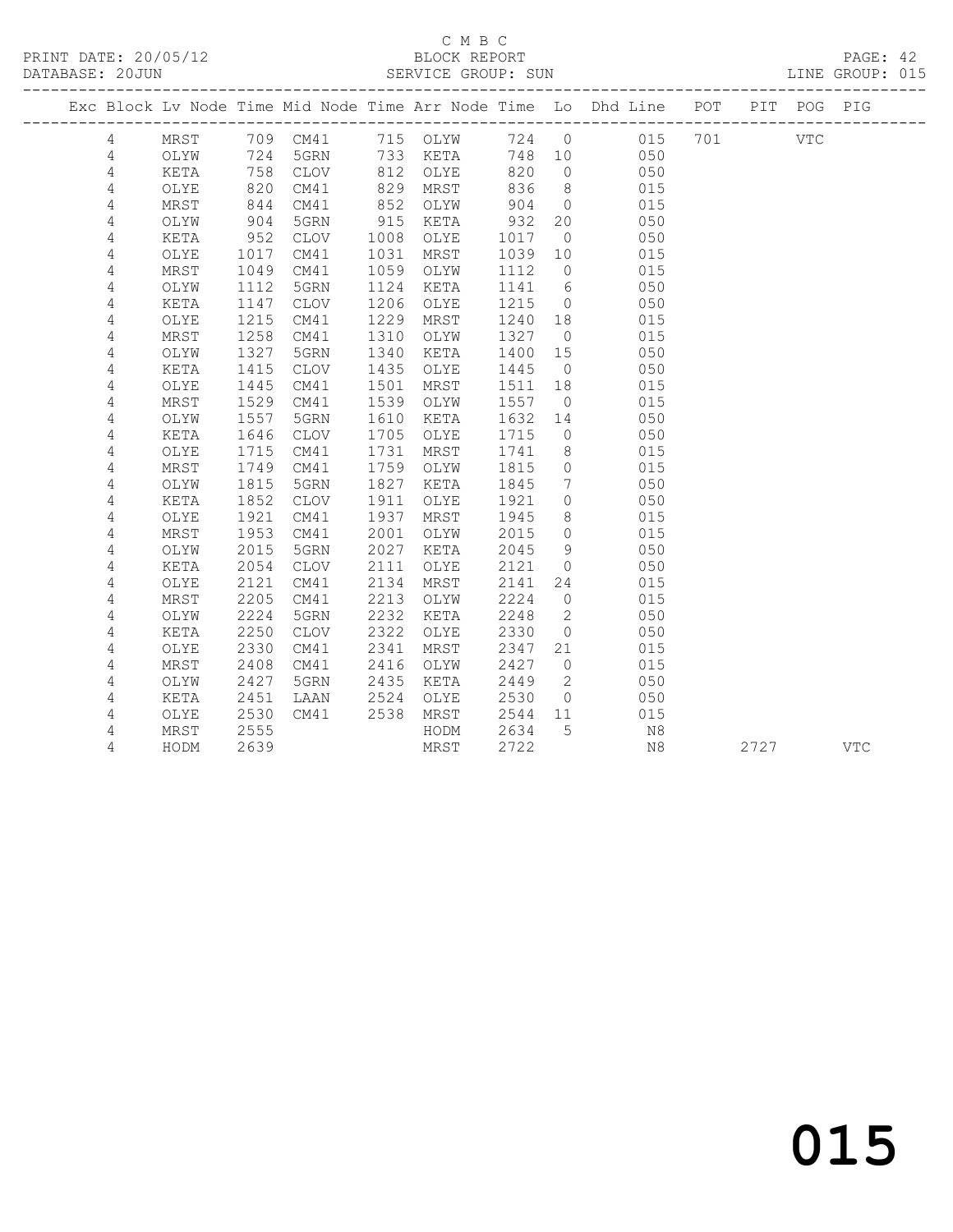C M B C

PRINT DATE: 20/05/12 BLOCK REPORT

DATABASE: 20JUN SERVICE GROUP: SUN LINE GROUP: 015

| Exc | Block | Lv | Node | Time | Mid Node | Time | Arr Node | Time | Lo | Dhd Line | POT | PIT | POG | PIG |
|---|---|---|---|---|---|---|---|---|---|---|---|---|---|---|
| | 4 | | MRST | 709 | CM41 | 715 | OLYW | 724 | 0 | 015 | 701 | | VTC | |
| | 4 | | OLYW | 724 | 5GRN | 733 | KETA | 748 | 10 | 050 | | | | |
| | 4 | | KETA | 758 | CLOV | 812 | OLYE | 820 | 0 | 050 | | | | |
| | 4 | | OLYE | 820 | CM41 | 829 | MRST | 836 | 8 | 015 | | | | |
| | 4 | | MRST | 844 | CM41 | 852 | OLYW | 904 | 0 | 015 | | | | |
| | 4 | | OLYW | 904 | 5GRN | 915 | KETA | 932 | 20 | 050 | | | | |
| | 4 | | KETA | 952 | CLOV | 1008 | OLYE | 1017 | 0 | 050 | | | | |
| | 4 | | OLYE | 1017 | CM41 | 1031 | MRST | 1039 | 10 | 015 | | | | |
| | 4 | | MRST | 1049 | CM41 | 1059 | OLYW | 1112 | 0 | 015 | | | | |
| | 4 | | OLYW | 1112 | 5GRN | 1124 | KETA | 1141 | 6 | 050 | | | | |
| | 4 | | KETA | 1147 | CLOV | 1206 | OLYE | 1215 | 0 | 050 | | | | |
| | 4 | | OLYE | 1215 | CM41 | 1229 | MRST | 1240 | 18 | 015 | | | | |
| | 4 | | MRST | 1258 | CM41 | 1310 | OLYW | 1327 | 0 | 015 | | | | |
| | 4 | | OLYW | 1327 | 5GRN | 1340 | KETA | 1400 | 15 | 050 | | | | |
| | 4 | | KETA | 1415 | CLOV | 1435 | OLYE | 1445 | 0 | 050 | | | | |
| | 4 | | OLYE | 1445 | CM41 | 1501 | MRST | 1511 | 18 | 015 | | | | |
| | 4 | | MRST | 1529 | CM41 | 1539 | OLYW | 1557 | 0 | 015 | | | | |
| | 4 | | OLYW | 1557 | 5GRN | 1610 | KETA | 1632 | 14 | 050 | | | | |
| | 4 | | KETA | 1646 | CLOV | 1705 | OLYE | 1715 | 0 | 050 | | | | |
| | 4 | | OLYE | 1715 | CM41 | 1731 | MRST | 1741 | 8 | 015 | | | | |
| | 4 | | MRST | 1749 | CM41 | 1759 | OLYW | 1815 | 0 | 015 | | | | |
| | 4 | | OLYW | 1815 | 5GRN | 1827 | KETA | 1845 | 7 | 050 | | | | |
| | 4 | | KETA | 1852 | CLOV | 1911 | OLYE | 1921 | 0 | 050 | | | | |
| | 4 | | OLYE | 1921 | CM41 | 1937 | MRST | 1945 | 8 | 015 | | | | |
| | 4 | | MRST | 1953 | CM41 | 2001 | OLYW | 2015 | 0 | 015 | | | | |
| | 4 | | OLYW | 2015 | 5GRN | 2027 | KETA | 2045 | 9 | 050 | | | | |
| | 4 | | KETA | 2054 | CLOV | 2111 | OLYE | 2121 | 0 | 050 | | | | |
| | 4 | | OLYE | 2121 | CM41 | 2134 | MRST | 2141 | 24 | 015 | | | | |
| | 4 | | MRST | 2205 | CM41 | 2213 | OLYW | 2224 | 0 | 015 | | | | |
| | 4 | | OLYW | 2224 | 5GRN | 2232 | KETA | 2248 | 2 | 050 | | | | |
| | 4 | | KETA | 2250 | CLOV | 2322 | OLYE | 2330 | 0 | 050 | | | | |
| | 4 | | OLYE | 2330 | CM41 | 2341 | MRST | 2347 | 21 | 015 | | | | |
| | 4 | | MRST | 2408 | CM41 | 2416 | OLYW | 2427 | 0 | 015 | | | | |
| | 4 | | OLYW | 2427 | 5GRN | 2435 | KETA | 2449 | 2 | 050 | | | | |
| | 4 | | KETA | 2451 | LAAN | 2524 | OLYE | 2530 | 0 | 050 | | | | |
| | 4 | | OLYE | 2530 | CM41 | 2538 | MRST | 2544 | 11 | 015 | | | | |
| | 4 | | MRST | 2555 | | | HODM | 2634 | 5 | N8 | | | | |
| | 4 | | HODM | 2639 | | | MRST | 2722 | | N8 | | 2727 | | VTC |

015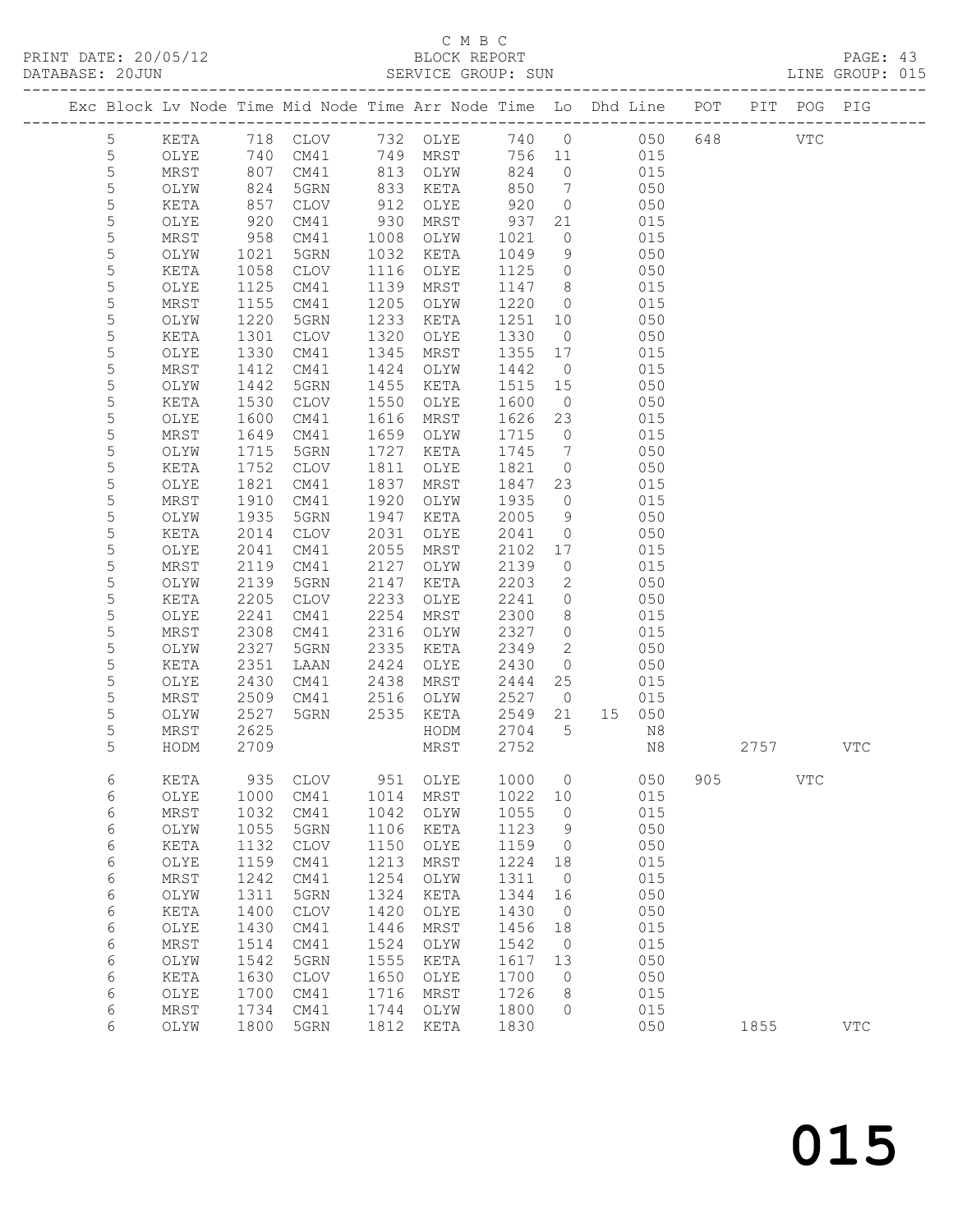C M B C

PRINT DATE: 20/05/12 BLOCK REPORT PAGE: 43
DATABASE: 20JUN SERVICE GROUP: SUN LINE GROUP: 015

| Exc | Block | Lv | Node | Time | Mid Node | Time | Arr Node | Time | Lo | Dhd | Line | POT | PIT | POG | PIG |
|---|---|---|---|---|---|---|---|---|---|---|---|---|---|---|---|
| | 5 | | KETA | 718 | CLOV | 732 | OLYE | 740 | 0 | | 050 | 648 | | VTC | |
| | 5 | | OLYE | 740 | CM41 | 749 | MRST | 756 | 11 | | 015 | | | | |
| | 5 | | MRST | 807 | CM41 | 813 | OLYW | 824 | 0 | | 015 | | | | |
| | 5 | | OLYW | 824 | 5GRN | 833 | KETA | 850 | 7 | | 050 | | | | |
| | 5 | | KETA | 857 | CLOV | 912 | OLYE | 920 | 0 | | 050 | | | | |
| | 5 | | OLYE | 920 | CM41 | 930 | MRST | 937 | 21 | | 015 | | | | |
| | 5 | | MRST | 958 | CM41 | 1008 | OLYW | 1021 | 0 | | 015 | | | | |
| | 5 | | OLYW | 1021 | 5GRN | 1032 | KETA | 1049 | 9 | | 050 | | | | |
| | 5 | | KETA | 1058 | CLOV | 1116 | OLYE | 1125 | 0 | | 050 | | | | |
| | 5 | | OLYE | 1125 | CM41 | 1139 | MRST | 1147 | 8 | | 015 | | | | |
| | 5 | | MRST | 1155 | CM41 | 1205 | OLYW | 1220 | 0 | | 015 | | | | |
| | 5 | | OLYW | 1220 | 5GRN | 1233 | KETA | 1251 | 10 | | 050 | | | | |
| | 5 | | KETA | 1301 | CLOV | 1320 | OLYE | 1330 | 0 | | 050 | | | | |
| | 5 | | OLYE | 1330 | CM41 | 1345 | MRST | 1355 | 17 | | 015 | | | | |
| | 5 | | MRST | 1412 | CM41 | 1424 | OLYW | 1442 | 0 | | 015 | | | | |
| | 5 | | OLYW | 1442 | 5GRN | 1455 | KETA | 1515 | 15 | | 050 | | | | |
| | 5 | | KETA | 1530 | CLOV | 1550 | OLYE | 1600 | 0 | | 050 | | | | |
| | 5 | | OLYE | 1600 | CM41 | 1616 | MRST | 1626 | 23 | | 015 | | | | |
| | 5 | | MRST | 1649 | CM41 | 1659 | OLYW | 1715 | 0 | | 015 | | | | |
| | 5 | | OLYW | 1715 | 5GRN | 1727 | KETA | 1745 | 7 | | 050 | | | | |
| | 5 | | KETA | 1752 | CLOV | 1811 | OLYE | 1821 | 0 | | 050 | | | | |
| | 5 | | OLYE | 1821 | CM41 | 1837 | MRST | 1847 | 23 | | 015 | | | | |
| | 5 | | MRST | 1910 | CM41 | 1920 | OLYW | 1935 | 0 | | 015 | | | | |
| | 5 | | OLYW | 1935 | 5GRN | 1947 | KETA | 2005 | 9 | | 050 | | | | |
| | 5 | | KETA | 2014 | CLOV | 2031 | OLYE | 2041 | 0 | | 050 | | | | |
| | 5 | | OLYE | 2041 | CM41 | 2055 | MRST | 2102 | 17 | | 015 | | | | |
| | 5 | | MRST | 2119 | CM41 | 2127 | OLYW | 2139 | 0 | | 015 | | | | |
| | 5 | | OLYW | 2139 | 5GRN | 2147 | KETA | 2203 | 2 | | 050 | | | | |
| | 5 | | KETA | 2205 | CLOV | 2233 | OLYE | 2241 | 0 | | 050 | | | | |
| | 5 | | OLYE | 2241 | CM41 | 2254 | MRST | 2300 | 8 | | 015 | | | | |
| | 5 | | MRST | 2308 | CM41 | 2316 | OLYW | 2327 | 0 | | 015 | | | | |
| | 5 | | OLYW | 2327 | 5GRN | 2335 | KETA | 2349 | 2 | | 050 | | | | |
| | 5 | | KETA | 2351 | LAAN | 2424 | OLYE | 2430 | 0 | | 050 | | | | |
| | 5 | | OLYE | 2430 | CM41 | 2438 | MRST | 2444 | 25 | | 015 | | | | |
| | 5 | | MRST | 2509 | CM41 | 2516 | OLYW | 2527 | 0 | | 015 | | | | |
| | 5 | | OLYW | 2527 | 5GRN | 2535 | KETA | 2549 | 21 | 15 | 050 | | | | |
| | 5 | | MRST | 2625 | | | HODM | 2704 | 5 | | N8 | | | | |
| | 5 | | HODM | 2709 | | | MRST | 2752 | | | N8 | | 2757 | | VTC |
| | 6 | | KETA | 935 | CLOV | 951 | OLYE | 1000 | 0 | | 050 | 905 | | VTC | |
| | 6 | | OLYE | 1000 | CM41 | 1014 | MRST | 1022 | 10 | | 015 | | | | |
| | 6 | | MRST | 1032 | CM41 | 1042 | OLYW | 1055 | 0 | | 015 | | | | |
| | 6 | | OLYW | 1055 | 5GRN | 1106 | KETA | 1123 | 9 | | 050 | | | | |
| | 6 | | KETA | 1132 | CLOV | 1150 | OLYE | 1159 | 0 | | 050 | | | | |
| | 6 | | OLYE | 1159 | CM41 | 1213 | MRST | 1224 | 18 | | 015 | | | | |
| | 6 | | MRST | 1242 | CM41 | 1254 | OLYW | 1311 | 0 | | 015 | | | | |
| | 6 | | OLYW | 1311 | 5GRN | 1324 | KETA | 1344 | 16 | | 050 | | | | |
| | 6 | | KETA | 1400 | CLOV | 1420 | OLYE | 1430 | 0 | | 050 | | | | |
| | 6 | | OLYE | 1430 | CM41 | 1446 | MRST | 1456 | 18 | | 015 | | | | |
| | 6 | | MRST | 1514 | CM41 | 1524 | OLYW | 1542 | 0 | | 015 | | | | |
| | 6 | | OLYW | 1542 | 5GRN | 1555 | KETA | 1617 | 13 | | 050 | | | | |
| | 6 | | KETA | 1630 | CLOV | 1650 | OLYE | 1700 | 0 | | 050 | | | | |
| | 6 | | OLYE | 1700 | CM41 | 1716 | MRST | 1726 | 8 | | 015 | | | | |
| | 6 | | MRST | 1734 | CM41 | 1744 | OLYW | 1800 | 0 | | 015 | | | | |
| | 6 | | OLYW | 1800 | 5GRN | 1812 | KETA | 1830 | | | 050 | | 1855 | | VTC |

015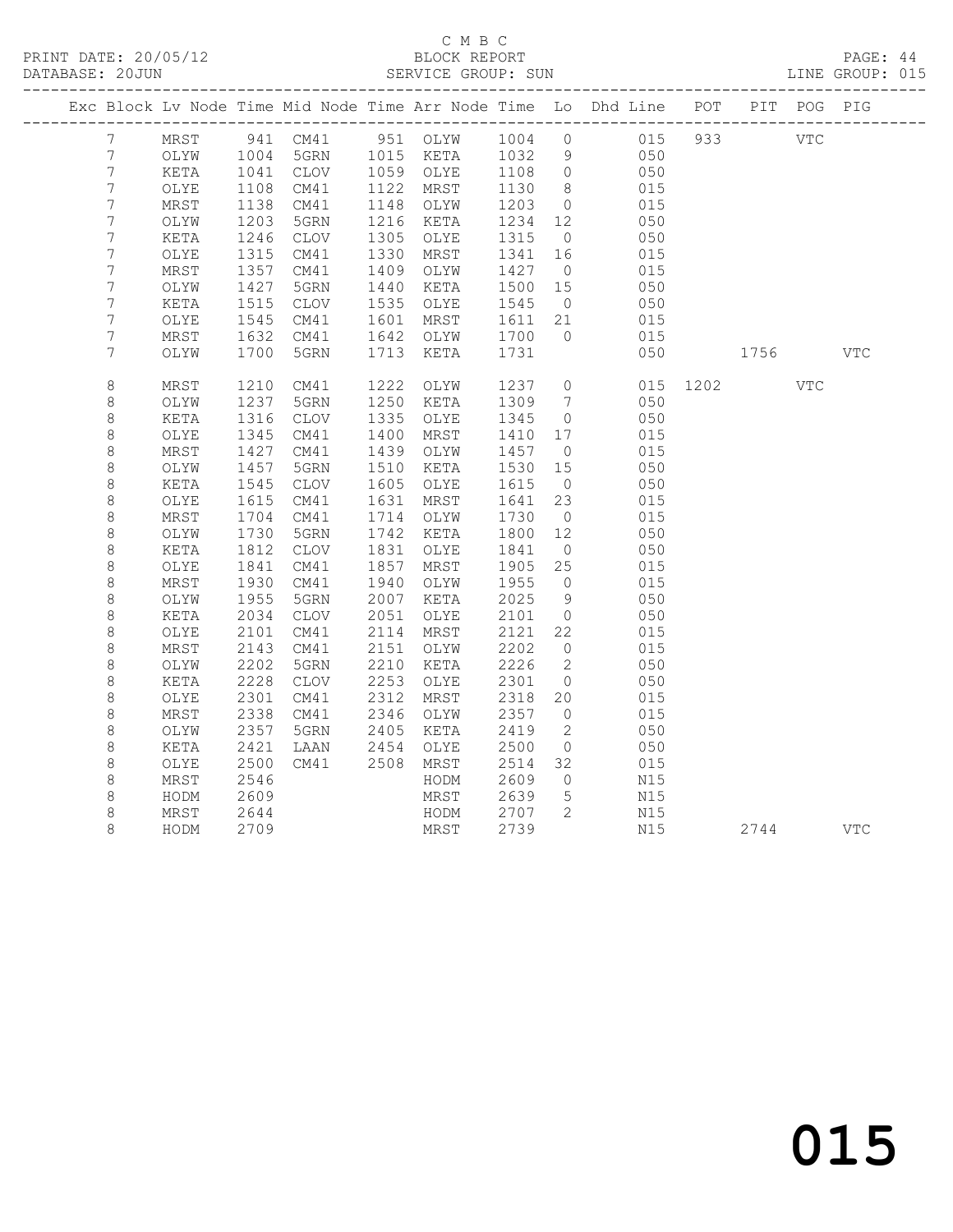C M B C
PRINT DATE: 20/05/12 BLOCK REPORT
DATABASE: 20JUN SERVICE GROUP: SUN LINE GROUP: 015

| Exc | Block | Lv | Node | Time | Mid Node | Time | Arr Node | Time | Lo | Dhd Line | POT | PIT | POG | PIG |
|---|---|---|---|---|---|---|---|---|---|---|---|---|---|---|
| | 7 | | MRST | 941 | CM41 | 951 | OLYW | 1004 | 0 | 015 | 933 | | VTC | |
| | 7 | | OLYW | 1004 | 5GRN | 1015 | KETA | 1032 | 9 | 050 | | | | |
| | 7 | | KETA | 1041 | CLOV | 1059 | OLYE | 1108 | 0 | 050 | | | | |
| | 7 | | OLYE | 1108 | CM41 | 1122 | MRST | 1130 | 8 | 015 | | | | |
| | 7 | | MRST | 1138 | CM41 | 1148 | OLYW | 1203 | 0 | 015 | | | | |
| | 7 | | OLYW | 1203 | 5GRN | 1216 | KETA | 1234 | 12 | 050 | | | | |
| | 7 | | KETA | 1246 | CLOV | 1305 | OLYE | 1315 | 0 | 050 | | | | |
| | 7 | | OLYE | 1315 | CM41 | 1330 | MRST | 1341 | 16 | 015 | | | | |
| | 7 | | MRST | 1357 | CM41 | 1409 | OLYW | 1427 | 0 | 015 | | | | |
| | 7 | | OLYW | 1427 | 5GRN | 1440 | KETA | 1500 | 15 | 050 | | | | |
| | 7 | | KETA | 1515 | CLOV | 1535 | OLYE | 1545 | 0 | 050 | | | | |
| | 7 | | OLYE | 1545 | CM41 | 1601 | MRST | 1611 | 21 | 015 | | | | |
| | 7 | | MRST | 1632 | CM41 | 1642 | OLYW | 1700 | 0 | 015 | | | | |
| | 7 | | OLYW | 1700 | 5GRN | 1713 | KETA | 1731 | | 050 | | 1756 | | VTC |
| | 8 | | MRST | 1210 | CM41 | 1222 | OLYW | 1237 | 0 | 015 | 1202 | | VTC | |
| | 8 | | OLYW | 1237 | 5GRN | 1250 | KETA | 1309 | 7 | 050 | | | | |
| | 8 | | KETA | 1316 | CLOV | 1335 | OLYE | 1345 | 0 | 050 | | | | |
| | 8 | | OLYE | 1345 | CM41 | 1400 | MRST | 1410 | 17 | 015 | | | | |
| | 8 | | MRST | 1427 | CM41 | 1439 | OLYW | 1457 | 0 | 015 | | | | |
| | 8 | | OLYW | 1457 | 5GRN | 1510 | KETA | 1530 | 15 | 050 | | | | |
| | 8 | | KETA | 1545 | CLOV | 1605 | OLYE | 1615 | 0 | 050 | | | | |
| | 8 | | OLYE | 1615 | CM41 | 1631 | MRST | 1641 | 23 | 015 | | | | |
| | 8 | | MRST | 1704 | CM41 | 1714 | OLYW | 1730 | 0 | 015 | | | | |
| | 8 | | OLYW | 1730 | 5GRN | 1742 | KETA | 1800 | 12 | 050 | | | | |
| | 8 | | KETA | 1812 | CLOV | 1831 | OLYE | 1841 | 0 | 050 | | | | |
| | 8 | | OLYE | 1841 | CM41 | 1857 | MRST | 1905 | 25 | 015 | | | | |
| | 8 | | MRST | 1930 | CM41 | 1940 | OLYW | 1955 | 0 | 015 | | | | |
| | 8 | | OLYW | 1955 | 5GRN | 2007 | KETA | 2025 | 9 | 050 | | | | |
| | 8 | | KETA | 2034 | CLOV | 2051 | OLYE | 2101 | 0 | 050 | | | | |
| | 8 | | OLYE | 2101 | CM41 | 2114 | MRST | 2121 | 22 | 015 | | | | |
| | 8 | | MRST | 2143 | CM41 | 2151 | OLYW | 2202 | 0 | 015 | | | | |
| | 8 | | OLYW | 2202 | 5GRN | 2210 | KETA | 2226 | 2 | 050 | | | | |
| | 8 | | KETA | 2228 | CLOV | 2253 | OLYE | 2301 | 0 | 050 | | | | |
| | 8 | | OLYE | 2301 | CM41 | 2312 | MRST | 2318 | 20 | 015 | | | | |
| | 8 | | MRST | 2338 | CM41 | 2346 | OLYW | 2357 | 0 | 015 | | | | |
| | 8 | | OLYW | 2357 | 5GRN | 2405 | KETA | 2419 | 2 | 050 | | | | |
| | 8 | | KETA | 2421 | LAAN | 2454 | OLYE | 2500 | 0 | 050 | | | | |
| | 8 | | OLYE | 2500 | CM41 | 2508 | MRST | 2514 | 32 | 015 | | | | |
| | 8 | | MRST | 2546 | | | HODM | 2609 | 0 | N15 | | | | |
| | 8 | | HODM | 2609 | | | MRST | 2639 | 5 | N15 | | | | |
| | 8 | | MRST | 2644 | | | HODM | 2707 | 2 | N15 | | | | |
| | 8 | | HODM | 2709 | | | MRST | 2739 | | N15 | | 2744 | | VTC |

015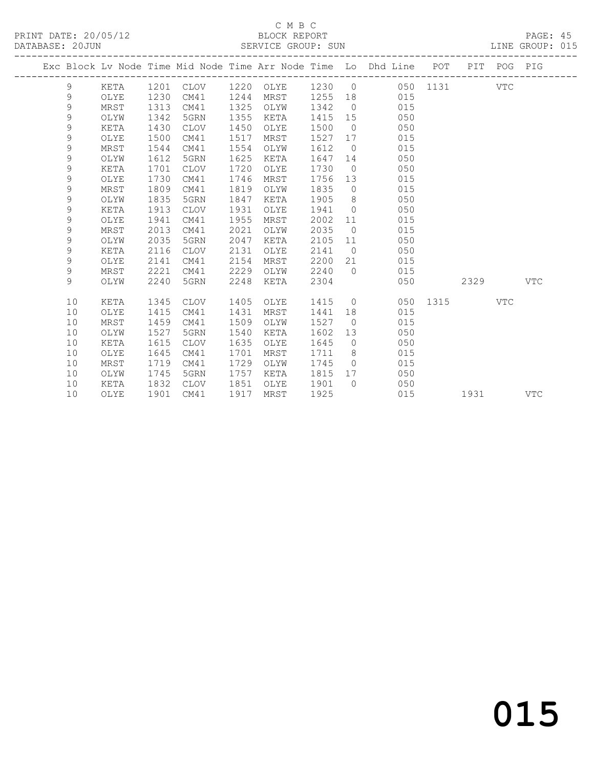C M B C

PRINT DATE: 20/05/12 BLOCK REPORT
DATABASE: 20JUN SERVICE GROUP: SUN LINE GROUP: 015

| Exc | Block | Lv | Node | Time | Mid Node | Time | Arr Node | Time | Lo | Dhd Line | POT | PIT | POG | PIG |
|---|---|---|---|---|---|---|---|---|---|---|---|---|---|---|
| | 9 | | KETA | 1201 | CLOV | 1220 | OLYE | 1230 | 0 | 050 | 1131 | | VTC | |
| | 9 | | OLYE | 1230 | CM41 | 1244 | MRST | 1255 | 18 | 015 | | | | |
| | 9 | | MRST | 1313 | CM41 | 1325 | OLYW | 1342 | 0 | 015 | | | | |
| | 9 | | OLYW | 1342 | 5GRN | 1355 | KETA | 1415 | 15 | 050 | | | | |
| | 9 | | KETA | 1430 | CLOV | 1450 | OLYE | 1500 | 0 | 050 | | | | |
| | 9 | | OLYE | 1500 | CM41 | 1517 | MRST | 1527 | 17 | 015 | | | | |
| | 9 | | MRST | 1544 | CM41 | 1554 | OLYW | 1612 | 0 | 015 | | | | |
| | 9 | | OLYW | 1612 | 5GRN | 1625 | KETA | 1647 | 14 | 050 | | | | |
| | 9 | | KETA | 1701 | CLOV | 1720 | OLYE | 1730 | 0 | 050 | | | | |
| | 9 | | OLYE | 1730 | CM41 | 1746 | MRST | 1756 | 13 | 015 | | | | |
| | 9 | | MRST | 1809 | CM41 | 1819 | OLYW | 1835 | 0 | 015 | | | | |
| | 9 | | OLYW | 1835 | 5GRN | 1847 | KETA | 1905 | 8 | 050 | | | | |
| | 9 | | KETA | 1913 | CLOV | 1931 | OLYE | 1941 | 0 | 050 | | | | |
| | 9 | | OLYE | 1941 | CM41 | 1955 | MRST | 2002 | 11 | 015 | | | | |
| | 9 | | MRST | 2013 | CM41 | 2021 | OLYW | 2035 | 0 | 015 | | | | |
| | 9 | | OLYW | 2035 | 5GRN | 2047 | KETA | 2105 | 11 | 050 | | | | |
| | 9 | | KETA | 2116 | CLOV | 2131 | OLYE | 2141 | 0 | 050 | | | | |
| | 9 | | OLYE | 2141 | CM41 | 2154 | MRST | 2200 | 21 | 015 | | | | |
| | 9 | | MRST | 2221 | CM41 | 2229 | OLYW | 2240 | 0 | 015 | | | | |
| | 9 | | OLYW | 2240 | 5GRN | 2248 | KETA | 2304 | | 050 | | 2329 | | VTC |
| | 10 | | KETA | 1345 | CLOV | 1405 | OLYE | 1415 | 0 | 050 | 1315 | | VTC | |
| | 10 | | OLYE | 1415 | CM41 | 1431 | MRST | 1441 | 18 | 015 | | | | |
| | 10 | | MRST | 1459 | CM41 | 1509 | OLYW | 1527 | 0 | 015 | | | | |
| | 10 | | OLYW | 1527 | 5GRN | 1540 | KETA | 1602 | 13 | 050 | | | | |
| | 10 | | KETA | 1615 | CLOV | 1635 | OLYE | 1645 | 0 | 050 | | | | |
| | 10 | | OLYE | 1645 | CM41 | 1701 | MRST | 1711 | 8 | 015 | | | | |
| | 10 | | MRST | 1719 | CM41 | 1729 | OLYW | 1745 | 0 | 015 | | | | |
| | 10 | | OLYW | 1745 | 5GRN | 1757 | KETA | 1815 | 17 | 050 | | | | |
| | 10 | | KETA | 1832 | CLOV | 1851 | OLYE | 1901 | 0 | 050 | | | | |
| | 10 | | OLYE | 1901 | CM41 | 1917 | MRST | 1925 | | 015 | | 1931 | | VTC |

015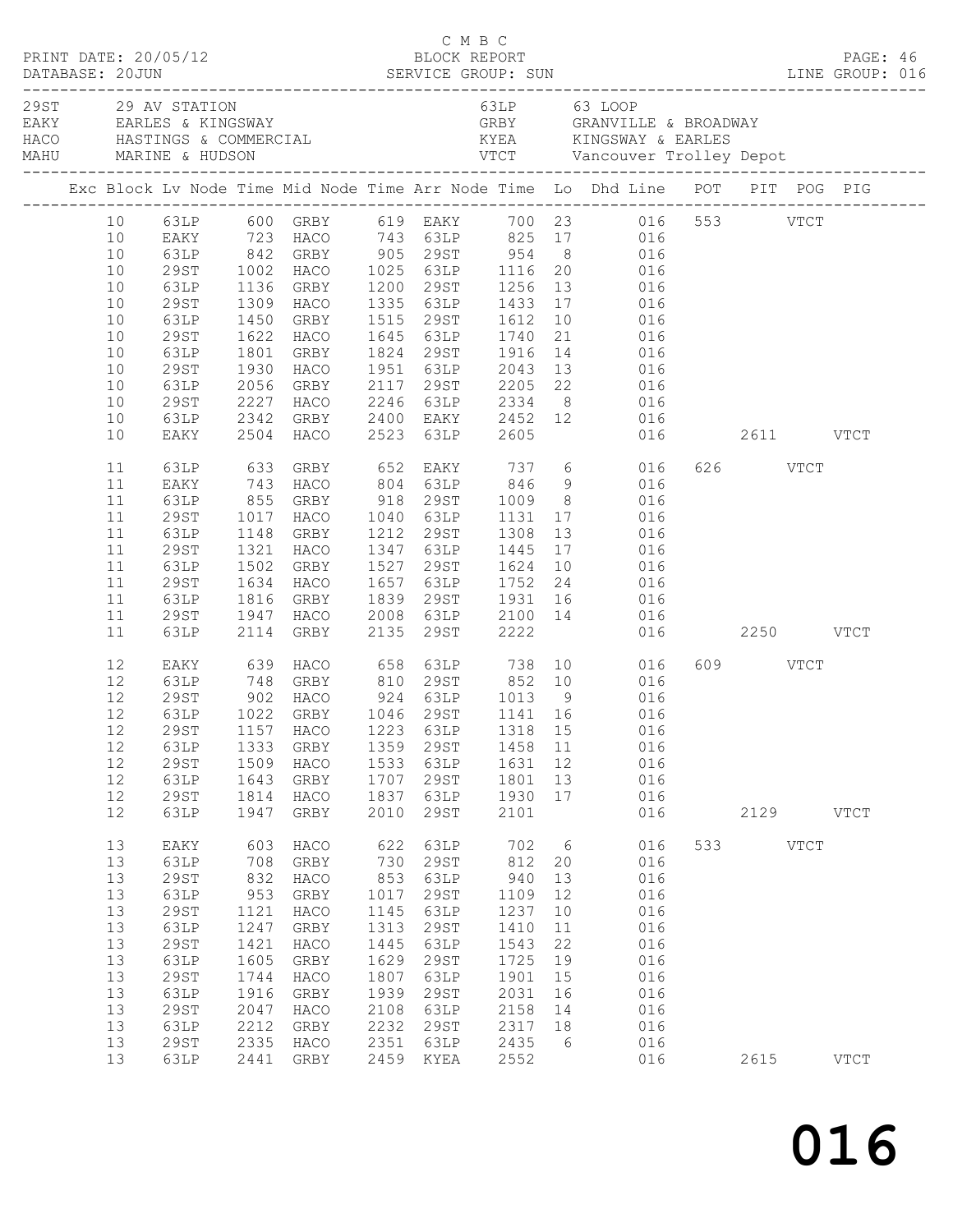C M B C

PRINT DATE: 20/05/12 BLOCK REPORT PAGE: 46
DATABASE: 20JUN SERVICE GROUP: SUN LINE GROUP: 016

| Code | Name | Code | Name |
|---|---|---|---|
| 29ST | 29 AV STATION | 63LP | 63 LOOP |
| EAKY | EARLES & KINGSWAY | GRBY | GRANVILLE & BROADWAY |
| HACO | HASTINGS & COMMERCIAL | KYEA | KINGSWAY & EARLES |
| MAHU | MARINE & HUDSON | VTCT | Vancouver Trolley Depot |

| Exc | Block | Lv Node | Time | Mid Node | Time | Arr Node | Time | Lo | Dhd Line | POT | PIT | POG | PIG |
|---|---|---|---|---|---|---|---|---|---|---|---|---|---|
| | 10 | 63LP | 600 | GRBY | 619 | EAKY | 700 | 23 | 016 | 553 | | VTCT | |
| | 10 | EAKY | 723 | HACO | 743 | 63LP | 825 | 17 | 016 | | | | |
| | 10 | 63LP | 842 | GRBY | 905 | 29ST | 954 | 8 | 016 | | | | |
| | 10 | 29ST | 1002 | HACO | 1025 | 63LP | 1116 | 20 | 016 | | | | |
| | 10 | 63LP | 1136 | GRBY | 1200 | 29ST | 1256 | 13 | 016 | | | | |
| | 10 | 29ST | 1309 | HACO | 1335 | 63LP | 1433 | 17 | 016 | | | | |
| | 10 | 63LP | 1450 | GRBY | 1515 | 29ST | 1612 | 10 | 016 | | | | |
| | 10 | 29ST | 1622 | HACO | 1645 | 63LP | 1740 | 21 | 016 | | | | |
| | 10 | 63LP | 1801 | GRBY | 1824 | 29ST | 1916 | 14 | 016 | | | | |
| | 10 | 29ST | 1930 | HACO | 1951 | 63LP | 2043 | 13 | 016 | | | | |
| | 10 | 63LP | 2056 | GRBY | 2117 | 29ST | 2205 | 22 | 016 | | | | |
| | 10 | 29ST | 2227 | HACO | 2246 | 63LP | 2334 | 8 | 016 | | | | |
| | 10 | 63LP | 2342 | GRBY | 2400 | EAKY | 2452 | 12 | 016 | | | | |
| | 10 | EAKY | 2504 | HACO | 2523 | 63LP | 2605 | | 016 | | 2611 | | VTCT |
| | 11 | 63LP | 633 | GRBY | 652 | EAKY | 737 | 6 | 016 | 626 | | VTCT | |
| | 11 | EAKY | 743 | HACO | 804 | 63LP | 846 | 9 | 016 | | | | |
| | 11 | 63LP | 855 | GRBY | 918 | 29ST | 1009 | 8 | 016 | | | | |
| | 11 | 29ST | 1017 | HACO | 1040 | 63LP | 1131 | 17 | 016 | | | | |
| | 11 | 63LP | 1148 | GRBY | 1212 | 29ST | 1308 | 13 | 016 | | | | |
| | 11 | 29ST | 1321 | HACO | 1347 | 63LP | 1445 | 17 | 016 | | | | |
| | 11 | 63LP | 1502 | GRBY | 1527 | 29ST | 1624 | 10 | 016 | | | | |
| | 11 | 29ST | 1634 | HACO | 1657 | 63LP | 1752 | 24 | 016 | | | | |
| | 11 | 63LP | 1816 | GRBY | 1839 | 29ST | 1931 | 16 | 016 | | | | |
| | 11 | 29ST | 1947 | HACO | 2008 | 63LP | 2100 | 14 | 016 | | | | |
| | 11 | 63LP | 2114 | GRBY | 2135 | 29ST | 2222 | | 016 | | 2250 | | VTCT |
| | 12 | EAKY | 639 | HACO | 658 | 63LP | 738 | 10 | 016 | 609 | | VTCT | |
| | 12 | 63LP | 748 | GRBY | 810 | 29ST | 852 | 10 | 016 | | | | |
| | 12 | 29ST | 902 | HACO | 924 | 63LP | 1013 | 9 | 016 | | | | |
| | 12 | 63LP | 1022 | GRBY | 1046 | 29ST | 1141 | 16 | 016 | | | | |
| | 12 | 29ST | 1157 | HACO | 1223 | 63LP | 1318 | 15 | 016 | | | | |
| | 12 | 63LP | 1333 | GRBY | 1359 | 29ST | 1458 | 11 | 016 | | | | |
| | 12 | 29ST | 1509 | HACO | 1533 | 63LP | 1631 | 12 | 016 | | | | |
| | 12 | 63LP | 1643 | GRBY | 1707 | 29ST | 1801 | 13 | 016 | | | | |
| | 12 | 29ST | 1814 | HACO | 1837 | 63LP | 1930 | 17 | 016 | | | | |
| | 12 | 63LP | 1947 | GRBY | 2010 | 29ST | 2101 | | 016 | | 2129 | | VTCT |
| | 13 | EAKY | 603 | HACO | 622 | 63LP | 702 | 6 | 016 | 533 | | VTCT | |
| | 13 | 63LP | 708 | GRBY | 730 | 29ST | 812 | 20 | 016 | | | | |
| | 13 | 29ST | 832 | HACO | 853 | 63LP | 940 | 13 | 016 | | | | |
| | 13 | 63LP | 953 | GRBY | 1017 | 29ST | 1109 | 12 | 016 | | | | |
| | 13 | 29ST | 1121 | HACO | 1145 | 63LP | 1237 | 10 | 016 | | | | |
| | 13 | 63LP | 1247 | GRBY | 1313 | 29ST | 1410 | 11 | 016 | | | | |
| | 13 | 29ST | 1421 | HACO | 1445 | 63LP | 1543 | 22 | 016 | | | | |
| | 13 | 63LP | 1605 | GRBY | 1629 | 29ST | 1725 | 19 | 016 | | | | |
| | 13 | 29ST | 1744 | HACO | 1807 | 63LP | 1901 | 15 | 016 | | | | |
| | 13 | 63LP | 1916 | GRBY | 1939 | 29ST | 2031 | 16 | 016 | | | | |
| | 13 | 29ST | 2047 | HACO | 2108 | 63LP | 2158 | 14 | 016 | | | | |
| | 13 | 63LP | 2212 | GRBY | 2232 | 29ST | 2317 | 18 | 016 | | | | |
| | 13 | 29ST | 2335 | HACO | 2351 | 63LP | 2435 | 6 | 016 | | | | |
| | 13 | 63LP | 2441 | GRBY | 2459 | KYEA | 2552 | | 016 | | 2615 | | VTCT |

016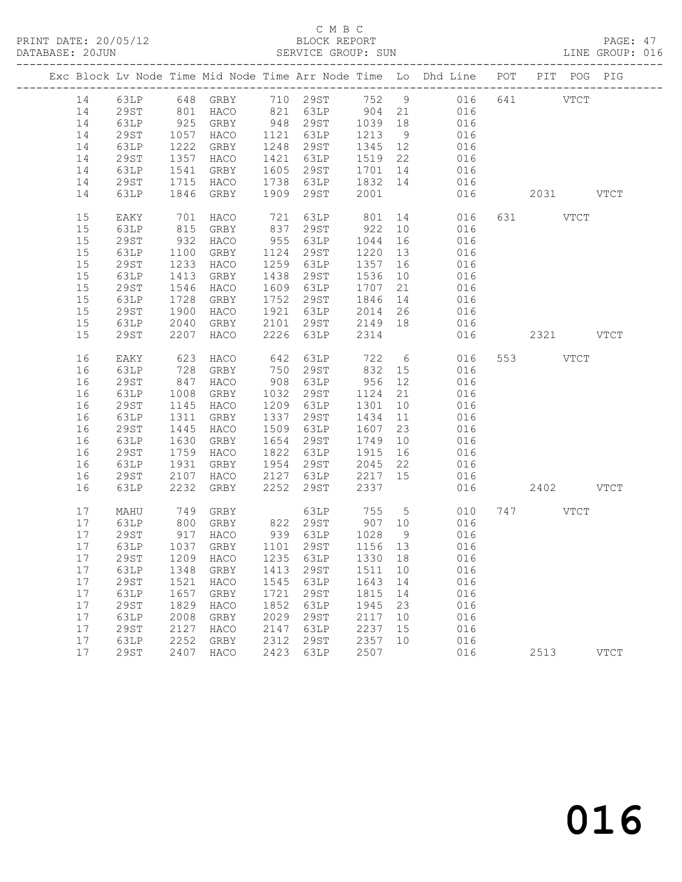C M B C
BLOCK REPORT
SERVICE GROUP: SUN

PRINT DATE: 20/05/12
DATABASE: 20JUN
LINE GROUP: 016

| Exc | Block | Lv | Node | Time | Mid Node | Time | Arr Node | Time | Lo | Dhd Line | POT | PIT | POG | PIG |
|---|---|---|---|---|---|---|---|---|---|---|---|---|---|---|
| | 14 | | 63LP | 648 | GRBY | 710 | 29ST | 752 | 9 | 016 | 641 | | VTCT | |
| | 14 | | 29ST | 801 | HACO | 821 | 63LP | 904 | 21 | 016 | | | | |
| | 14 | | 63LP | 925 | GRBY | 948 | 29ST | 1039 | 18 | 016 | | | | |
| | 14 | | 29ST | 1057 | HACO | 1121 | 63LP | 1213 | 9 | 016 | | | | |
| | 14 | | 63LP | 1222 | GRBY | 1248 | 29ST | 1345 | 12 | 016 | | | | |
| | 14 | | 29ST | 1357 | HACO | 1421 | 63LP | 1519 | 22 | 016 | | | | |
| | 14 | | 63LP | 1541 | GRBY | 1605 | 29ST | 1701 | 14 | 016 | | | | |
| | 14 | | 29ST | 1715 | HACO | 1738 | 63LP | 1832 | 14 | 016 | | | | |
| | 14 | | 63LP | 1846 | GRBY | 1909 | 29ST | 2001 | | 016 | | 2031 | | VTCT |
| | 15 | | EAKY | 701 | HACO | 721 | 63LP | 801 | 14 | 016 | 631 | | VTCT | |
| | 15 | | 63LP | 815 | GRBY | 837 | 29ST | 922 | 10 | 016 | | | | |
| | 15 | | 29ST | 932 | HACO | 955 | 63LP | 1044 | 16 | 016 | | | | |
| | 15 | | 63LP | 1100 | GRBY | 1124 | 29ST | 1220 | 13 | 016 | | | | |
| | 15 | | 29ST | 1233 | HACO | 1259 | 63LP | 1357 | 16 | 016 | | | | |
| | 15 | | 63LP | 1413 | GRBY | 1438 | 29ST | 1536 | 10 | 016 | | | | |
| | 15 | | 29ST | 1546 | HACO | 1609 | 63LP | 1707 | 21 | 016 | | | | |
| | 15 | | 63LP | 1728 | GRBY | 1752 | 29ST | 1846 | 14 | 016 | | | | |
| | 15 | | 29ST | 1900 | HACO | 1921 | 63LP | 2014 | 26 | 016 | | | | |
| | 15 | | 63LP | 2040 | GRBY | 2101 | 29ST | 2149 | 18 | 016 | | | | |
| | 15 | | 29ST | 2207 | HACO | 2226 | 63LP | 2314 | | 016 | | 2321 | | VTCT |
| | 16 | | EAKY | 623 | HACO | 642 | 63LP | 722 | 6 | 016 | 553 | | VTCT | |
| | 16 | | 63LP | 728 | GRBY | 750 | 29ST | 832 | 15 | 016 | | | | |
| | 16 | | 29ST | 847 | HACO | 908 | 63LP | 956 | 12 | 016 | | | | |
| | 16 | | 63LP | 1008 | GRBY | 1032 | 29ST | 1124 | 21 | 016 | | | | |
| | 16 | | 29ST | 1145 | HACO | 1209 | 63LP | 1301 | 10 | 016 | | | | |
| | 16 | | 63LP | 1311 | GRBY | 1337 | 29ST | 1434 | 11 | 016 | | | | |
| | 16 | | 29ST | 1445 | HACO | 1509 | 63LP | 1607 | 23 | 016 | | | | |
| | 16 | | 63LP | 1630 | GRBY | 1654 | 29ST | 1749 | 10 | 016 | | | | |
| | 16 | | 29ST | 1759 | HACO | 1822 | 63LP | 1915 | 16 | 016 | | | | |
| | 16 | | 63LP | 1931 | GRBY | 1954 | 29ST | 2045 | 22 | 016 | | | | |
| | 16 | | 29ST | 2107 | HACO | 2127 | 63LP | 2217 | 15 | 016 | | | | |
| | 16 | | 63LP | 2232 | GRBY | 2252 | 29ST | 2337 | | 016 | | 2402 | | VTCT |
| | 17 | | MAHU | 749 | GRBY | | 63LP | 755 | 5 | 010 | 747 | | VTCT | |
| | 17 | | 63LP | 800 | GRBY | 822 | 29ST | 907 | 10 | 016 | | | | |
| | 17 | | 29ST | 917 | HACO | 939 | 63LP | 1028 | 9 | 016 | | | | |
| | 17 | | 63LP | 1037 | GRBY | 1101 | 29ST | 1156 | 13 | 016 | | | | |
| | 17 | | 29ST | 1209 | HACO | 1235 | 63LP | 1330 | 18 | 016 | | | | |
| | 17 | | 63LP | 1348 | GRBY | 1413 | 29ST | 1511 | 10 | 016 | | | | |
| | 17 | | 29ST | 1521 | HACO | 1545 | 63LP | 1643 | 14 | 016 | | | | |
| | 17 | | 63LP | 1657 | GRBY | 1721 | 29ST | 1815 | 14 | 016 | | | | |
| | 17 | | 29ST | 1829 | HACO | 1852 | 63LP | 1945 | 23 | 016 | | | | |
| | 17 | | 63LP | 2008 | GRBY | 2029 | 29ST | 2117 | 10 | 016 | | | | |
| | 17 | | 29ST | 2127 | HACO | 2147 | 63LP | 2237 | 15 | 016 | | | | |
| | 17 | | 63LP | 2252 | GRBY | 2312 | 29ST | 2357 | 10 | 016 | | | | |
| | 17 | | 29ST | 2407 | HACO | 2423 | 63LP | 2507 | | 016 | | 2513 | | VTCT |

016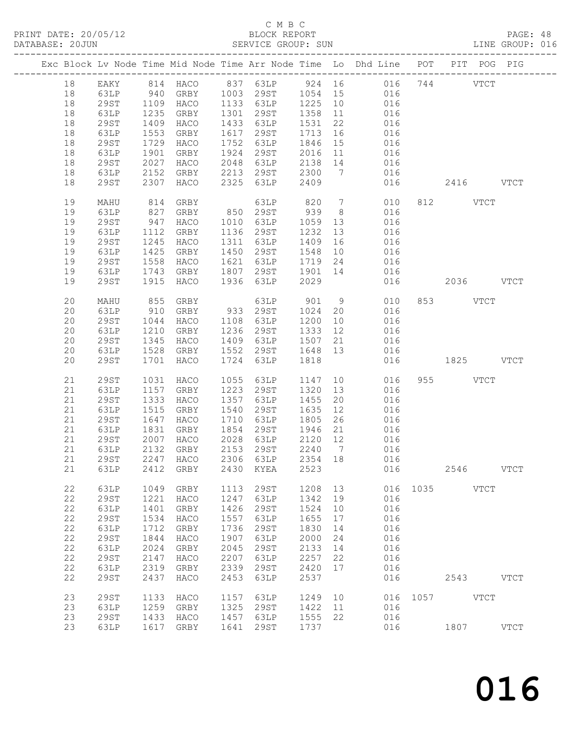C M B C

BLOCK REPORT

SERVICE GROUP: SUN

PRINT DATE: 20/05/12
DATABASE: 20JUN
LINE GROUP: 016

| Exc | Block | Lv | Node | Time | Mid Node | Time | Arr Node | Time | Lo | Dhd Line | POT | PIT | POG | PIG |
|---|---|---|---|---|---|---|---|---|---|---|---|---|---|---|
| | 18 | | EAKY | 814 | HACO | 837 | 63LP | 924 | 16 | 016 | 744 | | VTCT | |
| | 18 | | 63LP | 940 | GRBY | 1003 | 29ST | 1054 | 15 | 016 | | | | |
| | 18 | | 29ST | 1109 | HACO | 1133 | 63LP | 1225 | 10 | 016 | | | | |
| | 18 | | 63LP | 1235 | GRBY | 1301 | 29ST | 1358 | 11 | 016 | | | | |
| | 18 | | 29ST | 1409 | HACO | 1433 | 63LP | 1531 | 22 | 016 | | | | |
| | 18 | | 63LP | 1553 | GRBY | 1617 | 29ST | 1713 | 16 | 016 | | | | |
| | 18 | | 29ST | 1729 | HACO | 1752 | 63LP | 1846 | 15 | 016 | | | | |
| | 18 | | 63LP | 1901 | GRBY | 1924 | 29ST | 2016 | 11 | 016 | | | | |
| | 18 | | 29ST | 2027 | HACO | 2048 | 63LP | 2138 | 14 | 016 | | | | |
| | 18 | | 63LP | 2152 | GRBY | 2213 | 29ST | 2300 | 7 | 016 | | | | |
| | 18 | | 29ST | 2307 | HACO | 2325 | 63LP | 2409 | | 016 | | 2416 | | VTCT |
| | 19 | | MAHU | 814 | GRBY | | 63LP | 820 | 7 | 010 | 812 | | VTCT | |
| | 19 | | 63LP | 827 | GRBY | 850 | 29ST | 939 | 8 | 016 | | | | |
| | 19 | | 29ST | 947 | HACO | 1010 | 63LP | 1059 | 13 | 016 | | | | |
| | 19 | | 63LP | 1112 | GRBY | 1136 | 29ST | 1232 | 13 | 016 | | | | |
| | 19 | | 29ST | 1245 | HACO | 1311 | 63LP | 1409 | 16 | 016 | | | | |
| | 19 | | 63LP | 1425 | GRBY | 1450 | 29ST | 1548 | 10 | 016 | | | | |
| | 19 | | 29ST | 1558 | HACO | 1621 | 63LP | 1719 | 24 | 016 | | | | |
| | 19 | | 63LP | 1743 | GRBY | 1807 | 29ST | 1901 | 14 | 016 | | | | |
| | 19 | | 29ST | 1915 | HACO | 1936 | 63LP | 2029 | | 016 | | 2036 | | VTCT |
| | 20 | | MAHU | 855 | GRBY | | 63LP | 901 | 9 | 010 | 853 | | VTCT | |
| | 20 | | 63LP | 910 | GRBY | 933 | 29ST | 1024 | 20 | 016 | | | | |
| | 20 | | 29ST | 1044 | HACO | 1108 | 63LP | 1200 | 10 | 016 | | | | |
| | 20 | | 63LP | 1210 | GRBY | 1236 | 29ST | 1333 | 12 | 016 | | | | |
| | 20 | | 29ST | 1345 | HACO | 1409 | 63LP | 1507 | 21 | 016 | | | | |
| | 20 | | 63LP | 1528 | GRBY | 1552 | 29ST | 1648 | 13 | 016 | | | | |
| | 20 | | 29ST | 1701 | HACO | 1724 | 63LP | 1818 | | 016 | | 1825 | | VTCT |
| | 21 | | 29ST | 1031 | HACO | 1055 | 63LP | 1147 | 10 | 016 | 955 | | VTCT | |
| | 21 | | 63LP | 1157 | GRBY | 1223 | 29ST | 1320 | 13 | 016 | | | | |
| | 21 | | 29ST | 1333 | HACO | 1357 | 63LP | 1455 | 20 | 016 | | | | |
| | 21 | | 63LP | 1515 | GRBY | 1540 | 29ST | 1635 | 12 | 016 | | | | |
| | 21 | | 29ST | 1647 | HACO | 1710 | 63LP | 1805 | 26 | 016 | | | | |
| | 21 | | 63LP | 1831 | GRBY | 1854 | 29ST | 1946 | 21 | 016 | | | | |
| | 21 | | 29ST | 2007 | HACO | 2028 | 63LP | 2120 | 12 | 016 | | | | |
| | 21 | | 63LP | 2132 | GRBY | 2153 | 29ST | 2240 | 7 | 016 | | | | |
| | 21 | | 29ST | 2247 | HACO | 2306 | 63LP | 2354 | 18 | 016 | | | | |
| | 21 | | 63LP | 2412 | GRBY | 2430 | KYEA | 2523 | | 016 | | 2546 | | VTCT |
| | 22 | | 63LP | 1049 | GRBY | 1113 | 29ST | 1208 | 13 | 016 | 1035 | | VTCT | |
| | 22 | | 29ST | 1221 | HACO | 1247 | 63LP | 1342 | 19 | 016 | | | | |
| | 22 | | 63LP | 1401 | GRBY | 1426 | 29ST | 1524 | 10 | 016 | | | | |
| | 22 | | 29ST | 1534 | HACO | 1557 | 63LP | 1655 | 17 | 016 | | | | |
| | 22 | | 63LP | 1712 | GRBY | 1736 | 29ST | 1830 | 14 | 016 | | | | |
| | 22 | | 29ST | 1844 | HACO | 1907 | 63LP | 2000 | 24 | 016 | | | | |
| | 22 | | 63LP | 2024 | GRBY | 2045 | 29ST | 2133 | 14 | 016 | | | | |
| | 22 | | 29ST | 2147 | HACO | 2207 | 63LP | 2257 | 22 | 016 | | | | |
| | 22 | | 63LP | 2319 | GRBY | 2339 | 29ST | 2420 | 17 | 016 | | | | |
| | 22 | | 29ST | 2437 | HACO | 2453 | 63LP | 2537 | | 016 | | 2543 | | VTCT |
| | 23 | | 29ST | 1133 | HACO | 1157 | 63LP | 1249 | 10 | 016 | 1057 | | VTCT | |
| | 23 | | 63LP | 1259 | GRBY | 1325 | 29ST | 1422 | 11 | 016 | | | | |
| | 23 | | 29ST | 1433 | HACO | 1457 | 63LP | 1555 | 22 | 016 | | | | |
| | 23 | | 63LP | 1617 | GRBY | 1641 | 29ST | 1737 | | 016 | | 1807 | | VTCT |

016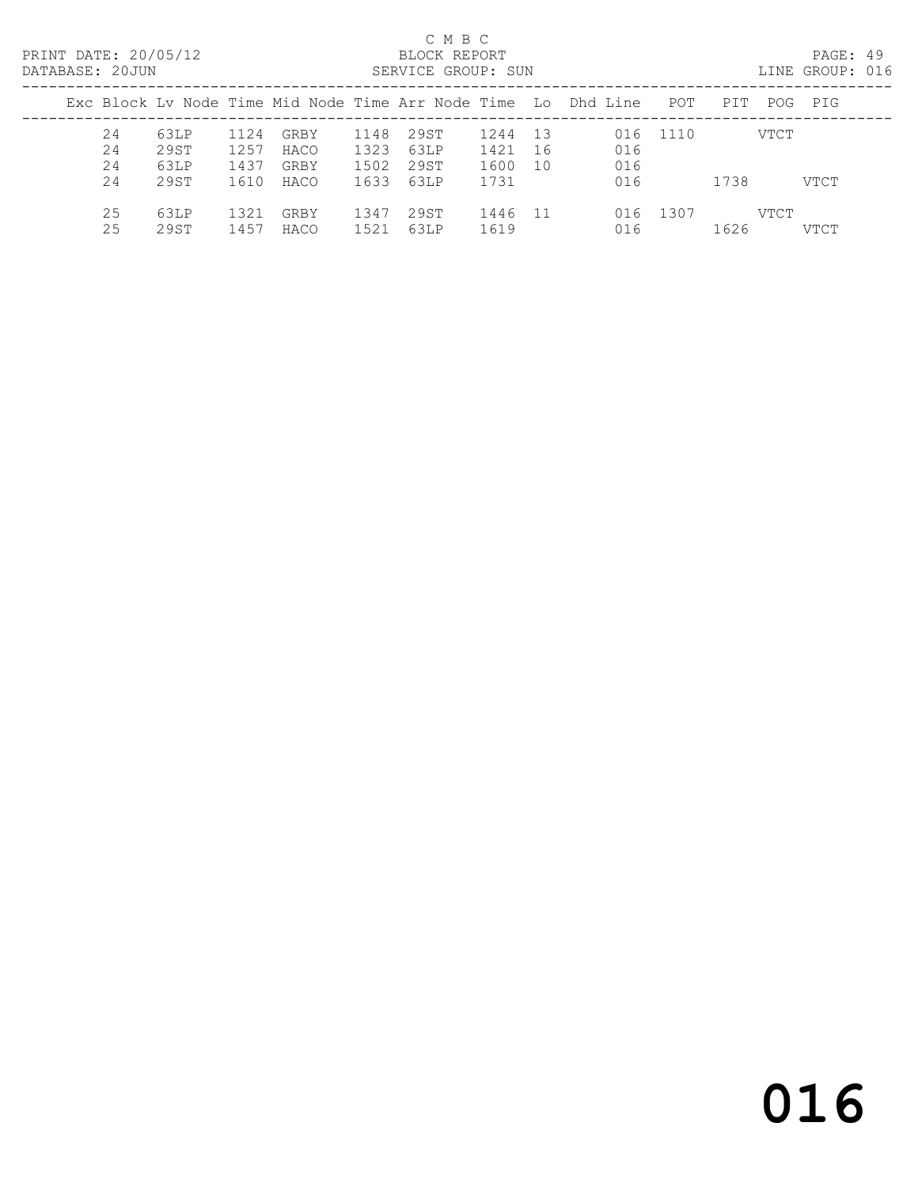C M B C
BLOCK REPORT
SERVICE GROUP: SUN

PRINT DATE: 20/05/12
DATABASE: 20JUN

LINE GROUP: 016

| Exc | Block | Lv | Node | Time | Mid Node | Time | Arr Node | Time | Lo | Dhd | Line | POT | PIT | POG | PIG |
|---|---|---|---|---|---|---|---|---|---|---|---|---|---|---|---|
| | 24 | | 63LP | 1124 | GRBY | 1148 | 29ST | 1244 | 13 | | 016 | 1110 | | VTCT | |
| | 24 | | 29ST | 1257 | HACO | 1323 | 63LP | 1421 | 16 | | 016 | | | | |
| | 24 | | 63LP | 1437 | GRBY | 1502 | 29ST | 1600 | 10 | | 016 | | | | |
| | 24 | | 29ST | 1610 | HACO | 1633 | 63LP | 1731 | | | 016 | | 1738 | | VTCT |
| | 25 | | 63LP | 1321 | GRBY | 1347 | 29ST | 1446 | 11 | | 016 | 1307 | | VTCT | |
| | 25 | | 29ST | 1457 | HACO | 1521 | 63LP | 1619 | | | 016 | | 1626 | | VTCT |

# 016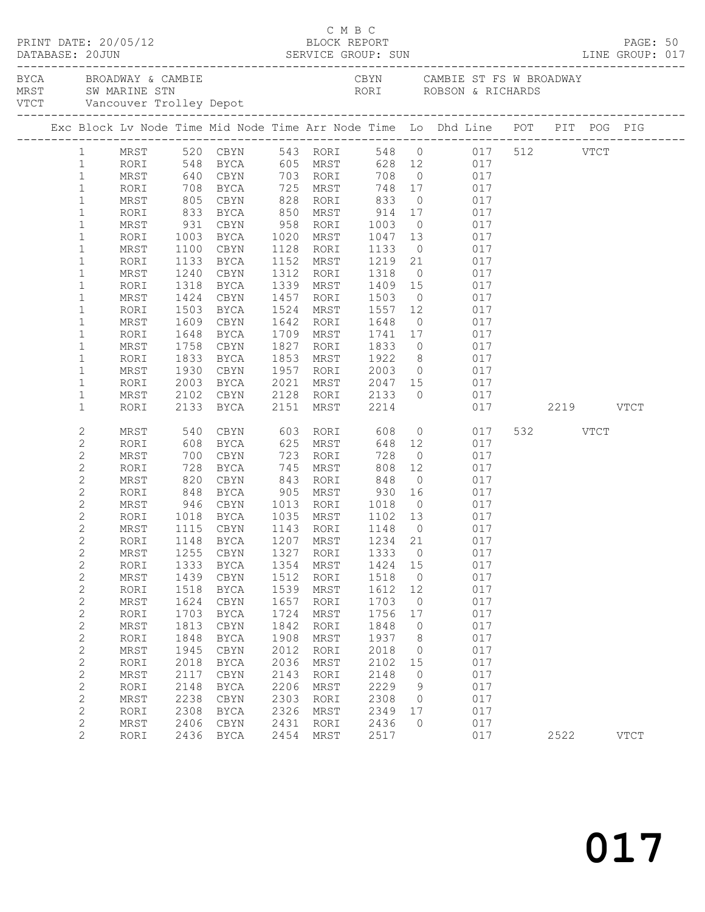C M B C

PRINT DATE: 20/05/12 BLOCK REPORT

DATABASE: 20JUN SERVICE GROUP: SUN LINE GROUP: 017

BYCA BROADWAY & CAMBIE CBYN CAMBIE ST FS W BROADWAY
MRST SW MARINE STN RORI ROBSON & RICHARDS
VTCT Vancouver Trolley Depot

| Exc | Block | Lv Node | Time | Mid Node | Time | Arr Node | Time | Lo | Dhd Line | POT | PIT | POG | PIG |
|---|---|---|---|---|---|---|---|---|---|---|---|---|---|
| | 1 | MRST | 520 | CBYN | 543 | RORI | 548 | 0 | 017 | 512 | | VTCT | |
| | 1 | RORI | 548 | BYCA | 605 | MRST | 628 | 12 | 017 | | | | |
| | 1 | MRST | 640 | CBYN | 703 | RORI | 708 | 0 | 017 | | | | |
| | 1 | RORI | 708 | BYCA | 725 | MRST | 748 | 17 | 017 | | | | |
| | 1 | MRST | 805 | CBYN | 828 | RORI | 833 | 0 | 017 | | | | |
| | 1 | RORI | 833 | BYCA | 850 | MRST | 914 | 17 | 017 | | | | |
| | 1 | MRST | 931 | CBYN | 958 | RORI | 1003 | 0 | 017 | | | | |
| | 1 | RORI | 1003 | BYCA | 1020 | MRST | 1047 | 13 | 017 | | | | |
| | 1 | MRST | 1100 | CBYN | 1128 | RORI | 1133 | 0 | 017 | | | | |
| | 1 | RORI | 1133 | BYCA | 1152 | MRST | 1219 | 21 | 017 | | | | |
| | 1 | MRST | 1240 | CBYN | 1312 | RORI | 1318 | 0 | 017 | | | | |
| | 1 | RORI | 1318 | BYCA | 1339 | MRST | 1409 | 15 | 017 | | | | |
| | 1 | MRST | 1424 | CBYN | 1457 | RORI | 1503 | 0 | 017 | | | | |
| | 1 | RORI | 1503 | BYCA | 1524 | MRST | 1557 | 12 | 017 | | | | |
| | 1 | MRST | 1609 | CBYN | 1642 | RORI | 1648 | 0 | 017 | | | | |
| | 1 | RORI | 1648 | BYCA | 1709 | MRST | 1741 | 17 | 017 | | | | |
| | 1 | MRST | 1758 | CBYN | 1827 | RORI | 1833 | 0 | 017 | | | | |
| | 1 | RORI | 1833 | BYCA | 1853 | MRST | 1922 | 8 | 017 | | | | |
| | 1 | MRST | 1930 | CBYN | 1957 | RORI | 2003 | 0 | 017 | | | | |
| | 1 | RORI | 2003 | BYCA | 2021 | MRST | 2047 | 15 | 017 | | | | |
| | 1 | MRST | 2102 | CBYN | 2128 | RORI | 2133 | 0 | 017 | | | | |
| | 1 | RORI | 2133 | BYCA | 2151 | MRST | 2214 | | 017 | | 2219 | | VTCT |
| | 2 | MRST | 540 | CBYN | 603 | RORI | 608 | 0 | 017 | 532 | | VTCT | |
| | 2 | RORI | 608 | BYCA | 625 | MRST | 648 | 12 | 017 | | | | |
| | 2 | MRST | 700 | CBYN | 723 | RORI | 728 | 0 | 017 | | | | |
| | 2 | RORI | 728 | BYCA | 745 | MRST | 808 | 12 | 017 | | | | |
| | 2 | MRST | 820 | CBYN | 843 | RORI | 848 | 0 | 017 | | | | |
| | 2 | RORI | 848 | BYCA | 905 | MRST | 930 | 16 | 017 | | | | |
| | 2 | MRST | 946 | CBYN | 1013 | RORI | 1018 | 0 | 017 | | | | |
| | 2 | RORI | 1018 | BYCA | 1035 | MRST | 1102 | 13 | 017 | | | | |
| | 2 | MRST | 1115 | CBYN | 1143 | RORI | 1148 | 0 | 017 | | | | |
| | 2 | RORI | 1148 | BYCA | 1207 | MRST | 1234 | 21 | 017 | | | | |
| | 2 | MRST | 1255 | CBYN | 1327 | RORI | 1333 | 0 | 017 | | | | |
| | 2 | RORI | 1333 | BYCA | 1354 | MRST | 1424 | 15 | 017 | | | | |
| | 2 | MRST | 1439 | CBYN | 1512 | RORI | 1518 | 0 | 017 | | | | |
| | 2 | RORI | 1518 | BYCA | 1539 | MRST | 1612 | 12 | 017 | | | | |
| | 2 | MRST | 1624 | CBYN | 1657 | RORI | 1703 | 0 | 017 | | | | |
| | 2 | RORI | 1703 | BYCA | 1724 | MRST | 1756 | 17 | 017 | | | | |
| | 2 | MRST | 1813 | CBYN | 1842 | RORI | 1848 | 0 | 017 | | | | |
| | 2 | RORI | 1848 | BYCA | 1908 | MRST | 1937 | 8 | 017 | | | | |
| | 2 | MRST | 1945 | CBYN | 2012 | RORI | 2018 | 0 | 017 | | | | |
| | 2 | RORI | 2018 | BYCA | 2036 | MRST | 2102 | 15 | 017 | | | | |
| | 2 | MRST | 2117 | CBYN | 2143 | RORI | 2148 | 0 | 017 | | | | |
| | 2 | RORI | 2148 | BYCA | 2206 | MRST | 2229 | 9 | 017 | | | | |
| | 2 | MRST | 2238 | CBYN | 2303 | RORI | 2308 | 0 | 017 | | | | |
| | 2 | RORI | 2308 | BYCA | 2326 | MRST | 2349 | 17 | 017 | | | | |
| | 2 | MRST | 2406 | CBYN | 2431 | RORI | 2436 | 0 | 017 | | | | |
| | 2 | RORI | 2436 | BYCA | 2454 | MRST | 2517 | | 017 | | 2522 | | VTCT |

017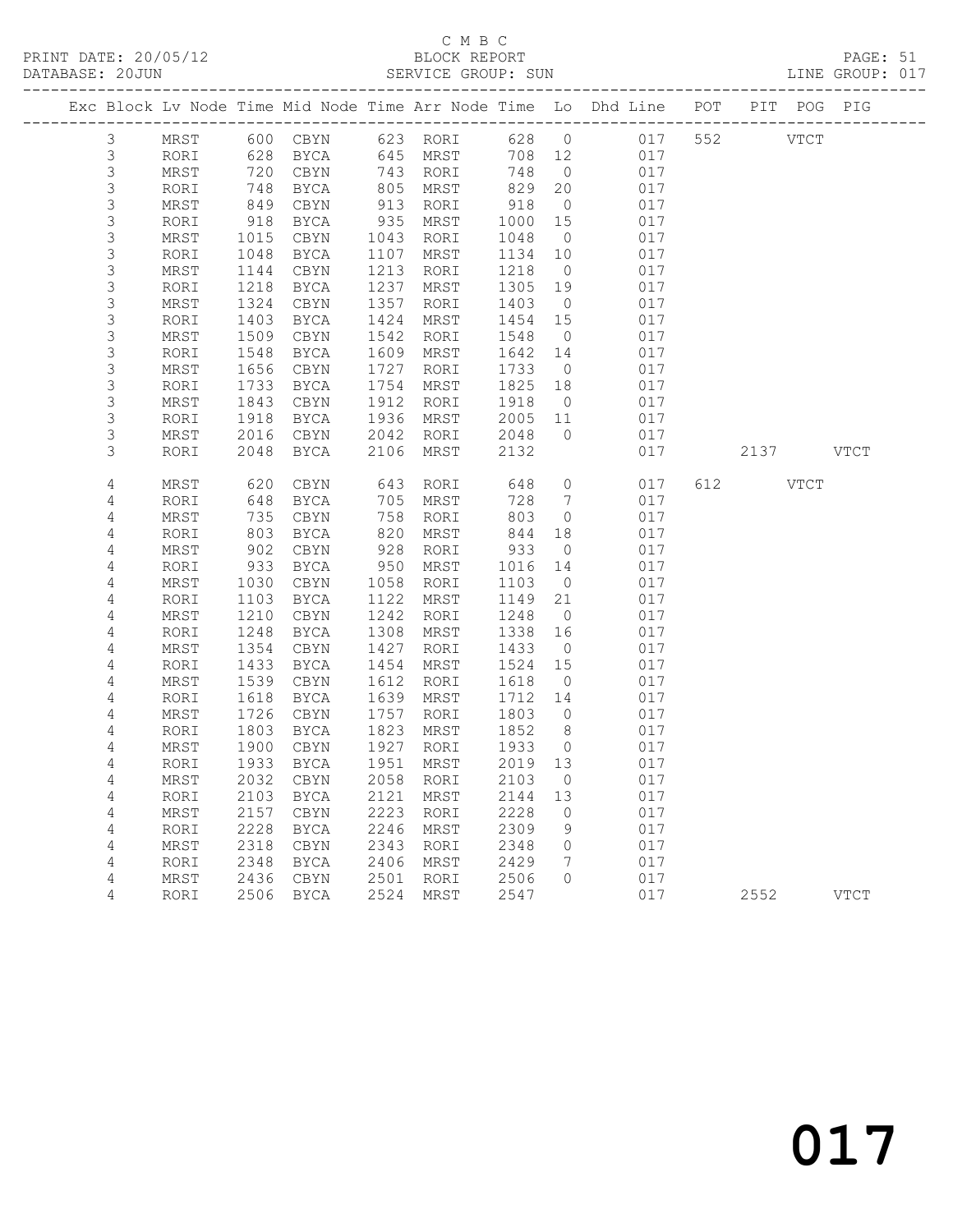C M B C

PRINT DATE: 20/05/12 BLOCK REPORT PAGE: 51
DATABASE: 20JUN SERVICE GROUP: SUN LINE GROUP: 017

| Exc | Block | Lv | Node | Time | Mid Node | Time | Arr Node | Time | Lo | Dhd Line | POT | PIT | POG | PIG |
|---|---|---|---|---|---|---|---|---|---|---|---|---|---|---|
| | 3 | | MRST | 600 | CBYN | 623 | RORI | 628 | 0 | 017 | 552 | | VTCT | |
| | 3 | | RORI | 628 | BYCA | 645 | MRST | 708 | 12 | 017 | | | | |
| | 3 | | MRST | 720 | CBYN | 743 | RORI | 748 | 0 | 017 | | | | |
| | 3 | | RORI | 748 | BYCA | 805 | MRST | 829 | 20 | 017 | | | | |
| | 3 | | MRST | 849 | CBYN | 913 | RORI | 918 | 0 | 017 | | | | |
| | 3 | | RORI | 918 | BYCA | 935 | MRST | 1000 | 15 | 017 | | | | |
| | 3 | | MRST | 1015 | CBYN | 1043 | RORI | 1048 | 0 | 017 | | | | |
| | 3 | | RORI | 1048 | BYCA | 1107 | MRST | 1134 | 10 | 017 | | | | |
| | 3 | | MRST | 1144 | CBYN | 1213 | RORI | 1218 | 0 | 017 | | | | |
| | 3 | | RORI | 1218 | BYCA | 1237 | MRST | 1305 | 19 | 017 | | | | |
| | 3 | | MRST | 1324 | CBYN | 1357 | RORI | 1403 | 0 | 017 | | | | |
| | 3 | | RORI | 1403 | BYCA | 1424 | MRST | 1454 | 15 | 017 | | | | |
| | 3 | | MRST | 1509 | CBYN | 1542 | RORI | 1548 | 0 | 017 | | | | |
| | 3 | | RORI | 1548 | BYCA | 1609 | MRST | 1642 | 14 | 017 | | | | |
| | 3 | | MRST | 1656 | CBYN | 1727 | RORI | 1733 | 0 | 017 | | | | |
| | 3 | | RORI | 1733 | BYCA | 1754 | MRST | 1825 | 18 | 017 | | | | |
| | 3 | | MRST | 1843 | CBYN | 1912 | RORI | 1918 | 0 | 017 | | | | |
| | 3 | | RORI | 1918 | BYCA | 1936 | MRST | 2005 | 11 | 017 | | | | |
| | 3 | | MRST | 2016 | CBYN | 2042 | RORI | 2048 | 0 | 017 | | | | |
| | 3 | | RORI | 2048 | BYCA | 2106 | MRST | 2132 | | 017 | | 2137 | | VTCT |
| | 4 | | MRST | 620 | CBYN | 643 | RORI | 648 | 0 | 017 | 612 | | VTCT | |
| | 4 | | RORI | 648 | BYCA | 705 | MRST | 728 | 7 | 017 | | | | |
| | 4 | | MRST | 735 | CBYN | 758 | RORI | 803 | 0 | 017 | | | | |
| | 4 | | RORI | 803 | BYCA | 820 | MRST | 844 | 18 | 017 | | | | |
| | 4 | | MRST | 902 | CBYN | 928 | RORI | 933 | 0 | 017 | | | | |
| | 4 | | RORI | 933 | BYCA | 950 | MRST | 1016 | 14 | 017 | | | | |
| | 4 | | MRST | 1030 | CBYN | 1058 | RORI | 1103 | 0 | 017 | | | | |
| | 4 | | RORI | 1103 | BYCA | 1122 | MRST | 1149 | 21 | 017 | | | | |
| | 4 | | MRST | 1210 | CBYN | 1242 | RORI | 1248 | 0 | 017 | | | | |
| | 4 | | RORI | 1248 | BYCA | 1308 | MRST | 1338 | 16 | 017 | | | | |
| | 4 | | MRST | 1354 | CBYN | 1427 | RORI | 1433 | 0 | 017 | | | | |
| | 4 | | RORI | 1433 | BYCA | 1454 | MRST | 1524 | 15 | 017 | | | | |
| | 4 | | MRST | 1539 | CBYN | 1612 | RORI | 1618 | 0 | 017 | | | | |
| | 4 | | RORI | 1618 | BYCA | 1639 | MRST | 1712 | 14 | 017 | | | | |
| | 4 | | MRST | 1726 | CBYN | 1757 | RORI | 1803 | 0 | 017 | | | | |
| | 4 | | RORI | 1803 | BYCA | 1823 | MRST | 1852 | 8 | 017 | | | | |
| | 4 | | MRST | 1900 | CBYN | 1927 | RORI | 1933 | 0 | 017 | | | | |
| | 4 | | RORI | 1933 | BYCA | 1951 | MRST | 2019 | 13 | 017 | | | | |
| | 4 | | MRST | 2032 | CBYN | 2058 | RORI | 2103 | 0 | 017 | | | | |
| | 4 | | RORI | 2103 | BYCA | 2121 | MRST | 2144 | 13 | 017 | | | | |
| | 4 | | MRST | 2157 | CBYN | 2223 | RORI | 2228 | 0 | 017 | | | | |
| | 4 | | RORI | 2228 | BYCA | 2246 | MRST | 2309 | 9 | 017 | | | | |
| | 4 | | MRST | 2318 | CBYN | 2343 | RORI | 2348 | 0 | 017 | | | | |
| | 4 | | RORI | 2348 | BYCA | 2406 | MRST | 2429 | 7 | 017 | | | | |
| | 4 | | MRST | 2436 | CBYN | 2501 | RORI | 2506 | 0 | 017 | | | | |
| | 4 | | RORI | 2506 | BYCA | 2524 | MRST | 2547 | | 017 | | 2552 | | VTCT |

017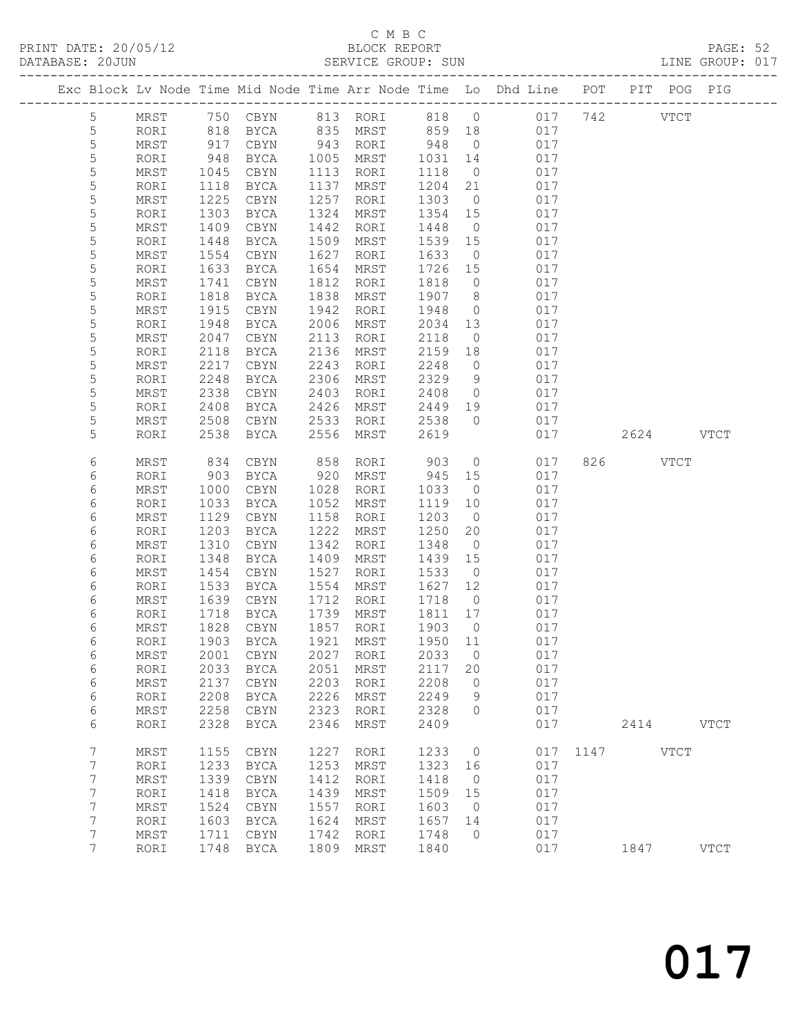C M B C

PRINT DATE: 20/05/12 BLOCK REPORT PAGE: 52
DATABASE: 20JUN SERVICE GROUP: SUN LINE GROUP: 017

| Exc | Block | Lv | Node | Time | Mid Node | Time | Arr Node | Time | Lo | Dhd Line | POT | PIT | POG | PIG |
|---|---|---|---|---|---|---|---|---|---|---|---|---|---|---|
| | 5 | | MRST | 750 | CBYN | 813 | RORI | 818 | 0 | 017 | 742 | | VTCT | |
| | 5 | | RORI | 818 | BYCA | 835 | MRST | 859 | 18 | 017 | | | | |
| | 5 | | MRST | 917 | CBYN | 943 | RORI | 948 | 0 | 017 | | | | |
| | 5 | | RORI | 948 | BYCA | 1005 | MRST | 1031 | 14 | 017 | | | | |
| | 5 | | MRST | 1045 | CBYN | 1113 | RORI | 1118 | 0 | 017 | | | | |
| | 5 | | RORI | 1118 | BYCA | 1137 | MRST | 1204 | 21 | 017 | | | | |
| | 5 | | MRST | 1225 | CBYN | 1257 | RORI | 1303 | 0 | 017 | | | | |
| | 5 | | RORI | 1303 | BYCA | 1324 | MRST | 1354 | 15 | 017 | | | | |
| | 5 | | MRST | 1409 | CBYN | 1442 | RORI | 1448 | 0 | 017 | | | | |
| | 5 | | RORI | 1448 | BYCA | 1509 | MRST | 1539 | 15 | 017 | | | | |
| | 5 | | MRST | 1554 | CBYN | 1627 | RORI | 1633 | 0 | 017 | | | | |
| | 5 | | RORI | 1633 | BYCA | 1654 | MRST | 1726 | 15 | 017 | | | | |
| | 5 | | MRST | 1741 | CBYN | 1812 | RORI | 1818 | 0 | 017 | | | | |
| | 5 | | RORI | 1818 | BYCA | 1838 | MRST | 1907 | 8 | 017 | | | | |
| | 5 | | MRST | 1915 | CBYN | 1942 | RORI | 1948 | 0 | 017 | | | | |
| | 5 | | RORI | 1948 | BYCA | 2006 | MRST | 2034 | 13 | 017 | | | | |
| | 5 | | MRST | 2047 | CBYN | 2113 | RORI | 2118 | 0 | 017 | | | | |
| | 5 | | RORI | 2118 | BYCA | 2136 | MRST | 2159 | 18 | 017 | | | | |
| | 5 | | MRST | 2217 | CBYN | 2243 | RORI | 2248 | 0 | 017 | | | | |
| | 5 | | RORI | 2248 | BYCA | 2306 | MRST | 2329 | 9 | 017 | | | | |
| | 5 | | MRST | 2338 | CBYN | 2403 | RORI | 2408 | 0 | 017 | | | | |
| | 5 | | RORI | 2408 | BYCA | 2426 | MRST | 2449 | 19 | 017 | | | | |
| | 5 | | MRST | 2508 | CBYN | 2533 | RORI | 2538 | 0 | 017 | | | | |
| | 5 | | RORI | 2538 | BYCA | 2556 | MRST | 2619 | | 017 | | 2624 | | VTCT |
| | 6 | | MRST | 834 | CBYN | 858 | RORI | 903 | 0 | 017 | 826 | | VTCT | |
| | 6 | | RORI | 903 | BYCA | 920 | MRST | 945 | 15 | 017 | | | | |
| | 6 | | MRST | 1000 | CBYN | 1028 | RORI | 1033 | 0 | 017 | | | | |
| | 6 | | RORI | 1033 | BYCA | 1052 | MRST | 1119 | 10 | 017 | | | | |
| | 6 | | MRST | 1129 | CBYN | 1158 | RORI | 1203 | 0 | 017 | | | | |
| | 6 | | RORI | 1203 | BYCA | 1222 | MRST | 1250 | 20 | 017 | | | | |
| | 6 | | MRST | 1310 | CBYN | 1342 | RORI | 1348 | 0 | 017 | | | | |
| | 6 | | RORI | 1348 | BYCA | 1409 | MRST | 1439 | 15 | 017 | | | | |
| | 6 | | MRST | 1454 | CBYN | 1527 | RORI | 1533 | 0 | 017 | | | | |
| | 6 | | RORI | 1533 | BYCA | 1554 | MRST | 1627 | 12 | 017 | | | | |
| | 6 | | MRST | 1639 | CBYN | 1712 | RORI | 1718 | 0 | 017 | | | | |
| | 6 | | RORI | 1718 | BYCA | 1739 | MRST | 1811 | 17 | 017 | | | | |
| | 6 | | MRST | 1828 | CBYN | 1857 | RORI | 1903 | 0 | 017 | | | | |
| | 6 | | RORI | 1903 | BYCA | 1921 | MRST | 1950 | 11 | 017 | | | | |
| | 6 | | MRST | 2001 | CBYN | 2027 | RORI | 2033 | 0 | 017 | | | | |
| | 6 | | RORI | 2033 | BYCA | 2051 | MRST | 2117 | 20 | 017 | | | | |
| | 6 | | MRST | 2137 | CBYN | 2203 | RORI | 2208 | 0 | 017 | | | | |
| | 6 | | RORI | 2208 | BYCA | 2226 | MRST | 2249 | 9 | 017 | | | | |
| | 6 | | MRST | 2258 | CBYN | 2323 | RORI | 2328 | 0 | 017 | | | | |
| | 6 | | RORI | 2328 | BYCA | 2346 | MRST | 2409 | | 017 | | 2414 | | VTCT |
| | 7 | | MRST | 1155 | CBYN | 1227 | RORI | 1233 | 0 | 017 | 1147 | | VTCT | |
| | 7 | | RORI | 1233 | BYCA | 1253 | MRST | 1323 | 16 | 017 | | | | |
| | 7 | | MRST | 1339 | CBYN | 1412 | RORI | 1418 | 0 | 017 | | | | |
| | 7 | | RORI | 1418 | BYCA | 1439 | MRST | 1509 | 15 | 017 | | | | |
| | 7 | | MRST | 1524 | CBYN | 1557 | RORI | 1603 | 0 | 017 | | | | |
| | 7 | | RORI | 1603 | BYCA | 1624 | MRST | 1657 | 14 | 017 | | | | |
| | 7 | | MRST | 1711 | CBYN | 1742 | RORI | 1748 | 0 | 017 | | | | |
| | 7 | | RORI | 1748 | BYCA | 1809 | MRST | 1840 | | 017 | | 1847 | | VTCT |

# 017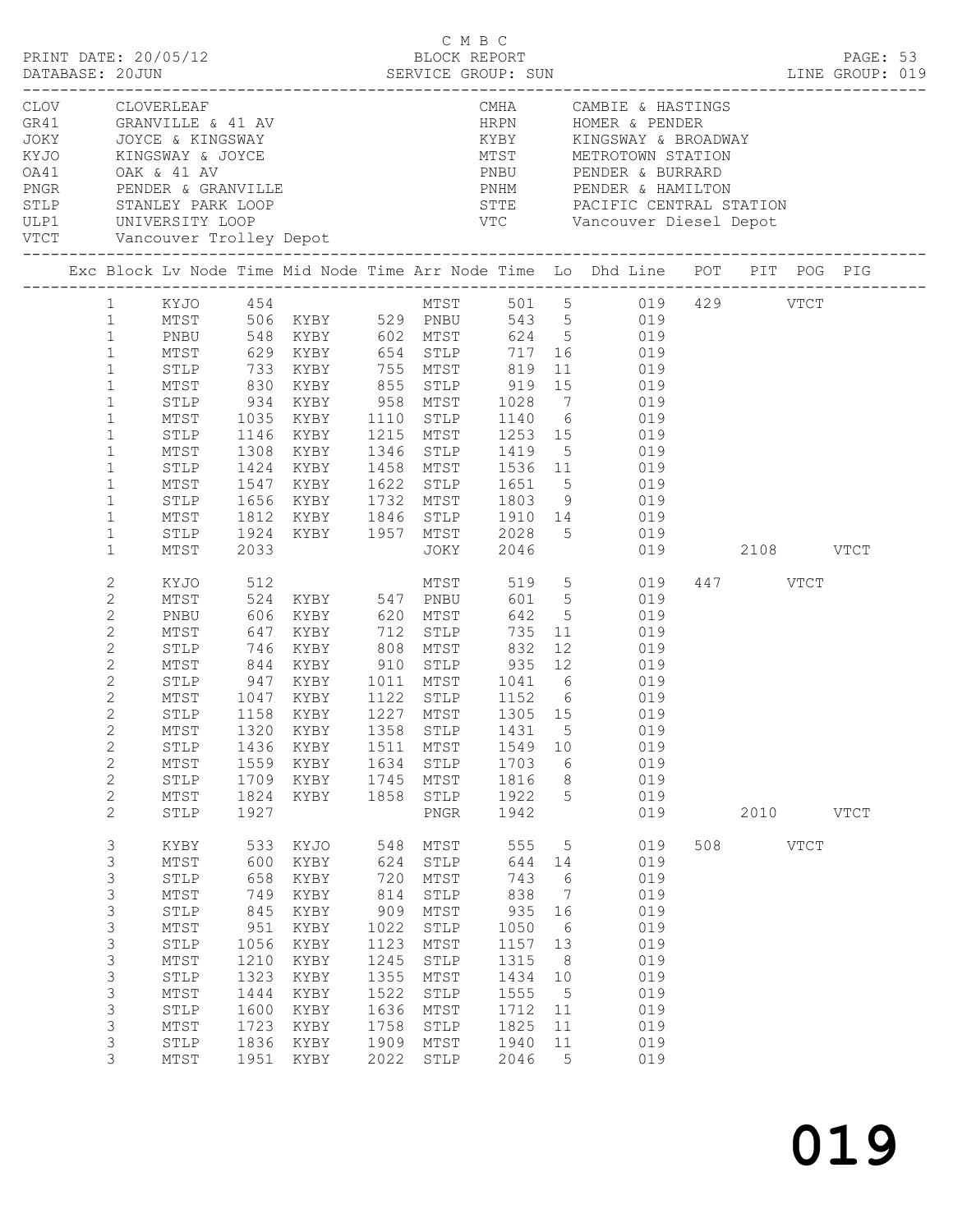C M B C

PRINT DATE: 20/05/12 BLOCK REPORT
DATABASE: 20JUN SERVICE GROUP: SUN LINE GROUP: 019

| Code | Name | Code | Name |
|---|---|---|---|
| CLOV | CLOVERLEAF | CMHA | CAMBIE & HASTINGS |
| GR41 | GRANVILLE & 41 AV | HRPN | HOMER & PENDER |
| JOKY | JOYCE & KINGSWAY | KYBY | KINGSWAY & BROADWAY |
| KYJO | KINGSWAY & JOYCE | MTST | METROTOWN STATION |
| OA41 | OAK & 41 AV | PNBU | PENDER & BURRARD |
| PNGR | PENDER & GRANVILLE | PNHM | PENDER & HAMILTON |
| STLP | STANLEY PARK LOOP | STTE | PACIFIC CENTRAL STATION |
| ULP1 | UNIVERSITY LOOP | VTC | Vancouver Diesel Depot |
| VTCT | Vancouver Trolley Depot | | |

| Exc | Block | Lv Node | Time | Mid Node | Time | Arr Node | Time | Lo | Dhd Line | POT | PIT | POG | PIG |
|---|---|---|---|---|---|---|---|---|---|---|---|---|---|
| | 1 | KYJO | 454 | | | MTST | 501 | 5 | 019 | 429 | | VTCT | |
| | 1 | MTST | 506 | KYBY | 529 | PNBU | 543 | 5 | 019 | | | | |
| | 1 | PNBU | 548 | KYBY | 602 | MTST | 624 | 5 | 019 | | | | |
| | 1 | MTST | 629 | KYBY | 654 | STLP | 717 | 16 | 019 | | | | |
| | 1 | STLP | 733 | KYBY | 755 | MTST | 819 | 11 | 019 | | | | |
| | 1 | MTST | 830 | KYBY | 855 | STLP | 919 | 15 | 019 | | | | |
| | 1 | STLP | 934 | KYBY | 958 | MTST | 1028 | 7 | 019 | | | | |
| | 1 | MTST | 1035 | KYBY | 1110 | STLP | 1140 | 6 | 019 | | | | |
| | 1 | STLP | 1146 | KYBY | 1215 | MTST | 1253 | 15 | 019 | | | | |
| | 1 | MTST | 1308 | KYBY | 1346 | STLP | 1419 | 5 | 019 | | | | |
| | 1 | STLP | 1424 | KYBY | 1458 | MTST | 1536 | 11 | 019 | | | | |
| | 1 | MTST | 1547 | KYBY | 1622 | STLP | 1651 | 5 | 019 | | | | |
| | 1 | STLP | 1656 | KYBY | 1732 | MTST | 1803 | 9 | 019 | | | | |
| | 1 | MTST | 1812 | KYBY | 1846 | STLP | 1910 | 14 | 019 | | | | |
| | 1 | STLP | 1924 | KYBY | 1957 | MTST | 2028 | 5 | 019 | | | | |
| | 1 | MTST | 2033 | | | JOKY | 2046 | | 019 | | 2108 | | VTCT |
| | 2 | KYJO | 512 | | | MTST | 519 | 5 | 019 | 447 | | VTCT | |
| | 2 | MTST | 524 | KYBY | 547 | PNBU | 601 | 5 | 019 | | | | |
| | 2 | PNBU | 606 | KYBY | 620 | MTST | 642 | 5 | 019 | | | | |
| | 2 | MTST | 647 | KYBY | 712 | STLP | 735 | 11 | 019 | | | | |
| | 2 | STLP | 746 | KYBY | 808 | MTST | 832 | 12 | 019 | | | | |
| | 2 | MTST | 844 | KYBY | 910 | STLP | 935 | 12 | 019 | | | | |
| | 2 | STLP | 947 | KYBY | 1011 | MTST | 1041 | 6 | 019 | | | | |
| | 2 | MTST | 1047 | KYBY | 1122 | STLP | 1152 | 6 | 019 | | | | |
| | 2 | STLP | 1158 | KYBY | 1227 | MTST | 1305 | 15 | 019 | | | | |
| | 2 | MTST | 1320 | KYBY | 1358 | STLP | 1431 | 5 | 019 | | | | |
| | 2 | STLP | 1436 | KYBY | 1511 | MTST | 1549 | 10 | 019 | | | | |
| | 2 | MTST | 1559 | KYBY | 1634 | STLP | 1703 | 6 | 019 | | | | |
| | 2 | STLP | 1709 | KYBY | 1745 | MTST | 1816 | 8 | 019 | | | | |
| | 2 | MTST | 1824 | KYBY | 1858 | STLP | 1922 | 5 | 019 | | | | |
| | 2 | STLP | 1927 | | | PNGR | 1942 | | 019 | | 2010 | | VTCT |
| | 3 | KYBY | 533 | KYJO | 548 | MTST | 555 | 5 | 019 | 508 | | VTCT | |
| | 3 | MTST | 600 | KYBY | 624 | STLP | 644 | 14 | 019 | | | | |
| | 3 | STLP | 658 | KYBY | 720 | MTST | 743 | 6 | 019 | | | | |
| | 3 | MTST | 749 | KYBY | 814 | STLP | 838 | 7 | 019 | | | | |
| | 3 | STLP | 845 | KYBY | 909 | MTST | 935 | 16 | 019 | | | | |
| | 3 | MTST | 951 | KYBY | 1022 | STLP | 1050 | 6 | 019 | | | | |
| | 3 | STLP | 1056 | KYBY | 1123 | MTST | 1157 | 13 | 019 | | | | |
| | 3 | MTST | 1210 | KYBY | 1245 | STLP | 1315 | 8 | 019 | | | | |
| | 3 | STLP | 1323 | KYBY | 1355 | MTST | 1434 | 10 | 019 | | | | |
| | 3 | MTST | 1444 | KYBY | 1522 | STLP | 1555 | 5 | 019 | | | | |
| | 3 | STLP | 1600 | KYBY | 1636 | MTST | 1712 | 11 | 019 | | | | |
| | 3 | MTST | 1723 | KYBY | 1758 | STLP | 1825 | 11 | 019 | | | | |
| | 3 | STLP | 1836 | KYBY | 1909 | MTST | 1940 | 11 | 019 | | | | |
| | 3 | MTST | 1951 | KYBY | 2022 | STLP | 2046 | 5 | 019 | | | | |

019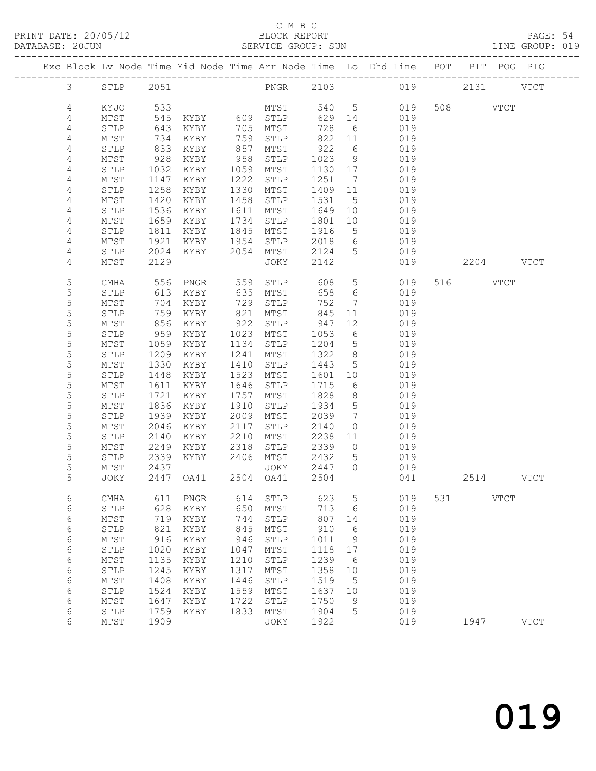C M B C

PRINT DATE: 20/05/12 BLOCK REPORT

DATABASE: 20JUN SERVICE GROUP: SUN LINE GROUP: 019

| Exc | Block | Lv | Node | Time | Mid Node | Time | Arr Node | Time | Lo | Dhd Line | POT | PIT | POG | PIG |
|---|---|---|---|---|---|---|---|---|---|---|---|---|---|---|
| | 3 | | STLP | 2051 | | | PNGR | 2103 | | 019 | | 2131 | | VTCT |
| | 4 | | KYJO | 533 | | | MTST | 540 | 5 | 019 | 508 | | VTCT | |
| | 4 | | MTST | 545 | KYBY | 609 | STLP | 629 | 14 | 019 | | | | |
| | 4 | | STLP | 643 | KYBY | 705 | MTST | 728 | 6 | 019 | | | | |
| | 4 | | MTST | 734 | KYBY | 759 | STLP | 822 | 11 | 019 | | | | |
| | 4 | | STLP | 833 | KYBY | 857 | MTST | 922 | 6 | 019 | | | | |
| | 4 | | MTST | 928 | KYBY | 958 | STLP | 1023 | 9 | 019 | | | | |
| | 4 | | STLP | 1032 | KYBY | 1059 | MTST | 1130 | 17 | 019 | | | | |
| | 4 | | MTST | 1147 | KYBY | 1222 | STLP | 1251 | 7 | 019 | | | | |
| | 4 | | STLP | 1258 | KYBY | 1330 | MTST | 1409 | 11 | 019 | | | | |
| | 4 | | MTST | 1420 | KYBY | 1458 | STLP | 1531 | 5 | 019 | | | | |
| | 4 | | STLP | 1536 | KYBY | 1611 | MTST | 1649 | 10 | 019 | | | | |
| | 4 | | MTST | 1659 | KYBY | 1734 | STLP | 1801 | 10 | 019 | | | | |
| | 4 | | STLP | 1811 | KYBY | 1845 | MTST | 1916 | 5 | 019 | | | | |
| | 4 | | MTST | 1921 | KYBY | 1954 | STLP | 2018 | 6 | 019 | | | | |
| | 4 | | STLP | 2024 | KYBY | 2054 | MTST | 2124 | 5 | 019 | | | | |
| | 4 | | MTST | 2129 | | | JOKY | 2142 | | 019 | | 2204 | | VTCT |
| | 5 | | CMHA | 556 | PNGR | 559 | STLP | 608 | 5 | 019 | 516 | | VTCT | |
| | 5 | | STLP | 613 | KYBY | 635 | MTST | 658 | 6 | 019 | | | | |
| | 5 | | MTST | 704 | KYBY | 729 | STLP | 752 | 7 | 019 | | | | |
| | 5 | | STLP | 759 | KYBY | 821 | MTST | 845 | 11 | 019 | | | | |
| | 5 | | MTST | 856 | KYBY | 922 | STLP | 947 | 12 | 019 | | | | |
| | 5 | | STLP | 959 | KYBY | 1023 | MTST | 1053 | 6 | 019 | | | | |
| | 5 | | MTST | 1059 | KYBY | 1134 | STLP | 1204 | 5 | 019 | | | | |
| | 5 | | STLP | 1209 | KYBY | 1241 | MTST | 1322 | 8 | 019 | | | | |
| | 5 | | MTST | 1330 | KYBY | 1410 | STLP | 1443 | 5 | 019 | | | | |
| | 5 | | STLP | 1448 | KYBY | 1523 | MTST | 1601 | 10 | 019 | | | | |
| | 5 | | MTST | 1611 | KYBY | 1646 | STLP | 1715 | 6 | 019 | | | | |
| | 5 | | STLP | 1721 | KYBY | 1757 | MTST | 1828 | 8 | 019 | | | | |
| | 5 | | MTST | 1836 | KYBY | 1910 | STLP | 1934 | 5 | 019 | | | | |
| | 5 | | STLP | 1939 | KYBY | 2009 | MTST | 2039 | 7 | 019 | | | | |
| | 5 | | MTST | 2046 | KYBY | 2117 | STLP | 2140 | 0 | 019 | | | | |
| | 5 | | STLP | 2140 | KYBY | 2210 | MTST | 2238 | 11 | 019 | | | | |
| | 5 | | MTST | 2249 | KYBY | 2318 | STLP | 2339 | 0 | 019 | | | | |
| | 5 | | STLP | 2339 | KYBY | 2406 | MTST | 2432 | 5 | 019 | | | | |
| | 5 | | MTST | 2437 | | | JOKY | 2447 | 0 | 019 | | | | |
| | 5 | | JOKY | 2447 | OA41 | 2504 | OA41 | 2504 | | 041 | | 2514 | | VTCT |
| | 6 | | CMHA | 611 | PNGR | 614 | STLP | 623 | 5 | 019 | 531 | | VTCT | |
| | 6 | | STLP | 628 | KYBY | 650 | MTST | 713 | 6 | 019 | | | | |
| | 6 | | MTST | 719 | KYBY | 744 | STLP | 807 | 14 | 019 | | | | |
| | 6 | | STLP | 821 | KYBY | 845 | MTST | 910 | 6 | 019 | | | | |
| | 6 | | MTST | 916 | KYBY | 946 | STLP | 1011 | 9 | 019 | | | | |
| | 6 | | STLP | 1020 | KYBY | 1047 | MTST | 1118 | 17 | 019 | | | | |
| | 6 | | MTST | 1135 | KYBY | 1210 | STLP | 1239 | 6 | 019 | | | | |
| | 6 | | STLP | 1245 | KYBY | 1317 | MTST | 1358 | 10 | 019 | | | | |
| | 6 | | MTST | 1408 | KYBY | 1446 | STLP | 1519 | 5 | 019 | | | | |
| | 6 | | STLP | 1524 | KYBY | 1559 | MTST | 1637 | 10 | 019 | | | | |
| | 6 | | MTST | 1647 | KYBY | 1722 | STLP | 1750 | 9 | 019 | | | | |
| | 6 | | STLP | 1759 | KYBY | 1833 | MTST | 1904 | 5 | 019 | | | | |
| | 6 | | MTST | 1909 | | | JOKY | 1922 | | 019 | | 1947 | | VTCT |

019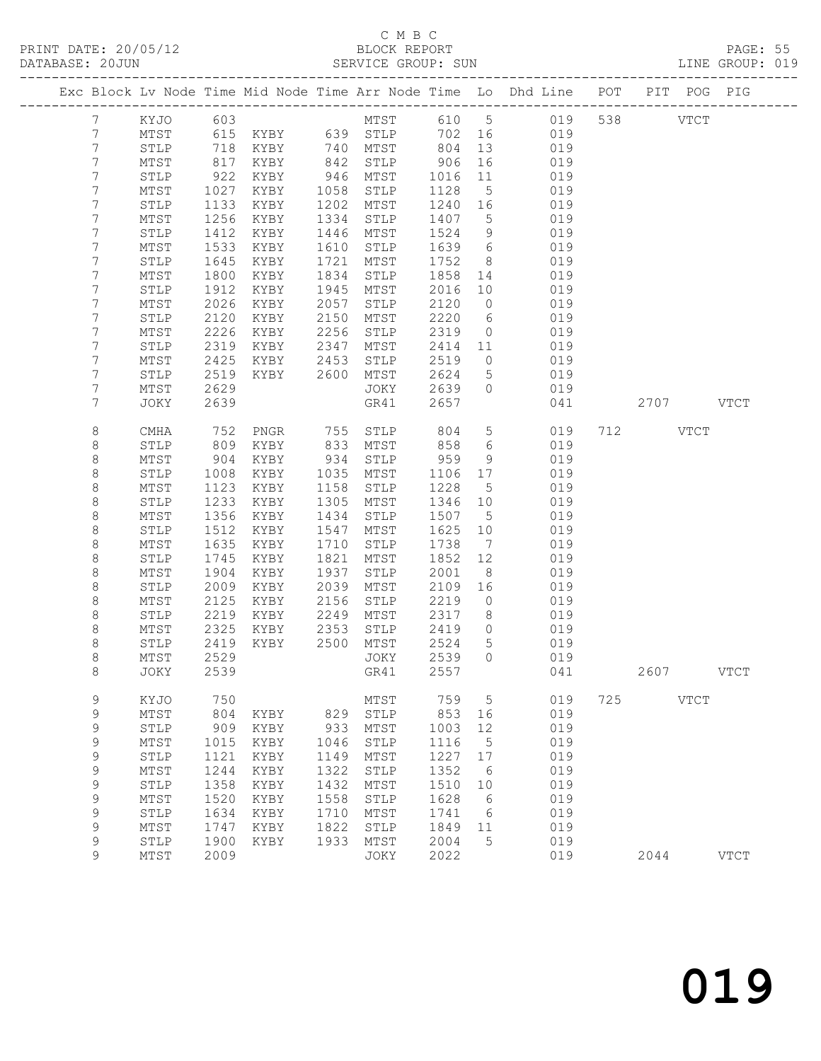C M B C

PRINT DATE: 20/05/12 BLOCK REPORT
DATABASE: 20JUN SERVICE GROUP: SUN LINE GROUP: 019

| Exc | Block | Lv | Node | Time | Mid Node | Time | Arr Node | Time | Lo | Dhd Line | POT | PIT | POG | PIG |
|---|---|---|---|---|---|---|---|---|---|---|---|---|---|---|
| | 7 | | KYJO | 603 | | | MTST | 610 | 5 | 019 | 538 | | VTCT | |
| | 7 | | MTST | 615 | KYBY | 639 | STLP | 702 | 16 | 019 | | | | |
| | 7 | | STLP | 718 | KYBY | 740 | MTST | 804 | 13 | 019 | | | | |
| | 7 | | MTST | 817 | KYBY | 842 | STLP | 906 | 16 | 019 | | | | |
| | 7 | | STLP | 922 | KYBY | 946 | MTST | 1016 | 11 | 019 | | | | |
| | 7 | | MTST | 1027 | KYBY | 1058 | STLP | 1128 | 5 | 019 | | | | |
| | 7 | | STLP | 1133 | KYBY | 1202 | MTST | 1240 | 16 | 019 | | | | |
| | 7 | | MTST | 1256 | KYBY | 1334 | STLP | 1407 | 5 | 019 | | | | |
| | 7 | | STLP | 1412 | KYBY | 1446 | MTST | 1524 | 9 | 019 | | | | |
| | 7 | | MTST | 1533 | KYBY | 1610 | STLP | 1639 | 6 | 019 | | | | |
| | 7 | | STLP | 1645 | KYBY | 1721 | MTST | 1752 | 8 | 019 | | | | |
| | 7 | | MTST | 1800 | KYBY | 1834 | STLP | 1858 | 14 | 019 | | | | |
| | 7 | | STLP | 1912 | KYBY | 1945 | MTST | 2016 | 10 | 019 | | | | |
| | 7 | | MTST | 2026 | KYBY | 2057 | STLP | 2120 | 0 | 019 | | | | |
| | 7 | | STLP | 2120 | KYBY | 2150 | MTST | 2220 | 6 | 019 | | | | |
| | 7 | | MTST | 2226 | KYBY | 2256 | STLP | 2319 | 0 | 019 | | | | |
| | 7 | | STLP | 2319 | KYBY | 2347 | MTST | 2414 | 11 | 019 | | | | |
| | 7 | | MTST | 2425 | KYBY | 2453 | STLP | 2519 | 0 | 019 | | | | |
| | 7 | | STLP | 2519 | KYBY | 2600 | MTST | 2624 | 5 | 019 | | | | |
| | 7 | | MTST | 2629 | | | JOKY | 2639 | 0 | 019 | | | | |
| | 7 | | JOKY | 2639 | | | GR41 | 2657 | | 041 | | 2707 | | VTCT |
| | 8 | | CMHA | 752 | PNGR | 755 | STLP | 804 | 5 | 019 | 712 | | VTCT | |
| | 8 | | STLP | 809 | KYBY | 833 | MTST | 858 | 6 | 019 | | | | |
| | 8 | | MTST | 904 | KYBY | 934 | STLP | 959 | 9 | 019 | | | | |
| | 8 | | STLP | 1008 | KYBY | 1035 | MTST | 1106 | 17 | 019 | | | | |
| | 8 | | MTST | 1123 | KYBY | 1158 | STLP | 1228 | 5 | 019 | | | | |
| | 8 | | STLP | 1233 | KYBY | 1305 | MTST | 1346 | 10 | 019 | | | | |
| | 8 | | MTST | 1356 | KYBY | 1434 | STLP | 1507 | 5 | 019 | | | | |
| | 8 | | STLP | 1512 | KYBY | 1547 | MTST | 1625 | 10 | 019 | | | | |
| | 8 | | MTST | 1635 | KYBY | 1710 | STLP | 1738 | 7 | 019 | | | | |
| | 8 | | STLP | 1745 | KYBY | 1821 | MTST | 1852 | 12 | 019 | | | | |
| | 8 | | MTST | 1904 | KYBY | 1937 | STLP | 2001 | 8 | 019 | | | | |
| | 8 | | STLP | 2009 | KYBY | 2039 | MTST | 2109 | 16 | 019 | | | | |
| | 8 | | MTST | 2125 | KYBY | 2156 | STLP | 2219 | 0 | 019 | | | | |
| | 8 | | STLP | 2219 | KYBY | 2249 | MTST | 2317 | 8 | 019 | | | | |
| | 8 | | MTST | 2325 | KYBY | 2353 | STLP | 2419 | 0 | 019 | | | | |
| | 8 | | STLP | 2419 | KYBY | 2500 | MTST | 2524 | 5 | 019 | | | | |
| | 8 | | MTST | 2529 | | | JOKY | 2539 | 0 | 019 | | | | |
| | 8 | | JOKY | 2539 | | | GR41 | 2557 | | 041 | | 2607 | | VTCT |
| | 9 | | KYJO | 750 | | | MTST | 759 | 5 | 019 | 725 | | VTCT | |
| | 9 | | MTST | 804 | KYBY | 829 | STLP | 853 | 16 | 019 | | | | |
| | 9 | | STLP | 909 | KYBY | 933 | MTST | 1003 | 12 | 019 | | | | |
| | 9 | | MTST | 1015 | KYBY | 1046 | STLP | 1116 | 5 | 019 | | | | |
| | 9 | | STLP | 1121 | KYBY | 1149 | MTST | 1227 | 17 | 019 | | | | |
| | 9 | | MTST | 1244 | KYBY | 1322 | STLP | 1352 | 6 | 019 | | | | |
| | 9 | | STLP | 1358 | KYBY | 1432 | MTST | 1510 | 10 | 019 | | | | |
| | 9 | | MTST | 1520 | KYBY | 1558 | STLP | 1628 | 6 | 019 | | | | |
| | 9 | | STLP | 1634 | KYBY | 1710 | MTST | 1741 | 6 | 019 | | | | |
| | 9 | | MTST | 1747 | KYBY | 1822 | STLP | 1849 | 11 | 019 | | | | |
| | 9 | | STLP | 1900 | KYBY | 1933 | MTST | 2004 | 5 | 019 | | | | |
| | 9 | | MTST | 2009 | | | JOKY | 2022 | | 019 | | 2044 | | VTCT |

019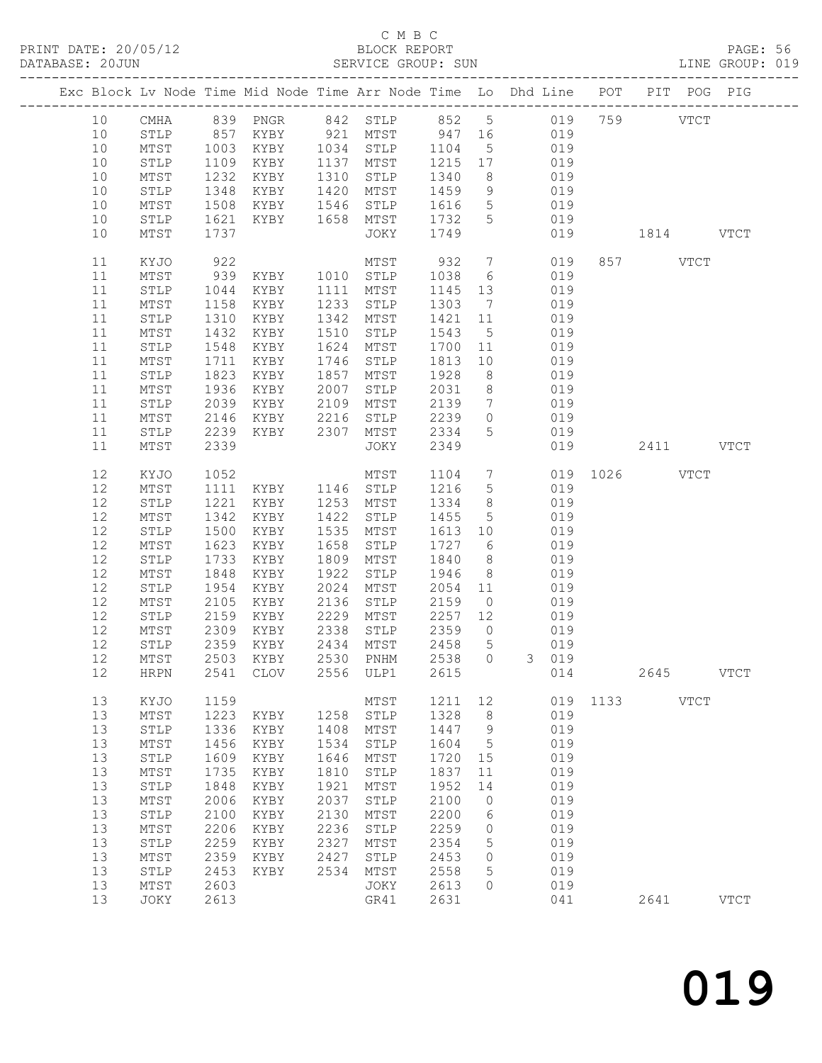C M B C

PRINT DATE: 20/05/12 BLOCK REPORT PAGE: 56
DATABASE: 20JUN SERVICE GROUP: SUN LINE GROUP: 019

| Exc | Block | Lv | Node | Time | Mid Node | Time | Arr Node | Time | Lo | Dhd | Line | POT | PIT | POG | PIG |
|---|---|---|---|---|---|---|---|---|---|---|---|---|---|---|---|
| | 10 | | CMHA | 839 | PNGR | 842 | STLP | 852 | 5 | | 019 | 759 | | VTCT | |
| | 10 | | STLP | 857 | KYBY | 921 | MTST | 947 | 16 | | 019 | | | | |
| | 10 | | MTST | 1003 | KYBY | 1034 | STLP | 1104 | 5 | | 019 | | | | |
| | 10 | | STLP | 1109 | KYBY | 1137 | MTST | 1215 | 17 | | 019 | | | | |
| | 10 | | MTST | 1232 | KYBY | 1310 | STLP | 1340 | 8 | | 019 | | | | |
| | 10 | | STLP | 1348 | KYBY | 1420 | MTST | 1459 | 9 | | 019 | | | | |
| | 10 | | MTST | 1508 | KYBY | 1546 | STLP | 1616 | 5 | | 019 | | | | |
| | 10 | | STLP | 1621 | KYBY | 1658 | MTST | 1732 | 5 | | 019 | | | | |
| | 10 | | MTST | 1737 | | | JOKY | 1749 | | | 019 | | 1814 | | VTCT |
| | 11 | | KYJO | 922 | | | MTST | 932 | 7 | | 019 | 857 | | VTCT | |
| | 11 | | MTST | 939 | KYBY | 1010 | STLP | 1038 | 6 | | 019 | | | | |
| | 11 | | STLP | 1044 | KYBY | 1111 | MTST | 1145 | 13 | | 019 | | | | |
| | 11 | | MTST | 1158 | KYBY | 1233 | STLP | 1303 | 7 | | 019 | | | | |
| | 11 | | STLP | 1310 | KYBY | 1342 | MTST | 1421 | 11 | | 019 | | | | |
| | 11 | | MTST | 1432 | KYBY | 1510 | STLP | 1543 | 5 | | 019 | | | | |
| | 11 | | STLP | 1548 | KYBY | 1624 | MTST | 1700 | 11 | | 019 | | | | |
| | 11 | | MTST | 1711 | KYBY | 1746 | STLP | 1813 | 10 | | 019 | | | | |
| | 11 | | STLP | 1823 | KYBY | 1857 | MTST | 1928 | 8 | | 019 | | | | |
| | 11 | | MTST | 1936 | KYBY | 2007 | STLP | 2031 | 8 | | 019 | | | | |
| | 11 | | STLP | 2039 | KYBY | 2109 | MTST | 2139 | 7 | | 019 | | | | |
| | 11 | | MTST | 2146 | KYBY | 2216 | STLP | 2239 | 0 | | 019 | | | | |
| | 11 | | STLP | 2239 | KYBY | 2307 | MTST | 2334 | 5 | | 019 | | | | |
| | 11 | | MTST | 2339 | | | JOKY | 2349 | | | 019 | | 2411 | | VTCT |
| | 12 | | KYJO | 1052 | | | MTST | 1104 | 7 | | 019 | 1026 | | VTCT | |
| | 12 | | MTST | 1111 | KYBY | 1146 | STLP | 1216 | 5 | | 019 | | | | |
| | 12 | | STLP | 1221 | KYBY | 1253 | MTST | 1334 | 8 | | 019 | | | | |
| | 12 | | MTST | 1342 | KYBY | 1422 | STLP | 1455 | 5 | | 019 | | | | |
| | 12 | | STLP | 1500 | KYBY | 1535 | MTST | 1613 | 10 | | 019 | | | | |
| | 12 | | MTST | 1623 | KYBY | 1658 | STLP | 1727 | 6 | | 019 | | | | |
| | 12 | | STLP | 1733 | KYBY | 1809 | MTST | 1840 | 8 | | 019 | | | | |
| | 12 | | MTST | 1848 | KYBY | 1922 | STLP | 1946 | 8 | | 019 | | | | |
| | 12 | | STLP | 1954 | KYBY | 2024 | MTST | 2054 | 11 | | 019 | | | | |
| | 12 | | MTST | 2105 | KYBY | 2136 | STLP | 2159 | 0 | | 019 | | | | |
| | 12 | | STLP | 2159 | KYBY | 2229 | MTST | 2257 | 12 | | 019 | | | | |
| | 12 | | MTST | 2309 | KYBY | 2338 | STLP | 2359 | 0 | | 019 | | | | |
| | 12 | | STLP | 2359 | KYBY | 2434 | MTST | 2458 | 5 | | 019 | | | | |
| | 12 | | MTST | 2503 | KYBY | 2530 | PNHM | 2538 | 0 | 3 | 019 | | | | |
| | 12 | | HRPN | 2541 | CLOV | 2556 | ULP1 | 2615 | | | 014 | | 2645 | | VTCT |
| | 13 | | KYJO | 1159 | | | MTST | 1211 | 12 | | 019 | 1133 | | VTCT | |
| | 13 | | MTST | 1223 | KYBY | 1258 | STLP | 1328 | 8 | | 019 | | | | |
| | 13 | | STLP | 1336 | KYBY | 1408 | MTST | 1447 | 9 | | 019 | | | | |
| | 13 | | MTST | 1456 | KYBY | 1534 | STLP | 1604 | 5 | | 019 | | | | |
| | 13 | | STLP | 1609 | KYBY | 1646 | MTST | 1720 | 15 | | 019 | | | | |
| | 13 | | MTST | 1735 | KYBY | 1810 | STLP | 1837 | 11 | | 019 | | | | |
| | 13 | | STLP | 1848 | KYBY | 1921 | MTST | 1952 | 14 | | 019 | | | | |
| | 13 | | MTST | 2006 | KYBY | 2037 | STLP | 2100 | 0 | | 019 | | | | |
| | 13 | | STLP | 2100 | KYBY | 2130 | MTST | 2200 | 6 | | 019 | | | | |
| | 13 | | MTST | 2206 | KYBY | 2236 | STLP | 2259 | 0 | | 019 | | | | |
| | 13 | | STLP | 2259 | KYBY | 2327 | MTST | 2354 | 5 | | 019 | | | | |
| | 13 | | MTST | 2359 | KYBY | 2427 | STLP | 2453 | 0 | | 019 | | | | |
| | 13 | | STLP | 2453 | KYBY | 2534 | MTST | 2558 | 5 | | 019 | | | | |
| | 13 | | MTST | 2603 | | | JOKY | 2613 | 0 | | 019 | | | | |
| | 13 | | JOKY | 2613 | | | GR41 | 2631 | | | 041 | | 2641 | | VTCT |

019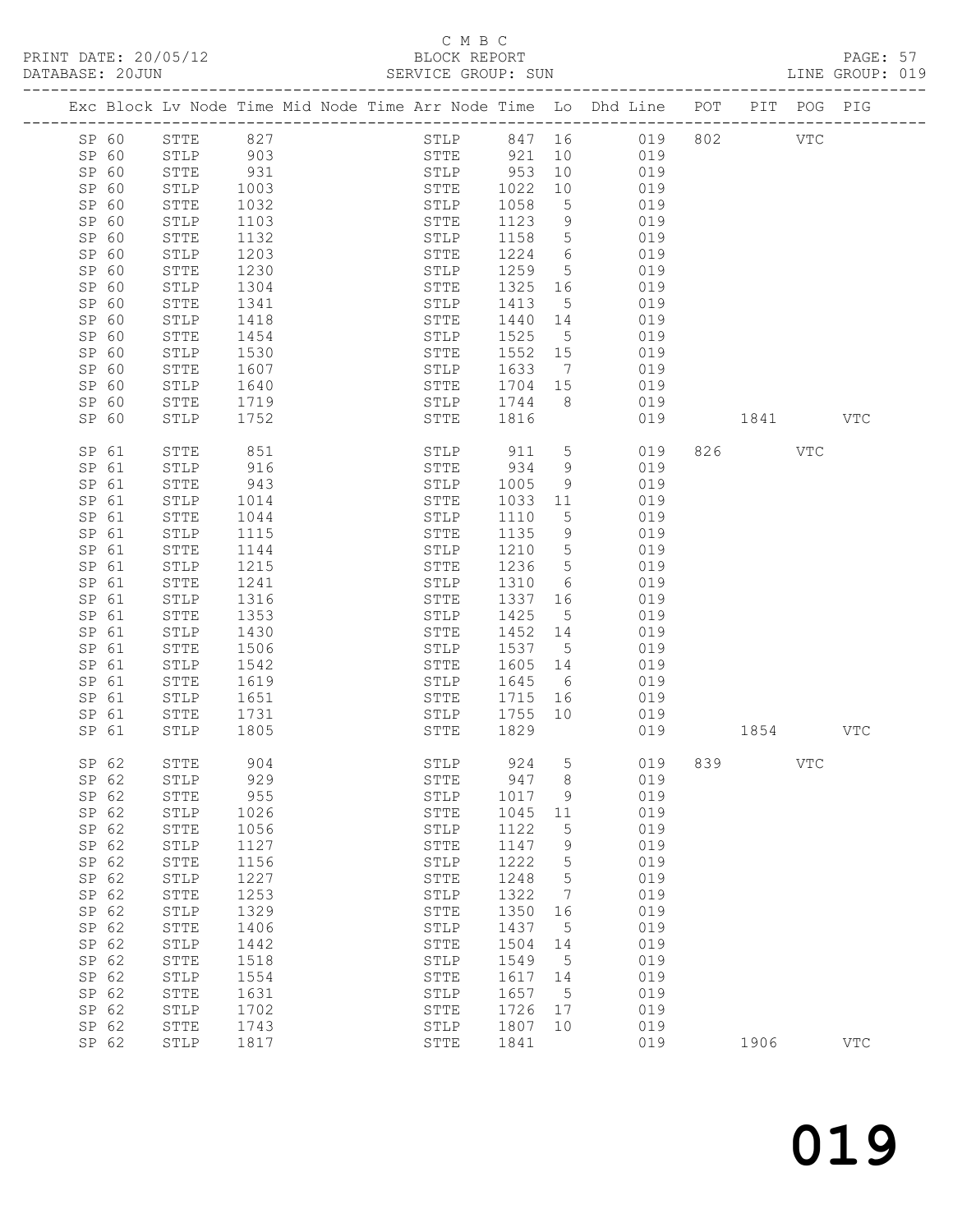C M B C
PRINT DATE: 20/05/12 BLOCK REPORT
DATABASE: 20JUN SERVICE GROUP: SUN LINE GROUP: 019

| Exc | Block | Lv | Node | Time | Mid Node | Time | Arr Node | Time | Lo | Dhd Line | POT | PIT | POG | PIG |
|---|---|---|---|---|---|---|---|---|---|---|---|---|---|---|
| | SP 60 | | STTE | 827 | | | STLP | 847 | 16 | 019 | 802 | | VTC | |
| | SP 60 | | STLP | 903 | | | STTE | 921 | 10 | 019 | | | | |
| | SP 60 | | STTE | 931 | | | STLP | 953 | 10 | 019 | | | | |
| | SP 60 | | STLP | 1003 | | | STTE | 1022 | 10 | 019 | | | | |
| | SP 60 | | STTE | 1032 | | | STLP | 1058 | 5 | 019 | | | | |
| | SP 60 | | STLP | 1103 | | | STTE | 1123 | 9 | 019 | | | | |
| | SP 60 | | STTE | 1132 | | | STLP | 1158 | 5 | 019 | | | | |
| | SP 60 | | STLP | 1203 | | | STTE | 1224 | 6 | 019 | | | | |
| | SP 60 | | STTE | 1230 | | | STLP | 1259 | 5 | 019 | | | | |
| | SP 60 | | STLP | 1304 | | | STTE | 1325 | 16 | 019 | | | | |
| | SP 60 | | STTE | 1341 | | | STLP | 1413 | 5 | 019 | | | | |
| | SP 60 | | STLP | 1418 | | | STTE | 1440 | 14 | 019 | | | | |
| | SP 60 | | STTE | 1454 | | | STLP | 1525 | 5 | 019 | | | | |
| | SP 60 | | STLP | 1530 | | | STTE | 1552 | 15 | 019 | | | | |
| | SP 60 | | STTE | 1607 | | | STLP | 1633 | 7 | 019 | | | | |
| | SP 60 | | STLP | 1640 | | | STTE | 1704 | 15 | 019 | | | | |
| | SP 60 | | STTE | 1719 | | | STLP | 1744 | 8 | 019 | | | | |
| | SP 60 | | STLP | 1752 | | | STTE | 1816 | | 019 | | 1841 | | VTC |
| | SP 61 | | STTE | 851 | | | STLP | 911 | 5 | 019 | 826 | | VTC | |
| | SP 61 | | STLP | 916 | | | STTE | 934 | 9 | 019 | | | | |
| | SP 61 | | STTE | 943 | | | STLP | 1005 | 9 | 019 | | | | |
| | SP 61 | | STLP | 1014 | | | STTE | 1033 | 11 | 019 | | | | |
| | SP 61 | | STTE | 1044 | | | STLP | 1110 | 5 | 019 | | | | |
| | SP 61 | | STLP | 1115 | | | STTE | 1135 | 9 | 019 | | | | |
| | SP 61 | | STTE | 1144 | | | STLP | 1210 | 5 | 019 | | | | |
| | SP 61 | | STLP | 1215 | | | STTE | 1236 | 5 | 019 | | | | |
| | SP 61 | | STTE | 1241 | | | STLP | 1310 | 6 | 019 | | | | |
| | SP 61 | | STLP | 1316 | | | STTE | 1337 | 16 | 019 | | | | |
| | SP 61 | | STTE | 1353 | | | STLP | 1425 | 5 | 019 | | | | |
| | SP 61 | | STLP | 1430 | | | STTE | 1452 | 14 | 019 | | | | |
| | SP 61 | | STTE | 1506 | | | STLP | 1537 | 5 | 019 | | | | |
| | SP 61 | | STLP | 1542 | | | STTE | 1605 | 14 | 019 | | | | |
| | SP 61 | | STTE | 1619 | | | STLP | 1645 | 6 | 019 | | | | |
| | SP 61 | | STLP | 1651 | | | STTE | 1715 | 16 | 019 | | | | |
| | SP 61 | | STTE | 1731 | | | STLP | 1755 | 10 | 019 | | | | |
| | SP 61 | | STLP | 1805 | | | STTE | 1829 | | 019 | | 1854 | | VTC |
| | SP 62 | | STTE | 904 | | | STLP | 924 | 5 | 019 | 839 | | VTC | |
| | SP 62 | | STLP | 929 | | | STTE | 947 | 8 | 019 | | | | |
| | SP 62 | | STTE | 955 | | | STLP | 1017 | 9 | 019 | | | | |
| | SP 62 | | STLP | 1026 | | | STTE | 1045 | 11 | 019 | | | | |
| | SP 62 | | STTE | 1056 | | | STLP | 1122 | 5 | 019 | | | | |
| | SP 62 | | STLP | 1127 | | | STTE | 1147 | 9 | 019 | | | | |
| | SP 62 | | STTE | 1156 | | | STLP | 1222 | 5 | 019 | | | | |
| | SP 62 | | STLP | 1227 | | | STTE | 1248 | 5 | 019 | | | | |
| | SP 62 | | STTE | 1253 | | | STLP | 1322 | 7 | 019 | | | | |
| | SP 62 | | STLP | 1329 | | | STTE | 1350 | 16 | 019 | | | | |
| | SP 62 | | STTE | 1406 | | | STLP | 1437 | 5 | 019 | | | | |
| | SP 62 | | STLP | 1442 | | | STTE | 1504 | 14 | 019 | | | | |
| | SP 62 | | STTE | 1518 | | | STLP | 1549 | 5 | 019 | | | | |
| | SP 62 | | STLP | 1554 | | | STTE | 1617 | 14 | 019 | | | | |
| | SP 62 | | STTE | 1631 | | | STLP | 1657 | 5 | 019 | | | | |
| | SP 62 | | STLP | 1702 | | | STTE | 1726 | 17 | 019 | | | | |
| | SP 62 | | STTE | 1743 | | | STLP | 1807 | 10 | 019 | | | | |
| | SP 62 | | STLP | 1817 | | | STTE | 1841 | | 019 | | 1906 | | VTC |

019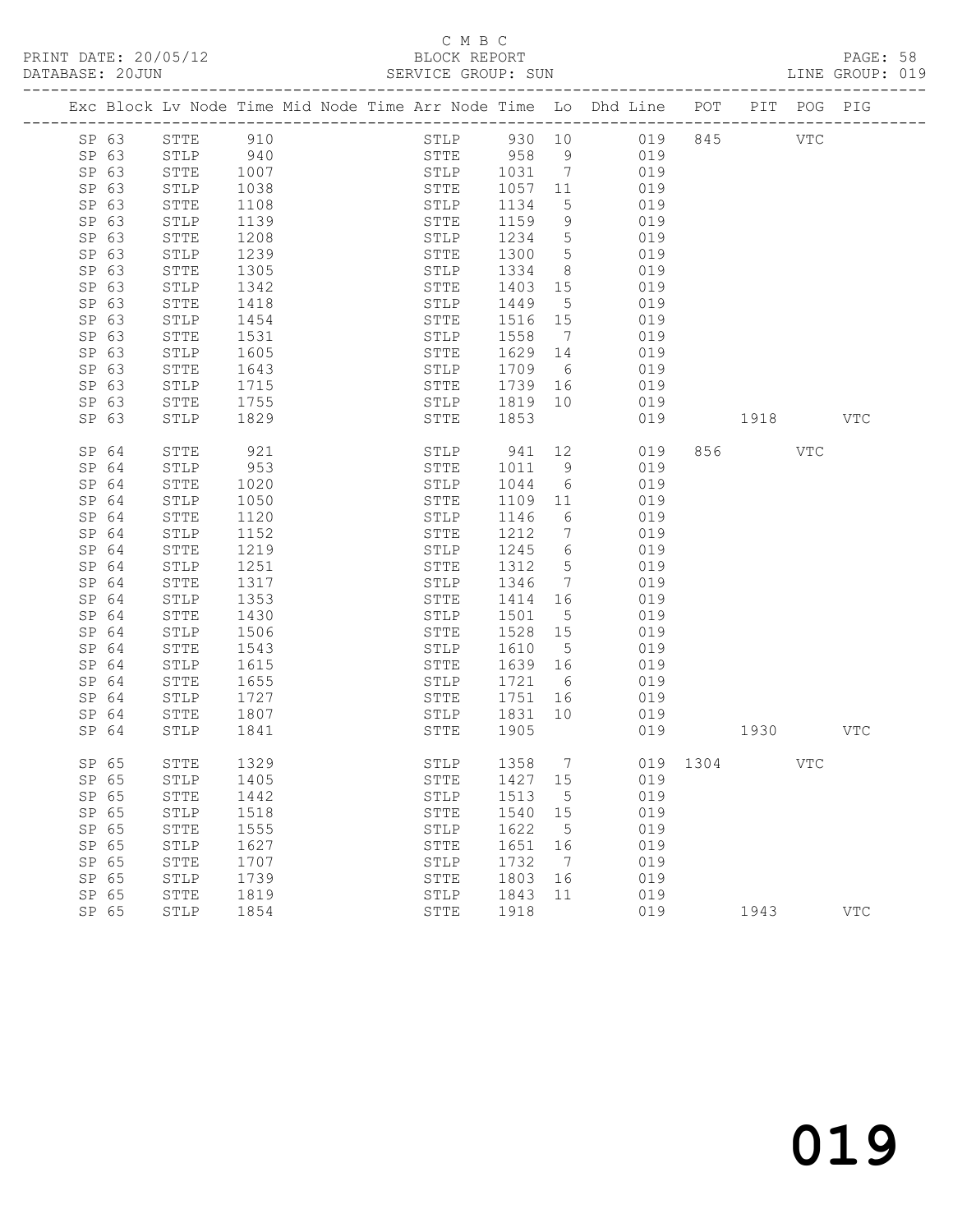C M B C

PRINT DATE: 20/05/12 BLOCK REPORT

DATABASE: 20JUN SERVICE GROUP: SUN LINE GROUP: 019

| Exc | Block | Lv | Node | Time | Mid Node | Time | Arr Node | Time | Lo | Dhd Line | POT | PIT | POG | PIG |
|---|---|---|---|---|---|---|---|---|---|---|---|---|---|---|
| | SP 63 | | STTE | 910 | | | STLP | 930 | 10 | 019 | 845 | | VTC | |
| | SP 63 | | STLP | 940 | | | STTE | 958 | 9 | 019 | | | | |
| | SP 63 | | STTE | 1007 | | | STLP | 1031 | 7 | 019 | | | | |
| | SP 63 | | STLP | 1038 | | | STTE | 1057 | 11 | 019 | | | | |
| | SP 63 | | STTE | 1108 | | | STLP | 1134 | 5 | 019 | | | | |
| | SP 63 | | STLP | 1139 | | | STTE | 1159 | 9 | 019 | | | | |
| | SP 63 | | STTE | 1208 | | | STLP | 1234 | 5 | 019 | | | | |
| | SP 63 | | STLP | 1239 | | | STTE | 1300 | 5 | 019 | | | | |
| | SP 63 | | STTE | 1305 | | | STLP | 1334 | 8 | 019 | | | | |
| | SP 63 | | STLP | 1342 | | | STTE | 1403 | 15 | 019 | | | | |
| | SP 63 | | STTE | 1418 | | | STLP | 1449 | 5 | 019 | | | | |
| | SP 63 | | STLP | 1454 | | | STTE | 1516 | 15 | 019 | | | | |
| | SP 63 | | STTE | 1531 | | | STLP | 1558 | 7 | 019 | | | | |
| | SP 63 | | STLP | 1605 | | | STTE | 1629 | 14 | 019 | | | | |
| | SP 63 | | STTE | 1643 | | | STLP | 1709 | 6 | 019 | | | | |
| | SP 63 | | STLP | 1715 | | | STTE | 1739 | 16 | 019 | | | | |
| | SP 63 | | STTE | 1755 | | | STLP | 1819 | 10 | 019 | | | | |
| | SP 63 | | STLP | 1829 | | | STTE | 1853 | | 019 | | 1918 | | VTC |
| | SP 64 | | STTE | 921 | | | STLP | 941 | 12 | 019 | 856 | | VTC | |
| | SP 64 | | STLP | 953 | | | STTE | 1011 | 9 | 019 | | | | |
| | SP 64 | | STTE | 1020 | | | STLP | 1044 | 6 | 019 | | | | |
| | SP 64 | | STLP | 1050 | | | STTE | 1109 | 11 | 019 | | | | |
| | SP 64 | | STTE | 1120 | | | STLP | 1146 | 6 | 019 | | | | |
| | SP 64 | | STLP | 1152 | | | STTE | 1212 | 7 | 019 | | | | |
| | SP 64 | | STTE | 1219 | | | STLP | 1245 | 6 | 019 | | | | |
| | SP 64 | | STLP | 1251 | | | STTE | 1312 | 5 | 019 | | | | |
| | SP 64 | | STTE | 1317 | | | STLP | 1346 | 7 | 019 | | | | |
| | SP 64 | | STLP | 1353 | | | STTE | 1414 | 16 | 019 | | | | |
| | SP 64 | | STTE | 1430 | | | STLP | 1501 | 5 | 019 | | | | |
| | SP 64 | | STLP | 1506 | | | STTE | 1528 | 15 | 019 | | | | |
| | SP 64 | | STTE | 1543 | | | STLP | 1610 | 5 | 019 | | | | |
| | SP 64 | | STLP | 1615 | | | STTE | 1639 | 16 | 019 | | | | |
| | SP 64 | | STTE | 1655 | | | STLP | 1721 | 6 | 019 | | | | |
| | SP 64 | | STLP | 1727 | | | STTE | 1751 | 16 | 019 | | | | |
| | SP 64 | | STTE | 1807 | | | STLP | 1831 | 10 | 019 | | | | |
| | SP 64 | | STLP | 1841 | | | STTE | 1905 | | 019 | | 1930 | | VTC |
| | SP 65 | | STTE | 1329 | | | STLP | 1358 | 7 | 019 | 1304 | | VTC | |
| | SP 65 | | STLP | 1405 | | | STTE | 1427 | 15 | 019 | | | | |
| | SP 65 | | STTE | 1442 | | | STLP | 1513 | 5 | 019 | | | | |
| | SP 65 | | STLP | 1518 | | | STTE | 1540 | 15 | 019 | | | | |
| | SP 65 | | STTE | 1555 | | | STLP | 1622 | 5 | 019 | | | | |
| | SP 65 | | STLP | 1627 | | | STTE | 1651 | 16 | 019 | | | | |
| | SP 65 | | STTE | 1707 | | | STLP | 1732 | 7 | 019 | | | | |
| | SP 65 | | STLP | 1739 | | | STTE | 1803 | 16 | 019 | | | | |
| | SP 65 | | STTE | 1819 | | | STLP | 1843 | 11 | 019 | | | | |
| | SP 65 | | STLP | 1854 | | | STTE | 1918 | | 019 | | 1943 | | VTC |

019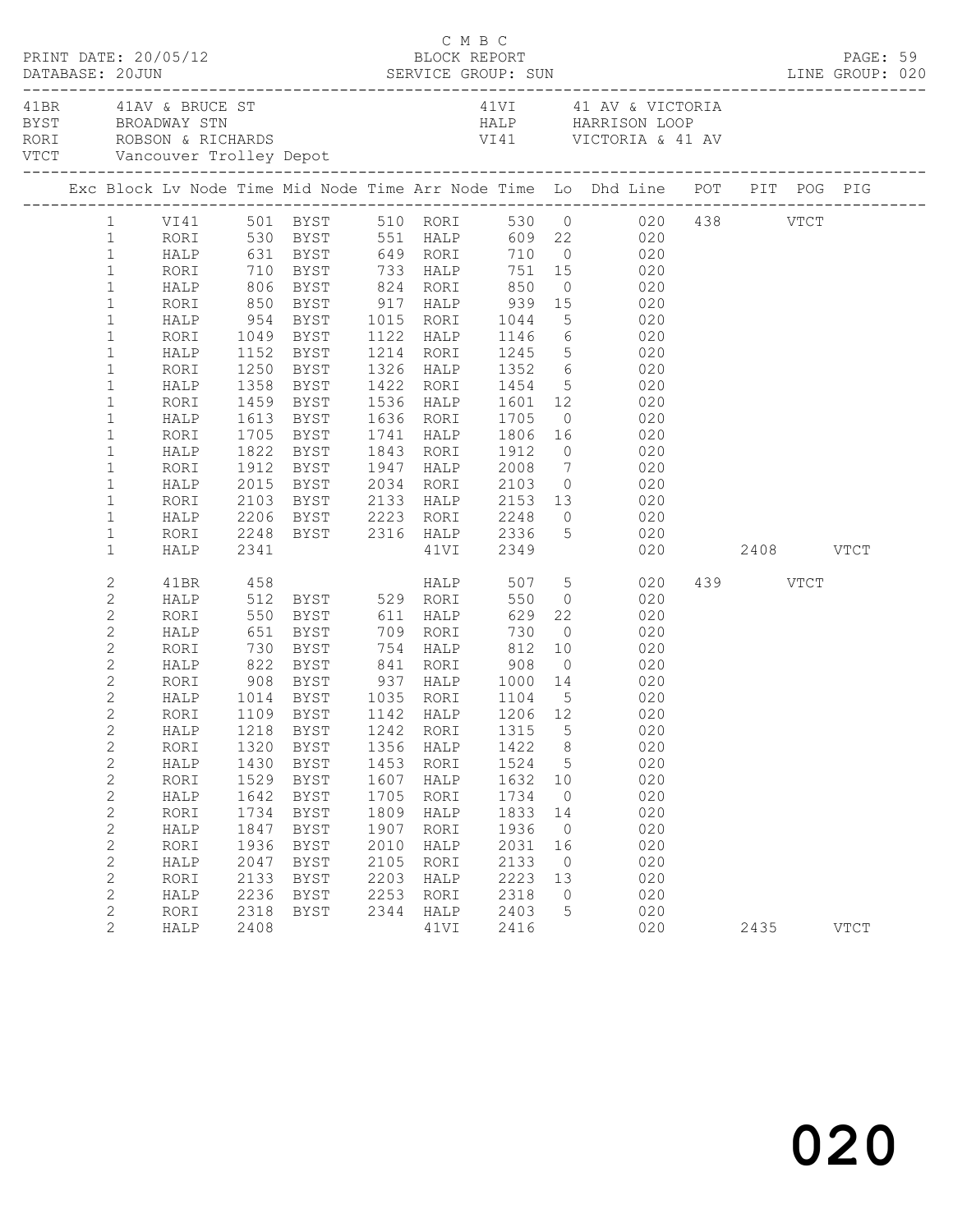C M B C
PRINT DATE: 20/05/12 BLOCK REPORT
DATABASE: 20JUN SERVICE GROUP: SUN LINE GROUP: 020

| | | | |
|---|---|---|---|
| 41BR | 41AV & BRUCE ST | 41VI | 41 AV & VICTORIA |
| BYST | BROADWAY STN | HALP | HARRISON LOOP |
| RORI | ROBSON & RICHARDS | VI41 | VICTORIA & 41 AV |
| VTCT | Vancouver Trolley Depot | | |

| Exc | Block | Lv Node | Time | Mid Node | Time | Arr Node | Time | Lo | Dhd Line | POT | PIT | POG | PIG |
|---|---|---|---|---|---|---|---|---|---|---|---|---|---|
| | 1 | VI41 | 501 | BYST | 510 | RORI | 530 | 0 | 020 | 438 | | VTCT | |
| | 1 | RORI | 530 | BYST | 551 | HALP | 609 | 22 | 020 | | | | |
| | 1 | HALP | 631 | BYST | 649 | RORI | 710 | 0 | 020 | | | | |
| | 1 | RORI | 710 | BYST | 733 | HALP | 751 | 15 | 020 | | | | |
| | 1 | HALP | 806 | BYST | 824 | RORI | 850 | 0 | 020 | | | | |
| | 1 | RORI | 850 | BYST | 917 | HALP | 939 | 15 | 020 | | | | |
| | 1 | HALP | 954 | BYST | 1015 | RORI | 1044 | 5 | 020 | | | | |
| | 1 | RORI | 1049 | BYST | 1122 | HALP | 1146 | 6 | 020 | | | | |
| | 1 | HALP | 1152 | BYST | 1214 | RORI | 1245 | 5 | 020 | | | | |
| | 1 | RORI | 1250 | BYST | 1326 | HALP | 1352 | 6 | 020 | | | | |
| | 1 | HALP | 1358 | BYST | 1422 | RORI | 1454 | 5 | 020 | | | | |
| | 1 | RORI | 1459 | BYST | 1536 | HALP | 1601 | 12 | 020 | | | | |
| | 1 | HALP | 1613 | BYST | 1636 | RORI | 1705 | 0 | 020 | | | | |
| | 1 | RORI | 1705 | BYST | 1741 | HALP | 1806 | 16 | 020 | | | | |
| | 1 | HALP | 1822 | BYST | 1843 | RORI | 1912 | 0 | 020 | | | | |
| | 1 | RORI | 1912 | BYST | 1947 | HALP | 2008 | 7 | 020 | | | | |
| | 1 | HALP | 2015 | BYST | 2034 | RORI | 2103 | 0 | 020 | | | | |
| | 1 | RORI | 2103 | BYST | 2133 | HALP | 2153 | 13 | 020 | | | | |
| | 1 | HALP | 2206 | BYST | 2223 | RORI | 2248 | 0 | 020 | | | | |
| | 1 | RORI | 2248 | BYST | 2316 | HALP | 2336 | 5 | 020 | | | | |
| | 1 | HALP | 2341 | | | 41VI | 2349 | | 020 | | 2408 | | VTCT |
| | 2 | 41BR | 458 | | | HALP | 507 | 5 | 020 | 439 | | VTCT | |
| | 2 | HALP | 512 | BYST | 529 | RORI | 550 | 0 | 020 | | | | |
| | 2 | RORI | 550 | BYST | 611 | HALP | 629 | 22 | 020 | | | | |
| | 2 | HALP | 651 | BYST | 709 | RORI | 730 | 0 | 020 | | | | |
| | 2 | RORI | 730 | BYST | 754 | HALP | 812 | 10 | 020 | | | | |
| | 2 | HALP | 822 | BYST | 841 | RORI | 908 | 0 | 020 | | | | |
| | 2 | RORI | 908 | BYST | 937 | HALP | 1000 | 14 | 020 | | | | |
| | 2 | HALP | 1014 | BYST | 1035 | RORI | 1104 | 5 | 020 | | | | |
| | 2 | RORI | 1109 | BYST | 1142 | HALP | 1206 | 12 | 020 | | | | |
| | 2 | HALP | 1218 | BYST | 1242 | RORI | 1315 | 5 | 020 | | | | |
| | 2 | RORI | 1320 | BYST | 1356 | HALP | 1422 | 8 | 020 | | | | |
| | 2 | HALP | 1430 | BYST | 1453 | RORI | 1524 | 5 | 020 | | | | |
| | 2 | RORI | 1529 | BYST | 1607 | HALP | 1632 | 10 | 020 | | | | |
| | 2 | HALP | 1642 | BYST | 1705 | RORI | 1734 | 0 | 020 | | | | |
| | 2 | RORI | 1734 | BYST | 1809 | HALP | 1833 | 14 | 020 | | | | |
| | 2 | HALP | 1847 | BYST | 1907 | RORI | 1936 | 0 | 020 | | | | |
| | 2 | RORI | 1936 | BYST | 2010 | HALP | 2031 | 16 | 020 | | | | |
| | 2 | HALP | 2047 | BYST | 2105 | RORI | 2133 | 0 | 020 | | | | |
| | 2 | RORI | 2133 | BYST | 2203 | HALP | 2223 | 13 | 020 | | | | |
| | 2 | HALP | 2236 | BYST | 2253 | RORI | 2318 | 0 | 020 | | | | |
| | 2 | RORI | 2318 | BYST | 2344 | HALP | 2403 | 5 | 020 | | | | |
| | 2 | HALP | 2408 | | | 41VI | 2416 | | 020 | | 2435 | | VTCT |

020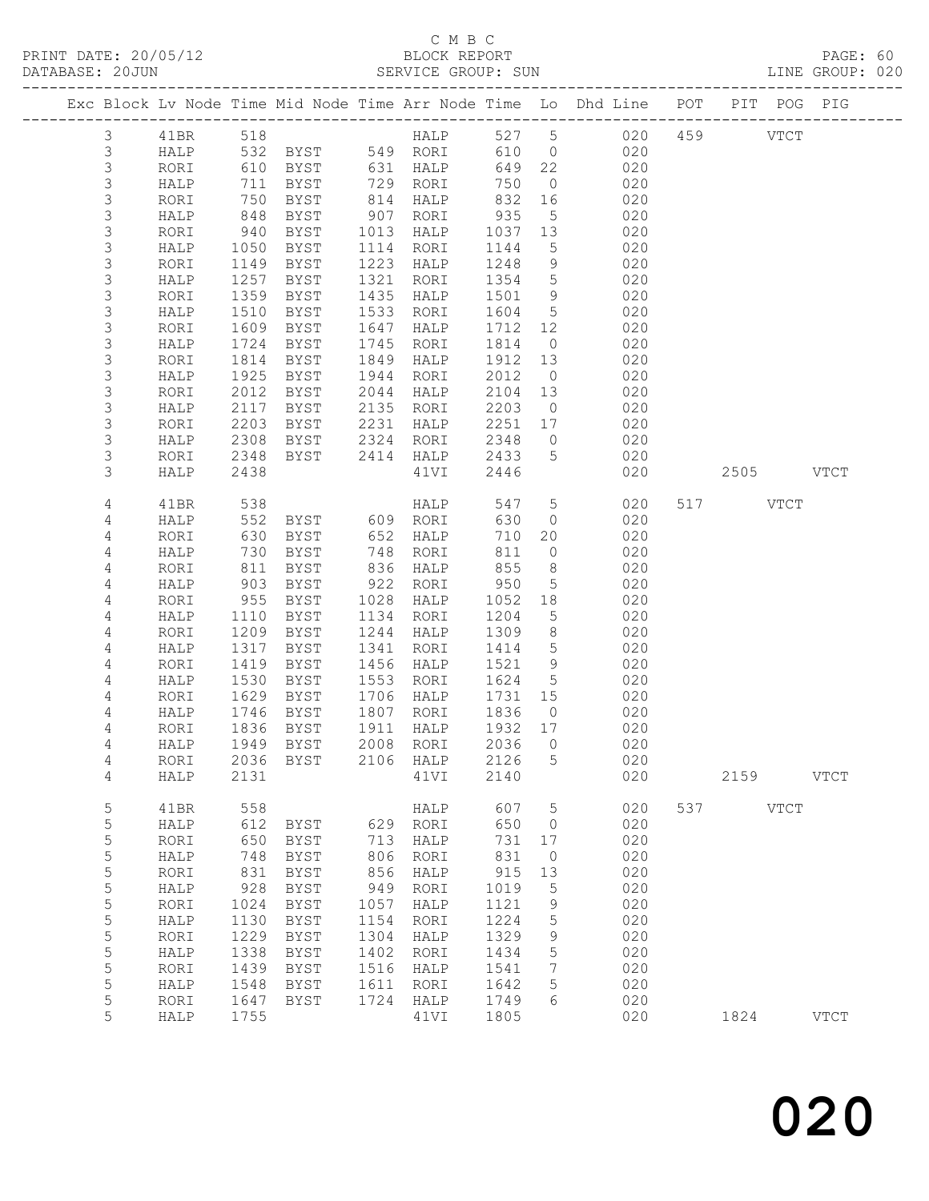C M B C

PRINT DATE: 20/05/12 BLOCK REPORT
DATABASE: 20JUN SERVICE GROUP: SUN LINE GROUP: 020

| Exc | Block | Lv | Node | Time | Mid Node | Time | Arr Node | Time | Lo | Dhd Line | POT | PIT | POG | PIG |
|---|---|---|---|---|---|---|---|---|---|---|---|---|---|---|
| | 3 | | 41BR | 518 | | | HALP | 527 | 5 | 020 | 459 | | VTCT | |
| | 3 | | HALP | 532 | BYST | 549 | RORI | 610 | 0 | 020 | | | | |
| | 3 | | RORI | 610 | BYST | 631 | HALP | 649 | 22 | 020 | | | | |
| | 3 | | HALP | 711 | BYST | 729 | RORI | 750 | 0 | 020 | | | | |
| | 3 | | RORI | 750 | BYST | 814 | HALP | 832 | 16 | 020 | | | | |
| | 3 | | HALP | 848 | BYST | 907 | RORI | 935 | 5 | 020 | | | | |
| | 3 | | RORI | 940 | BYST | 1013 | HALP | 1037 | 13 | 020 | | | | |
| | 3 | | HALP | 1050 | BYST | 1114 | RORI | 1144 | 5 | 020 | | | | |
| | 3 | | RORI | 1149 | BYST | 1223 | HALP | 1248 | 9 | 020 | | | | |
| | 3 | | HALP | 1257 | BYST | 1321 | RORI | 1354 | 5 | 020 | | | | |
| | 3 | | RORI | 1359 | BYST | 1435 | HALP | 1501 | 9 | 020 | | | | |
| | 3 | | HALP | 1510 | BYST | 1533 | RORI | 1604 | 5 | 020 | | | | |
| | 3 | | RORI | 1609 | BYST | 1647 | HALP | 1712 | 12 | 020 | | | | |
| | 3 | | HALP | 1724 | BYST | 1745 | RORI | 1814 | 0 | 020 | | | | |
| | 3 | | RORI | 1814 | BYST | 1849 | HALP | 1912 | 13 | 020 | | | | |
| | 3 | | HALP | 1925 | BYST | 1944 | RORI | 2012 | 0 | 020 | | | | |
| | 3 | | RORI | 2012 | BYST | 2044 | HALP | 2104 | 13 | 020 | | | | |
| | 3 | | HALP | 2117 | BYST | 2135 | RORI | 2203 | 0 | 020 | | | | |
| | 3 | | RORI | 2203 | BYST | 2231 | HALP | 2251 | 17 | 020 | | | | |
| | 3 | | HALP | 2308 | BYST | 2324 | RORI | 2348 | 0 | 020 | | | | |
| | 3 | | RORI | 2348 | BYST | 2414 | HALP | 2433 | 5 | 020 | | | | |
| | 3 | | HALP | 2438 | | | 41VI | 2446 | | 020 | | 2505 | | VTCT |
| | 4 | | 41BR | 538 | | | HALP | 547 | 5 | 020 | 517 | | VTCT | |
| | 4 | | HALP | 552 | BYST | 609 | RORI | 630 | 0 | 020 | | | | |
| | 4 | | RORI | 630 | BYST | 652 | HALP | 710 | 20 | 020 | | | | |
| | 4 | | HALP | 730 | BYST | 748 | RORI | 811 | 0 | 020 | | | | |
| | 4 | | RORI | 811 | BYST | 836 | HALP | 855 | 8 | 020 | | | | |
| | 4 | | HALP | 903 | BYST | 922 | RORI | 950 | 5 | 020 | | | | |
| | 4 | | RORI | 955 | BYST | 1028 | HALP | 1052 | 18 | 020 | | | | |
| | 4 | | HALP | 1110 | BYST | 1134 | RORI | 1204 | 5 | 020 | | | | |
| | 4 | | RORI | 1209 | BYST | 1244 | HALP | 1309 | 8 | 020 | | | | |
| | 4 | | HALP | 1317 | BYST | 1341 | RORI | 1414 | 5 | 020 | | | | |
| | 4 | | RORI | 1419 | BYST | 1456 | HALP | 1521 | 9 | 020 | | | | |
| | 4 | | HALP | 1530 | BYST | 1553 | RORI | 1624 | 5 | 020 | | | | |
| | 4 | | RORI | 1629 | BYST | 1706 | HALP | 1731 | 15 | 020 | | | | |
| | 4 | | HALP | 1746 | BYST | 1807 | RORI | 1836 | 0 | 020 | | | | |
| | 4 | | RORI | 1836 | BYST | 1911 | HALP | 1932 | 17 | 020 | | | | |
| | 4 | | HALP | 1949 | BYST | 2008 | RORI | 2036 | 0 | 020 | | | | |
| | 4 | | RORI | 2036 | BYST | 2106 | HALP | 2126 | 5 | 020 | | | | |
| | 4 | | HALP | 2131 | | | 41VI | 2140 | | 020 | | 2159 | | VTCT |
| | 5 | | 41BR | 558 | | | HALP | 607 | 5 | 020 | 537 | | VTCT | |
| | 5 | | HALP | 612 | BYST | 629 | RORI | 650 | 0 | 020 | | | | |
| | 5 | | RORI | 650 | BYST | 713 | HALP | 731 | 17 | 020 | | | | |
| | 5 | | HALP | 748 | BYST | 806 | RORI | 831 | 0 | 020 | | | | |
| | 5 | | RORI | 831 | BYST | 856 | HALP | 915 | 13 | 020 | | | | |
| | 5 | | HALP | 928 | BYST | 949 | RORI | 1019 | 5 | 020 | | | | |
| | 5 | | RORI | 1024 | BYST | 1057 | HALP | 1121 | 9 | 020 | | | | |
| | 5 | | HALP | 1130 | BYST | 1154 | RORI | 1224 | 5 | 020 | | | | |
| | 5 | | RORI | 1229 | BYST | 1304 | HALP | 1329 | 9 | 020 | | | | |
| | 5 | | HALP | 1338 | BYST | 1402 | RORI | 1434 | 5 | 020 | | | | |
| | 5 | | RORI | 1439 | BYST | 1516 | HALP | 1541 | 7 | 020 | | | | |
| | 5 | | HALP | 1548 | BYST | 1611 | RORI | 1642 | 5 | 020 | | | | |
| | 5 | | RORI | 1647 | BYST | 1724 | HALP | 1749 | 6 | 020 | | | | |
| | 5 | | HALP | 1755 | | | 41VI | 1805 | | 020 | | 1824 | | VTCT |

020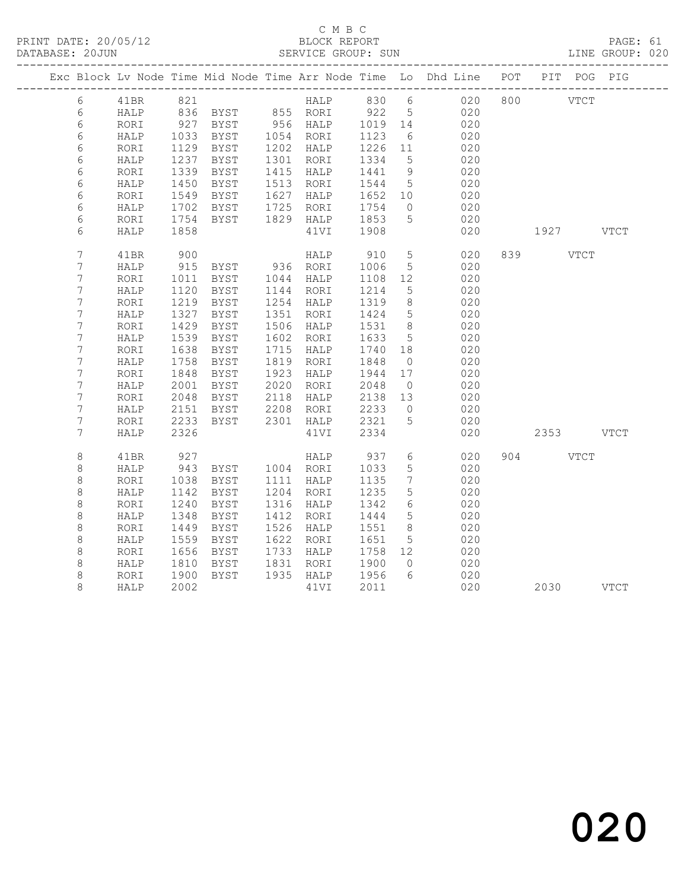C M B C
BLOCK REPORT
SERVICE GROUP: SUN

PRINT DATE: 20/05/12
DATABASE: 20JUN
LINE GROUP: 020

| Exc | Block | Lv | Node | Time | Mid Node | Time | Arr Node | Time | Lo | Dhd Line | POT | PIT | POG | PIG |
|---|---|---|---|---|---|---|---|---|---|---|---|---|---|---|
| | 6 | | 41BR | 821 | | | HALP | 830 | 6 | 020 | 800 | | VTCT | |
| | 6 | | HALP | 836 | BYST | 855 | RORI | 922 | 5 | 020 | | | | |
| | 6 | | RORI | 927 | BYST | 956 | HALP | 1019 | 14 | 020 | | | | |
| | 6 | | HALP | 1033 | BYST | 1054 | RORI | 1123 | 6 | 020 | | | | |
| | 6 | | RORI | 1129 | BYST | 1202 | HALP | 1226 | 11 | 020 | | | | |
| | 6 | | HALP | 1237 | BYST | 1301 | RORI | 1334 | 5 | 020 | | | | |
| | 6 | | RORI | 1339 | BYST | 1415 | HALP | 1441 | 9 | 020 | | | | |
| | 6 | | HALP | 1450 | BYST | 1513 | RORI | 1544 | 5 | 020 | | | | |
| | 6 | | RORI | 1549 | BYST | 1627 | HALP | 1652 | 10 | 020 | | | | |
| | 6 | | HALP | 1702 | BYST | 1725 | RORI | 1754 | 0 | 020 | | | | |
| | 6 | | RORI | 1754 | BYST | 1829 | HALP | 1853 | 5 | 020 | | | | |
| | 6 | | HALP | 1858 | | | 41VI | 1908 | | 020 | | 1927 | | VTCT |
| | 7 | | 41BR | 900 | | | HALP | 910 | 5 | 020 | 839 | | VTCT | |
| | 7 | | HALP | 915 | BYST | 936 | RORI | 1006 | 5 | 020 | | | | |
| | 7 | | RORI | 1011 | BYST | 1044 | HALP | 1108 | 12 | 020 | | | | |
| | 7 | | HALP | 1120 | BYST | 1144 | RORI | 1214 | 5 | 020 | | | | |
| | 7 | | RORI | 1219 | BYST | 1254 | HALP | 1319 | 8 | 020 | | | | |
| | 7 | | HALP | 1327 | BYST | 1351 | RORI | 1424 | 5 | 020 | | | | |
| | 7 | | RORI | 1429 | BYST | 1506 | HALP | 1531 | 8 | 020 | | | | |
| | 7 | | HALP | 1539 | BYST | 1602 | RORI | 1633 | 5 | 020 | | | | |
| | 7 | | RORI | 1638 | BYST | 1715 | HALP | 1740 | 18 | 020 | | | | |
| | 7 | | HALP | 1758 | BYST | 1819 | RORI | 1848 | 0 | 020 | | | | |
| | 7 | | RORI | 1848 | BYST | 1923 | HALP | 1944 | 17 | 020 | | | | |
| | 7 | | HALP | 2001 | BYST | 2020 | RORI | 2048 | 0 | 020 | | | | |
| | 7 | | RORI | 2048 | BYST | 2118 | HALP | 2138 | 13 | 020 | | | | |
| | 7 | | HALP | 2151 | BYST | 2208 | RORI | 2233 | 0 | 020 | | | | |
| | 7 | | RORI | 2233 | BYST | 2301 | HALP | 2321 | 5 | 020 | | | | |
| | 7 | | HALP | 2326 | | | 41VI | 2334 | | 020 | | 2353 | | VTCT |
| | 8 | | 41BR | 927 | | | HALP | 937 | 6 | 020 | 904 | | VTCT | |
| | 8 | | HALP | 943 | BYST | 1004 | RORI | 1033 | 5 | 020 | | | | |
| | 8 | | RORI | 1038 | BYST | 1111 | HALP | 1135 | 7 | 020 | | | | |
| | 8 | | HALP | 1142 | BYST | 1204 | RORI | 1235 | 5 | 020 | | | | |
| | 8 | | RORI | 1240 | BYST | 1316 | HALP | 1342 | 6 | 020 | | | | |
| | 8 | | HALP | 1348 | BYST | 1412 | RORI | 1444 | 5 | 020 | | | | |
| | 8 | | RORI | 1449 | BYST | 1526 | HALP | 1551 | 8 | 020 | | | | |
| | 8 | | HALP | 1559 | BYST | 1622 | RORI | 1651 | 5 | 020 | | | | |
| | 8 | | RORI | 1656 | BYST | 1733 | HALP | 1758 | 12 | 020 | | | | |
| | 8 | | HALP | 1810 | BYST | 1831 | RORI | 1900 | 0 | 020 | | | | |
| | 8 | | RORI | 1900 | BYST | 1935 | HALP | 1956 | 6 | 020 | | | | |
| | 8 | | HALP | 2002 | | | 41VI | 2011 | | 020 | | 2030 | | VTCT |

020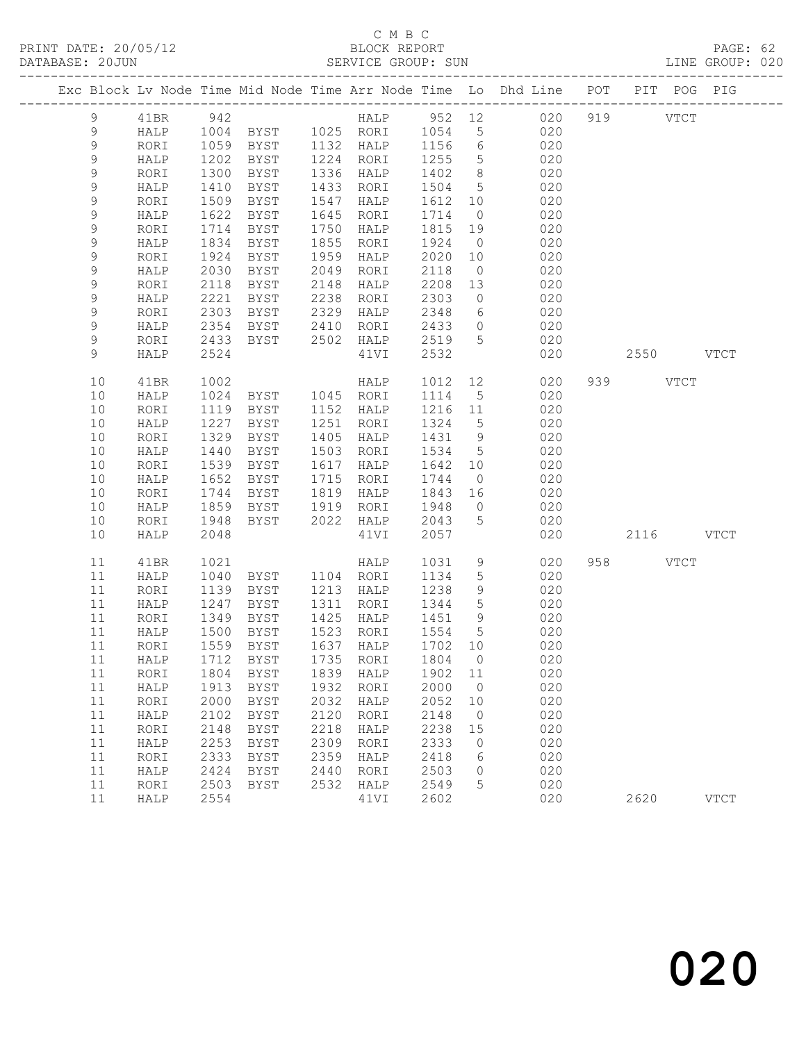C M B C
BLOCK REPORT
SERVICE GROUP: SUN

PRINT DATE: 20/05/12
DATABASE: 20JUN

LINE GROUP: 020

| Exc | Block | Lv | Node | Time | Mid Node | Time | Arr Node | Time | Lo | Dhd Line | POT | PIT | POG | PIG |
|---|---|---|---|---|---|---|---|---|---|---|---|---|---|---|
| | 9 | | 41BR | 942 | | | HALP | 952 | 12 | 020 | 919 | | VTCT | |
| | 9 | | HALP | 1004 | BYST | 1025 | RORI | 1054 | 5 | 020 | | | | |
| | 9 | | RORI | 1059 | BYST | 1132 | HALP | 1156 | 6 | 020 | | | | |
| | 9 | | HALP | 1202 | BYST | 1224 | RORI | 1255 | 5 | 020 | | | | |
| | 9 | | RORI | 1300 | BYST | 1336 | HALP | 1402 | 8 | 020 | | | | |
| | 9 | | HALP | 1410 | BYST | 1433 | RORI | 1504 | 5 | 020 | | | | |
| | 9 | | RORI | 1509 | BYST | 1547 | HALP | 1612 | 10 | 020 | | | | |
| | 9 | | HALP | 1622 | BYST | 1645 | RORI | 1714 | 0 | 020 | | | | |
| | 9 | | RORI | 1714 | BYST | 1750 | HALP | 1815 | 19 | 020 | | | | |
| | 9 | | HALP | 1834 | BYST | 1855 | RORI | 1924 | 0 | 020 | | | | |
| | 9 | | RORI | 1924 | BYST | 1959 | HALP | 2020 | 10 | 020 | | | | |
| | 9 | | HALP | 2030 | BYST | 2049 | RORI | 2118 | 0 | 020 | | | | |
| | 9 | | RORI | 2118 | BYST | 2148 | HALP | 2208 | 13 | 020 | | | | |
| | 9 | | HALP | 2221 | BYST | 2238 | RORI | 2303 | 0 | 020 | | | | |
| | 9 | | RORI | 2303 | BYST | 2329 | HALP | 2348 | 6 | 020 | | | | |
| | 9 | | HALP | 2354 | BYST | 2410 | RORI | 2433 | 0 | 020 | | | | |
| | 9 | | RORI | 2433 | BYST | 2502 | HALP | 2519 | 5 | 020 | | | | |
| | 9 | | HALP | 2524 | | | 41VI | 2532 | | 020 | | 2550 | | VTCT |
| | 10 | | 41BR | 1002 | | | HALP | 1012 | 12 | 020 | 939 | | VTCT | |
| | 10 | | HALP | 1024 | BYST | 1045 | RORI | 1114 | 5 | 020 | | | | |
| | 10 | | RORI | 1119 | BYST | 1152 | HALP | 1216 | 11 | 020 | | | | |
| | 10 | | HALP | 1227 | BYST | 1251 | RORI | 1324 | 5 | 020 | | | | |
| | 10 | | RORI | 1329 | BYST | 1405 | HALP | 1431 | 9 | 020 | | | | |
| | 10 | | HALP | 1440 | BYST | 1503 | RORI | 1534 | 5 | 020 | | | | |
| | 10 | | RORI | 1539 | BYST | 1617 | HALP | 1642 | 10 | 020 | | | | |
| | 10 | | HALP | 1652 | BYST | 1715 | RORI | 1744 | 0 | 020 | | | | |
| | 10 | | RORI | 1744 | BYST | 1819 | HALP | 1843 | 16 | 020 | | | | |
| | 10 | | HALP | 1859 | BYST | 1919 | RORI | 1948 | 0 | 020 | | | | |
| | 10 | | RORI | 1948 | BYST | 2022 | HALP | 2043 | 5 | 020 | | | | |
| | 10 | | HALP | 2048 | | | 41VI | 2057 | | 020 | | 2116 | | VTCT |
| | 11 | | 41BR | 1021 | | | HALP | 1031 | 9 | 020 | 958 | | VTCT | |
| | 11 | | HALP | 1040 | BYST | 1104 | RORI | 1134 | 5 | 020 | | | | |
| | 11 | | RORI | 1139 | BYST | 1213 | HALP | 1238 | 9 | 020 | | | | |
| | 11 | | HALP | 1247 | BYST | 1311 | RORI | 1344 | 5 | 020 | | | | |
| | 11 | | RORI | 1349 | BYST | 1425 | HALP | 1451 | 9 | 020 | | | | |
| | 11 | | HALP | 1500 | BYST | 1523 | RORI | 1554 | 5 | 020 | | | | |
| | 11 | | RORI | 1559 | BYST | 1637 | HALP | 1702 | 10 | 020 | | | | |
| | 11 | | HALP | 1712 | BYST | 1735 | RORI | 1804 | 0 | 020 | | | | |
| | 11 | | RORI | 1804 | BYST | 1839 | HALP | 1902 | 11 | 020 | | | | |
| | 11 | | HALP | 1913 | BYST | 1932 | RORI | 2000 | 0 | 020 | | | | |
| | 11 | | RORI | 2000 | BYST | 2032 | HALP | 2052 | 10 | 020 | | | | |
| | 11 | | HALP | 2102 | BYST | 2120 | RORI | 2148 | 0 | 020 | | | | |
| | 11 | | RORI | 2148 | BYST | 2218 | HALP | 2238 | 15 | 020 | | | | |
| | 11 | | HALP | 2253 | BYST | 2309 | RORI | 2333 | 0 | 020 | | | | |
| | 11 | | RORI | 2333 | BYST | 2359 | HALP | 2418 | 6 | 020 | | | | |
| | 11 | | HALP | 2424 | BYST | 2440 | RORI | 2503 | 0 | 020 | | | | |
| | 11 | | RORI | 2503 | BYST | 2532 | HALP | 2549 | 5 | 020 | | | | |
| | 11 | | HALP | 2554 | | | 41VI | 2602 | | 020 | | 2620 | | VTCT |

020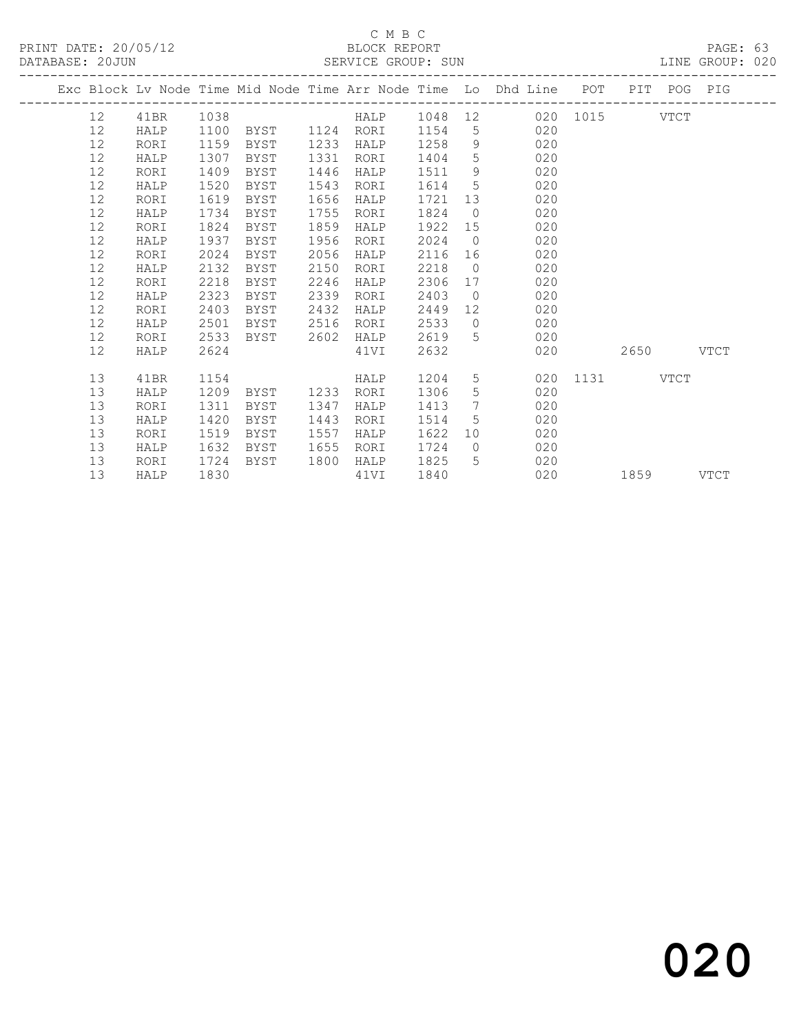C M B C

BLOCK REPORT

SERVICE GROUP: SUN

PRINT DATE: 20/05/12

DATABASE: 20JUN

LINE GROUP: 020

| Exc | Block | Lv Node | Time | Mid Node | Time | Arr Node | Time | Lo | Dhd Line | POT | PIT | POG | PIG |
|---|---|---|---|---|---|---|---|---|---|---|---|---|---|
| | 12 | 41BR | 1038 | | | HALP | 1048 | 12 | 020 | 1015 | | VTCT | |
| | 12 | HALP | 1100 | BYST | 1124 | RORI | 1154 | 5 | 020 | | | | |
| | 12 | RORI | 1159 | BYST | 1233 | HALP | 1258 | 9 | 020 | | | | |
| | 12 | HALP | 1307 | BYST | 1331 | RORI | 1404 | 5 | 020 | | | | |
| | 12 | RORI | 1409 | BYST | 1446 | HALP | 1511 | 9 | 020 | | | | |
| | 12 | HALP | 1520 | BYST | 1543 | RORI | 1614 | 5 | 020 | | | | |
| | 12 | RORI | 1619 | BYST | 1656 | HALP | 1721 | 13 | 020 | | | | |
| | 12 | HALP | 1734 | BYST | 1755 | RORI | 1824 | 0 | 020 | | | | |
| | 12 | RORI | 1824 | BYST | 1859 | HALP | 1922 | 15 | 020 | | | | |
| | 12 | HALP | 1937 | BYST | 1956 | RORI | 2024 | 0 | 020 | | | | |
| | 12 | RORI | 2024 | BYST | 2056 | HALP | 2116 | 16 | 020 | | | | |
| | 12 | HALP | 2132 | BYST | 2150 | RORI | 2218 | 0 | 020 | | | | |
| | 12 | RORI | 2218 | BYST | 2246 | HALP | 2306 | 17 | 020 | | | | |
| | 12 | HALP | 2323 | BYST | 2339 | RORI | 2403 | 0 | 020 | | | | |
| | 12 | RORI | 2403 | BYST | 2432 | HALP | 2449 | 12 | 020 | | | | |
| | 12 | HALP | 2501 | BYST | 2516 | RORI | 2533 | 0 | 020 | | | | |
| | 12 | RORI | 2533 | BYST | 2602 | HALP | 2619 | 5 | 020 | | | | |
| | 12 | HALP | 2624 | | | 41VI | 2632 | | 020 | | 2650 | | VTCT |
| | 13 | 41BR | 1154 | | | HALP | 1204 | 5 | 020 | 1131 | | VTCT | |
| | 13 | HALP | 1209 | BYST | 1233 | RORI | 1306 | 5 | 020 | | | | |
| | 13 | RORI | 1311 | BYST | 1347 | HALP | 1413 | 7 | 020 | | | | |
| | 13 | HALP | 1420 | BYST | 1443 | RORI | 1514 | 5 | 020 | | | | |
| | 13 | RORI | 1519 | BYST | 1557 | HALP | 1622 | 10 | 020 | | | | |
| | 13 | HALP | 1632 | BYST | 1655 | RORI | 1724 | 0 | 020 | | | | |
| | 13 | RORI | 1724 | BYST | 1800 | HALP | 1825 | 5 | 020 | | | | |
| | 13 | HALP | 1830 | | | 41VI | 1840 | | 020 | | 1859 | | VTCT |

020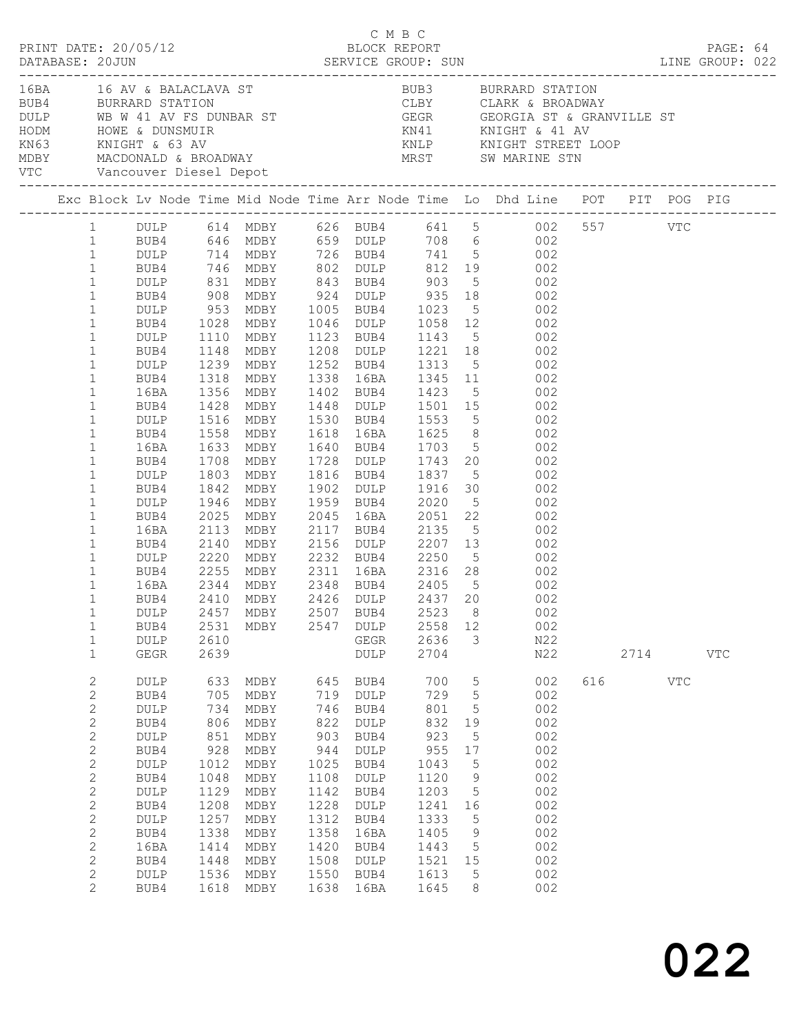C M B C

PRINT DATE: 20/05/12 BLOCK REPORT

DATABASE: 20JUN SERVICE GROUP: SUN LINE GROUP: 022

| Code | Location | Code | Location |
|---|---|---|---|
| 16BA | 16 AV & BALACLAVA ST | BUB3 | BURRARD STATION |
| BUB4 | BURRARD STATION | CLBY | CLARK & BROADWAY |
| DULP | WB W 41 AV FS DUNBAR ST | GEGR | GEORGIA ST & GRANVILLE ST |
| HODM | HOWE & DUNSMUIR | KN41 | KNIGHT & 41 AV |
| KN63 | KNIGHT & 63 AV | KNLP | KNIGHT STREET LOOP |
| MDBY | MACDONALD & BROADWAY | MRST | SW MARINE STN |
| VTC | Vancouver Diesel Depot | | |

| Exc | Block | Lv Node | Time | Mid Node | Time | Arr Node | Time | Lo | Dhd Line | POT | PIT | POG | PIG |
|---|---|---|---|---|---|---|---|---|---|---|---|---|---|
| | 1 | DULP | 614 | MDBY | 626 | BUB4 | 641 | 5 | 002 | 557 | | VTC | |
| | 1 | BUB4 | 646 | MDBY | 659 | DULP | 708 | 6 | 002 | | | | |
| | 1 | DULP | 714 | MDBY | 726 | BUB4 | 741 | 5 | 002 | | | | |
| | 1 | BUB4 | 746 | MDBY | 802 | DULP | 812 | 19 | 002 | | | | |
| | 1 | DULP | 831 | MDBY | 843 | BUB4 | 903 | 5 | 002 | | | | |
| | 1 | BUB4 | 908 | MDBY | 924 | DULP | 935 | 18 | 002 | | | | |
| | 1 | DULP | 953 | MDBY | 1005 | BUB4 | 1023 | 5 | 002 | | | | |
| | 1 | BUB4 | 1028 | MDBY | 1046 | DULP | 1058 | 12 | 002 | | | | |
| | 1 | DULP | 1110 | MDBY | 1123 | BUB4 | 1143 | 5 | 002 | | | | |
| | 1 | BUB4 | 1148 | MDBY | 1208 | DULP | 1221 | 18 | 002 | | | | |
| | 1 | DULP | 1239 | MDBY | 1252 | BUB4 | 1313 | 5 | 002 | | | | |
| | 1 | BUB4 | 1318 | MDBY | 1338 | 16BA | 1345 | 11 | 002 | | | | |
| | 1 | 16BA | 1356 | MDBY | 1402 | BUB4 | 1423 | 5 | 002 | | | | |
| | 1 | BUB4 | 1428 | MDBY | 1448 | DULP | 1501 | 15 | 002 | | | | |
| | 1 | DULP | 1516 | MDBY | 1530 | BUB4 | 1553 | 5 | 002 | | | | |
| | 1 | BUB4 | 1558 | MDBY | 1618 | 16BA | 1625 | 8 | 002 | | | | |
| | 1 | 16BA | 1633 | MDBY | 1640 | BUB4 | 1703 | 5 | 002 | | | | |
| | 1 | BUB4 | 1708 | MDBY | 1728 | DULP | 1743 | 20 | 002 | | | | |
| | 1 | DULP | 1803 | MDBY | 1816 | BUB4 | 1837 | 5 | 002 | | | | |
| | 1 | BUB4 | 1842 | MDBY | 1902 | DULP | 1916 | 30 | 002 | | | | |
| | 1 | DULP | 1946 | MDBY | 1959 | BUB4 | 2020 | 5 | 002 | | | | |
| | 1 | BUB4 | 2025 | MDBY | 2045 | 16BA | 2051 | 22 | 002 | | | | |
| | 1 | 16BA | 2113 | MDBY | 2117 | BUB4 | 2135 | 5 | 002 | | | | |
| | 1 | BUB4 | 2140 | MDBY | 2156 | DULP | 2207 | 13 | 002 | | | | |
| | 1 | DULP | 2220 | MDBY | 2232 | BUB4 | 2250 | 5 | 002 | | | | |
| | 1 | BUB4 | 2255 | MDBY | 2311 | 16BA | 2316 | 28 | 002 | | | | |
| | 1 | 16BA | 2344 | MDBY | 2348 | BUB4 | 2405 | 5 | 002 | | | | |
| | 1 | BUB4 | 2410 | MDBY | 2426 | DULP | 2437 | 20 | 002 | | | | |
| | 1 | DULP | 2457 | MDBY | 2507 | BUB4 | 2523 | 8 | 002 | | | | |
| | 1 | BUB4 | 2531 | MDBY | 2547 | DULP | 2558 | 12 | 002 | | | | |
| | 1 | DULP | 2610 | | | GEGR | 2636 | 3 | N22 | | | | |
| | 1 | GEGR | 2639 | | | DULP | 2704 | | N22 | | 2714 | | VTC |
| | 2 | DULP | 633 | MDBY | 645 | BUB4 | 700 | 5 | 002 | 616 | | VTC | |
| | 2 | BUB4 | 705 | MDBY | 719 | DULP | 729 | 5 | 002 | | | | |
| | 2 | DULP | 734 | MDBY | 746 | BUB4 | 801 | 5 | 002 | | | | |
| | 2 | BUB4 | 806 | MDBY | 822 | DULP | 832 | 19 | 002 | | | | |
| | 2 | DULP | 851 | MDBY | 903 | BUB4 | 923 | 5 | 002 | | | | |
| | 2 | BUB4 | 928 | MDBY | 944 | DULP | 955 | 17 | 002 | | | | |
| | 2 | DULP | 1012 | MDBY | 1025 | BUB4 | 1043 | 5 | 002 | | | | |
| | 2 | BUB4 | 1048 | MDBY | 1108 | DULP | 1120 | 9 | 002 | | | | |
| | 2 | DULP | 1129 | MDBY | 1142 | BUB4 | 1203 | 5 | 002 | | | | |
| | 2 | BUB4 | 1208 | MDBY | 1228 | DULP | 1241 | 16 | 002 | | | | |
| | 2 | DULP | 1257 | MDBY | 1312 | BUB4 | 1333 | 5 | 002 | | | | |
| | 2 | BUB4 | 1338 | MDBY | 1358 | 16BA | 1405 | 9 | 002 | | | | |
| | 2 | 16BA | 1414 | MDBY | 1420 | BUB4 | 1443 | 5 | 002 | | | | |
| | 2 | BUB4 | 1448 | MDBY | 1508 | DULP | 1521 | 15 | 002 | | | | |
| | 2 | DULP | 1536 | MDBY | 1550 | BUB4 | 1613 | 5 | 002 | | | | |
| | 2 | BUB4 | 1618 | MDBY | 1638 | 16BA | 1645 | 8 | 002 | | | | |

022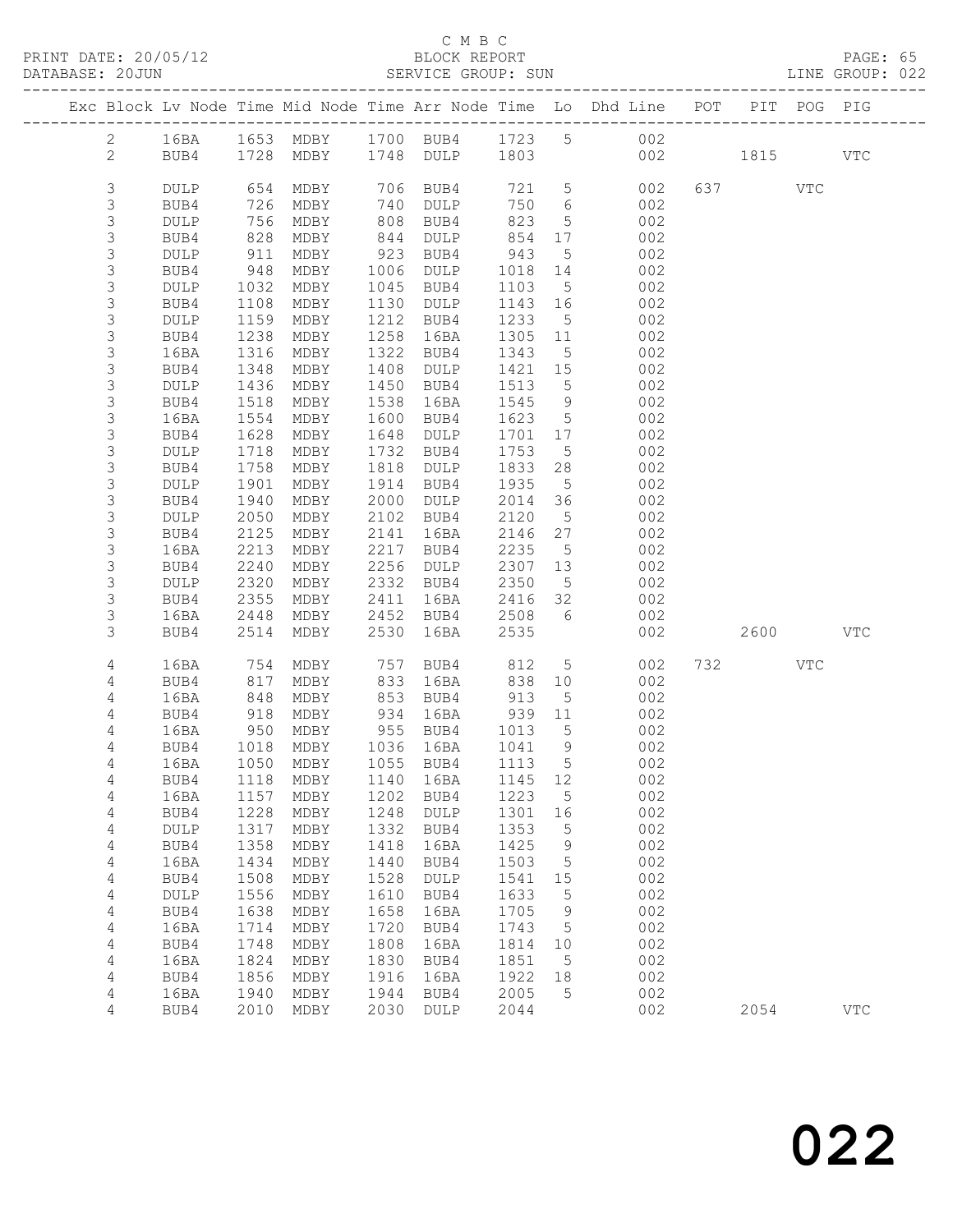C M B C

BLOCK REPORT

SERVICE GROUP: SUN

PRINT DATE: 20/05/12
DATABASE: 20JUN
LINE GROUP: 022

| Exc | Block | Lv | Node | Time | Mid Node | Time | Arr Node | Time | Lo | Dhd Line | POT | PIT | POG | PIG |
|---|---|---|---|---|---|---|---|---|---|---|---|---|---|---|
| | 2 | | 16BA | 1653 | MDBY | 1700 | BUB4 | 1723 | 5 | 002 | | | | |
| | 2 | | BUB4 | 1728 | MDBY | 1748 | DULP | 1803 | | 002 | | 1815 | | VTC |
| | 3 | | DULP | 654 | MDBY | 706 | BUB4 | 721 | 5 | 002 | 637 | | VTC | |
| | 3 | | BUB4 | 726 | MDBY | 740 | DULP | 750 | 6 | 002 | | | | |
| | 3 | | DULP | 756 | MDBY | 808 | BUB4 | 823 | 5 | 002 | | | | |
| | 3 | | BUB4 | 828 | MDBY | 844 | DULP | 854 | 17 | 002 | | | | |
| | 3 | | DULP | 911 | MDBY | 923 | BUB4 | 943 | 5 | 002 | | | | |
| | 3 | | BUB4 | 948 | MDBY | 1006 | DULP | 1018 | 14 | 002 | | | | |
| | 3 | | DULP | 1032 | MDBY | 1045 | BUB4 | 1103 | 5 | 002 | | | | |
| | 3 | | BUB4 | 1108 | MDBY | 1130 | DULP | 1143 | 16 | 002 | | | | |
| | 3 | | DULP | 1159 | MDBY | 1212 | BUB4 | 1233 | 5 | 002 | | | | |
| | 3 | | BUB4 | 1238 | MDBY | 1258 | 16BA | 1305 | 11 | 002 | | | | |
| | 3 | | 16BA | 1316 | MDBY | 1322 | BUB4 | 1343 | 5 | 002 | | | | |
| | 3 | | BUB4 | 1348 | MDBY | 1408 | DULP | 1421 | 15 | 002 | | | | |
| | 3 | | DULP | 1436 | MDBY | 1450 | BUB4 | 1513 | 5 | 002 | | | | |
| | 3 | | BUB4 | 1518 | MDBY | 1538 | 16BA | 1545 | 9 | 002 | | | | |
| | 3 | | 16BA | 1554 | MDBY | 1600 | BUB4 | 1623 | 5 | 002 | | | | |
| | 3 | | BUB4 | 1628 | MDBY | 1648 | DULP | 1701 | 17 | 002 | | | | |
| | 3 | | DULP | 1718 | MDBY | 1732 | BUB4 | 1753 | 5 | 002 | | | | |
| | 3 | | BUB4 | 1758 | MDBY | 1818 | DULP | 1833 | 28 | 002 | | | | |
| | 3 | | DULP | 1901 | MDBY | 1914 | BUB4 | 1935 | 5 | 002 | | | | |
| | 3 | | BUB4 | 1940 | MDBY | 2000 | DULP | 2014 | 36 | 002 | | | | |
| | 3 | | DULP | 2050 | MDBY | 2102 | BUB4 | 2120 | 5 | 002 | | | | |
| | 3 | | BUB4 | 2125 | MDBY | 2141 | 16BA | 2146 | 27 | 002 | | | | |
| | 3 | | 16BA | 2213 | MDBY | 2217 | BUB4 | 2235 | 5 | 002 | | | | |
| | 3 | | BUB4 | 2240 | MDBY | 2256 | DULP | 2307 | 13 | 002 | | | | |
| | 3 | | DULP | 2320 | MDBY | 2332 | BUB4 | 2350 | 5 | 002 | | | | |
| | 3 | | BUB4 | 2355 | MDBY | 2411 | 16BA | 2416 | 32 | 002 | | | | |
| | 3 | | 16BA | 2448 | MDBY | 2452 | BUB4 | 2508 | 6 | 002 | | | | |
| | 3 | | BUB4 | 2514 | MDBY | 2530 | 16BA | 2535 | | 002 | | 2600 | | VTC |
| | 4 | | 16BA | 754 | MDBY | 757 | BUB4 | 812 | 5 | 002 | 732 | | VTC | |
| | 4 | | BUB4 | 817 | MDBY | 833 | 16BA | 838 | 10 | 002 | | | | |
| | 4 | | 16BA | 848 | MDBY | 853 | BUB4 | 913 | 5 | 002 | | | | |
| | 4 | | BUB4 | 918 | MDBY | 934 | 16BA | 939 | 11 | 002 | | | | |
| | 4 | | 16BA | 950 | MDBY | 955 | BUB4 | 1013 | 5 | 002 | | | | |
| | 4 | | BUB4 | 1018 | MDBY | 1036 | 16BA | 1041 | 9 | 002 | | | | |
| | 4 | | 16BA | 1050 | MDBY | 1055 | BUB4 | 1113 | 5 | 002 | | | | |
| | 4 | | BUB4 | 1118 | MDBY | 1140 | 16BA | 1145 | 12 | 002 | | | | |
| | 4 | | 16BA | 1157 | MDBY | 1202 | BUB4 | 1223 | 5 | 002 | | | | |
| | 4 | | BUB4 | 1228 | MDBY | 1248 | DULP | 1301 | 16 | 002 | | | | |
| | 4 | | DULP | 1317 | MDBY | 1332 | BUB4 | 1353 | 5 | 002 | | | | |
| | 4 | | BUB4 | 1358 | MDBY | 1418 | 16BA | 1425 | 9 | 002 | | | | |
| | 4 | | 16BA | 1434 | MDBY | 1440 | BUB4 | 1503 | 5 | 002 | | | | |
| | 4 | | BUB4 | 1508 | MDBY | 1528 | DULP | 1541 | 15 | 002 | | | | |
| | 4 | | DULP | 1556 | MDBY | 1610 | BUB4 | 1633 | 5 | 002 | | | | |
| | 4 | | BUB4 | 1638 | MDBY | 1658 | 16BA | 1705 | 9 | 002 | | | | |
| | 4 | | 16BA | 1714 | MDBY | 1720 | BUB4 | 1743 | 5 | 002 | | | | |
| | 4 | | BUB4 | 1748 | MDBY | 1808 | 16BA | 1814 | 10 | 002 | | | | |
| | 4 | | 16BA | 1824 | MDBY | 1830 | BUB4 | 1851 | 5 | 002 | | | | |
| | 4 | | BUB4 | 1856 | MDBY | 1916 | 16BA | 1922 | 18 | 002 | | | | |
| | 4 | | 16BA | 1940 | MDBY | 1944 | BUB4 | 2005 | 5 | 002 | | | | |
| | 4 | | BUB4 | 2010 | MDBY | 2030 | DULP | 2044 | | 002 | | 2054 | | VTC |

022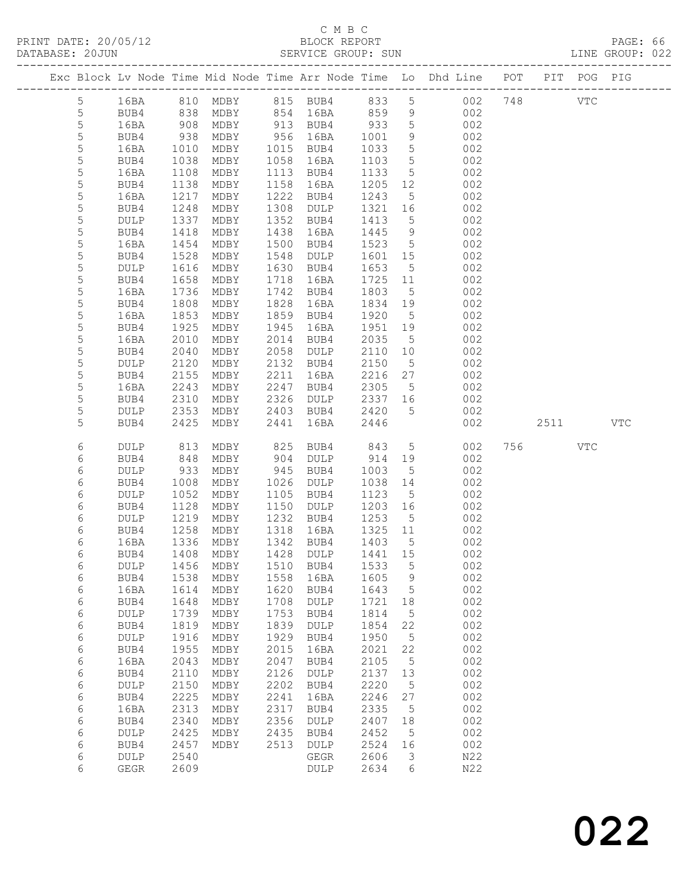C M B C

BLOCK REPORT

SERVICE GROUP: SUN

PRINT DATE: 20/05/12
DATABASE: 20JUN

PAGE: 66
LINE GROUP: 022

| Exc | Block | Lv Node | Time | Mid Node | Time | Arr Node | Time | Lo | Dhd Line | POT | PIT | POG | PIG |
|---|---|---|---|---|---|---|---|---|---|---|---|---|---|
| | 5 | 16BA | 810 | MDBY | 815 | BUB4 | 833 | 5 | 002 | 748 | | VTC | |
| | 5 | BUB4 | 838 | MDBY | 854 | 16BA | 859 | 9 | 002 | | | | |
| | 5 | 16BA | 908 | MDBY | 913 | BUB4 | 933 | 5 | 002 | | | | |
| | 5 | BUB4 | 938 | MDBY | 956 | 16BA | 1001 | 9 | 002 | | | | |
| | 5 | 16BA | 1010 | MDBY | 1015 | BUB4 | 1033 | 5 | 002 | | | | |
| | 5 | BUB4 | 1038 | MDBY | 1058 | 16BA | 1103 | 5 | 002 | | | | |
| | 5 | 16BA | 1108 | MDBY | 1113 | BUB4 | 1133 | 5 | 002 | | | | |
| | 5 | BUB4 | 1138 | MDBY | 1158 | 16BA | 1205 | 12 | 002 | | | | |
| | 5 | 16BA | 1217 | MDBY | 1222 | BUB4 | 1243 | 5 | 002 | | | | |
| | 5 | BUB4 | 1248 | MDBY | 1308 | DULP | 1321 | 16 | 002 | | | | |
| | 5 | DULP | 1337 | MDBY | 1352 | BUB4 | 1413 | 5 | 002 | | | | |
| | 5 | BUB4 | 1418 | MDBY | 1438 | 16BA | 1445 | 9 | 002 | | | | |
| | 5 | 16BA | 1454 | MDBY | 1500 | BUB4 | 1523 | 5 | 002 | | | | |
| | 5 | BUB4 | 1528 | MDBY | 1548 | DULP | 1601 | 15 | 002 | | | | |
| | 5 | DULP | 1616 | MDBY | 1630 | BUB4 | 1653 | 5 | 002 | | | | |
| | 5 | BUB4 | 1658 | MDBY | 1718 | 16BA | 1725 | 11 | 002 | | | | |
| | 5 | 16BA | 1736 | MDBY | 1742 | BUB4 | 1803 | 5 | 002 | | | | |
| | 5 | BUB4 | 1808 | MDBY | 1828 | 16BA | 1834 | 19 | 002 | | | | |
| | 5 | 16BA | 1853 | MDBY | 1859 | BUB4 | 1920 | 5 | 002 | | | | |
| | 5 | BUB4 | 1925 | MDBY | 1945 | 16BA | 1951 | 19 | 002 | | | | |
| | 5 | 16BA | 2010 | MDBY | 2014 | BUB4 | 2035 | 5 | 002 | | | | |
| | 5 | BUB4 | 2040 | MDBY | 2058 | DULP | 2110 | 10 | 002 | | | | |
| | 5 | DULP | 2120 | MDBY | 2132 | BUB4 | 2150 | 5 | 002 | | | | |
| | 5 | BUB4 | 2155 | MDBY | 2211 | 16BA | 2216 | 27 | 002 | | | | |
| | 5 | 16BA | 2243 | MDBY | 2247 | BUB4 | 2305 | 5 | 002 | | | | |
| | 5 | BUB4 | 2310 | MDBY | 2326 | DULP | 2337 | 16 | 002 | | | | |
| | 5 | DULP | 2353 | MDBY | 2403 | BUB4 | 2420 | 5 | 002 | | | | |
| | 5 | BUB4 | 2425 | MDBY | 2441 | 16BA | 2446 | | 002 | | 2511 | | VTC |
| | 6 | DULP | 813 | MDBY | 825 | BUB4 | 843 | 5 | 002 | 756 | | VTC | |
| | 6 | BUB4 | 848 | MDBY | 904 | DULP | 914 | 19 | 002 | | | | |
| | 6 | DULP | 933 | MDBY | 945 | BUB4 | 1003 | 5 | 002 | | | | |
| | 6 | BUB4 | 1008 | MDBY | 1026 | DULP | 1038 | 14 | 002 | | | | |
| | 6 | DULP | 1052 | MDBY | 1105 | BUB4 | 1123 | 5 | 002 | | | | |
| | 6 | BUB4 | 1128 | MDBY | 1150 | DULP | 1203 | 16 | 002 | | | | |
| | 6 | DULP | 1219 | MDBY | 1232 | BUB4 | 1253 | 5 | 002 | | | | |
| | 6 | BUB4 | 1258 | MDBY | 1318 | 16BA | 1325 | 11 | 002 | | | | |
| | 6 | 16BA | 1336 | MDBY | 1342 | BUB4 | 1403 | 5 | 002 | | | | |
| | 6 | BUB4 | 1408 | MDBY | 1428 | DULP | 1441 | 15 | 002 | | | | |
| | 6 | DULP | 1456 | MDBY | 1510 | BUB4 | 1533 | 5 | 002 | | | | |
| | 6 | BUB4 | 1538 | MDBY | 1558 | 16BA | 1605 | 9 | 002 | | | | |
| | 6 | 16BA | 1614 | MDBY | 1620 | BUB4 | 1643 | 5 | 002 | | | | |
| | 6 | BUB4 | 1648 | MDBY | 1708 | DULP | 1721 | 18 | 002 | | | | |
| | 6 | DULP | 1739 | MDBY | 1753 | BUB4 | 1814 | 5 | 002 | | | | |
| | 6 | BUB4 | 1819 | MDBY | 1839 | DULP | 1854 | 22 | 002 | | | | |
| | 6 | DULP | 1916 | MDBY | 1929 | BUB4 | 1950 | 5 | 002 | | | | |
| | 6 | BUB4 | 1955 | MDBY | 2015 | 16BA | 2021 | 22 | 002 | | | | |
| | 6 | 16BA | 2043 | MDBY | 2047 | BUB4 | 2105 | 5 | 002 | | | | |
| | 6 | BUB4 | 2110 | MDBY | 2126 | DULP | 2137 | 13 | 002 | | | | |
| | 6 | DULP | 2150 | MDBY | 2202 | BUB4 | 2220 | 5 | 002 | | | | |
| | 6 | BUB4 | 2225 | MDBY | 2241 | 16BA | 2246 | 27 | 002 | | | | |
| | 6 | 16BA | 2313 | MDBY | 2317 | BUB4 | 2335 | 5 | 002 | | | | |
| | 6 | BUB4 | 2340 | MDBY | 2356 | DULP | 2407 | 18 | 002 | | | | |
| | 6 | DULP | 2425 | MDBY | 2435 | BUB4 | 2452 | 5 | 002 | | | | |
| | 6 | BUB4 | 2457 | MDBY | 2513 | DULP | 2524 | 16 | 002 | | | | |
| | 6 | DULP | 2540 | | | GEGR | 2606 | 3 | N22 | | | | |
| | 6 | GEGR | 2609 | | | DULP | 2634 | 6 | N22 | | | | |

022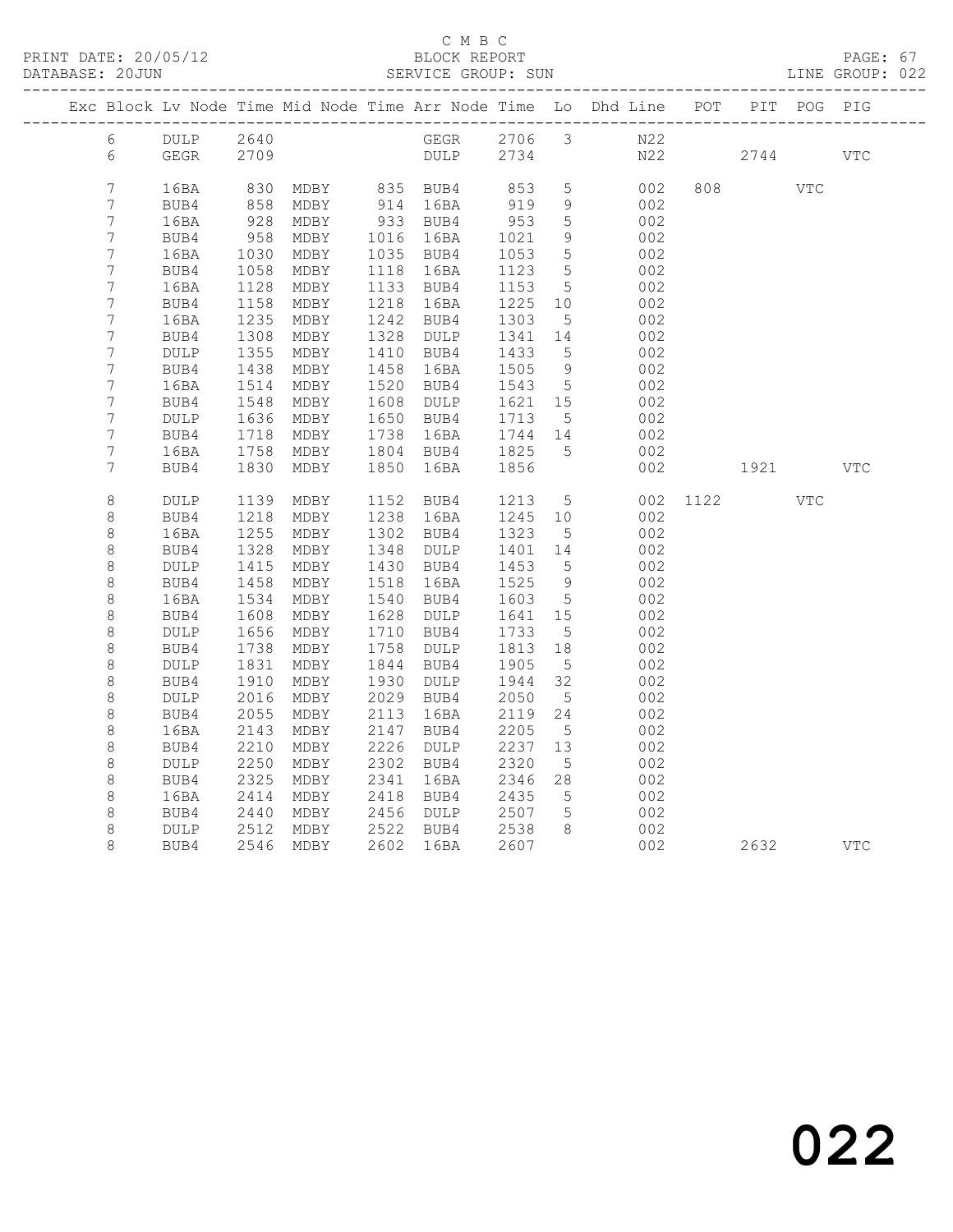C M B C

BLOCK REPORT

PRINT DATE: 20/05/12 DATABASE: 20JUN SERVICE GROUP: SUN LINE GROUP: 022

| Exc | Block | Lv | Node | Time | Mid Node | Time | Arr Node | Time | Lo | Dhd Line | POT | PIT | POG | PIG |
|---|---|---|---|---|---|---|---|---|---|---|---|---|---|---|
| | 6 | | DULP | 2640 | | | GEGR | 2706 | 3 | N22 | | | | |
| | 6 | | GEGR | 2709 | | | DULP | 2734 | | N22 | | 2744 | | VTC |
| | 7 | | 16BA | 830 | MDBY | 835 | BUB4 | 853 | 5 | 002 | 808 | | VTC | |
| | 7 | | BUB4 | 858 | MDBY | 914 | 16BA | 919 | 9 | 002 | | | | |
| | 7 | | 16BA | 928 | MDBY | 933 | BUB4 | 953 | 5 | 002 | | | | |
| | 7 | | BUB4 | 958 | MDBY | 1016 | 16BA | 1021 | 9 | 002 | | | | |
| | 7 | | 16BA | 1030 | MDBY | 1035 | BUB4 | 1053 | 5 | 002 | | | | |
| | 7 | | BUB4 | 1058 | MDBY | 1118 | 16BA | 1123 | 5 | 002 | | | | |
| | 7 | | 16BA | 1128 | MDBY | 1133 | BUB4 | 1153 | 5 | 002 | | | | |
| | 7 | | BUB4 | 1158 | MDBY | 1218 | 16BA | 1225 | 10 | 002 | | | | |
| | 7 | | 16BA | 1235 | MDBY | 1242 | BUB4 | 1303 | 5 | 002 | | | | |
| | 7 | | BUB4 | 1308 | MDBY | 1328 | DULP | 1341 | 14 | 002 | | | | |
| | 7 | | DULP | 1355 | MDBY | 1410 | BUB4 | 1433 | 5 | 002 | | | | |
| | 7 | | BUB4 | 1438 | MDBY | 1458 | 16BA | 1505 | 9 | 002 | | | | |
| | 7 | | 16BA | 1514 | MDBY | 1520 | BUB4 | 1543 | 5 | 002 | | | | |
| | 7 | | BUB4 | 1548 | MDBY | 1608 | DULP | 1621 | 15 | 002 | | | | |
| | 7 | | DULP | 1636 | MDBY | 1650 | BUB4 | 1713 | 5 | 002 | | | | |
| | 7 | | BUB4 | 1718 | MDBY | 1738 | 16BA | 1744 | 14 | 002 | | | | |
| | 7 | | 16BA | 1758 | MDBY | 1804 | BUB4 | 1825 | 5 | 002 | | | | |
| | 7 | | BUB4 | 1830 | MDBY | 1850 | 16BA | 1856 | | 002 | | 1921 | | VTC |
| | 8 | | DULP | 1139 | MDBY | 1152 | BUB4 | 1213 | 5 | 002 | 1122 | | VTC | |
| | 8 | | BUB4 | 1218 | MDBY | 1238 | 16BA | 1245 | 10 | 002 | | | | |
| | 8 | | 16BA | 1255 | MDBY | 1302 | BUB4 | 1323 | 5 | 002 | | | | |
| | 8 | | BUB4 | 1328 | MDBY | 1348 | DULP | 1401 | 14 | 002 | | | | |
| | 8 | | DULP | 1415 | MDBY | 1430 | BUB4 | 1453 | 5 | 002 | | | | |
| | 8 | | BUB4 | 1458 | MDBY | 1518 | 16BA | 1525 | 9 | 002 | | | | |
| | 8 | | 16BA | 1534 | MDBY | 1540 | BUB4 | 1603 | 5 | 002 | | | | |
| | 8 | | BUB4 | 1608 | MDBY | 1628 | DULP | 1641 | 15 | 002 | | | | |
| | 8 | | DULP | 1656 | MDBY | 1710 | BUB4 | 1733 | 5 | 002 | | | | |
| | 8 | | BUB4 | 1738 | MDBY | 1758 | DULP | 1813 | 18 | 002 | | | | |
| | 8 | | DULP | 1831 | MDBY | 1844 | BUB4 | 1905 | 5 | 002 | | | | |
| | 8 | | BUB4 | 1910 | MDBY | 1930 | DULP | 1944 | 32 | 002 | | | | |
| | 8 | | DULP | 2016 | MDBY | 2029 | BUB4 | 2050 | 5 | 002 | | | | |
| | 8 | | BUB4 | 2055 | MDBY | 2113 | 16BA | 2119 | 24 | 002 | | | | |
| | 8 | | 16BA | 2143 | MDBY | 2147 | BUB4 | 2205 | 5 | 002 | | | | |
| | 8 | | BUB4 | 2210 | MDBY | 2226 | DULP | 2237 | 13 | 002 | | | | |
| | 8 | | DULP | 2250 | MDBY | 2302 | BUB4 | 2320 | 5 | 002 | | | | |
| | 8 | | BUB4 | 2325 | MDBY | 2341 | 16BA | 2346 | 28 | 002 | | | | |
| | 8 | | 16BA | 2414 | MDBY | 2418 | BUB4 | 2435 | 5 | 002 | | | | |
| | 8 | | BUB4 | 2440 | MDBY | 2456 | DULP | 2507 | 5 | 002 | | | | |
| | 8 | | DULP | 2512 | MDBY | 2522 | BUB4 | 2538 | 8 | 002 | | | | |
| | 8 | | BUB4 | 2546 | MDBY | 2602 | 16BA | 2607 | | 002 | | 2632 | | VTC |

022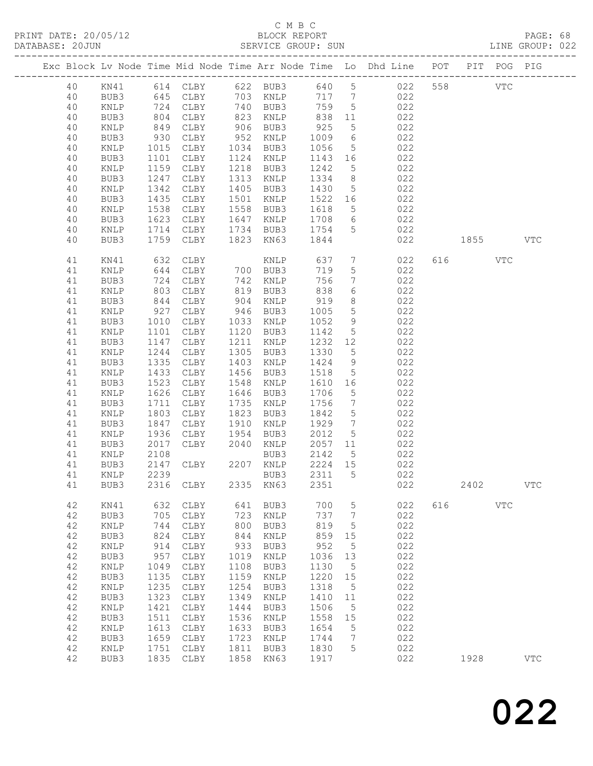C M B C
BLOCK REPORT
SERVICE GROUP: SUN

PRINT DATE: 20/05/12
DATABASE: 20JUN
LINE GROUP: 022

| Exc | Block | Lv | Node | Time | Mid Node | Time | Arr Node | Time | Lo | Dhd Line | POT | PIT | POG | PIG |
|---|---|---|---|---|---|---|---|---|---|---|---|---|---|---|
| | 40 | | KN41 | 614 | CLBY | 622 | BUB3 | 640 | 5 | 022 | 558 | | VTC | |
| | 40 | | BUB3 | 645 | CLBY | 703 | KNLP | 717 | 7 | 022 | | | | |
| | 40 | | KNLP | 724 | CLBY | 740 | BUB3 | 759 | 5 | 022 | | | | |
| | 40 | | BUB3 | 804 | CLBY | 823 | KNLP | 838 | 11 | 022 | | | | |
| | 40 | | KNLP | 849 | CLBY | 906 | BUB3 | 925 | 5 | 022 | | | | |
| | 40 | | BUB3 | 930 | CLBY | 952 | KNLP | 1009 | 6 | 022 | | | | |
| | 40 | | KNLP | 1015 | CLBY | 1034 | BUB3 | 1056 | 5 | 022 | | | | |
| | 40 | | BUB3 | 1101 | CLBY | 1124 | KNLP | 1143 | 16 | 022 | | | | |
| | 40 | | KNLP | 1159 | CLBY | 1218 | BUB3 | 1242 | 5 | 022 | | | | |
| | 40 | | BUB3 | 1247 | CLBY | 1313 | KNLP | 1334 | 8 | 022 | | | | |
| | 40 | | KNLP | 1342 | CLBY | 1405 | BUB3 | 1430 | 5 | 022 | | | | |
| | 40 | | BUB3 | 1435 | CLBY | 1501 | KNLP | 1522 | 16 | 022 | | | | |
| | 40 | | KNLP | 1538 | CLBY | 1558 | BUB3 | 1618 | 5 | 022 | | | | |
| | 40 | | BUB3 | 1623 | CLBY | 1647 | KNLP | 1708 | 6 | 022 | | | | |
| | 40 | | KNLP | 1714 | CLBY | 1734 | BUB3 | 1754 | 5 | 022 | | | | |
| | 40 | | BUB3 | 1759 | CLBY | 1823 | KN63 | 1844 | | 022 | | 1855 | | VTC |
| | 41 | | KN41 | 632 | CLBY | | KNLP | 637 | 7 | 022 | 616 | | VTC | |
| | 41 | | KNLP | 644 | CLBY | 700 | BUB3 | 719 | 5 | 022 | | | | |
| | 41 | | BUB3 | 724 | CLBY | 742 | KNLP | 756 | 7 | 022 | | | | |
| | 41 | | KNLP | 803 | CLBY | 819 | BUB3 | 838 | 6 | 022 | | | | |
| | 41 | | BUB3 | 844 | CLBY | 904 | KNLP | 919 | 8 | 022 | | | | |
| | 41 | | KNLP | 927 | CLBY | 946 | BUB3 | 1005 | 5 | 022 | | | | |
| | 41 | | BUB3 | 1010 | CLBY | 1033 | KNLP | 1052 | 9 | 022 | | | | |
| | 41 | | KNLP | 1101 | CLBY | 1120 | BUB3 | 1142 | 5 | 022 | | | | |
| | 41 | | BUB3 | 1147 | CLBY | 1211 | KNLP | 1232 | 12 | 022 | | | | |
| | 41 | | KNLP | 1244 | CLBY | 1305 | BUB3 | 1330 | 5 | 022 | | | | |
| | 41 | | BUB3 | 1335 | CLBY | 1403 | KNLP | 1424 | 9 | 022 | | | | |
| | 41 | | KNLP | 1433 | CLBY | 1456 | BUB3 | 1518 | 5 | 022 | | | | |
| | 41 | | BUB3 | 1523 | CLBY | 1548 | KNLP | 1610 | 16 | 022 | | | | |
| | 41 | | KNLP | 1626 | CLBY | 1646 | BUB3 | 1706 | 5 | 022 | | | | |
| | 41 | | BUB3 | 1711 | CLBY | 1735 | KNLP | 1756 | 7 | 022 | | | | |
| | 41 | | KNLP | 1803 | CLBY | 1823 | BUB3 | 1842 | 5 | 022 | | | | |
| | 41 | | BUB3 | 1847 | CLBY | 1910 | KNLP | 1929 | 7 | 022 | | | | |
| | 41 | | KNLP | 1936 | CLBY | 1954 | BUB3 | 2012 | 5 | 022 | | | | |
| | 41 | | BUB3 | 2017 | CLBY | 2040 | KNLP | 2057 | 11 | 022 | | | | |
| | 41 | | KNLP | 2108 | | | BUB3 | 2142 | 5 | 022 | | | | |
| | 41 | | BUB3 | 2147 | CLBY | 2207 | KNLP | 2224 | 15 | 022 | | | | |
| | 41 | | KNLP | 2239 | | | BUB3 | 2311 | 5 | 022 | | | | |
| | 41 | | BUB3 | 2316 | CLBY | 2335 | KN63 | 2351 | | 022 | | 2402 | | VTC |
| | 42 | | KN41 | 632 | CLBY | 641 | BUB3 | 700 | 5 | 022 | 616 | | VTC | |
| | 42 | | BUB3 | 705 | CLBY | 723 | KNLP | 737 | 7 | 022 | | | | |
| | 42 | | KNLP | 744 | CLBY | 800 | BUB3 | 819 | 5 | 022 | | | | |
| | 42 | | BUB3 | 824 | CLBY | 844 | KNLP | 859 | 15 | 022 | | | | |
| | 42 | | KNLP | 914 | CLBY | 933 | BUB3 | 952 | 5 | 022 | | | | |
| | 42 | | BUB3 | 957 | CLBY | 1019 | KNLP | 1036 | 13 | 022 | | | | |
| | 42 | | KNLP | 1049 | CLBY | 1108 | BUB3 | 1130 | 5 | 022 | | | | |
| | 42 | | BUB3 | 1135 | CLBY | 1159 | KNLP | 1220 | 15 | 022 | | | | |
| | 42 | | KNLP | 1235 | CLBY | 1254 | BUB3 | 1318 | 5 | 022 | | | | |
| | 42 | | BUB3 | 1323 | CLBY | 1349 | KNLP | 1410 | 11 | 022 | | | | |
| | 42 | | KNLP | 1421 | CLBY | 1444 | BUB3 | 1506 | 5 | 022 | | | | |
| | 42 | | BUB3 | 1511 | CLBY | 1536 | KNLP | 1558 | 15 | 022 | | | | |
| | 42 | | KNLP | 1613 | CLBY | 1633 | BUB3 | 1654 | 5 | 022 | | | | |
| | 42 | | BUB3 | 1659 | CLBY | 1723 | KNLP | 1744 | 7 | 022 | | | | |
| | 42 | | KNLP | 1751 | CLBY | 1811 | BUB3 | 1830 | 5 | 022 | | | | |
| | 42 | | BUB3 | 1835 | CLBY | 1858 | KN63 | 1917 | | 022 | | 1928 | | VTC |

022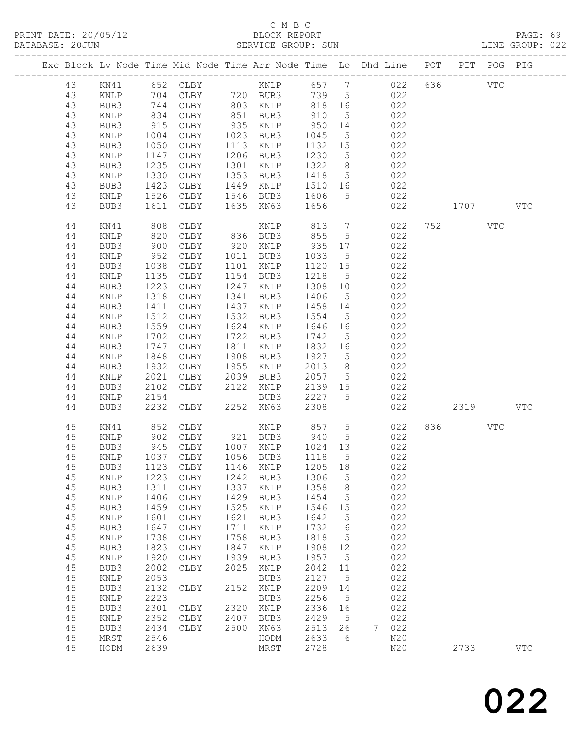C M B C
BLOCK REPORT
SERVICE GROUP: SUN

PRINT DATE: 20/05/12
DATABASE: 20JUN
LINE GROUP: 022

| Exc | Block | Lv | Node | Time | Mid Node | Time | Arr Node | Time | Lo | Dhd Line | POT | PIT | POG | PIG |
|---|---|---|---|---|---|---|---|---|---|---|---|---|---|---|
| | 43 | | KN41 | 652 | CLBY | | KNLP | 657 | 7 | 022 | 636 | | VTC | |
| | 43 | | KNLP | 704 | CLBY | 720 | BUB3 | 739 | 5 | 022 | | | | |
| | 43 | | BUB3 | 744 | CLBY | 803 | KNLP | 818 | 16 | 022 | | | | |
| | 43 | | KNLP | 834 | CLBY | 851 | BUB3 | 910 | 5 | 022 | | | | |
| | 43 | | BUB3 | 915 | CLBY | 935 | KNLP | 950 | 14 | 022 | | | | |
| | 43 | | KNLP | 1004 | CLBY | 1023 | BUB3 | 1045 | 5 | 022 | | | | |
| | 43 | | BUB3 | 1050 | CLBY | 1113 | KNLP | 1132 | 15 | 022 | | | | |
| | 43 | | KNLP | 1147 | CLBY | 1206 | BUB3 | 1230 | 5 | 022 | | | | |
| | 43 | | BUB3 | 1235 | CLBY | 1301 | KNLP | 1322 | 8 | 022 | | | | |
| | 43 | | KNLP | 1330 | CLBY | 1353 | BUB3 | 1418 | 5 | 022 | | | | |
| | 43 | | BUB3 | 1423 | CLBY | 1449 | KNLP | 1510 | 16 | 022 | | | | |
| | 43 | | KNLP | 1526 | CLBY | 1546 | BUB3 | 1606 | 5 | 022 | | | | |
| | 43 | | BUB3 | 1611 | CLBY | 1635 | KN63 | 1656 | | 022 | | 1707 | | VTC |
| | 44 | | KN41 | 808 | CLBY | | KNLP | 813 | 7 | 022 | 752 | | VTC | |
| | 44 | | KNLP | 820 | CLBY | 836 | BUB3 | 855 | 5 | 022 | | | | |
| | 44 | | BUB3 | 900 | CLBY | 920 | KNLP | 935 | 17 | 022 | | | | |
| | 44 | | KNLP | 952 | CLBY | 1011 | BUB3 | 1033 | 5 | 022 | | | | |
| | 44 | | BUB3 | 1038 | CLBY | 1101 | KNLP | 1120 | 15 | 022 | | | | |
| | 44 | | KNLP | 1135 | CLBY | 1154 | BUB3 | 1218 | 5 | 022 | | | | |
| | 44 | | BUB3 | 1223 | CLBY | 1247 | KNLP | 1308 | 10 | 022 | | | | |
| | 44 | | KNLP | 1318 | CLBY | 1341 | BUB3 | 1406 | 5 | 022 | | | | |
| | 44 | | BUB3 | 1411 | CLBY | 1437 | KNLP | 1458 | 14 | 022 | | | | |
| | 44 | | KNLP | 1512 | CLBY | 1532 | BUB3 | 1554 | 5 | 022 | | | | |
| | 44 | | BUB3 | 1559 | CLBY | 1624 | KNLP | 1646 | 16 | 022 | | | | |
| | 44 | | KNLP | 1702 | CLBY | 1722 | BUB3 | 1742 | 5 | 022 | | | | |
| | 44 | | BUB3 | 1747 | CLBY | 1811 | KNLP | 1832 | 16 | 022 | | | | |
| | 44 | | KNLP | 1848 | CLBY | 1908 | BUB3 | 1927 | 5 | 022 | | | | |
| | 44 | | BUB3 | 1932 | CLBY | 1955 | KNLP | 2013 | 8 | 022 | | | | |
| | 44 | | KNLP | 2021 | CLBY | 2039 | BUB3 | 2057 | 5 | 022 | | | | |
| | 44 | | BUB3 | 2102 | CLBY | 2122 | KNLP | 2139 | 15 | 022 | | | | |
| | 44 | | KNLP | 2154 | | | BUB3 | 2227 | 5 | 022 | | | | |
| | 44 | | BUB3 | 2232 | CLBY | 2252 | KN63 | 2308 | | 022 | | 2319 | | VTC |
| | 45 | | KN41 | 852 | CLBY | | KNLP | 857 | 5 | 022 | 836 | | VTC | |
| | 45 | | KNLP | 902 | CLBY | 921 | BUB3 | 940 | 5 | 022 | | | | |
| | 45 | | BUB3 | 945 | CLBY | 1007 | KNLP | 1024 | 13 | 022 | | | | |
| | 45 | | KNLP | 1037 | CLBY | 1056 | BUB3 | 1118 | 5 | 022 | | | | |
| | 45 | | BUB3 | 1123 | CLBY | 1146 | KNLP | 1205 | 18 | 022 | | | | |
| | 45 | | KNLP | 1223 | CLBY | 1242 | BUB3 | 1306 | 5 | 022 | | | | |
| | 45 | | BUB3 | 1311 | CLBY | 1337 | KNLP | 1358 | 8 | 022 | | | | |
| | 45 | | KNLP | 1406 | CLBY | 1429 | BUB3 | 1454 | 5 | 022 | | | | |
| | 45 | | BUB3 | 1459 | CLBY | 1525 | KNLP | 1546 | 15 | 022 | | | | |
| | 45 | | KNLP | 1601 | CLBY | 1621 | BUB3 | 1642 | 5 | 022 | | | | |
| | 45 | | BUB3 | 1647 | CLBY | 1711 | KNLP | 1732 | 6 | 022 | | | | |
| | 45 | | KNLP | 1738 | CLBY | 1758 | BUB3 | 1818 | 5 | 022 | | | | |
| | 45 | | BUB3 | 1823 | CLBY | 1847 | KNLP | 1908 | 12 | 022 | | | | |
| | 45 | | KNLP | 1920 | CLBY | 1939 | BUB3 | 1957 | 5 | 022 | | | | |
| | 45 | | BUB3 | 2002 | CLBY | 2025 | KNLP | 2042 | 11 | 022 | | | | |
| | 45 | | KNLP | 2053 | | | BUB3 | 2127 | 5 | 022 | | | | |
| | 45 | | BUB3 | 2132 | CLBY | 2152 | KNLP | 2209 | 14 | 022 | | | | |
| | 45 | | KNLP | 2223 | | | BUB3 | 2256 | 5 | 022 | | | | |
| | 45 | | BUB3 | 2301 | CLBY | 2320 | KNLP | 2336 | 16 | 022 | | | | |
| | 45 | | KNLP | 2352 | CLBY | 2407 | BUB3 | 2429 | 5 | 022 | | | | |
| | 45 | | BUB3 | 2434 | CLBY | 2500 | KN63 | 2513 | 26 | 7 022 | | | | |
| | 45 | | MRST | 2546 | | | HODM | 2633 | 6 | N20 | | | | |
| | 45 | | HODM | 2639 | | | MRST | 2728 | | N20 | | 2733 | | VTC |

022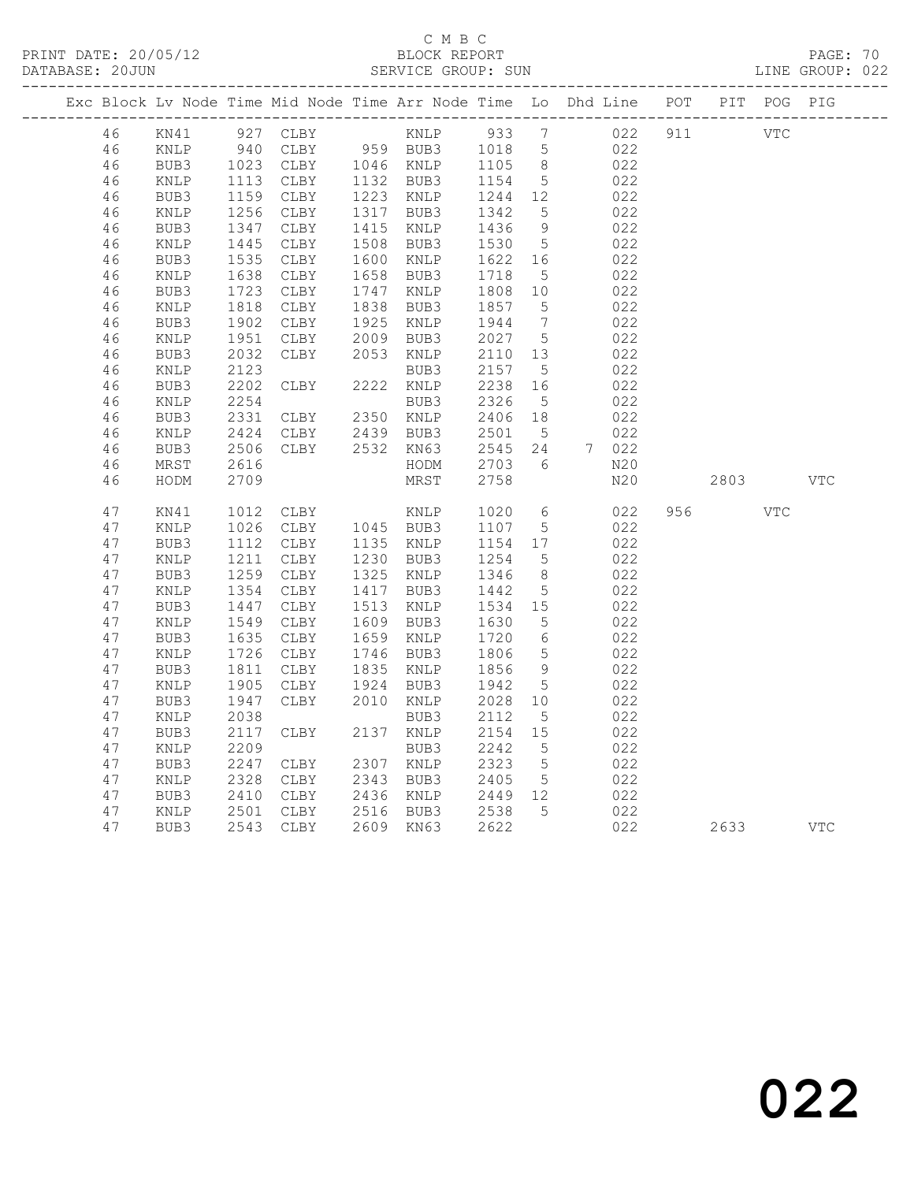C M B C
BLOCK REPORT
SERVICE GROUP: SUN

PRINT DATE: 20/05/12
DATABASE: 20JUN
PAGE: 70
LINE GROUP: 022

| Exc | Block | Lv | Node | Time | Mid Node | Time | Arr Node | Time | Lo | Dhd | Line | POT | PIT | POG | PIG |
|---|---|---|---|---|---|---|---|---|---|---|---|---|---|---|---|
| | 46 | | KN41 | 927 | CLBY | | KNLP | 933 | 7 | | 022 | 911 | | VTC | |
| | 46 | | KNLP | 940 | CLBY | 959 | BUB3 | 1018 | 5 | | 022 | | | | |
| | 46 | | BUB3 | 1023 | CLBY | 1046 | KNLP | 1105 | 8 | | 022 | | | | |
| | 46 | | KNLP | 1113 | CLBY | 1132 | BUB3 | 1154 | 5 | | 022 | | | | |
| | 46 | | BUB3 | 1159 | CLBY | 1223 | KNLP | 1244 | 12 | | 022 | | | | |
| | 46 | | KNLP | 1256 | CLBY | 1317 | BUB3 | 1342 | 5 | | 022 | | | | |
| | 46 | | BUB3 | 1347 | CLBY | 1415 | KNLP | 1436 | 9 | | 022 | | | | |
| | 46 | | KNLP | 1445 | CLBY | 1508 | BUB3 | 1530 | 5 | | 022 | | | | |
| | 46 | | BUB3 | 1535 | CLBY | 1600 | KNLP | 1622 | 16 | | 022 | | | | |
| | 46 | | KNLP | 1638 | CLBY | 1658 | BUB3 | 1718 | 5 | | 022 | | | | |
| | 46 | | BUB3 | 1723 | CLBY | 1747 | KNLP | 1808 | 10 | | 022 | | | | |
| | 46 | | KNLP | 1818 | CLBY | 1838 | BUB3 | 1857 | 5 | | 022 | | | | |
| | 46 | | BUB3 | 1902 | CLBY | 1925 | KNLP | 1944 | 7 | | 022 | | | | |
| | 46 | | KNLP | 1951 | CLBY | 2009 | BUB3 | 2027 | 5 | | 022 | | | | |
| | 46 | | BUB3 | 2032 | CLBY | 2053 | KNLP | 2110 | 13 | | 022 | | | | |
| | 46 | | KNLP | 2123 | | | BUB3 | 2157 | 5 | | 022 | | | | |
| | 46 | | BUB3 | 2202 | CLBY | 2222 | KNLP | 2238 | 16 | | 022 | | | | |
| | 46 | | KNLP | 2254 | | | BUB3 | 2326 | 5 | | 022 | | | | |
| | 46 | | BUB3 | 2331 | CLBY | 2350 | KNLP | 2406 | 18 | | 022 | | | | |
| | 46 | | KNLP | 2424 | CLBY | 2439 | BUB3 | 2501 | 5 | | 022 | | | | |
| | 46 | | BUB3 | 2506 | CLBY | 2532 | KN63 | 2545 | 24 | 7 | 022 | | | | |
| | 46 | | MRST | 2616 | | | HODM | 2703 | 6 | | N20 | | | | |
| | 46 | | HODM | 2709 | | | MRST | 2758 | | | N20 | | 2803 | | VTC |
| | 47 | | KN41 | 1012 | CLBY | | KNLP | 1020 | 6 | | 022 | 956 | | VTC | |
| | 47 | | KNLP | 1026 | CLBY | 1045 | BUB3 | 1107 | 5 | | 022 | | | | |
| | 47 | | BUB3 | 1112 | CLBY | 1135 | KNLP | 1154 | 17 | | 022 | | | | |
| | 47 | | KNLP | 1211 | CLBY | 1230 | BUB3 | 1254 | 5 | | 022 | | | | |
| | 47 | | BUB3 | 1259 | CLBY | 1325 | KNLP | 1346 | 8 | | 022 | | | | |
| | 47 | | KNLP | 1354 | CLBY | 1417 | BUB3 | 1442 | 5 | | 022 | | | | |
| | 47 | | BUB3 | 1447 | CLBY | 1513 | KNLP | 1534 | 15 | | 022 | | | | |
| | 47 | | KNLP | 1549 | CLBY | 1609 | BUB3 | 1630 | 5 | | 022 | | | | |
| | 47 | | BUB3 | 1635 | CLBY | 1659 | KNLP | 1720 | 6 | | 022 | | | | |
| | 47 | | KNLP | 1726 | CLBY | 1746 | BUB3 | 1806 | 5 | | 022 | | | | |
| | 47 | | BUB3 | 1811 | CLBY | 1835 | KNLP | 1856 | 9 | | 022 | | | | |
| | 47 | | KNLP | 1905 | CLBY | 1924 | BUB3 | 1942 | 5 | | 022 | | | | |
| | 47 | | BUB3 | 1947 | CLBY | 2010 | KNLP | 2028 | 10 | | 022 | | | | |
| | 47 | | KNLP | 2038 | | | BUB3 | 2112 | 5 | | 022 | | | | |
| | 47 | | BUB3 | 2117 | CLBY | 2137 | KNLP | 2154 | 15 | | 022 | | | | |
| | 47 | | KNLP | 2209 | | | BUB3 | 2242 | 5 | | 022 | | | | |
| | 47 | | BUB3 | 2247 | CLBY | 2307 | KNLP | 2323 | 5 | | 022 | | | | |
| | 47 | | KNLP | 2328 | CLBY | 2343 | BUB3 | 2405 | 5 | | 022 | | | | |
| | 47 | | BUB3 | 2410 | CLBY | 2436 | KNLP | 2449 | 12 | | 022 | | | | |
| | 47 | | KNLP | 2501 | CLBY | 2516 | BUB3 | 2538 | 5 | | 022 | | | | |
| | 47 | | BUB3 | 2543 | CLBY | 2609 | KN63 | 2622 | | | 022 | | 2633 | | VTC |

022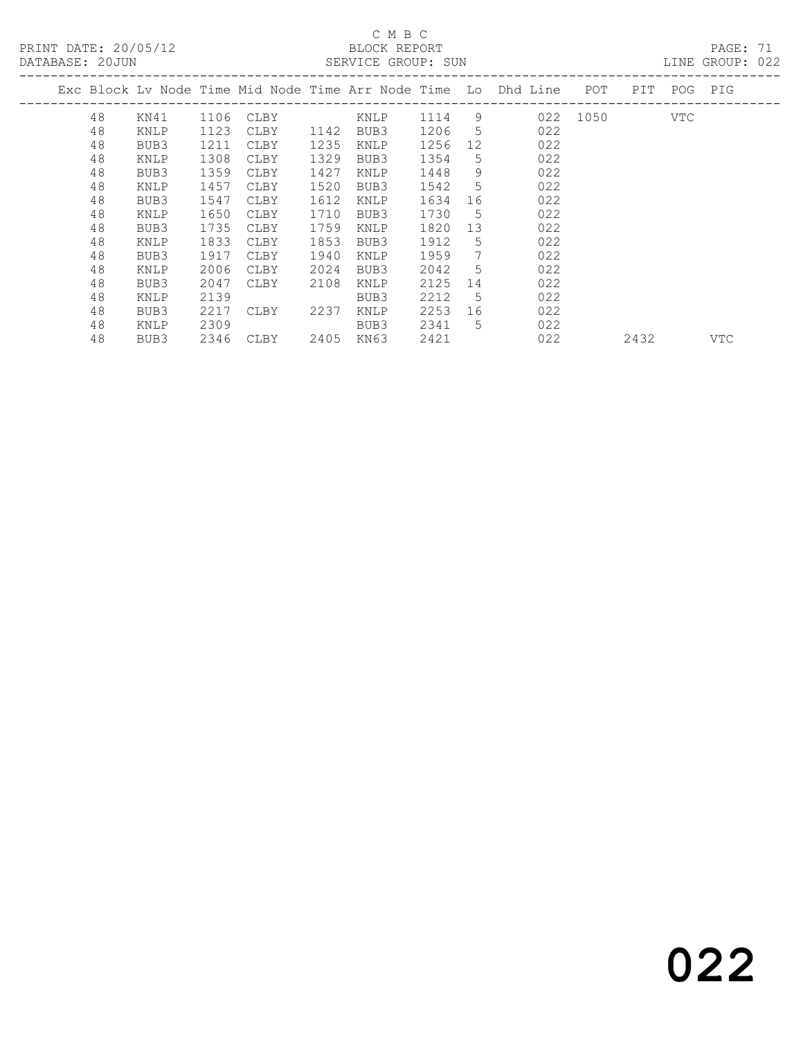C M B C

BLOCK REPORT

SERVICE GROUP: SUN

PRINT DATE: 20/05/12

DATABASE: 20JUN

LINE GROUP: 022

| Exc | Block | Lv Node | Time | Mid Node | Time | Arr Node | Time | Lo | Dhd Line | POT | PIT | POG | PIG |
|---|---|---|---|---|---|---|---|---|---|---|---|---|---|
| | 48 | KN41 | 1106 | CLBY | | KNLP | 1114 | 9 | 022 | 1050 | | VTC | |
| | 48 | KNLP | 1123 | CLBY | 1142 | BUB3 | 1206 | 5 | 022 | | | | |
| | 48 | BUB3 | 1211 | CLBY | 1235 | KNLP | 1256 | 12 | 022 | | | | |
| | 48 | KNLP | 1308 | CLBY | 1329 | BUB3 | 1354 | 5 | 022 | | | | |
| | 48 | BUB3 | 1359 | CLBY | 1427 | KNLP | 1448 | 9 | 022 | | | | |
| | 48 | KNLP | 1457 | CLBY | 1520 | BUB3 | 1542 | 5 | 022 | | | | |
| | 48 | BUB3 | 1547 | CLBY | 1612 | KNLP | 1634 | 16 | 022 | | | | |
| | 48 | KNLP | 1650 | CLBY | 1710 | BUB3 | 1730 | 5 | 022 | | | | |
| | 48 | BUB3 | 1735 | CLBY | 1759 | KNLP | 1820 | 13 | 022 | | | | |
| | 48 | KNLP | 1833 | CLBY | 1853 | BUB3 | 1912 | 5 | 022 | | | | |
| | 48 | BUB3 | 1917 | CLBY | 1940 | KNLP | 1959 | 7 | 022 | | | | |
| | 48 | KNLP | 2006 | CLBY | 2024 | BUB3 | 2042 | 5 | 022 | | | | |
| | 48 | BUB3 | 2047 | CLBY | 2108 | KNLP | 2125 | 14 | 022 | | | | |
| | 48 | KNLP | 2139 | | | BUB3 | 2212 | 5 | 022 | | | | |
| | 48 | BUB3 | 2217 | CLBY | 2237 | KNLP | 2253 | 16 | 022 | | | | |
| | 48 | KNLP | 2309 | | | BUB3 | 2341 | 5 | 022 | | | | |
| | 48 | BUB3 | 2346 | CLBY | 2405 | KN63 | 2421 | | 022 | | 2432 | | VTC |

022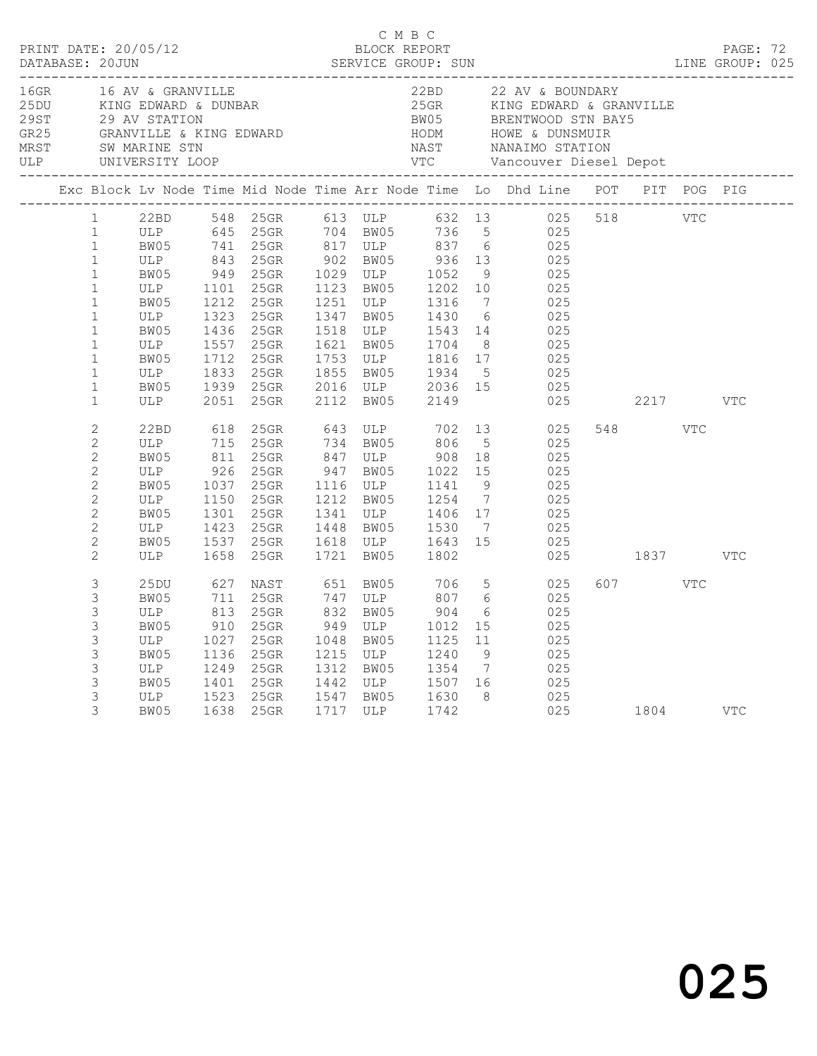C M B C
BLOCK REPORT
SERVICE GROUP: SUN

PRINT DATE: 20/05/12
DATABASE: 20JUN
LINE GROUP: 025

| Code | Location | Code | Location |
|---|---|---|---|
| 16GR | 16 AV & GRANVILLE | 22BD | 22 AV & BOUNDARY |
| 25DU | KING EDWARD & DUNBAR | 25GR | KING EDWARD & GRANVILLE |
| 29ST | 29 AV STATION | BW05 | BRENTWOOD STN BAY5 |
| GR25 | GRANVILLE & KING EDWARD | HODM | HOWE & DUNSMUIR |
| MRST | SW MARINE STN | NAST | NANAIMO STATION |
| ULP | UNIVERSITY LOOP | VTC | Vancouver Diesel Depot |

| Exc | Block | Lv Node | Time | Mid Node | Time | Arr Node | Time | Lo | Dhd Line | POT | PIT | POG | PIG |
|---|---|---|---|---|---|---|---|---|---|---|---|---|---|
| | 1 | 22BD | 548 | 25GR | 613 | ULP | 632 | 13 | 025 | 518 | | VTC | |
| | 1 | ULP | 645 | 25GR | 704 | BW05 | 736 | 5 | 025 | | | | |
| | 1 | BW05 | 741 | 25GR | 817 | ULP | 837 | 6 | 025 | | | | |
| | 1 | ULP | 843 | 25GR | 902 | BW05 | 936 | 13 | 025 | | | | |
| | 1 | BW05 | 949 | 25GR | 1029 | ULP | 1052 | 9 | 025 | | | | |
| | 1 | ULP | 1101 | 25GR | 1123 | BW05 | 1202 | 10 | 025 | | | | |
| | 1 | BW05 | 1212 | 25GR | 1251 | ULP | 1316 | 7 | 025 | | | | |
| | 1 | ULP | 1323 | 25GR | 1347 | BW05 | 1430 | 6 | 025 | | | | |
| | 1 | BW05 | 1436 | 25GR | 1518 | ULP | 1543 | 14 | 025 | | | | |
| | 1 | ULP | 1557 | 25GR | 1621 | BW05 | 1704 | 8 | 025 | | | | |
| | 1 | BW05 | 1712 | 25GR | 1753 | ULP | 1816 | 17 | 025 | | | | |
| | 1 | ULP | 1833 | 25GR | 1855 | BW05 | 1934 | 5 | 025 | | | | |
| | 1 | BW05 | 1939 | 25GR | 2016 | ULP | 2036 | 15 | 025 | | | | |
| | 1 | ULP | 2051 | 25GR | 2112 | BW05 | 2149 | | 025 | | 2217 | | VTC |
| | 2 | 22BD | 618 | 25GR | 643 | ULP | 702 | 13 | 025 | 548 | | VTC | |
| | 2 | ULP | 715 | 25GR | 734 | BW05 | 806 | 5 | 025 | | | | |
| | 2 | BW05 | 811 | 25GR | 847 | ULP | 908 | 18 | 025 | | | | |
| | 2 | ULP | 926 | 25GR | 947 | BW05 | 1022 | 15 | 025 | | | | |
| | 2 | BW05 | 1037 | 25GR | 1116 | ULP | 1141 | 9 | 025 | | | | |
| | 2 | ULP | 1150 | 25GR | 1212 | BW05 | 1254 | 7 | 025 | | | | |
| | 2 | BW05 | 1301 | 25GR | 1341 | ULP | 1406 | 17 | 025 | | | | |
| | 2 | ULP | 1423 | 25GR | 1448 | BW05 | 1530 | 7 | 025 | | | | |
| | 2 | BW05 | 1537 | 25GR | 1618 | ULP | 1643 | 15 | 025 | | | | |
| | 2 | ULP | 1658 | 25GR | 1721 | BW05 | 1802 | | 025 | | 1837 | | VTC |
| | 3 | 25DU | 627 | NAST | 651 | BW05 | 706 | 5 | 025 | 607 | | VTC | |
| | 3 | BW05 | 711 | 25GR | 747 | ULP | 807 | 6 | 025 | | | | |
| | 3 | ULP | 813 | 25GR | 832 | BW05 | 904 | 6 | 025 | | | | |
| | 3 | BW05 | 910 | 25GR | 949 | ULP | 1012 | 15 | 025 | | | | |
| | 3 | ULP | 1027 | 25GR | 1048 | BW05 | 1125 | 11 | 025 | | | | |
| | 3 | BW05 | 1136 | 25GR | 1215 | ULP | 1240 | 9 | 025 | | | | |
| | 3 | ULP | 1249 | 25GR | 1312 | BW05 | 1354 | 7 | 025 | | | | |
| | 3 | BW05 | 1401 | 25GR | 1442 | ULP | 1507 | 16 | 025 | | | | |
| | 3 | ULP | 1523 | 25GR | 1547 | BW05 | 1630 | 8 | 025 | | | | |
| | 3 | BW05 | 1638 | 25GR | 1717 | ULP | 1742 | | 025 | | 1804 | | VTC |

025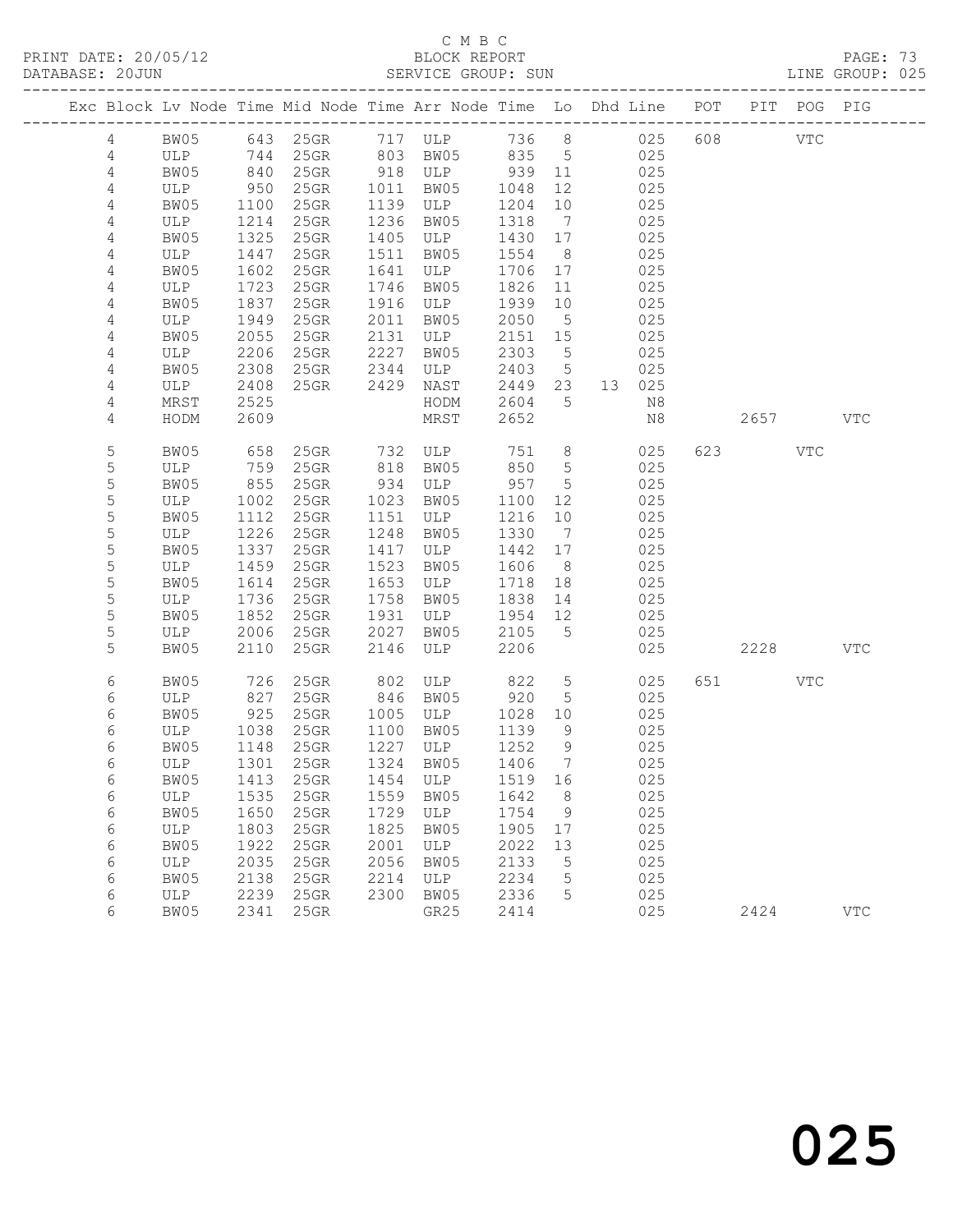C M B C
BLOCK REPORT
SERVICE GROUP: SUN

PRINT DATE: 20/05/12
DATABASE: 20JUN
LINE GROUP: 025

| Exc | Block | Lv | Node | Time | Mid Node | Time | Arr Node | Time | Lo | Dhd | Line | POT | PIT | POG | PIG |
|---|---|---|---|---|---|---|---|---|---|---|---|---|---|---|---|
| | 4 | | BW05 | 643 | 25GR | 717 | ULP | 736 | 8 | | 025 | 608 | | VTC | |
| | 4 | | ULP | 744 | 25GR | 803 | BW05 | 835 | 5 | | 025 | | | | |
| | 4 | | BW05 | 840 | 25GR | 918 | ULP | 939 | 11 | | 025 | | | | |
| | 4 | | ULP | 950 | 25GR | 1011 | BW05 | 1048 | 12 | | 025 | | | | |
| | 4 | | BW05 | 1100 | 25GR | 1139 | ULP | 1204 | 10 | | 025 | | | | |
| | 4 | | ULP | 1214 | 25GR | 1236 | BW05 | 1318 | 7 | | 025 | | | | |
| | 4 | | BW05 | 1325 | 25GR | 1405 | ULP | 1430 | 17 | | 025 | | | | |
| | 4 | | ULP | 1447 | 25GR | 1511 | BW05 | 1554 | 8 | | 025 | | | | |
| | 4 | | BW05 | 1602 | 25GR | 1641 | ULP | 1706 | 17 | | 025 | | | | |
| | 4 | | ULP | 1723 | 25GR | 1746 | BW05 | 1826 | 11 | | 025 | | | | |
| | 4 | | BW05 | 1837 | 25GR | 1916 | ULP | 1939 | 10 | | 025 | | | | |
| | 4 | | ULP | 1949 | 25GR | 2011 | BW05 | 2050 | 5 | | 025 | | | | |
| | 4 | | BW05 | 2055 | 25GR | 2131 | ULP | 2151 | 15 | | 025 | | | | |
| | 4 | | ULP | 2206 | 25GR | 2227 | BW05 | 2303 | 5 | | 025 | | | | |
| | 4 | | BW05 | 2308 | 25GR | 2344 | ULP | 2403 | 5 | | 025 | | | | |
| | 4 | | ULP | 2408 | 25GR | 2429 | NAST | 2449 | 23 | 13 | 025 | | | | |
| | 4 | | MRST | 2525 | | | HODM | 2604 | 5 | | N8 | | | | |
| | 4 | | HODM | 2609 | | | MRST | 2652 | | | N8 | | 2657 | | VTC |
| | 5 | | BW05 | 658 | 25GR | 732 | ULP | 751 | 8 | | 025 | 623 | | VTC | |
| | 5 | | ULP | 759 | 25GR | 818 | BW05 | 850 | 5 | | 025 | | | | |
| | 5 | | BW05 | 855 | 25GR | 934 | ULP | 957 | 5 | | 025 | | | | |
| | 5 | | ULP | 1002 | 25GR | 1023 | BW05 | 1100 | 12 | | 025 | | | | |
| | 5 | | BW05 | 1112 | 25GR | 1151 | ULP | 1216 | 10 | | 025 | | | | |
| | 5 | | ULP | 1226 | 25GR | 1248 | BW05 | 1330 | 7 | | 025 | | | | |
| | 5 | | BW05 | 1337 | 25GR | 1417 | ULP | 1442 | 17 | | 025 | | | | |
| | 5 | | ULP | 1459 | 25GR | 1523 | BW05 | 1606 | 8 | | 025 | | | | |
| | 5 | | BW05 | 1614 | 25GR | 1653 | ULP | 1718 | 18 | | 025 | | | | |
| | 5 | | ULP | 1736 | 25GR | 1758 | BW05 | 1838 | 14 | | 025 | | | | |
| | 5 | | BW05 | 1852 | 25GR | 1931 | ULP | 1954 | 12 | | 025 | | | | |
| | 5 | | ULP | 2006 | 25GR | 2027 | BW05 | 2105 | 5 | | 025 | | | | |
| | 5 | | BW05 | 2110 | 25GR | 2146 | ULP | 2206 | | | 025 | | 2228 | | VTC |
| | 6 | | BW05 | 726 | 25GR | 802 | ULP | 822 | 5 | | 025 | 651 | | VTC | |
| | 6 | | ULP | 827 | 25GR | 846 | BW05 | 920 | 5 | | 025 | | | | |
| | 6 | | BW05 | 925 | 25GR | 1005 | ULP | 1028 | 10 | | 025 | | | | |
| | 6 | | ULP | 1038 | 25GR | 1100 | BW05 | 1139 | 9 | | 025 | | | | |
| | 6 | | BW05 | 1148 | 25GR | 1227 | ULP | 1252 | 9 | | 025 | | | | |
| | 6 | | ULP | 1301 | 25GR | 1324 | BW05 | 1406 | 7 | | 025 | | | | |
| | 6 | | BW05 | 1413 | 25GR | 1454 | ULP | 1519 | 16 | | 025 | | | | |
| | 6 | | ULP | 1535 | 25GR | 1559 | BW05 | 1642 | 8 | | 025 | | | | |
| | 6 | | BW05 | 1650 | 25GR | 1729 | ULP | 1754 | 9 | | 025 | | | | |
| | 6 | | ULP | 1803 | 25GR | 1825 | BW05 | 1905 | 17 | | 025 | | | | |
| | 6 | | BW05 | 1922 | 25GR | 2001 | ULP | 2022 | 13 | | 025 | | | | |
| | 6 | | ULP | 2035 | 25GR | 2056 | BW05 | 2133 | 5 | | 025 | | | | |
| | 6 | | BW05 | 2138 | 25GR | 2214 | ULP | 2234 | 5 | | 025 | | | | |
| | 6 | | ULP | 2239 | 25GR | 2300 | BW05 | 2336 | 5 | | 025 | | | | |
| | 6 | | BW05 | 2341 | 25GR | | GR25 | 2414 | | | 025 | | 2424 | | VTC |

025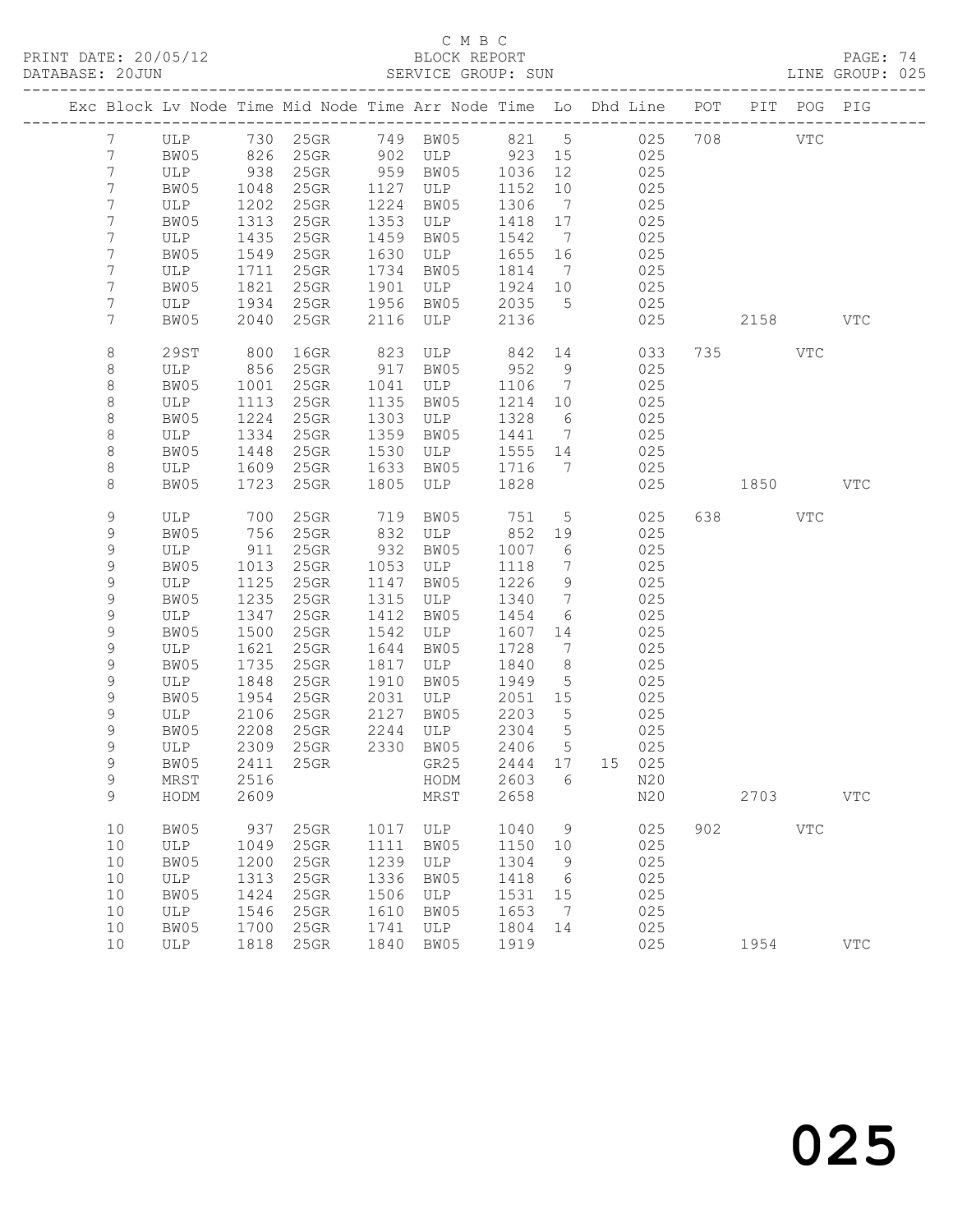C M B C

PRINT DATE: 20/05/12 BLOCK REPORT

DATABASE: 20JUN SERVICE GROUP: SUN LINE GROUP: 025

| Exc | Block | Lv | Node | Time | Mid Node | Time | Arr Node | Time | Lo | Dhd Line | POT | PIT | POG | PIG |
|---|---|---|---|---|---|---|---|---|---|---|---|---|---|---|
| | 7 | | ULP | 730 | 25GR | 749 | BW05 | 821 | 5 | 025 | 708 | | VTC | |
| | 7 | | BW05 | 826 | 25GR | 902 | ULP | 923 | 15 | 025 | | | | |
| | 7 | | ULP | 938 | 25GR | 959 | BW05 | 1036 | 12 | 025 | | | | |
| | 7 | | BW05 | 1048 | 25GR | 1127 | ULP | 1152 | 10 | 025 | | | | |
| | 7 | | ULP | 1202 | 25GR | 1224 | BW05 | 1306 | 7 | 025 | | | | |
| | 7 | | BW05 | 1313 | 25GR | 1353 | ULP | 1418 | 17 | 025 | | | | |
| | 7 | | ULP | 1435 | 25GR | 1459 | BW05 | 1542 | 7 | 025 | | | | |
| | 7 | | BW05 | 1549 | 25GR | 1630 | ULP | 1655 | 16 | 025 | | | | |
| | 7 | | ULP | 1711 | 25GR | 1734 | BW05 | 1814 | 7 | 025 | | | | |
| | 7 | | BW05 | 1821 | 25GR | 1901 | ULP | 1924 | 10 | 025 | | | | |
| | 7 | | ULP | 1934 | 25GR | 1956 | BW05 | 2035 | 5 | 025 | | | | |
| | 7 | | BW05 | 2040 | 25GR | 2116 | ULP | 2136 | | 025 | | 2158 | | VTC |
| | 8 | | 29ST | 800 | 16GR | 823 | ULP | 842 | 14 | 033 | 735 | | VTC | |
| | 8 | | ULP | 856 | 25GR | 917 | BW05 | 952 | 9 | 025 | | | | |
| | 8 | | BW05 | 1001 | 25GR | 1041 | ULP | 1106 | 7 | 025 | | | | |
| | 8 | | ULP | 1113 | 25GR | 1135 | BW05 | 1214 | 10 | 025 | | | | |
| | 8 | | BW05 | 1224 | 25GR | 1303 | ULP | 1328 | 6 | 025 | | | | |
| | 8 | | ULP | 1334 | 25GR | 1359 | BW05 | 1441 | 7 | 025 | | | | |
| | 8 | | BW05 | 1448 | 25GR | 1530 | ULP | 1555 | 14 | 025 | | | | |
| | 8 | | ULP | 1609 | 25GR | 1633 | BW05 | 1716 | 7 | 025 | | | | |
| | 8 | | BW05 | 1723 | 25GR | 1805 | ULP | 1828 | | 025 | | 1850 | | VTC |
| | 9 | | ULP | 700 | 25GR | 719 | BW05 | 751 | 5 | 025 | 638 | | VTC | |
| | 9 | | BW05 | 756 | 25GR | 832 | ULP | 852 | 19 | 025 | | | | |
| | 9 | | ULP | 911 | 25GR | 932 | BW05 | 1007 | 6 | 025 | | | | |
| | 9 | | BW05 | 1013 | 25GR | 1053 | ULP | 1118 | 7 | 025 | | | | |
| | 9 | | ULP | 1125 | 25GR | 1147 | BW05 | 1226 | 9 | 025 | | | | |
| | 9 | | BW05 | 1235 | 25GR | 1315 | ULP | 1340 | 7 | 025 | | | | |
| | 9 | | ULP | 1347 | 25GR | 1412 | BW05 | 1454 | 6 | 025 | | | | |
| | 9 | | BW05 | 1500 | 25GR | 1542 | ULP | 1607 | 14 | 025 | | | | |
| | 9 | | ULP | 1621 | 25GR | 1644 | BW05 | 1728 | 7 | 025 | | | | |
| | 9 | | BW05 | 1735 | 25GR | 1817 | ULP | 1840 | 8 | 025 | | | | |
| | 9 | | ULP | 1848 | 25GR | 1910 | BW05 | 1949 | 5 | 025 | | | | |
| | 9 | | BW05 | 1954 | 25GR | 2031 | ULP | 2051 | 15 | 025 | | | | |
| | 9 | | ULP | 2106 | 25GR | 2127 | BW05 | 2203 | 5 | 025 | | | | |
| | 9 | | BW05 | 2208 | 25GR | 2244 | ULP | 2304 | 5 | 025 | | | | |
| | 9 | | ULP | 2309 | 25GR | 2330 | BW05 | 2406 | 5 | 025 | | | | |
| | 9 | | BW05 | 2411 | 25GR | | GR25 | 2444 | 17 | 15 025 | | | | |
| | 9 | | MRST | 2516 | | | HODM | 2603 | 6 | N20 | | | | |
| | 9 | | HODM | 2609 | | | MRST | 2658 | | N20 | | 2703 | | VTC |
| | 10 | | BW05 | 937 | 25GR | 1017 | ULP | 1040 | 9 | 025 | 902 | | VTC | |
| | 10 | | ULP | 1049 | 25GR | 1111 | BW05 | 1150 | 10 | 025 | | | | |
| | 10 | | BW05 | 1200 | 25GR | 1239 | ULP | 1304 | 9 | 025 | | | | |
| | 10 | | ULP | 1313 | 25GR | 1336 | BW05 | 1418 | 6 | 025 | | | | |
| | 10 | | BW05 | 1424 | 25GR | 1506 | ULP | 1531 | 15 | 025 | | | | |
| | 10 | | ULP | 1546 | 25GR | 1610 | BW05 | 1653 | 7 | 025 | | | | |
| | 10 | | BW05 | 1700 | 25GR | 1741 | ULP | 1804 | 14 | 025 | | | | |
| | 10 | | ULP | 1818 | 25GR | 1840 | BW05 | 1919 | | 025 | | 1954 | | VTC |

025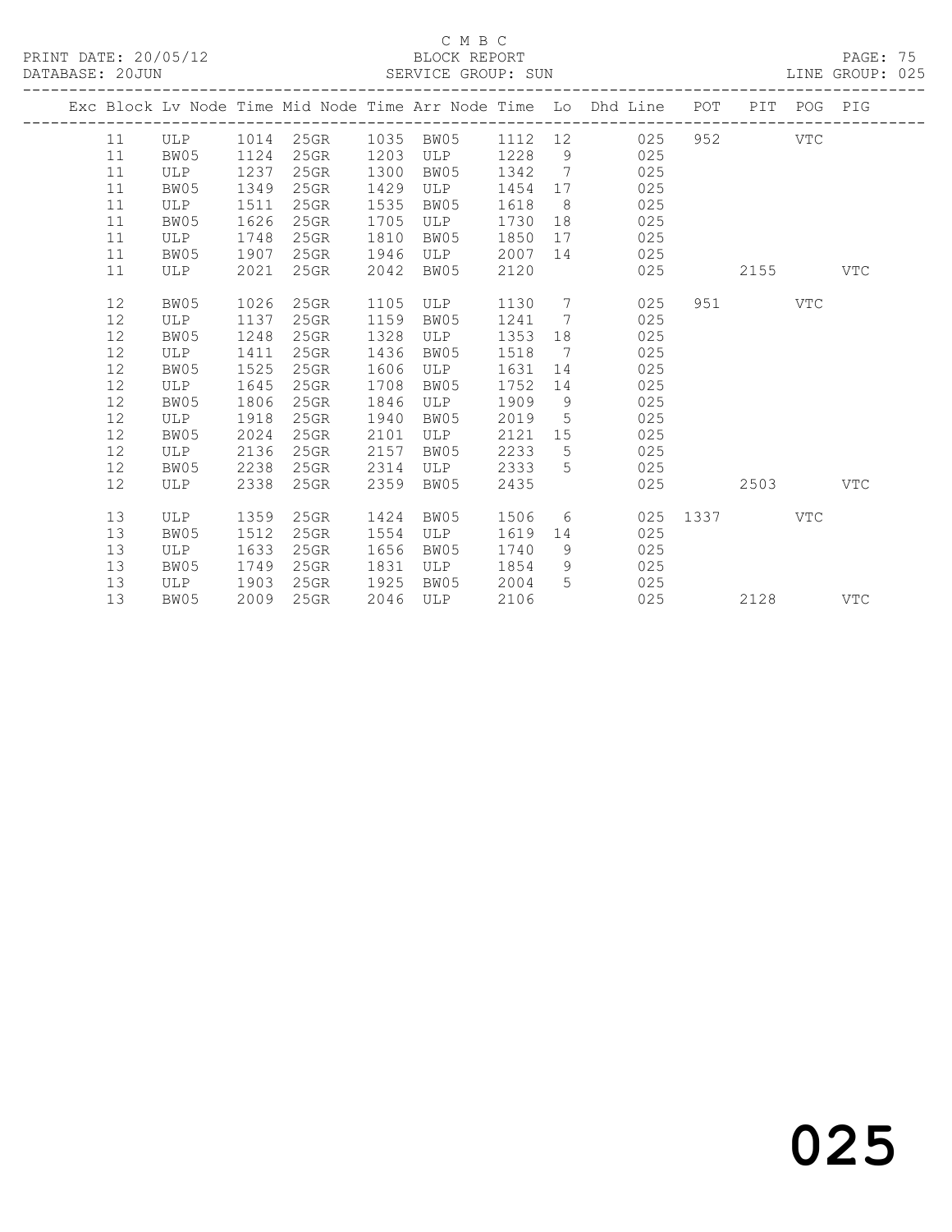C M B C
BLOCK REPORT
PRINT DATE: 20/05/12
DATABASE: 20JUN
SERVICE GROUP: SUN
LINE GROUP: 025

| Exc | Block | Lv Node | Time | Mid Node | Time | Arr Node | Time | Lo | Dhd Line | POT | PIT | POG | PIG |
|---|---|---|---|---|---|---|---|---|---|---|---|---|---|
| | 11 | ULP | 1014 | 25GR | 1035 | BW05 | 1112 | 12 | 025 | 952 | | VTC | |
| | 11 | BW05 | 1124 | 25GR | 1203 | ULP | 1228 | 9 | 025 | | | | |
| | 11 | ULP | 1237 | 25GR | 1300 | BW05 | 1342 | 7 | 025 | | | | |
| | 11 | BW05 | 1349 | 25GR | 1429 | ULP | 1454 | 17 | 025 | | | | |
| | 11 | ULP | 1511 | 25GR | 1535 | BW05 | 1618 | 8 | 025 | | | | |
| | 11 | BW05 | 1626 | 25GR | 1705 | ULP | 1730 | 18 | 025 | | | | |
| | 11 | ULP | 1748 | 25GR | 1810 | BW05 | 1850 | 17 | 025 | | | | |
| | 11 | BW05 | 1907 | 25GR | 1946 | ULP | 2007 | 14 | 025 | | | | |
| | 11 | ULP | 2021 | 25GR | 2042 | BW05 | 2120 | | 025 | | 2155 | | VTC |
| | 12 | BW05 | 1026 | 25GR | 1105 | ULP | 1130 | 7 | 025 | 951 | | VTC | |
| | 12 | ULP | 1137 | 25GR | 1159 | BW05 | 1241 | 7 | 025 | | | | |
| | 12 | BW05 | 1248 | 25GR | 1328 | ULP | 1353 | 18 | 025 | | | | |
| | 12 | ULP | 1411 | 25GR | 1436 | BW05 | 1518 | 7 | 025 | | | | |
| | 12 | BW05 | 1525 | 25GR | 1606 | ULP | 1631 | 14 | 025 | | | | |
| | 12 | ULP | 1645 | 25GR | 1708 | BW05 | 1752 | 14 | 025 | | | | |
| | 12 | BW05 | 1806 | 25GR | 1846 | ULP | 1909 | 9 | 025 | | | | |
| | 12 | ULP | 1918 | 25GR | 1940 | BW05 | 2019 | 5 | 025 | | | | |
| | 12 | BW05 | 2024 | 25GR | 2101 | ULP | 2121 | 15 | 025 | | | | |
| | 12 | ULP | 2136 | 25GR | 2157 | BW05 | 2233 | 5 | 025 | | | | |
| | 12 | BW05 | 2238 | 25GR | 2314 | ULP | 2333 | 5 | 025 | | | | |
| | 12 | ULP | 2338 | 25GR | 2359 | BW05 | 2435 | | 025 | | 2503 | | VTC |
| | 13 | ULP | 1359 | 25GR | 1424 | BW05 | 1506 | 6 | 025 | 1337 | | VTC | |
| | 13 | BW05 | 1512 | 25GR | 1554 | ULP | 1619 | 14 | 025 | | | | |
| | 13 | ULP | 1633 | 25GR | 1656 | BW05 | 1740 | 9 | 025 | | | | |
| | 13 | BW05 | 1749 | 25GR | 1831 | ULP | 1854 | 9 | 025 | | | | |
| | 13 | ULP | 1903 | 25GR | 1925 | BW05 | 2004 | 5 | 025 | | | | |
| | 13 | BW05 | 2009 | 25GR | 2046 | ULP | 2106 | | 025 | | 2128 | | VTC |

025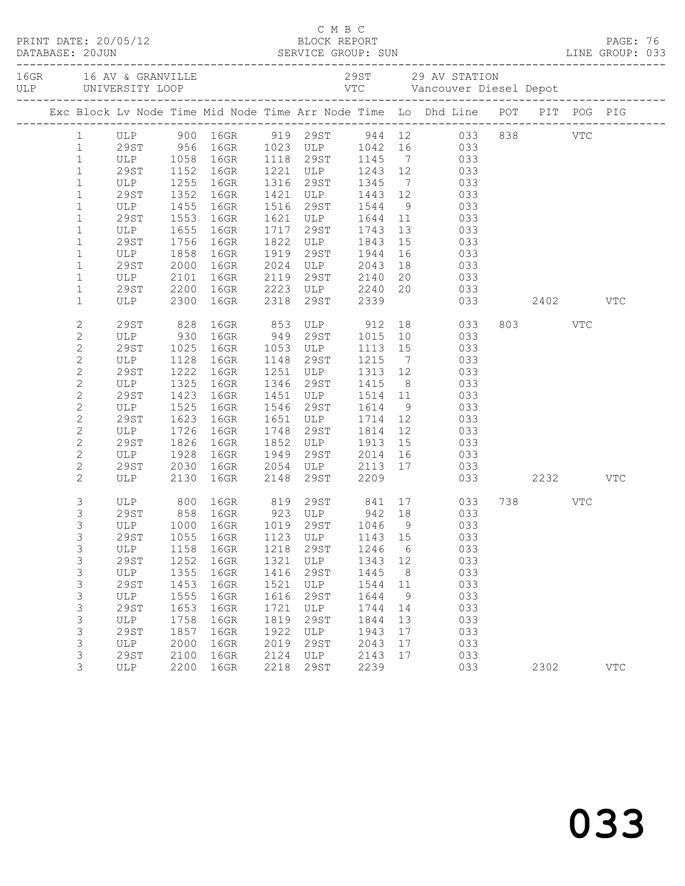C M B C

PRINT DATE: 20/05/12 BLOCK REPORT

DATABASE: 20JUN SERVICE GROUP: SUN LINE GROUP: 033

16GR 16 AV & GRANVILLE 29ST 29 AV STATION
ULP UNIVERSITY LOOP VTC Vancouver Diesel Depot

| Exc | Block | Lv Node | Time | Mid Node | Time | Arr Node | Time | Lo | Dhd Line | POT | PIT | POG | PIG |
|---|---|---|---|---|---|---|---|---|---|---|---|---|---|
| | 1 | ULP | 900 | 16GR | 919 | 29ST | 944 | 12 | 033 | 838 | | VTC | |
| | 1 | 29ST | 956 | 16GR | 1023 | ULP | 1042 | 16 | 033 | | | | |
| | 1 | ULP | 1058 | 16GR | 1118 | 29ST | 1145 | 7 | 033 | | | | |
| | 1 | 29ST | 1152 | 16GR | 1221 | ULP | 1243 | 12 | 033 | | | | |
| | 1 | ULP | 1255 | 16GR | 1316 | 29ST | 1345 | 7 | 033 | | | | |
| | 1 | 29ST | 1352 | 16GR | 1421 | ULP | 1443 | 12 | 033 | | | | |
| | 1 | ULP | 1455 | 16GR | 1516 | 29ST | 1544 | 9 | 033 | | | | |
| | 1 | 29ST | 1553 | 16GR | 1621 | ULP | 1644 | 11 | 033 | | | | |
| | 1 | ULP | 1655 | 16GR | 1717 | 29ST | 1743 | 13 | 033 | | | | |
| | 1 | 29ST | 1756 | 16GR | 1822 | ULP | 1843 | 15 | 033 | | | | |
| | 1 | ULP | 1858 | 16GR | 1919 | 29ST | 1944 | 16 | 033 | | | | |
| | 1 | 29ST | 2000 | 16GR | 2024 | ULP | 2043 | 18 | 033 | | | | |
| | 1 | ULP | 2101 | 16GR | 2119 | 29ST | 2140 | 20 | 033 | | | | |
| | 1 | 29ST | 2200 | 16GR | 2223 | ULP | 2240 | 20 | 033 | | | | |
| | 1 | ULP | 2300 | 16GR | 2318 | 29ST | 2339 | | 033 | | 2402 | | VTC |
| | 2 | 29ST | 828 | 16GR | 853 | ULP | 912 | 18 | 033 | 803 | | VTC | |
| | 2 | ULP | 930 | 16GR | 949 | 29ST | 1015 | 10 | 033 | | | | |
| | 2 | 29ST | 1025 | 16GR | 1053 | ULP | 1113 | 15 | 033 | | | | |
| | 2 | ULP | 1128 | 16GR | 1148 | 29ST | 1215 | 7 | 033 | | | | |
| | 2 | 29ST | 1222 | 16GR | 1251 | ULP | 1313 | 12 | 033 | | | | |
| | 2 | ULP | 1325 | 16GR | 1346 | 29ST | 1415 | 8 | 033 | | | | |
| | 2 | 29ST | 1423 | 16GR | 1451 | ULP | 1514 | 11 | 033 | | | | |
| | 2 | ULP | 1525 | 16GR | 1546 | 29ST | 1614 | 9 | 033 | | | | |
| | 2 | 29ST | 1623 | 16GR | 1651 | ULP | 1714 | 12 | 033 | | | | |
| | 2 | ULP | 1726 | 16GR | 1748 | 29ST | 1814 | 12 | 033 | | | | |
| | 2 | 29ST | 1826 | 16GR | 1852 | ULP | 1913 | 15 | 033 | | | | |
| | 2 | ULP | 1928 | 16GR | 1949 | 29ST | 2014 | 16 | 033 | | | | |
| | 2 | 29ST | 2030 | 16GR | 2054 | ULP | 2113 | 17 | 033 | | | | |
| | 2 | ULP | 2130 | 16GR | 2148 | 29ST | 2209 | | 033 | | 2232 | | VTC |
| | 3 | ULP | 800 | 16GR | 819 | 29ST | 841 | 17 | 033 | 738 | | VTC | |
| | 3 | 29ST | 858 | 16GR | 923 | ULP | 942 | 18 | 033 | | | | |
| | 3 | ULP | 1000 | 16GR | 1019 | 29ST | 1046 | 9 | 033 | | | | |
| | 3 | 29ST | 1055 | 16GR | 1123 | ULP | 1143 | 15 | 033 | | | | |
| | 3 | ULP | 1158 | 16GR | 1218 | 29ST | 1246 | 6 | 033 | | | | |
| | 3 | 29ST | 1252 | 16GR | 1321 | ULP | 1343 | 12 | 033 | | | | |
| | 3 | ULP | 1355 | 16GR | 1416 | 29ST | 1445 | 8 | 033 | | | | |
| | 3 | 29ST | 1453 | 16GR | 1521 | ULP | 1544 | 11 | 033 | | | | |
| | 3 | ULP | 1555 | 16GR | 1616 | 29ST | 1644 | 9 | 033 | | | | |
| | 3 | 29ST | 1653 | 16GR | 1721 | ULP | 1744 | 14 | 033 | | | | |
| | 3 | ULP | 1758 | 16GR | 1819 | 29ST | 1844 | 13 | 033 | | | | |
| | 3 | 29ST | 1857 | 16GR | 1922 | ULP | 1943 | 17 | 033 | | | | |
| | 3 | ULP | 2000 | 16GR | 2019 | 29ST | 2043 | 17 | 033 | | | | |
| | 3 | 29ST | 2100 | 16GR | 2124 | ULP | 2143 | 17 | 033 | | | | |
| | 3 | ULP | 2200 | 16GR | 2218 | 29ST | 2239 | | 033 | | 2302 | | VTC |

033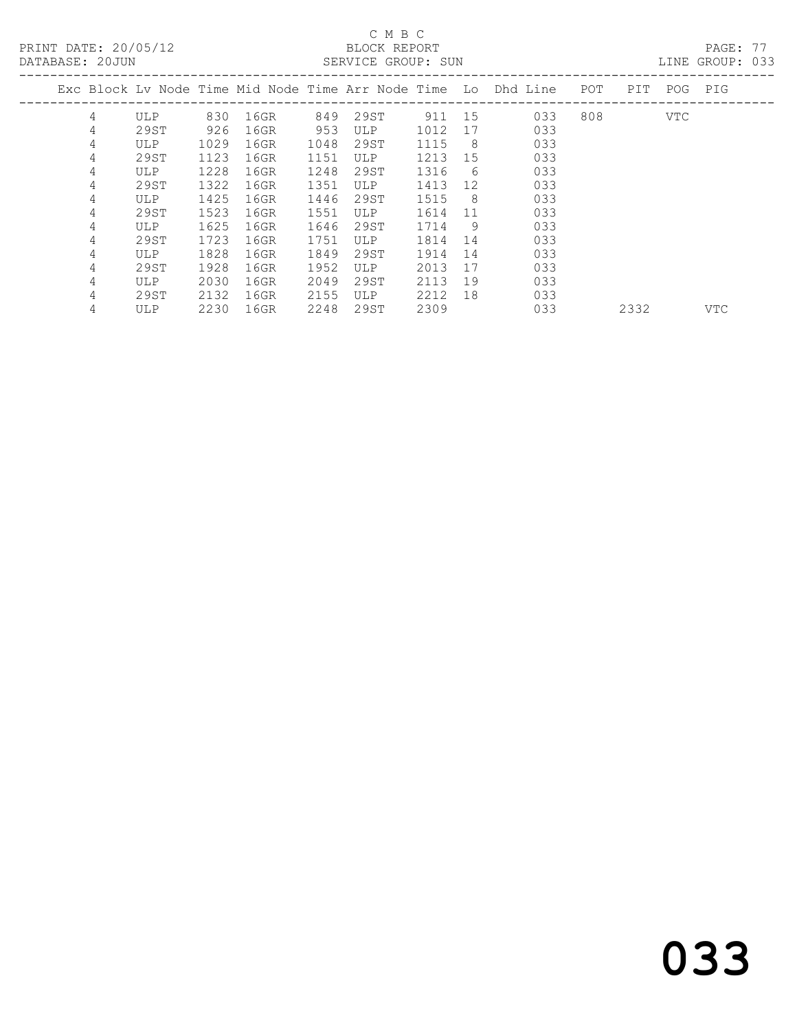C M B C

BLOCK REPORT

PRINT DATE: 20/05/12 DATABASE: 20JUN SERVICE GROUP: SUN LINE GROUP: 033

| Exc | Block | Lv | Node | Time | Mid Node | Time | Arr Node | Time | Lo | Dhd Line | POT | PIT | POG | PIG |
|---|---|---|---|---|---|---|---|---|---|---|---|---|---|---|
| | 4 | | ULP | 830 | 16GR | 849 | 29ST | 911 | 15 | 033 | 808 | | VTC | |
| | 4 | | 29ST | 926 | 16GR | 953 | ULP | 1012 | 17 | 033 | | | | |
| | 4 | | ULP | 1029 | 16GR | 1048 | 29ST | 1115 | 8 | 033 | | | | |
| | 4 | | 29ST | 1123 | 16GR | 1151 | ULP | 1213 | 15 | 033 | | | | |
| | 4 | | ULP | 1228 | 16GR | 1248 | 29ST | 1316 | 6 | 033 | | | | |
| | 4 | | 29ST | 1322 | 16GR | 1351 | ULP | 1413 | 12 | 033 | | | | |
| | 4 | | ULP | 1425 | 16GR | 1446 | 29ST | 1515 | 8 | 033 | | | | |
| | 4 | | 29ST | 1523 | 16GR | 1551 | ULP | 1614 | 11 | 033 | | | | |
| | 4 | | ULP | 1625 | 16GR | 1646 | 29ST | 1714 | 9 | 033 | | | | |
| | 4 | | 29ST | 1723 | 16GR | 1751 | ULP | 1814 | 14 | 033 | | | | |
| | 4 | | ULP | 1828 | 16GR | 1849 | 29ST | 1914 | 14 | 033 | | | | |
| | 4 | | 29ST | 1928 | 16GR | 1952 | ULP | 2013 | 17 | 033 | | | | |
| | 4 | | ULP | 2030 | 16GR | 2049 | 29ST | 2113 | 19 | 033 | | | | |
| | 4 | | 29ST | 2132 | 16GR | 2155 | ULP | 2212 | 18 | 033 | | | | |
| | 4 | | ULP | 2230 | 16GR | 2248 | 29ST | 2309 | | 033 | | 2332 | | VTC |

033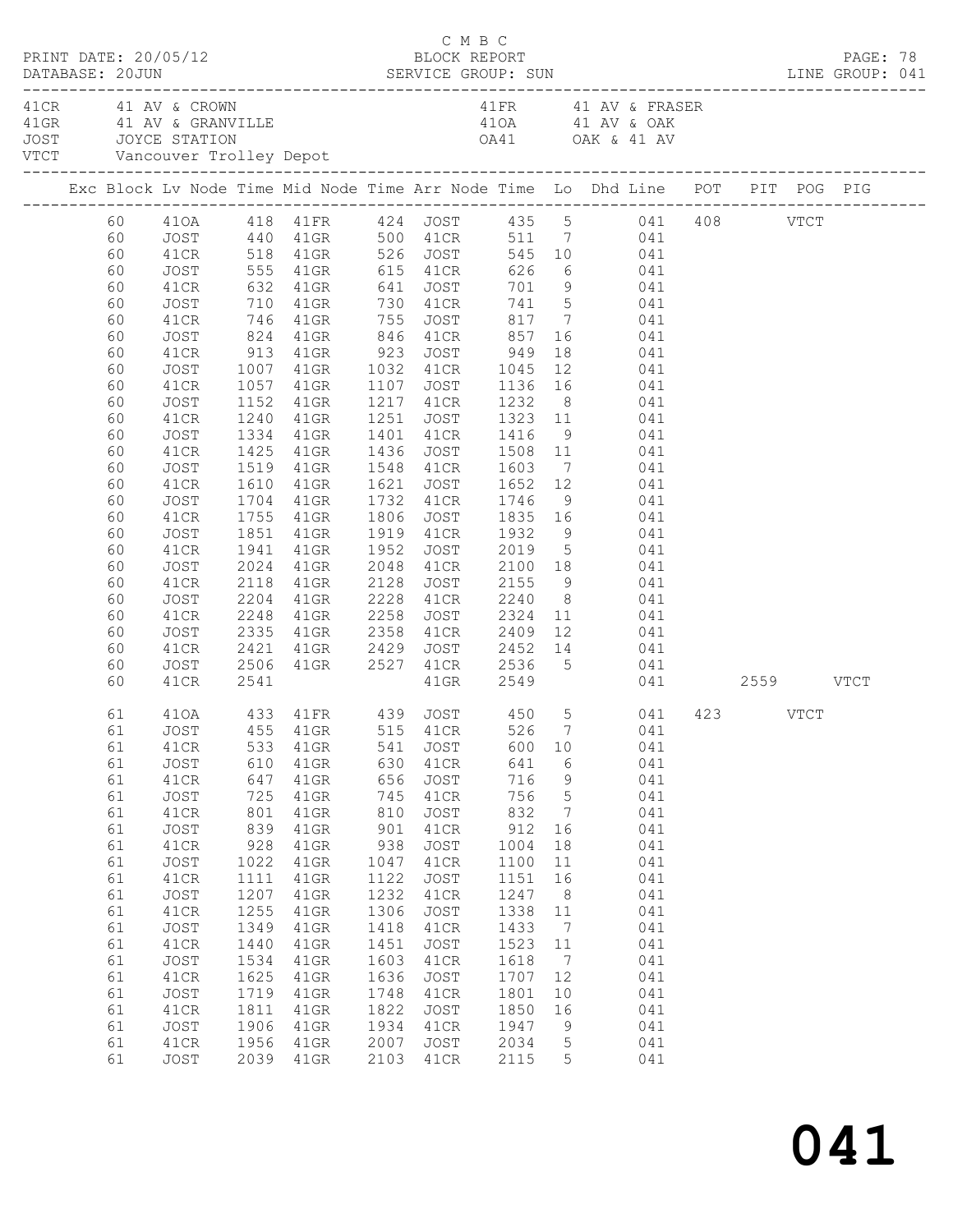C M B C

PRINT DATE: 20/05/12 BLOCK REPORT
DATABASE: 20JUN SERVICE GROUP: SUN LINE GROUP: 041

41CR 41 AV & CROWN
41GR 41 AV & GRANVILLE
JOST JOYCE STATION
VTCT Vancouver Trolley Depot

41FR 41 AV & FRASER
41OA 41 AV & OAK
OA41 OAK & 41 AV

| Exc | Block | Lv Node | Time | Mid Node | Time | Arr Node | Time | Lo | Dhd Line | POT | PIT | POG | PIG |
|---|---|---|---|---|---|---|---|---|---|---|---|---|---|
| | 60 | 41OA | 418 | 41FR | 424 | JOST | 435 | 5 | 041 | 408 | | VTCT | |
| | 60 | JOST | 440 | 41GR | 500 | 41CR | 511 | 7 | 041 | | | | |
| | 60 | 41CR | 518 | 41GR | 526 | JOST | 545 | 10 | 041 | | | | |
| | 60 | JOST | 555 | 41GR | 615 | 41CR | 626 | 6 | 041 | | | | |
| | 60 | 41CR | 632 | 41GR | 641 | JOST | 701 | 9 | 041 | | | | |
| | 60 | JOST | 710 | 41GR | 730 | 41CR | 741 | 5 | 041 | | | | |
| | 60 | 41CR | 746 | 41GR | 755 | JOST | 817 | 7 | 041 | | | | |
| | 60 | JOST | 824 | 41GR | 846 | 41CR | 857 | 16 | 041 | | | | |
| | 60 | 41CR | 913 | 41GR | 923 | JOST | 949 | 18 | 041 | | | | |
| | 60 | JOST | 1007 | 41GR | 1032 | 41CR | 1045 | 12 | 041 | | | | |
| | 60 | 41CR | 1057 | 41GR | 1107 | JOST | 1136 | 16 | 041 | | | | |
| | 60 | JOST | 1152 | 41GR | 1217 | 41CR | 1232 | 8 | 041 | | | | |
| | 60 | 41CR | 1240 | 41GR | 1251 | JOST | 1323 | 11 | 041 | | | | |
| | 60 | JOST | 1334 | 41GR | 1401 | 41CR | 1416 | 9 | 041 | | | | |
| | 60 | 41CR | 1425 | 41GR | 1436 | JOST | 1508 | 11 | 041 | | | | |
| | 60 | JOST | 1519 | 41GR | 1548 | 41CR | 1603 | 7 | 041 | | | | |
| | 60 | 41CR | 1610 | 41GR | 1621 | JOST | 1652 | 12 | 041 | | | | |
| | 60 | JOST | 1704 | 41GR | 1732 | 41CR | 1746 | 9 | 041 | | | | |
| | 60 | 41CR | 1755 | 41GR | 1806 | JOST | 1835 | 16 | 041 | | | | |
| | 60 | JOST | 1851 | 41GR | 1919 | 41CR | 1932 | 9 | 041 | | | | |
| | 60 | 41CR | 1941 | 41GR | 1952 | JOST | 2019 | 5 | 041 | | | | |
| | 60 | JOST | 2024 | 41GR | 2048 | 41CR | 2100 | 18 | 041 | | | | |
| | 60 | 41CR | 2118 | 41GR | 2128 | JOST | 2155 | 9 | 041 | | | | |
| | 60 | JOST | 2204 | 41GR | 2228 | 41CR | 2240 | 8 | 041 | | | | |
| | 60 | 41CR | 2248 | 41GR | 2258 | JOST | 2324 | 11 | 041 | | | | |
| | 60 | JOST | 2335 | 41GR | 2358 | 41CR | 2409 | 12 | 041 | | | | |
| | 60 | 41CR | 2421 | 41GR | 2429 | JOST | 2452 | 14 | 041 | | | | |
| | 60 | JOST | 2506 | 41GR | 2527 | 41CR | 2536 | 5 | 041 | | | | |
| | 60 | 41CR | 2541 | | | 41GR | 2549 | | 041 | | 2559 | | VTCT |
| | 61 | 41OA | 433 | 41FR | 439 | JOST | 450 | 5 | 041 | 423 | | VTCT | |
| | 61 | JOST | 455 | 41GR | 515 | 41CR | 526 | 7 | 041 | | | | |
| | 61 | 41CR | 533 | 41GR | 541 | JOST | 600 | 10 | 041 | | | | |
| | 61 | JOST | 610 | 41GR | 630 | 41CR | 641 | 6 | 041 | | | | |
| | 61 | 41CR | 647 | 41GR | 656 | JOST | 716 | 9 | 041 | | | | |
| | 61 | JOST | 725 | 41GR | 745 | 41CR | 756 | 5 | 041 | | | | |
| | 61 | 41CR | 801 | 41GR | 810 | JOST | 832 | 7 | 041 | | | | |
| | 61 | JOST | 839 | 41GR | 901 | 41CR | 912 | 16 | 041 | | | | |
| | 61 | 41CR | 928 | 41GR | 938 | JOST | 1004 | 18 | 041 | | | | |
| | 61 | JOST | 1022 | 41GR | 1047 | 41CR | 1100 | 11 | 041 | | | | |
| | 61 | 41CR | 1111 | 41GR | 1122 | JOST | 1151 | 16 | 041 | | | | |
| | 61 | JOST | 1207 | 41GR | 1232 | 41CR | 1247 | 8 | 041 | | | | |
| | 61 | 41CR | 1255 | 41GR | 1306 | JOST | 1338 | 11 | 041 | | | | |
| | 61 | JOST | 1349 | 41GR | 1418 | 41CR | 1433 | 7 | 041 | | | | |
| | 61 | 41CR | 1440 | 41GR | 1451 | JOST | 1523 | 11 | 041 | | | | |
| | 61 | JOST | 1534 | 41GR | 1603 | 41CR | 1618 | 7 | 041 | | | | |
| | 61 | 41CR | 1625 | 41GR | 1636 | JOST | 1707 | 12 | 041 | | | | |
| | 61 | JOST | 1719 | 41GR | 1748 | 41CR | 1801 | 10 | 041 | | | | |
| | 61 | 41CR | 1811 | 41GR | 1822 | JOST | 1850 | 16 | 041 | | | | |
| | 61 | JOST | 1906 | 41GR | 1934 | 41CR | 1947 | 9 | 041 | | | | |
| | 61 | 41CR | 1956 | 41GR | 2007 | JOST | 2034 | 5 | 041 | | | | |
| | 61 | JOST | 2039 | 41GR | 2103 | 41CR | 2115 | 5 | 041 | | | | |

# 041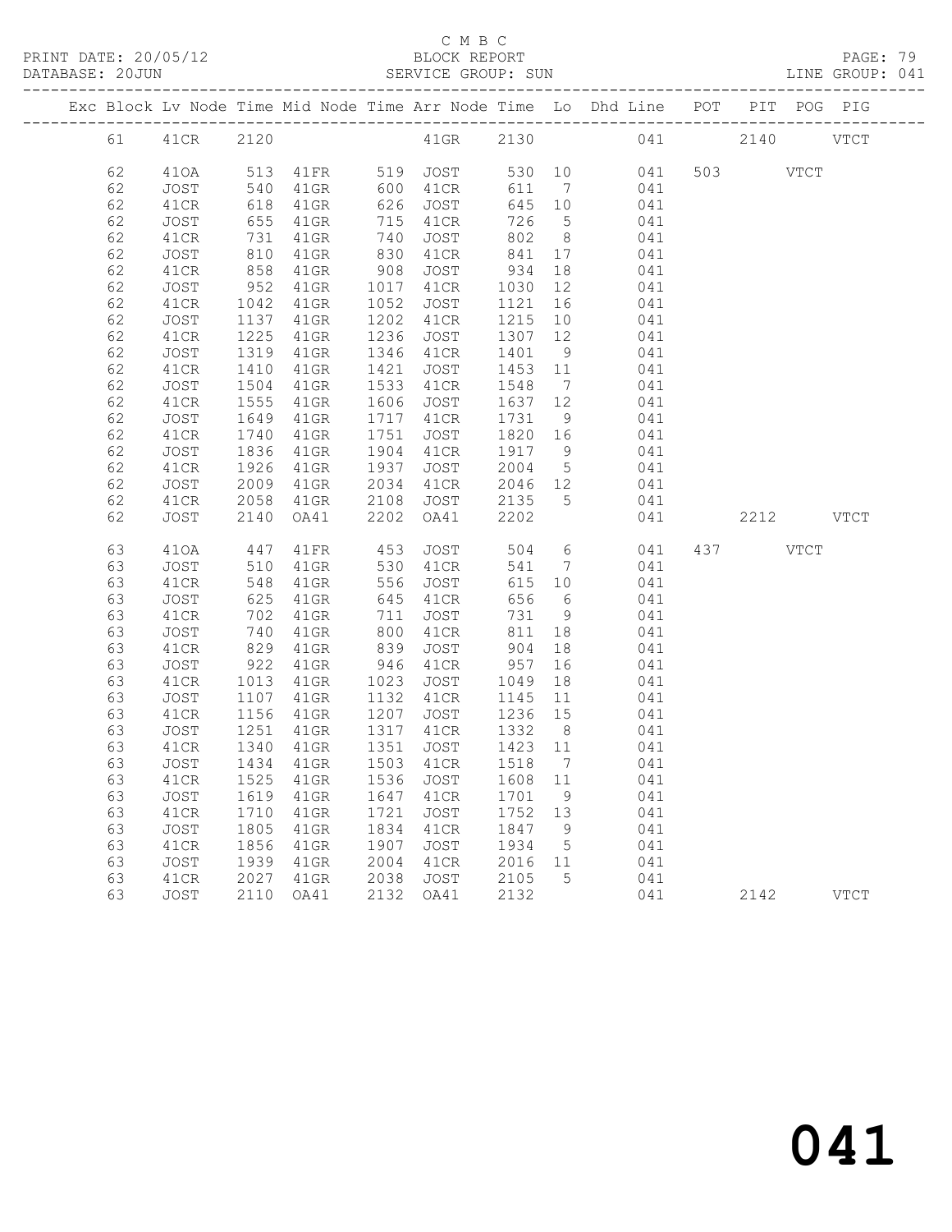C M B C

BLOCK REPORT

SERVICE GROUP: SUN

| Exc | Block | Lv | Node | Time | Mid Node | Time | Arr Node | Time | Lo | Dhd Line | POT | PIT | POG | PIG |
|---|---|---|---|---|---|---|---|---|---|---|---|---|---|---|
| | 61 | | 41CR | 2120 | | | 41GR | 2130 | | 041 | | 2140 | | VTCT |
| | 62 | | 41OA | 513 | 41FR | 519 | JOST | 530 | 10 | 041 | 503 | | VTCT | |
| | 62 | | JOST | 540 | 41GR | 600 | 41CR | 611 | 7 | 041 | | | | |
| | 62 | | 41CR | 618 | 41GR | 626 | JOST | 645 | 10 | 041 | | | | |
| | 62 | | JOST | 655 | 41GR | 715 | 41CR | 726 | 5 | 041 | | | | |
| | 62 | | 41CR | 731 | 41GR | 740 | JOST | 802 | 8 | 041 | | | | |
| | 62 | | JOST | 810 | 41GR | 830 | 41CR | 841 | 17 | 041 | | | | |
| | 62 | | 41CR | 858 | 41GR | 908 | JOST | 934 | 18 | 041 | | | | |
| | 62 | | JOST | 952 | 41GR | 1017 | 41CR | 1030 | 12 | 041 | | | | |
| | 62 | | 41CR | 1042 | 41GR | 1052 | JOST | 1121 | 16 | 041 | | | | |
| | 62 | | JOST | 1137 | 41GR | 1202 | 41CR | 1215 | 10 | 041 | | | | |
| | 62 | | 41CR | 1225 | 41GR | 1236 | JOST | 1307 | 12 | 041 | | | | |
| | 62 | | JOST | 1319 | 41GR | 1346 | 41CR | 1401 | 9 | 041 | | | | |
| | 62 | | 41CR | 1410 | 41GR | 1421 | JOST | 1453 | 11 | 041 | | | | |
| | 62 | | JOST | 1504 | 41GR | 1533 | 41CR | 1548 | 7 | 041 | | | | |
| | 62 | | 41CR | 1555 | 41GR | 1606 | JOST | 1637 | 12 | 041 | | | | |
| | 62 | | JOST | 1649 | 41GR | 1717 | 41CR | 1731 | 9 | 041 | | | | |
| | 62 | | 41CR | 1740 | 41GR | 1751 | JOST | 1820 | 16 | 041 | | | | |
| | 62 | | JOST | 1836 | 41GR | 1904 | 41CR | 1917 | 9 | 041 | | | | |
| | 62 | | 41CR | 1926 | 41GR | 1937 | JOST | 2004 | 5 | 041 | | | | |
| | 62 | | JOST | 2009 | 41GR | 2034 | 41CR | 2046 | 12 | 041 | | | | |
| | 62 | | 41CR | 2058 | 41GR | 2108 | JOST | 2135 | 5 | 041 | | | | |
| | 62 | | JOST | 2140 | OA41 | 2202 | OA41 | 2202 | | 041 | | 2212 | | VTCT |
| | 63 | | 41OA | 447 | 41FR | 453 | JOST | 504 | 6 | 041 | 437 | | VTCT | |
| | 63 | | JOST | 510 | 41GR | 530 | 41CR | 541 | 7 | 041 | | | | |
| | 63 | | 41CR | 548 | 41GR | 556 | JOST | 615 | 10 | 041 | | | | |
| | 63 | | JOST | 625 | 41GR | 645 | 41CR | 656 | 6 | 041 | | | | |
| | 63 | | 41CR | 702 | 41GR | 711 | JOST | 731 | 9 | 041 | | | | |
| | 63 | | JOST | 740 | 41GR | 800 | 41CR | 811 | 18 | 041 | | | | |
| | 63 | | 41CR | 829 | 41GR | 839 | JOST | 904 | 18 | 041 | | | | |
| | 63 | | JOST | 922 | 41GR | 946 | 41CR | 957 | 16 | 041 | | | | |
| | 63 | | 41CR | 1013 | 41GR | 1023 | JOST | 1049 | 18 | 041 | | | | |
| | 63 | | JOST | 1107 | 41GR | 1132 | 41CR | 1145 | 11 | 041 | | | | |
| | 63 | | 41CR | 1156 | 41GR | 1207 | JOST | 1236 | 15 | 041 | | | | |
| | 63 | | JOST | 1251 | 41GR | 1317 | 41CR | 1332 | 8 | 041 | | | | |
| | 63 | | 41CR | 1340 | 41GR | 1351 | JOST | 1423 | 11 | 041 | | | | |
| | 63 | | JOST | 1434 | 41GR | 1503 | 41CR | 1518 | 7 | 041 | | | | |
| | 63 | | 41CR | 1525 | 41GR | 1536 | JOST | 1608 | 11 | 041 | | | | |
| | 63 | | JOST | 1619 | 41GR | 1647 | 41CR | 1701 | 9 | 041 | | | | |
| | 63 | | 41CR | 1710 | 41GR | 1721 | JOST | 1752 | 13 | 041 | | | | |
| | 63 | | JOST | 1805 | 41GR | 1834 | 41CR | 1847 | 9 | 041 | | | | |
| | 63 | | 41CR | 1856 | 41GR | 1907 | JOST | 1934 | 5 | 041 | | | | |
| | 63 | | JOST | 1939 | 41GR | 2004 | 41CR | 2016 | 11 | 041 | | | | |
| | 63 | | 41CR | 2027 | 41GR | 2038 | JOST | 2105 | 5 | 041 | | | | |
| | 63 | | JOST | 2110 | OA41 | 2132 | OA41 | 2132 | | 041 | | 2142 | | VTCT |

041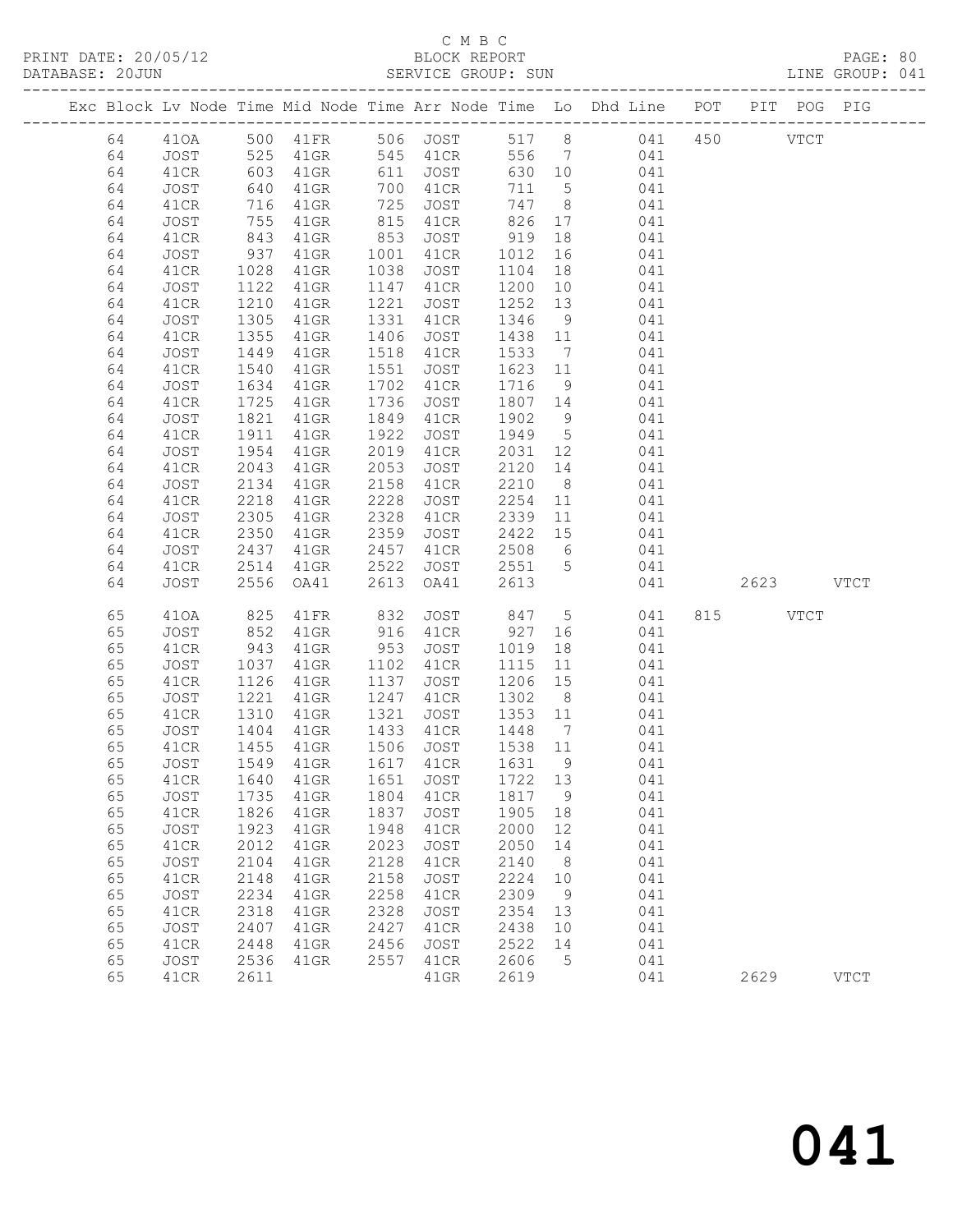C M B C

PRINT DATE: 20/05/12 BLOCK REPORT

DATABASE: 20JUN SERVICE GROUP: SUN LINE GROUP: 041

| Exc | Block | Lv Node | Time | Mid Node | Time | Arr Node | Time | Lo | Dhd Line | POT | PIT | POG | PIG |
|---|---|---|---|---|---|---|---|---|---|---|---|---|---|
| | 64 | 41OA | 500 | 41FR | 506 | JOST | 517 | 8 | 041 | 450 | | VTCT | |
| | 64 | JOST | 525 | 41GR | 545 | 41CR | 556 | 7 | 041 | | | | |
| | 64 | 41CR | 603 | 41GR | 611 | JOST | 630 | 10 | 041 | | | | |
| | 64 | JOST | 640 | 41GR | 700 | 41CR | 711 | 5 | 041 | | | | |
| | 64 | 41CR | 716 | 41GR | 725 | JOST | 747 | 8 | 041 | | | | |
| | 64 | JOST | 755 | 41GR | 815 | 41CR | 826 | 17 | 041 | | | | |
| | 64 | 41CR | 843 | 41GR | 853 | JOST | 919 | 18 | 041 | | | | |
| | 64 | JOST | 937 | 41GR | 1001 | 41CR | 1012 | 16 | 041 | | | | |
| | 64 | 41CR | 1028 | 41GR | 1038 | JOST | 1104 | 18 | 041 | | | | |
| | 64 | JOST | 1122 | 41GR | 1147 | 41CR | 1200 | 10 | 041 | | | | |
| | 64 | 41CR | 1210 | 41GR | 1221 | JOST | 1252 | 13 | 041 | | | | |
| | 64 | JOST | 1305 | 41GR | 1331 | 41CR | 1346 | 9 | 041 | | | | |
| | 64 | 41CR | 1355 | 41GR | 1406 | JOST | 1438 | 11 | 041 | | | | |
| | 64 | JOST | 1449 | 41GR | 1518 | 41CR | 1533 | 7 | 041 | | | | |
| | 64 | 41CR | 1540 | 41GR | 1551 | JOST | 1623 | 11 | 041 | | | | |
| | 64 | JOST | 1634 | 41GR | 1702 | 41CR | 1716 | 9 | 041 | | | | |
| | 64 | 41CR | 1725 | 41GR | 1736 | JOST | 1807 | 14 | 041 | | | | |
| | 64 | JOST | 1821 | 41GR | 1849 | 41CR | 1902 | 9 | 041 | | | | |
| | 64 | 41CR | 1911 | 41GR | 1922 | JOST | 1949 | 5 | 041 | | | | |
| | 64 | JOST | 1954 | 41GR | 2019 | 41CR | 2031 | 12 | 041 | | | | |
| | 64 | 41CR | 2043 | 41GR | 2053 | JOST | 2120 | 14 | 041 | | | | |
| | 64 | JOST | 2134 | 41GR | 2158 | 41CR | 2210 | 8 | 041 | | | | |
| | 64 | 41CR | 2218 | 41GR | 2228 | JOST | 2254 | 11 | 041 | | | | |
| | 64 | JOST | 2305 | 41GR | 2328 | 41CR | 2339 | 11 | 041 | | | | |
| | 64 | 41CR | 2350 | 41GR | 2359 | JOST | 2422 | 15 | 041 | | | | |
| | 64 | JOST | 2437 | 41GR | 2457 | 41CR | 2508 | 6 | 041 | | | | |
| | 64 | 41CR | 2514 | 41GR | 2522 | JOST | 2551 | 5 | 041 | | | | |
| | 64 | JOST | 2556 | OA41 | 2613 | OA41 | 2613 | | 041 | | 2623 | | VTCT |
| | 65 | 41OA | 825 | 41FR | 832 | JOST | 847 | 5 | 041 | 815 | | VTCT | |
| | 65 | JOST | 852 | 41GR | 916 | 41CR | 927 | 16 | 041 | | | | |
| | 65 | 41CR | 943 | 41GR | 953 | JOST | 1019 | 18 | 041 | | | | |
| | 65 | JOST | 1037 | 41GR | 1102 | 41CR | 1115 | 11 | 041 | | | | |
| | 65 | 41CR | 1126 | 41GR | 1137 | JOST | 1206 | 15 | 041 | | | | |
| | 65 | JOST | 1221 | 41GR | 1247 | 41CR | 1302 | 8 | 041 | | | | |
| | 65 | 41CR | 1310 | 41GR | 1321 | JOST | 1353 | 11 | 041 | | | | |
| | 65 | JOST | 1404 | 41GR | 1433 | 41CR | 1448 | 7 | 041 | | | | |
| | 65 | 41CR | 1455 | 41GR | 1506 | JOST | 1538 | 11 | 041 | | | | |
| | 65 | JOST | 1549 | 41GR | 1617 | 41CR | 1631 | 9 | 041 | | | | |
| | 65 | 41CR | 1640 | 41GR | 1651 | JOST | 1722 | 13 | 041 | | | | |
| | 65 | JOST | 1735 | 41GR | 1804 | 41CR | 1817 | 9 | 041 | | | | |
| | 65 | 41CR | 1826 | 41GR | 1837 | JOST | 1905 | 18 | 041 | | | | |
| | 65 | JOST | 1923 | 41GR | 1948 | 41CR | 2000 | 12 | 041 | | | | |
| | 65 | 41CR | 2012 | 41GR | 2023 | JOST | 2050 | 14 | 041 | | | | |
| | 65 | JOST | 2104 | 41GR | 2128 | 41CR | 2140 | 8 | 041 | | | | |
| | 65 | 41CR | 2148 | 41GR | 2158 | JOST | 2224 | 10 | 041 | | | | |
| | 65 | JOST | 2234 | 41GR | 2258 | 41CR | 2309 | 9 | 041 | | | | |
| | 65 | 41CR | 2318 | 41GR | 2328 | JOST | 2354 | 13 | 041 | | | | |
| | 65 | JOST | 2407 | 41GR | 2427 | 41CR | 2438 | 10 | 041 | | | | |
| | 65 | 41CR | 2448 | 41GR | 2456 | JOST | 2522 | 14 | 041 | | | | |
| | 65 | JOST | 2536 | 41GR | 2557 | 41CR | 2606 | 5 | 041 | | | | |
| | 65 | 41CR | 2611 | | | 41GR | 2619 | | 041 | | 2629 | | VTCT |

041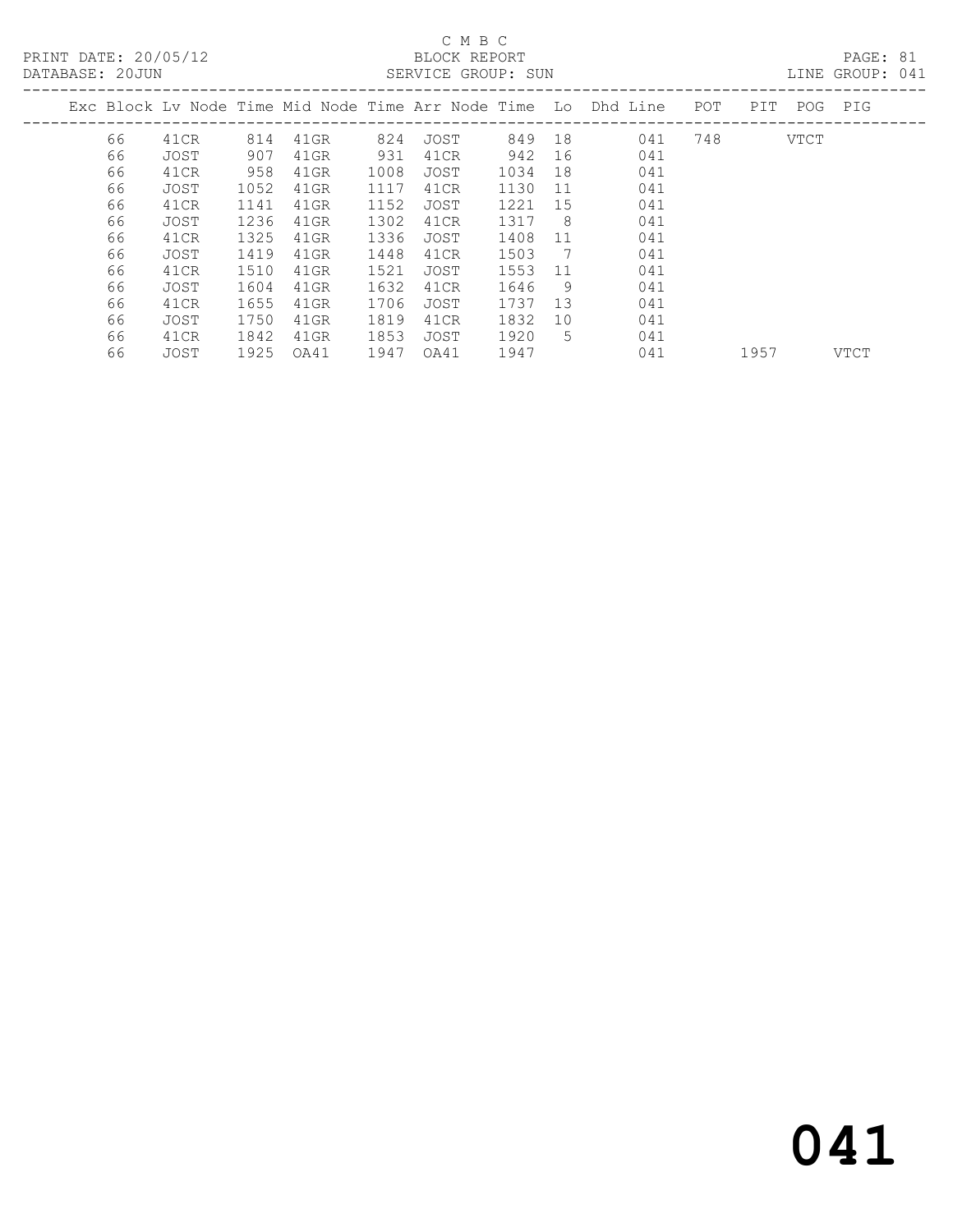C M B C
BLOCK REPORT
SERVICE GROUP: SUN

PRINT DATE: 20/05/12
DATABASE: 20JUN
LINE GROUP: 041

| Exc | Block | Lv | Node | Time | Mid Node | Time | Arr Node | Time | Lo | Dhd Line | POT | PIT | POG | PIG |
|---|---|---|---|---|---|---|---|---|---|---|---|---|---|---|
| | 66 | | 41CR | 814 | 41GR | 824 | JOST | 849 | 18 | 041 | 748 | | VTCT | |
| | 66 | | JOST | 907 | 41GR | 931 | 41CR | 942 | 16 | 041 | | | | |
| | 66 | | 41CR | 958 | 41GR | 1008 | JOST | 1034 | 18 | 041 | | | | |
| | 66 | | JOST | 1052 | 41GR | 1117 | 41CR | 1130 | 11 | 041 | | | | |
| | 66 | | 41CR | 1141 | 41GR | 1152 | JOST | 1221 | 15 | 041 | | | | |
| | 66 | | JOST | 1236 | 41GR | 1302 | 41CR | 1317 | 8 | 041 | | | | |
| | 66 | | 41CR | 1325 | 41GR | 1336 | JOST | 1408 | 11 | 041 | | | | |
| | 66 | | JOST | 1419 | 41GR | 1448 | 41CR | 1503 | 7 | 041 | | | | |
| | 66 | | 41CR | 1510 | 41GR | 1521 | JOST | 1553 | 11 | 041 | | | | |
| | 66 | | JOST | 1604 | 41GR | 1632 | 41CR | 1646 | 9 | 041 | | | | |
| | 66 | | 41CR | 1655 | 41GR | 1706 | JOST | 1737 | 13 | 041 | | | | |
| | 66 | | JOST | 1750 | 41GR | 1819 | 41CR | 1832 | 10 | 041 | | | | |
| | 66 | | 41CR | 1842 | 41GR | 1853 | JOST | 1920 | 5 | 041 | | | | |
| | 66 | | JOST | 1925 | OA41 | 1947 | OA41 | 1947 | | 041 | | 1957 | | VTCT |

041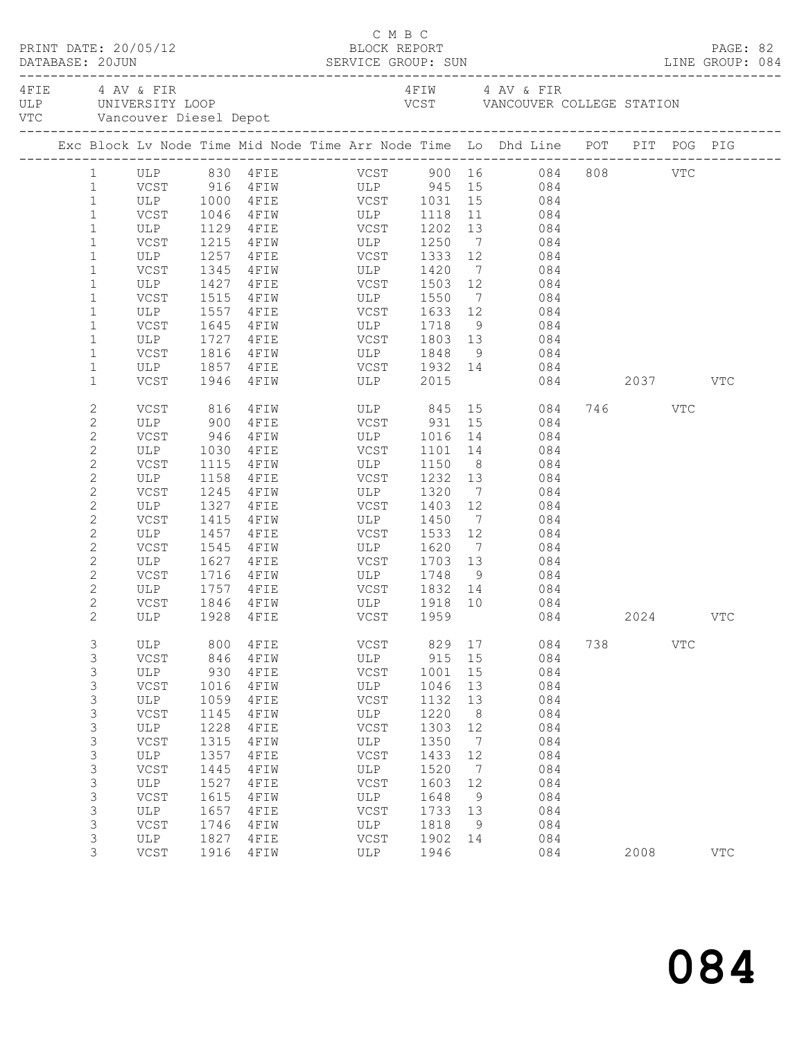C M B C
BLOCK REPORT
SERVICE GROUP: SUN

PRINT DATE: 20/05/12
DATABASE: 20JUN
LINE GROUP: 084

4FIE 4 AV & FIR
ULP UNIVERSITY LOOP
VTC Vancouver Diesel Depot

4FIW 4 AV & FIR
VCST VANCOUVER COLLEGE STATION

| Exc | Block | Lv | Node | Time | Mid Node | Time | Arr Node | Time | Lo | Dhd Line | POT | PIT | POG | PIG |
|---|---|---|---|---|---|---|---|---|---|---|---|---|---|---|
| | 1 | | ULP | 830 | 4FIE | | VCST | 900 | 16 | 084 | 808 | | VTC | |
| | 1 | | VCST | 916 | 4FIW | | ULP | 945 | 15 | 084 | | | | |
| | 1 | | ULP | 1000 | 4FIE | | VCST | 1031 | 15 | 084 | | | | |
| | 1 | | VCST | 1046 | 4FIW | | ULP | 1118 | 11 | 084 | | | | |
| | 1 | | ULP | 1129 | 4FIE | | VCST | 1202 | 13 | 084 | | | | |
| | 1 | | VCST | 1215 | 4FIW | | ULP | 1250 | 7 | 084 | | | | |
| | 1 | | ULP | 1257 | 4FIE | | VCST | 1333 | 12 | 084 | | | | |
| | 1 | | VCST | 1345 | 4FIW | | ULP | 1420 | 7 | 084 | | | | |
| | 1 | | ULP | 1427 | 4FIE | | VCST | 1503 | 12 | 084 | | | | |
| | 1 | | VCST | 1515 | 4FIW | | ULP | 1550 | 7 | 084 | | | | |
| | 1 | | ULP | 1557 | 4FIE | | VCST | 1633 | 12 | 084 | | | | |
| | 1 | | VCST | 1645 | 4FIW | | ULP | 1718 | 9 | 084 | | | | |
| | 1 | | ULP | 1727 | 4FIE | | VCST | 1803 | 13 | 084 | | | | |
| | 1 | | VCST | 1816 | 4FIW | | ULP | 1848 | 9 | 084 | | | | |
| | 1 | | ULP | 1857 | 4FIE | | VCST | 1932 | 14 | 084 | | | | |
| | 1 | | VCST | 1946 | 4FIW | | ULP | 2015 | | 084 | | 2037 | | VTC |
| | 2 | | VCST | 816 | 4FIW | | ULP | 845 | 15 | 084 | 746 | | VTC | |
| | 2 | | ULP | 900 | 4FIE | | VCST | 931 | 15 | 084 | | | | |
| | 2 | | VCST | 946 | 4FIW | | ULP | 1016 | 14 | 084 | | | | |
| | 2 | | ULP | 1030 | 4FIE | | VCST | 1101 | 14 | 084 | | | | |
| | 2 | | VCST | 1115 | 4FIW | | ULP | 1150 | 8 | 084 | | | | |
| | 2 | | ULP | 1158 | 4FIE | | VCST | 1232 | 13 | 084 | | | | |
| | 2 | | VCST | 1245 | 4FIW | | ULP | 1320 | 7 | 084 | | | | |
| | 2 | | ULP | 1327 | 4FIE | | VCST | 1403 | 12 | 084 | | | | |
| | 2 | | VCST | 1415 | 4FIW | | ULP | 1450 | 7 | 084 | | | | |
| | 2 | | ULP | 1457 | 4FIE | | VCST | 1533 | 12 | 084 | | | | |
| | 2 | | VCST | 1545 | 4FIW | | ULP | 1620 | 7 | 084 | | | | |
| | 2 | | ULP | 1627 | 4FIE | | VCST | 1703 | 13 | 084 | | | | |
| | 2 | | VCST | 1716 | 4FIW | | ULP | 1748 | 9 | 084 | | | | |
| | 2 | | ULP | 1757 | 4FIE | | VCST | 1832 | 14 | 084 | | | | |
| | 2 | | VCST | 1846 | 4FIW | | ULP | 1918 | 10 | 084 | | | | |
| | 2 | | ULP | 1928 | 4FIE | | VCST | 1959 | | 084 | | 2024 | | VTC |
| | 3 | | ULP | 800 | 4FIE | | VCST | 829 | 17 | 084 | 738 | | VTC | |
| | 3 | | VCST | 846 | 4FIW | | ULP | 915 | 15 | 084 | | | | |
| | 3 | | ULP | 930 | 4FIE | | VCST | 1001 | 15 | 084 | | | | |
| | 3 | | VCST | 1016 | 4FIW | | ULP | 1046 | 13 | 084 | | | | |
| | 3 | | ULP | 1059 | 4FIE | | VCST | 1132 | 13 | 084 | | | | |
| | 3 | | VCST | 1145 | 4FIW | | ULP | 1220 | 8 | 084 | | | | |
| | 3 | | ULP | 1228 | 4FIE | | VCST | 1303 | 12 | 084 | | | | |
| | 3 | | VCST | 1315 | 4FIW | | ULP | 1350 | 7 | 084 | | | | |
| | 3 | | ULP | 1357 | 4FIE | | VCST | 1433 | 12 | 084 | | | | |
| | 3 | | VCST | 1445 | 4FIW | | ULP | 1520 | 7 | 084 | | | | |
| | 3 | | ULP | 1527 | 4FIE | | VCST | 1603 | 12 | 084 | | | | |
| | 3 | | VCST | 1615 | 4FIW | | ULP | 1648 | 9 | 084 | | | | |
| | 3 | | ULP | 1657 | 4FIE | | VCST | 1733 | 13 | 084 | | | | |
| | 3 | | VCST | 1746 | 4FIW | | ULP | 1818 | 9 | 084 | | | | |
| | 3 | | ULP | 1827 | 4FIE | | VCST | 1902 | 14 | 084 | | | | |
| | 3 | | VCST | 1916 | 4FIW | | ULP | 1946 | | 084 | | 2008 | | VTC |

084